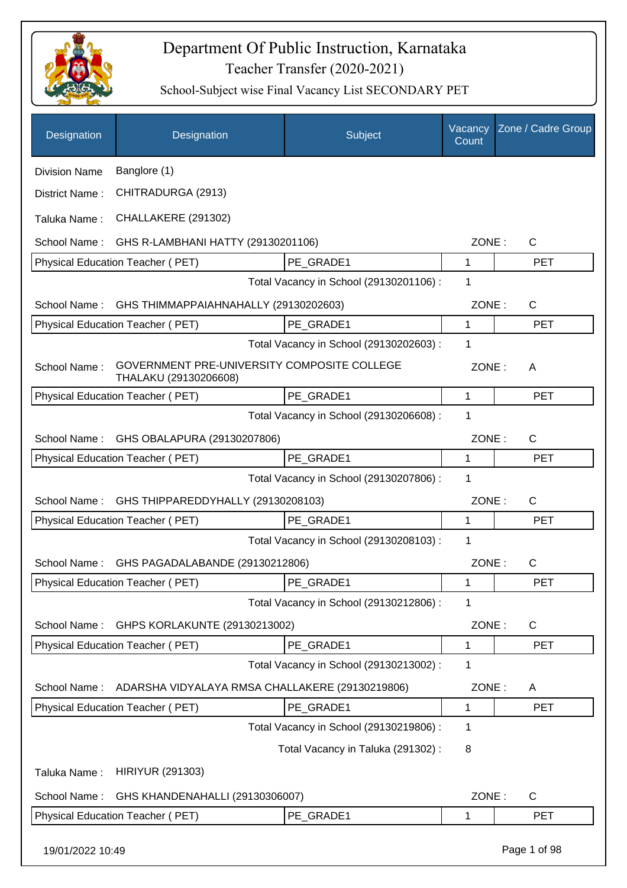# Department Of Public Instruction, Karnataka

## Teacher Transfer (2020-2021)

### School-Subject wise Final Vacancy List SECONDARY PET

| Designation | Designation | Subject | Vacancy Count | Zone / Cadre Group |
|---|---|---|---|---|
| Division Name | Banglore (1) | | | |
| District Name : | CHITRADURGA (2913) | | | |
| Taluka Name : | CHALLAKERE (291302) | | | |
| School Name : | GHS R-LAMBHANI HATTY (29130201106) | | ZONE : | C |
| Physical Education Teacher ( PET) | | PE_GRADE1 | 1 | PET |
| | | Total Vacancy in School (29130201106) : | 1 | |
| School Name : | GHS THIMMAPPAIAHNAHALLY (29130202603) | | ZONE : | C |
| Physical Education Teacher ( PET) | | PE_GRADE1 | 1 | PET |
| | | Total Vacancy in School (29130202603) : | 1 | |
| School Name : | GOVERNMENT PRE-UNIVERSITY COMPOSITE COLLEGE THALAKU (29130206608) | | ZONE : | A |
| Physical Education Teacher ( PET) | | PE_GRADE1 | 1 | PET |
| | | Total Vacancy in School (29130206608) : | 1 | |
| School Name : | GHS OBALAPURA (29130207806) | | ZONE : | C |
| Physical Education Teacher ( PET) | | PE_GRADE1 | 1 | PET |
| | | Total Vacancy in School (29130207806) : | 1 | |
| School Name : | GHS THIPPAREDDYHALLY (29130208103) | | ZONE : | C |
| Physical Education Teacher ( PET) | | PE_GRADE1 | 1 | PET |
| | | Total Vacancy in School (29130208103) : | 1 | |
| School Name : | GHS PAGADALABANDE (29130212806) | | ZONE : | C |
| Physical Education Teacher ( PET) | | PE_GRADE1 | 1 | PET |
| | | Total Vacancy in School (29130212806) : | 1 | |
| School Name : | GHPS KORLAKUNTE (29130213002) | | ZONE : | C |
| Physical Education Teacher ( PET) | | PE_GRADE1 | 1 | PET |
| | | Total Vacancy in School (29130213002) : | 1 | |
| School Name : | ADARSHA VIDYALAYA RMSA CHALLAKERE (29130219806) | | ZONE : | A |
| Physical Education Teacher ( PET) | | PE_GRADE1 | 1 | PET |
| | | Total Vacancy in School (29130219806) : | 1 | |
| | | Total Vacancy in Taluka (291302) : | 8 | |
| Taluka Name : | HIRIYUR (291303) | | | |
| School Name : | GHS KHANDENAHALLI (29130306007) | | ZONE : | C |
| Physical Education Teacher ( PET) | | PE_GRADE1 | 1 | PET |

19/01/2022 10:49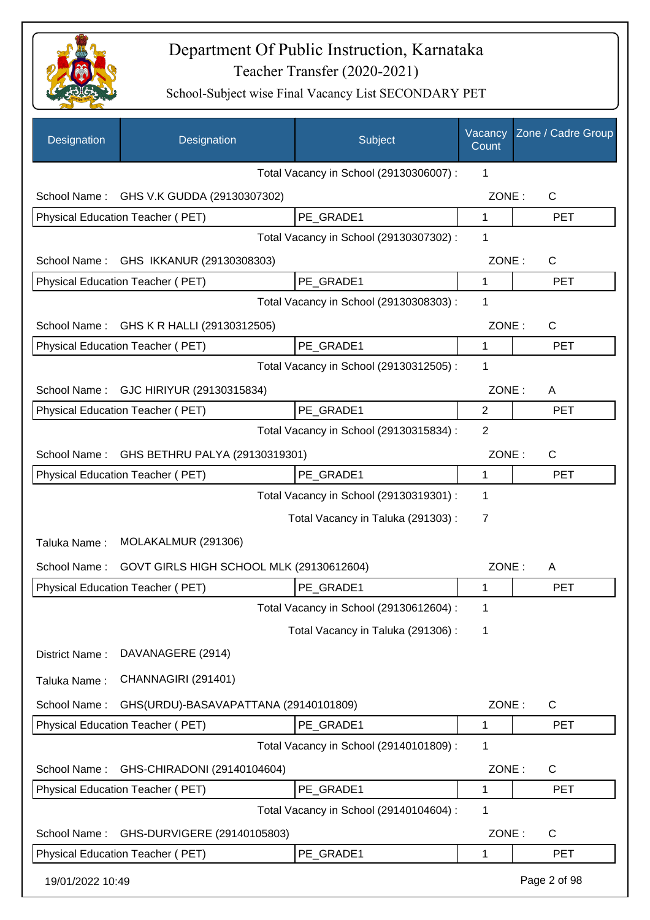# Department Of Public Instruction, Karnataka

## Teacher Transfer (2020-2021)

### School-Subject wise Final Vacancy List SECONDARY PET

| Designation | Designation | Subject | Vacancy Count | Zone / Cadre Group |
|---|---|---|---|---|
| | | Total Vacancy in School (29130306007) : | 1 | |
| School Name : | GHS V.K GUDDA (29130307302) | | ZONE : | C |
| Physical Education Teacher ( PET) | | PE_GRADE1 | 1 | PET |
| | | Total Vacancy in School (29130307302) : | 1 | |
| School Name : | GHS IKKANUR (29130308303) | | ZONE : | C |
| Physical Education Teacher ( PET) | | PE_GRADE1 | 1 | PET |
| | | Total Vacancy in School (29130308303) : | 1 | |
| School Name : | GHS K R HALLI (29130312505) | | ZONE : | C |
| Physical Education Teacher ( PET) | | PE_GRADE1 | 1 | PET |
| | | Total Vacancy in School (29130312505) : | 1 | |
| School Name : | GJC HIRIYUR (29130315834) | | ZONE : | A |
| Physical Education Teacher ( PET) | | PE_GRADE1 | 2 | PET |
| | | Total Vacancy in School (29130315834) : | 2 | |
| School Name : | GHS BETHRU PALYA (29130319301) | | ZONE : | C |
| Physical Education Teacher ( PET) | | PE_GRADE1 | 1 | PET |
| | | Total Vacancy in School (29130319301) : | 1 | |
| | | Total Vacancy in Taluka (291303) : | 7 | |
| Taluka Name : | MOLAKALMUR (291306) | | | |
| School Name : | GOVT GIRLS HIGH SCHOOL MLK (29130612604) | | ZONE : | A |
| Physical Education Teacher ( PET) | | PE_GRADE1 | 1 | PET |
| | | Total Vacancy in School (29130612604) : | 1 | |
| | | Total Vacancy in Taluka (291306) : | 1 | |
| District Name : | DAVANAGERE (2914) | | | |
| Taluka Name : | CHANNAGIRI (291401) | | | |
| School Name : | GHS(URDU)-BASAVAPATTANA (29140101809) | | ZONE : | C |
| Physical Education Teacher ( PET) | | PE_GRADE1 | 1 | PET |
| | | Total Vacancy in School (29140101809) : | 1 | |
| School Name : | GHS-CHIRADONI (29140104604) | | ZONE : | C |
| Physical Education Teacher ( PET) | | PE_GRADE1 | 1 | PET |
| | | Total Vacancy in School (29140104604) : | 1 | |
| School Name : | GHS-DURVIGERE (29140105803) | | ZONE : | C |
| Physical Education Teacher ( PET) | | PE_GRADE1 | 1 | PET |

19/01/2022 10:49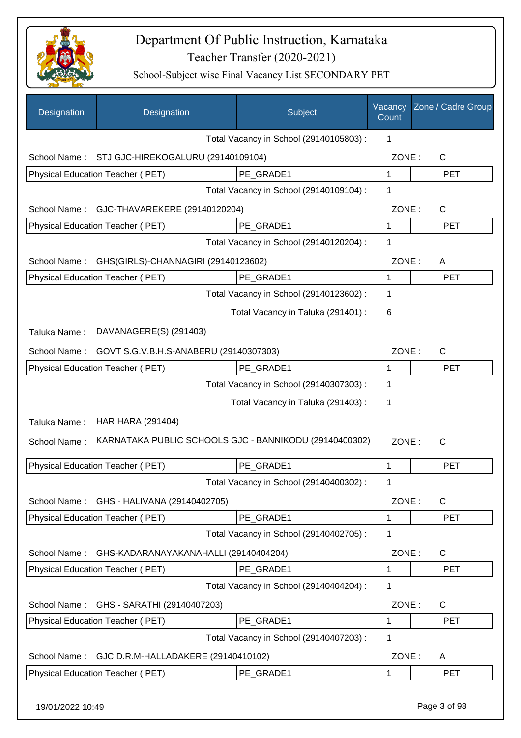# Department Of Public Instruction, Karnataka

Teacher Transfer (2020-2021)

School-Subject wise Final Vacancy List SECONDARY PET

| Designation | Designation | Subject | Vacancy Count | Zone / Cadre Group |
|---|---|---|---|---|
| | | Total Vacancy in School (29140105803) : | 1 | |
| School Name : | STJ GJC-HIREKOGALURU (29140109104) | | ZONE : | C |
| Physical Education Teacher ( PET) | | PE_GRADE1 | 1 | PET |
| | | Total Vacancy in School (29140109104) : | 1 | |
| School Name : | GJC-THAVAREKERE (29140120204) | | ZONE : | C |
| Physical Education Teacher ( PET) | | PE_GRADE1 | 1 | PET |
| | | Total Vacancy in School (29140120204) : | 1 | |
| School Name : | GHS(GIRLS)-CHANNAGIRI (29140123602) | | ZONE : | A |
| Physical Education Teacher ( PET) | | PE_GRADE1 | 1 | PET |
| | | Total Vacancy in School (29140123602) : | 1 | |
| | | Total Vacancy in Taluka (291401) : | 6 | |
| Taluka Name : | DAVANAGERE(S) (291403) | | | |
| School Name : | GOVT S.G.V.B.H.S-ANABERU (29140307303) | | ZONE : | C |
| Physical Education Teacher ( PET) | | PE_GRADE1 | 1 | PET |
| | | Total Vacancy in School (29140307303) : | 1 | |
| | | Total Vacancy in Taluka (291403) : | 1 | |
| Taluka Name : | HARIHARA (291404) | | | |
| School Name : | KARNATAKA PUBLIC SCHOOLS GJC - BANNIKODU (29140400302) | | ZONE : | C |
| Physical Education Teacher ( PET) | | PE_GRADE1 | 1 | PET |
| | | Total Vacancy in School (29140400302) : | 1 | |
| School Name : | GHS - HALIVANA (29140402705) | | ZONE : | C |
| Physical Education Teacher ( PET) | | PE_GRADE1 | 1 | PET |
| | | Total Vacancy in School (29140402705) : | 1 | |
| School Name : | GHS-KADARANAYAKANAHALLI (29140404204) | | ZONE : | C |
| Physical Education Teacher ( PET) | | PE_GRADE1 | 1 | PET |
| | | Total Vacancy in School (29140404204) : | 1 | |
| School Name : | GHS - SARATHI (29140407203) | | ZONE : | C |
| Physical Education Teacher ( PET) | | PE_GRADE1 | 1 | PET |
| | | Total Vacancy in School (29140407203) : | 1 | |
| School Name : | GJC D.R.M-HALLADAKERE (29140410102) | | ZONE : | A |
| Physical Education Teacher ( PET) | | PE_GRADE1 | 1 | PET |

19/01/2022 10:49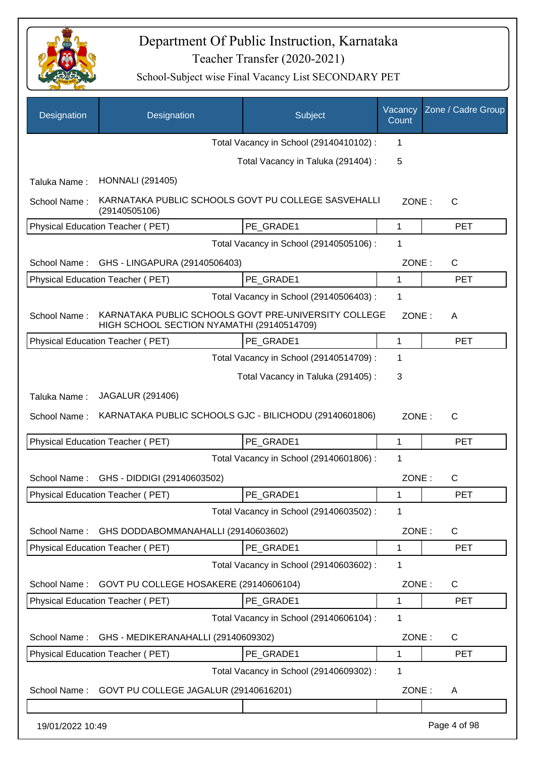# Department Of Public Instruction, Karnataka

Teacher Transfer (2020-2021)

School-Subject wise Final Vacancy List SECONDARY PET

| Designation | Designation | Subject | Vacancy Count | Zone / Cadre Group |
|---|---|---|---|---|
| | | Total Vacancy in School (29140410102) : | 1 | |
| | | Total Vacancy in Taluka (291404) : | 5 | |
| Taluka Name : | HONNALI (291405) | | | |
| School Name : | KARNATAKA PUBLIC SCHOOLS GOVT PU COLLEGE SASVEHALLI (29140505106) | | ZONE : | C |
| Physical Education Teacher ( PET) | | PE_GRADE1 | 1 | PET |
| | | Total Vacancy in School (29140505106) : | 1 | |
| School Name : | GHS - LINGAPURA (29140506403) | | ZONE : | C |
| Physical Education Teacher ( PET) | | PE_GRADE1 | 1 | PET |
| | | Total Vacancy in School (29140506403) : | 1 | |
| School Name : | KARNATAKA PUBLIC SCHOOLS GOVT PRE-UNIVERSITY COLLEGE HIGH SCHOOL SECTION NYAMATHI (29140514709) | | ZONE : | A |
| Physical Education Teacher ( PET) | | PE_GRADE1 | 1 | PET |
| | | Total Vacancy in School (29140514709) : | 1 | |
| | | Total Vacancy in Taluka (291405) : | 3 | |
| Taluka Name : | JAGALUR (291406) | | | |
| School Name : | KARNATAKA PUBLIC SCHOOLS GJC - BILICHODU (29140601806) | | ZONE : | C |
| Physical Education Teacher ( PET) | | PE_GRADE1 | 1 | PET |
| | | Total Vacancy in School (29140601806) : | 1 | |
| School Name : | GHS - DIDDIGI (29140603502) | | ZONE : | C |
| Physical Education Teacher ( PET) | | PE_GRADE1 | 1 | PET |
| | | Total Vacancy in School (29140603502) : | 1 | |
| School Name : | GHS DODDABOMMANAHALLI (29140603602) | | ZONE : | C |
| Physical Education Teacher ( PET) | | PE_GRADE1 | 1 | PET |
| | | Total Vacancy in School (29140603602) : | 1 | |
| School Name : | GOVT PU COLLEGE HOSAKERE (29140606104) | | ZONE : | C |
| Physical Education Teacher ( PET) | | PE_GRADE1 | 1 | PET |
| | | Total Vacancy in School (29140606104) : | 1 | |
| School Name : | GHS - MEDIKERANAHALLI (29140609302) | | ZONE : | C |
| Physical Education Teacher ( PET) | | PE_GRADE1 | 1 | PET |
| | | Total Vacancy in School (29140609302) : | 1 | |
| School Name : | GOVT PU COLLEGE JAGALUR (29140616201) | | ZONE : | A |

19/01/2022 10:49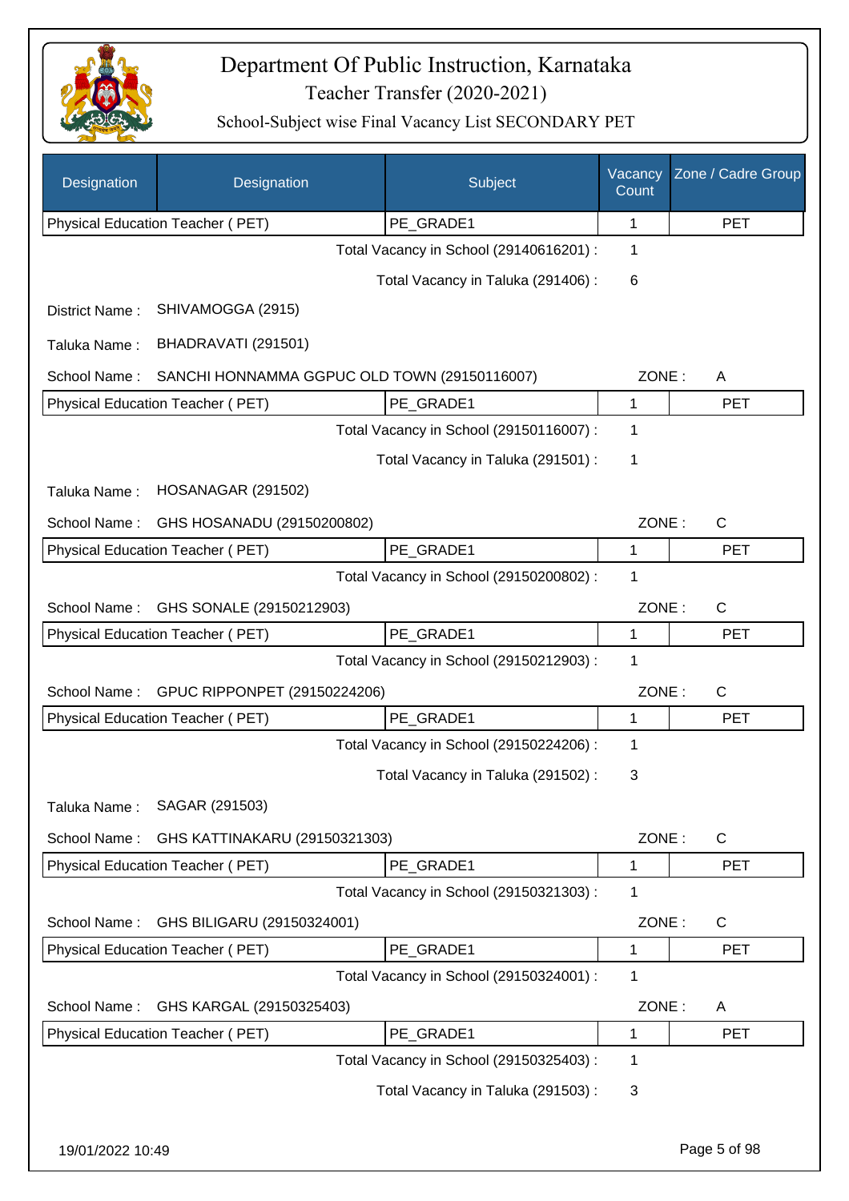# Department Of Public Instruction, Karnataka
## Teacher Transfer (2020-2021)
### School-Subject wise Final Vacancy List SECONDARY PET

| Designation | Designation | Subject | Vacancy Count | Zone / Cadre Group |
|---|---|---|---|---|
| Physical Education Teacher ( PET) | | PE_GRADE1 | 1 | PET |

Total Vacancy in School (29140616201) : 1

Total Vacancy in Taluka (291406) : 6

District Name : SHIVAMOGGA (2915)

Taluka Name : BHADRAVATI (291501)

School Name : SANCHI HONNAMMA GGPUC OLD TOWN (29150116007) ZONE : A

| Designation | Designation | Subject | Vacancy Count | Zone / Cadre Group |
|---|---|---|---|---|
| Physical Education Teacher ( PET) | | PE_GRADE1 | 1 | PET |

Total Vacancy in School (29150116007) : 1

Total Vacancy in Taluka (291501) : 1

Taluka Name : HOSANAGAR (291502)

School Name : GHS HOSANADU (29150200802) ZONE : C

| Designation | Designation | Subject | Vacancy Count | Zone / Cadre Group |
|---|---|---|---|---|
| Physical Education Teacher ( PET) | | PE_GRADE1 | 1 | PET |

Total Vacancy in School (29150200802) : 1

School Name : GHS SONALE (29150212903) ZONE : C

| Designation | Designation | Subject | Vacancy Count | Zone / Cadre Group |
|---|---|---|---|---|
| Physical Education Teacher ( PET) | | PE_GRADE1 | 1 | PET |

Total Vacancy in School (29150212903) : 1

School Name : GPUC RIPPONPET (29150224206) ZONE : C

| Designation | Designation | Subject | Vacancy Count | Zone / Cadre Group |
|---|---|---|---|---|
| Physical Education Teacher ( PET) | | PE_GRADE1 | 1 | PET |

Total Vacancy in School (29150224206) : 1

Total Vacancy in Taluka (291502) : 3

Taluka Name : SAGAR (291503)

School Name : GHS KATTINAKARU (29150321303) ZONE : C

| Designation | Designation | Subject | Vacancy Count | Zone / Cadre Group |
|---|---|---|---|---|
| Physical Education Teacher ( PET) | | PE_GRADE1 | 1 | PET |

Total Vacancy in School (29150321303) : 1

School Name : GHS BILIGARU (29150324001) ZONE : C

| Designation | Designation | Subject | Vacancy Count | Zone / Cadre Group |
|---|---|---|---|---|
| Physical Education Teacher ( PET) | | PE_GRADE1 | 1 | PET |

Total Vacancy in School (29150324001) : 1

School Name : GHS KARGAL (29150325403) ZONE : A

| Designation | Designation | Subject | Vacancy Count | Zone / Cadre Group |
|---|---|---|---|---|
| Physical Education Teacher ( PET) | | PE_GRADE1 | 1 | PET |

Total Vacancy in School (29150325403) : 1

Total Vacancy in Taluka (291503) : 3

19/01/2022 10:49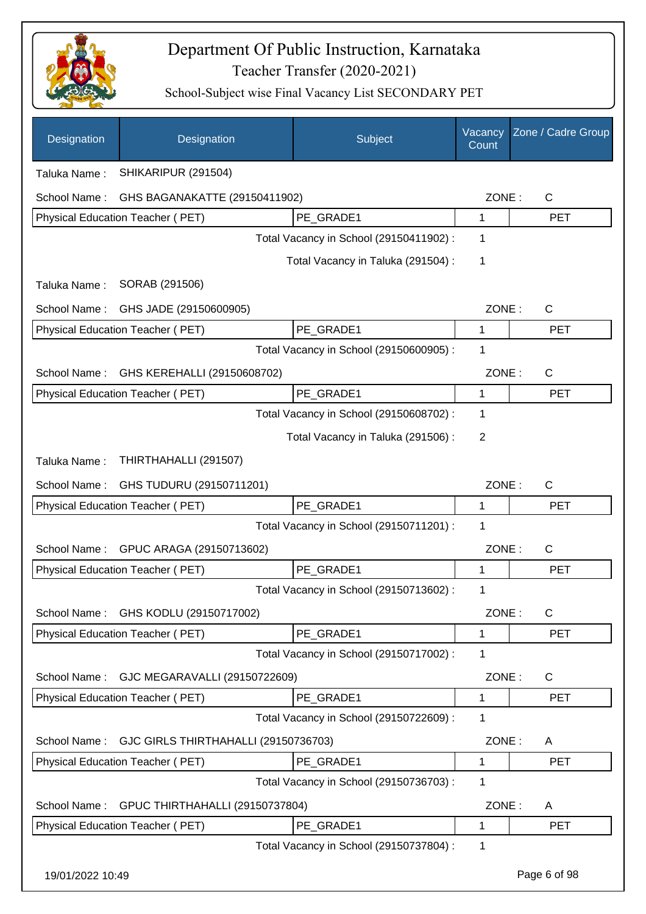# Department Of Public Instruction, Karnataka

## Teacher Transfer (2020-2021)

### School-Subject wise Final Vacancy List SECONDARY PET

| Designation | Designation | Subject | Vacancy Count | Zone / Cadre Group |
|---|---|---|---|---|

Taluka Name : SHIKARIPUR (291504)

School Name : GHS BAGANAKATTE (29150411902) ZONE : C

| Physical Education Teacher ( PET) | PE_GRADE1 | 1 | PET |
|---|---|---|---|

Total Vacancy in School (29150411902) : 1

Total Vacancy in Taluka (291504) : 1

Taluka Name : SORAB (291506)

School Name : GHS JADE (29150600905) ZONE : C

| Physical Education Teacher ( PET) | PE_GRADE1 | 1 | PET |
|---|---|---|---|

Total Vacancy in School (29150600905) : 1

School Name : GHS KEREHALLI (29150608702) ZONE : C

| Physical Education Teacher ( PET) | PE_GRADE1 | 1 | PET |
|---|---|---|---|

Total Vacancy in School (29150608702) : 1

Total Vacancy in Taluka (291506) : 2

Taluka Name : THIRTHAHALLI (291507)

School Name : GHS TUDURU (29150711201) ZONE : C

| Physical Education Teacher ( PET) | PE_GRADE1 | 1 | PET |
|---|---|---|---|

Total Vacancy in School (29150711201) : 1

School Name : GPUC ARAGA (29150713602) ZONE : C

| Physical Education Teacher ( PET) | PE_GRADE1 | 1 | PET |
|---|---|---|---|

Total Vacancy in School (29150713602) : 1

School Name : GHS KODLU (29150717002) ZONE : C

| Physical Education Teacher ( PET) | PE_GRADE1 | 1 | PET |
|---|---|---|---|

Total Vacancy in School (29150717002) : 1

School Name : GJC MEGARAVALLI (29150722609) ZONE : C

| Physical Education Teacher ( PET) | PE_GRADE1 | 1 | PET |
|---|---|---|---|

Total Vacancy in School (29150722609) : 1

School Name : GJC GIRLS THIRTHAHALLI (29150736703) ZONE : A

| Physical Education Teacher ( PET) | PE_GRADE1 | 1 | PET |
|---|---|---|---|

Total Vacancy in School (29150736703) : 1

School Name : GPUC THIRTHAHALLI (29150737804) ZONE : A

| Physical Education Teacher ( PET) | PE_GRADE1 | 1 | PET |
|---|---|---|---|

Total Vacancy in School (29150737804) : 1

19/01/2022 10:49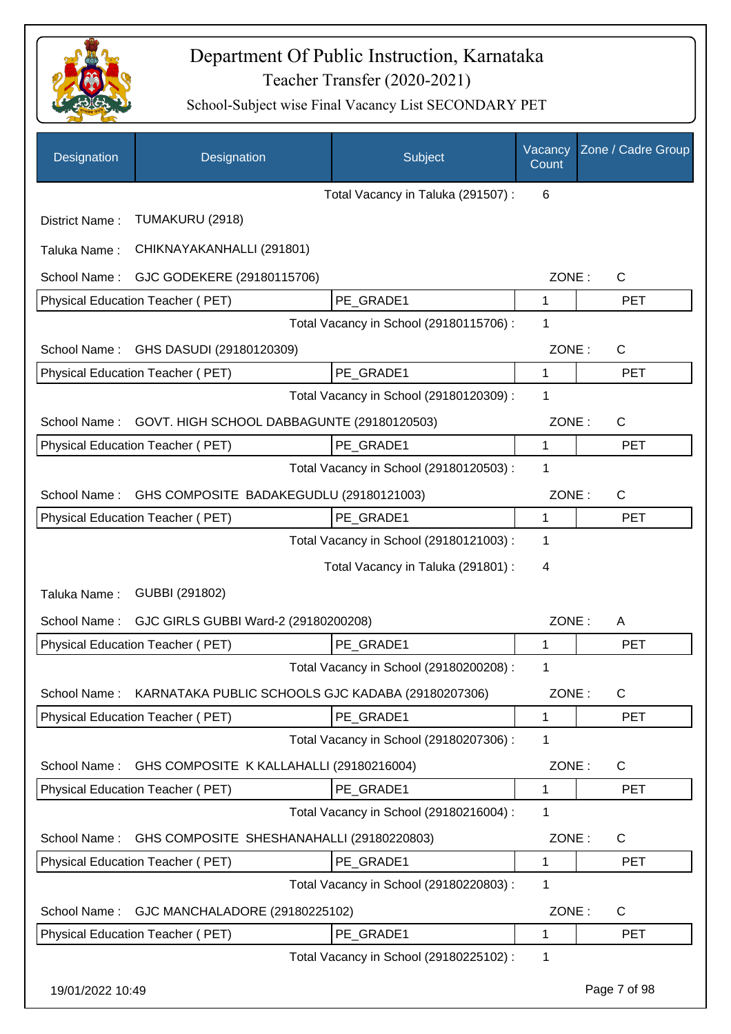# Department Of Public Instruction, Karnataka

## Teacher Transfer (2020-2021)

### School-Subject wise Final Vacancy List SECONDARY PET

| Designation | Designation | Subject | Vacancy Count | Zone / Cadre Group |
|---|---|---|---|---|
| | | Total Vacancy in Taluka (291507) : | 6 | |
| District Name : | TUMAKURU (2918) | | | |
| Taluka Name : | CHIKNAYAKANHALLI (291801) | | | |
| School Name : | GJC GODEKERE (29180115706) | | ZONE : | C |
| Physical Education Teacher ( PET) | | PE_GRADE1 | 1 | PET |
| | | Total Vacancy in School (29180115706) : | 1 | |
| School Name : | GHS DASUDI (29180120309) | | ZONE : | C |
| Physical Education Teacher ( PET) | | PE_GRADE1 | 1 | PET |
| | | Total Vacancy in School (29180120309) : | 1 | |
| School Name : | GOVT. HIGH SCHOOL DABBAGUNTE (29180120503) | | ZONE : | C |
| Physical Education Teacher ( PET) | | PE_GRADE1 | 1 | PET |
| | | Total Vacancy in School (29180120503) : | 1 | |
| School Name : | GHS COMPOSITE BADAKEGUDLU (29180121003) | | ZONE : | C |
| Physical Education Teacher ( PET) | | PE_GRADE1 | 1 | PET |
| | | Total Vacancy in School (29180121003) : | 1 | |
| | | Total Vacancy in Taluka (291801) : | 4 | |
| Taluka Name : | GUBBI (291802) | | | |
| School Name : | GJC GIRLS GUBBI Ward-2 (29180200208) | | ZONE : | A |
| Physical Education Teacher ( PET) | | PE_GRADE1 | 1 | PET |
| | | Total Vacancy in School (29180200208) : | 1 | |
| School Name : | KARNATAKA PUBLIC SCHOOLS GJC KADABA (29180207306) | | ZONE : | C |
| Physical Education Teacher ( PET) | | PE_GRADE1 | 1 | PET |
| | | Total Vacancy in School (29180207306) : | 1 | |
| School Name : | GHS COMPOSITE K KALLAHALLI (29180216004) | | ZONE : | C |
| Physical Education Teacher ( PET) | | PE_GRADE1 | 1 | PET |
| | | Total Vacancy in School (29180216004) : | 1 | |
| School Name : | GHS COMPOSITE SHESHANAHALLI (29180220803) | | ZONE : | C |
| Physical Education Teacher ( PET) | | PE_GRADE1 | 1 | PET |
| | | Total Vacancy in School (29180220803) : | 1 | |
| School Name : | GJC MANCHALADORE (29180225102) | | ZONE : | C |
| Physical Education Teacher ( PET) | | PE_GRADE1 | 1 | PET |
| | | Total Vacancy in School (29180225102) : | 1 | |

19/01/2022 10:49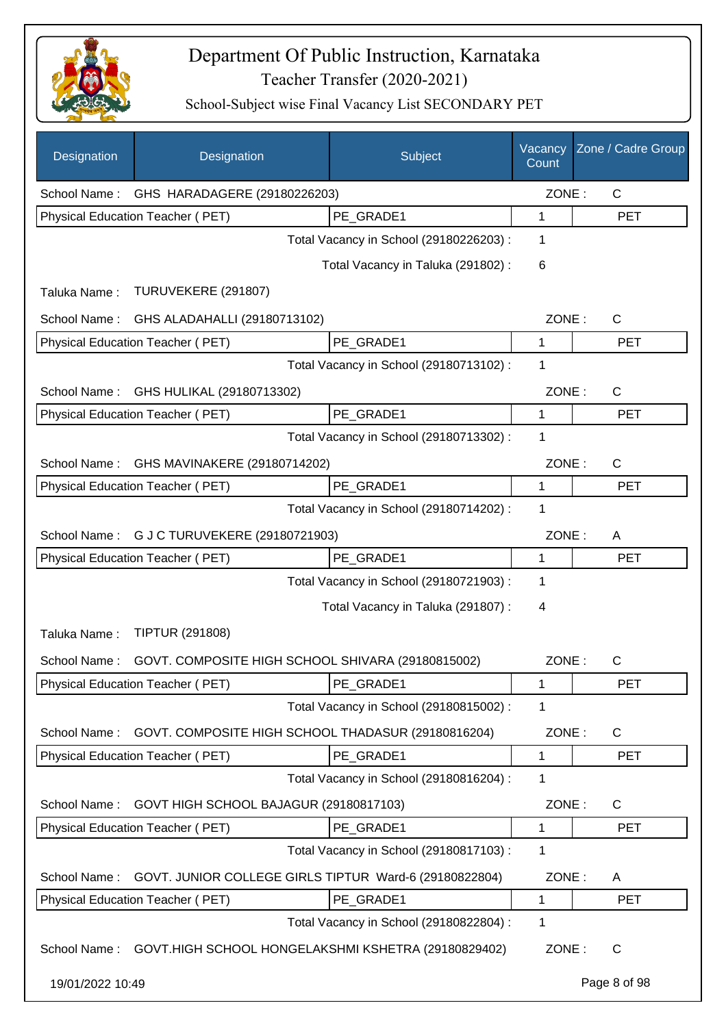# Department Of Public Instruction, Karnataka

Teacher Transfer (2020-2021)

School-Subject wise Final Vacancy List SECONDARY PET

| Designation | Designation | Subject | Vacancy Count | Zone / Cadre Group |
|---|---|---|---|---|
| School Name : | GHS HARADAGERE (29180226203) | | ZONE : | C |
| Physical Education Teacher ( PET) | | PE_GRADE1 | 1 | PET |
| | | Total Vacancy in School (29180226203) : | 1 | |
| | | Total Vacancy in Taluka (291802) : | 6 | |
| Taluka Name : | TURUVEKERE (291807) | | | |
| School Name : | GHS ALADAHALLI (29180713102) | | ZONE : | C |
| Physical Education Teacher ( PET) | | PE_GRADE1 | 1 | PET |
| | | Total Vacancy in School (29180713102) : | 1 | |
| School Name : | GHS HULIKAL (29180713302) | | ZONE : | C |
| Physical Education Teacher ( PET) | | PE_GRADE1 | 1 | PET |
| | | Total Vacancy in School (29180713302) : | 1 | |
| School Name : | GHS MAVINAKERE (29180714202) | | ZONE : | C |
| Physical Education Teacher ( PET) | | PE_GRADE1 | 1 | PET |
| | | Total Vacancy in School (29180714202) : | 1 | |
| School Name : | G J C TURUVEKERE (29180721903) | | ZONE : | A |
| Physical Education Teacher ( PET) | | PE_GRADE1 | 1 | PET |
| | | Total Vacancy in School (29180721903) : | 1 | |
| | | Total Vacancy in Taluka (291807) : | 4 | |
| Taluka Name : | TIPTUR (291808) | | | |
| School Name : | GOVT. COMPOSITE HIGH SCHOOL SHIVARA (29180815002) | | ZONE : | C |
| Physical Education Teacher ( PET) | | PE_GRADE1 | 1 | PET |
| | | Total Vacancy in School (29180815002) : | 1 | |
| School Name : | GOVT. COMPOSITE HIGH SCHOOL THADASUR (29180816204) | | ZONE : | C |
| Physical Education Teacher ( PET) | | PE_GRADE1 | 1 | PET |
| | | Total Vacancy in School (29180816204) : | 1 | |
| School Name : | GOVT HIGH SCHOOL BAJAGUR (29180817103) | | ZONE : | C |
| Physical Education Teacher ( PET) | | PE_GRADE1 | 1 | PET |
| | | Total Vacancy in School (29180817103) : | 1 | |
| School Name : | GOVT. JUNIOR COLLEGE GIRLS TIPTUR Ward-6 (29180822804) | | ZONE : | A |
| Physical Education Teacher ( PET) | | PE_GRADE1 | 1 | PET |
| | | Total Vacancy in School (29180822804) : | 1 | |
| School Name : | GOVT.HIGH SCHOOL HONGELAKSHMI KSHETRA (29180829402) | | ZONE : | C |

19/01/2022 10:49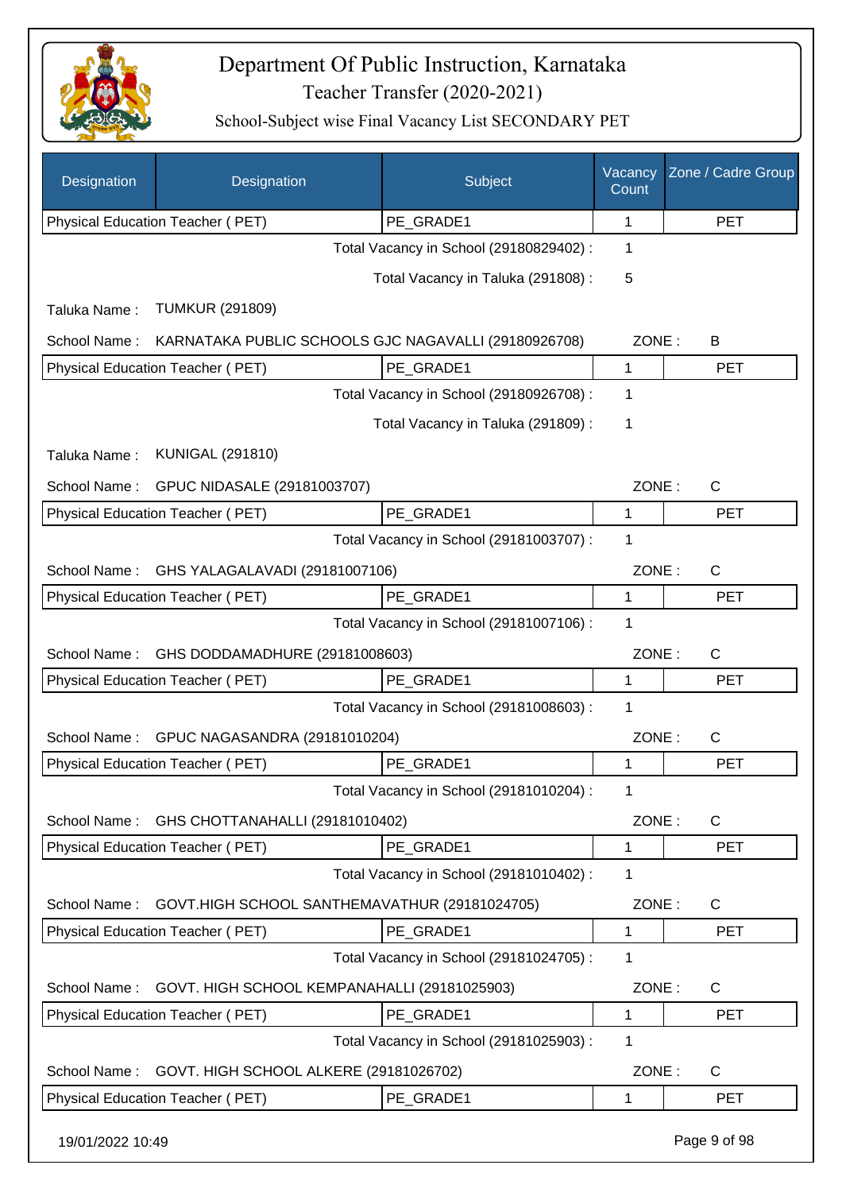# Department Of Public Instruction, Karnataka

Teacher Transfer (2020-2021)

School-Subject wise Final Vacancy List SECONDARY PET

| Designation | Designation | Subject | Vacancy Count | Zone / Cadre Group |
|---|---|---|---|---|
| Physical Education Teacher ( PET) | | PE_GRADE1 | 1 | PET |

Total Vacancy in School (29180829402) : 1

Total Vacancy in Taluka (291808) : 5

Taluka Name : TUMKUR (291809)

School Name : KARNATAKA PUBLIC SCHOOLS GJC NAGAVALLI (29180926708) ZONE : B

| Designation | Subject | Vacancy Count | Zone / Cadre Group |
|---|---|---|---|
| Physical Education Teacher ( PET) | PE_GRADE1 | 1 | PET |

Total Vacancy in School (29180926708) : 1

Total Vacancy in Taluka (291809) : 1

Taluka Name : KUNIGAL (291810)

School Name : GPUC NIDASALE (29181003707) ZONE : C

| Designation | Subject | Vacancy Count | Zone / Cadre Group |
|---|---|---|---|
| Physical Education Teacher ( PET) | PE_GRADE1 | 1 | PET |

Total Vacancy in School (29181003707) : 1

School Name : GHS YALAGALAVADI (29181007106) ZONE : C

| Designation | Subject | Vacancy Count | Zone / Cadre Group |
|---|---|---|---|
| Physical Education Teacher ( PET) | PE_GRADE1 | 1 | PET |

Total Vacancy in School (29181007106) : 1

School Name : GHS DODDAMADHURE (29181008603) ZONE : C

| Designation | Subject | Vacancy Count | Zone / Cadre Group |
|---|---|---|---|
| Physical Education Teacher ( PET) | PE_GRADE1 | 1 | PET |

Total Vacancy in School (29181008603) : 1

School Name : GPUC NAGASANDRA (29181010204) ZONE : C

| Designation | Subject | Vacancy Count | Zone / Cadre Group |
|---|---|---|---|
| Physical Education Teacher ( PET) | PE_GRADE1 | 1 | PET |

Total Vacancy in School (29181010204) : 1

School Name : GHS CHOTTANAHALLI (29181010402) ZONE : C

| Designation | Subject | Vacancy Count | Zone / Cadre Group |
|---|---|---|---|
| Physical Education Teacher ( PET) | PE_GRADE1 | 1 | PET |

Total Vacancy in School (29181010402) : 1

School Name : GOVT.HIGH SCHOOL SANTHEMAVATHUR (29181024705) ZONE : C

| Designation | Subject | Vacancy Count | Zone / Cadre Group |
|---|---|---|---|
| Physical Education Teacher ( PET) | PE_GRADE1 | 1 | PET |

Total Vacancy in School (29181024705) : 1

School Name : GOVT. HIGH SCHOOL KEMPANAHALLI (29181025903) ZONE : C

| Designation | Subject | Vacancy Count | Zone / Cadre Group |
|---|---|---|---|
| Physical Education Teacher ( PET) | PE_GRADE1 | 1 | PET |

Total Vacancy in School (29181025903) : 1

School Name : GOVT. HIGH SCHOOL ALKERE (29181026702) ZONE : C

| Designation | Subject | Vacancy Count | Zone / Cadre Group |
|---|---|---|---|
| Physical Education Teacher ( PET) | PE_GRADE1 | 1 | PET |

19/01/2022 10:49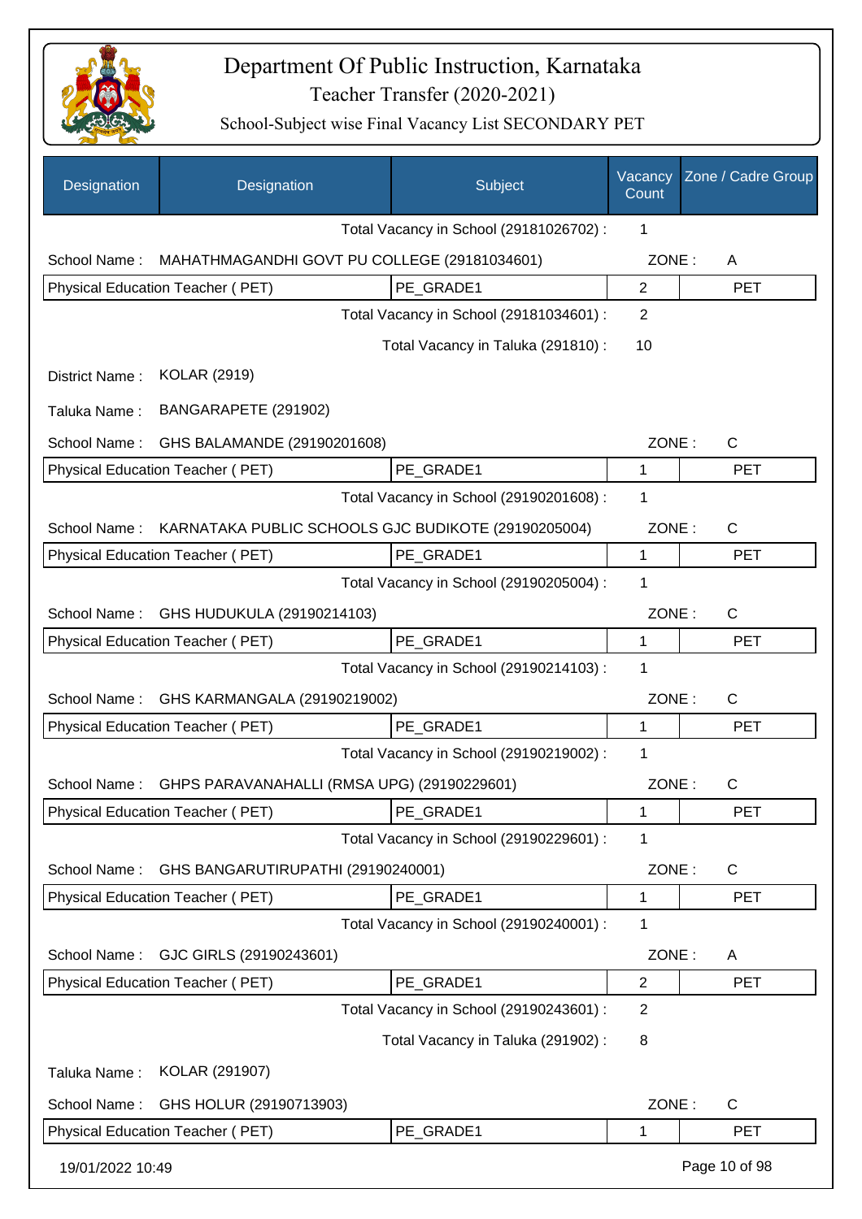# Department Of Public Instruction, Karnataka

## Teacher Transfer (2020-2021)

### School-Subject wise Final Vacancy List SECONDARY PET

| Designation | Designation | Subject | Vacancy Count | Zone / Cadre Group |
|---|---|---|---|---|
| | | Total Vacancy in School (29181026702) : | 1 | |
| School Name : | MAHATHMAGANDHI GOVT PU COLLEGE (29181034601) | | ZONE : | A |
| Physical Education Teacher ( PET) | | PE_GRADE1 | 2 | PET |
| | | Total Vacancy in School (29181034601) : | 2 | |
| | | Total Vacancy in Taluka (291810) : | 10 | |
| District Name : | KOLAR (2919) | | | |
| Taluka Name : | BANGARAPETE (291902) | | | |
| School Name : | GHS BALAMANDE (29190201608) | | ZONE : | C |
| Physical Education Teacher ( PET) | | PE_GRADE1 | 1 | PET |
| | | Total Vacancy in School (29190201608) : | 1 | |
| School Name : | KARNATAKA PUBLIC SCHOOLS GJC BUDIKOTE (29190205004) | | ZONE : | C |
| Physical Education Teacher ( PET) | | PE_GRADE1 | 1 | PET |
| | | Total Vacancy in School (29190205004) : | 1 | |
| School Name : | GHS HUDUKULA (29190214103) | | ZONE : | C |
| Physical Education Teacher ( PET) | | PE_GRADE1 | 1 | PET |
| | | Total Vacancy in School (29190214103) : | 1 | |
| School Name : | GHS KARMANGALA (29190219002) | | ZONE : | C |
| Physical Education Teacher ( PET) | | PE_GRADE1 | 1 | PET |
| | | Total Vacancy in School (29190219002) : | 1 | |
| School Name : | GHPS PARAVANAHALLI (RMSA UPG) (29190229601) | | ZONE : | C |
| Physical Education Teacher ( PET) | | PE_GRADE1 | 1 | PET |
| | | Total Vacancy in School (29190229601) : | 1 | |
| School Name : | GHS BANGARUTIRUPATHI (29190240001) | | ZONE : | C |
| Physical Education Teacher ( PET) | | PE_GRADE1 | 1 | PET |
| | | Total Vacancy in School (29190240001) : | 1 | |
| School Name : | GJC GIRLS (29190243601) | | ZONE : | A |
| Physical Education Teacher ( PET) | | PE_GRADE1 | 2 | PET |
| | | Total Vacancy in School (29190243601) : | 2 | |
| | | Total Vacancy in Taluka (291902) : | 8 | |
| Taluka Name : | KOLAR (291907) | | | |
| School Name : | GHS HOLUR (29190713903) | | ZONE : | C |
| Physical Education Teacher ( PET) | | PE_GRADE1 | 1 | PET |

19/01/2022 10:49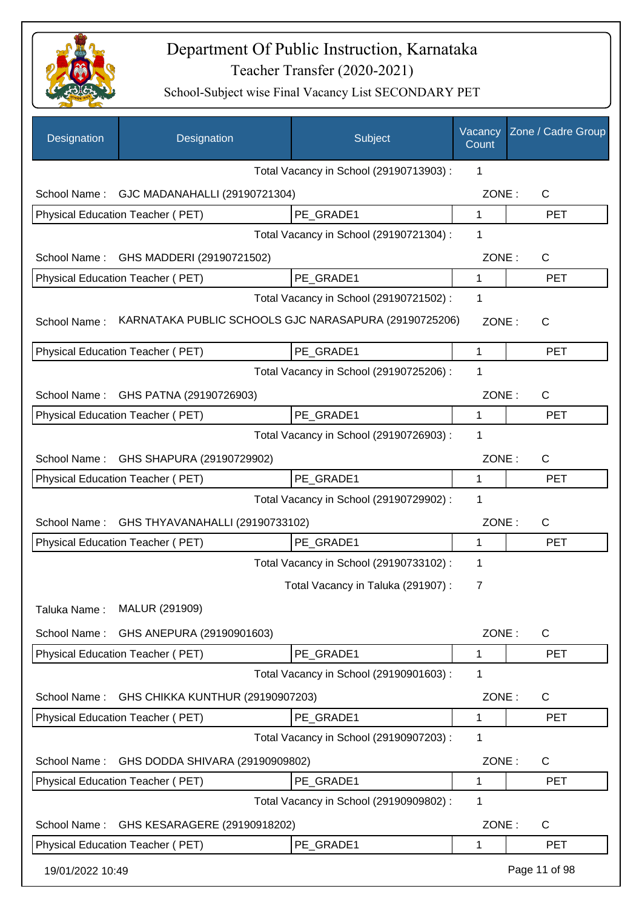# Department Of Public Instruction, Karnataka

## Teacher Transfer (2020-2021)

### School-Subject wise Final Vacancy List SECONDARY PET

| Designation | Designation | Subject | Vacancy Count | Zone / Cadre Group |
|---|---|---|---|---|
| | | Total Vacancy in School (29190713903) : | 1 | |
| School Name : | GJC MADANAHALLI (29190721304) | | ZONE : | C |
| Physical Education Teacher ( PET) | | PE_GRADE1 | 1 | PET |
| | | Total Vacancy in School (29190721304) : | 1 | |
| School Name : | GHS MADDERI (29190721502) | | ZONE : | C |
| Physical Education Teacher ( PET) | | PE_GRADE1 | 1 | PET |
| | | Total Vacancy in School (29190721502) : | 1 | |
| School Name : | KARNATAKA PUBLIC SCHOOLS GJC NARASAPURA (29190725206) | | ZONE : | C |
| Physical Education Teacher ( PET) | | PE_GRADE1 | 1 | PET |
| | | Total Vacancy in School (29190725206) : | 1 | |
| School Name : | GHS PATNA (29190726903) | | ZONE : | C |
| Physical Education Teacher ( PET) | | PE_GRADE1 | 1 | PET |
| | | Total Vacancy in School (29190726903) : | 1 | |
| School Name : | GHS SHAPURA (29190729902) | | ZONE : | C |
| Physical Education Teacher ( PET) | | PE_GRADE1 | 1 | PET |
| | | Total Vacancy in School (29190729902) : | 1 | |
| School Name : | GHS THYAVANAHALLI (29190733102) | | ZONE : | C |
| Physical Education Teacher ( PET) | | PE_GRADE1 | 1 | PET |
| | | Total Vacancy in School (29190733102) : | 1 | |
| | | Total Vacancy in Taluka (291907) : | 7 | |
| Taluka Name : | MALUR (291909) | | | |
| School Name : | GHS ANEPURA (29190901603) | | ZONE : | C |
| Physical Education Teacher ( PET) | | PE_GRADE1 | 1 | PET |
| | | Total Vacancy in School (29190901603) : | 1 | |
| School Name : | GHS CHIKKA KUNTHUR (29190907203) | | ZONE : | C |
| Physical Education Teacher ( PET) | | PE_GRADE1 | 1 | PET |
| | | Total Vacancy in School (29190907203) : | 1 | |
| School Name : | GHS DODDA SHIVARA (29190909802) | | ZONE : | C |
| Physical Education Teacher ( PET) | | PE_GRADE1 | 1 | PET |
| | | Total Vacancy in School (29190909802) : | 1 | |
| School Name : | GHS KESARAGERE (29190918202) | | ZONE : | C |
| Physical Education Teacher ( PET) | | PE_GRADE1 | 1 | PET |

19/01/2022 10:49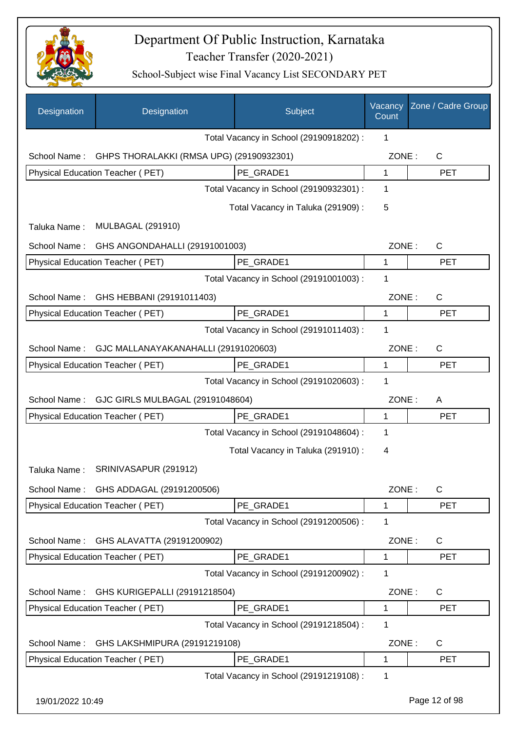# Department Of Public Instruction, Karnataka

## Teacher Transfer (2020-2021)

### School-Subject wise Final Vacancy List SECONDARY PET

| Designation | Designation | Subject | Vacancy Count | Zone / Cadre Group |
|---|---|---|---|---|
| | | Total Vacancy in School (29190918202) : | 1 | |
| School Name : | GHPS THORALAKKI (RMSA UPG) (29190932301) | | ZONE : | C |
| Physical Education Teacher ( PET) | | PE_GRADE1 | 1 | PET |
| | | Total Vacancy in School (29190932301) : | 1 | |
| | | Total Vacancy in Taluka (291909) : | 5 | |
| Taluka Name : | MULBAGAL (291910) | | | |
| School Name : | GHS ANGONDAHALLI (29191001003) | | ZONE : | C |
| Physical Education Teacher ( PET) | | PE_GRADE1 | 1 | PET |
| | | Total Vacancy in School (29191001003) : | 1 | |
| School Name : | GHS HEBBANI (29191011403) | | ZONE : | C |
| Physical Education Teacher ( PET) | | PE_GRADE1 | 1 | PET |
| | | Total Vacancy in School (29191011403) : | 1 | |
| School Name : | GJC MALLANAYAKANAHALLI (29191020603) | | ZONE : | C |
| Physical Education Teacher ( PET) | | PE_GRADE1 | 1 | PET |
| | | Total Vacancy in School (29191020603) : | 1 | |
| School Name : | GJC GIRLS MULBAGAL (29191048604) | | ZONE : | A |
| Physical Education Teacher ( PET) | | PE_GRADE1 | 1 | PET |
| | | Total Vacancy in School (29191048604) : | 1 | |
| | | Total Vacancy in Taluka (291910) : | 4 | |
| Taluka Name : | SRINIVASAPUR (291912) | | | |
| School Name : | GHS ADDAGAL (29191200506) | | ZONE : | C |
| Physical Education Teacher ( PET) | | PE_GRADE1 | 1 | PET |
| | | Total Vacancy in School (29191200506) : | 1 | |
| School Name : | GHS ALAVATTA (29191200902) | | ZONE : | C |
| Physical Education Teacher ( PET) | | PE_GRADE1 | 1 | PET |
| | | Total Vacancy in School (29191200902) : | 1 | |
| School Name : | GHS KURIGEPALLI (29191218504) | | ZONE : | C |
| Physical Education Teacher ( PET) | | PE_GRADE1 | 1 | PET |
| | | Total Vacancy in School (29191218504) : | 1 | |
| School Name : | GHS LAKSHMIPURA (29191219108) | | ZONE : | C |
| Physical Education Teacher ( PET) | | PE_GRADE1 | 1 | PET |
| | | Total Vacancy in School (29191219108) : | 1 | |

19/01/2022 10:49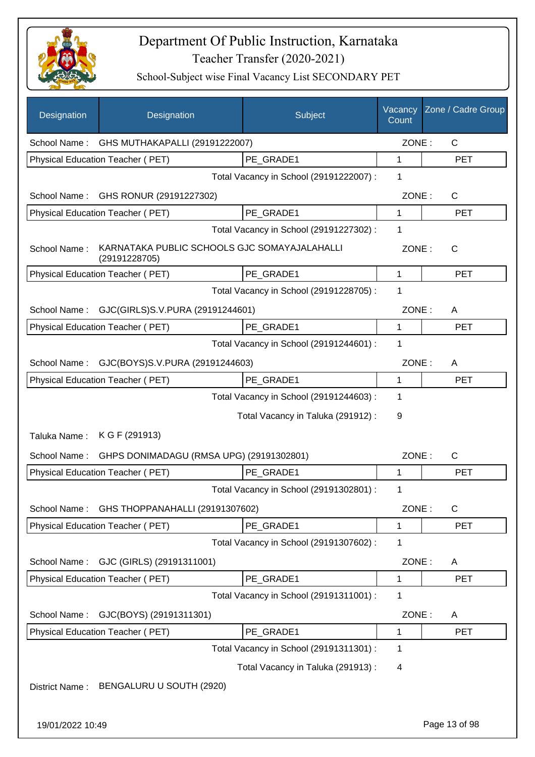# Department Of Public Instruction, Karnataka

Teacher Transfer (2020-2021)

School-Subject wise Final Vacancy List SECONDARY PET

| Designation | Designation | Subject | Vacancy Count | Zone / Cadre Group |
|---|---|---|---|---|
| School Name : | GHS MUTHAKAPALLI (29191222007) | | ZONE : | C |
| Physical Education Teacher ( PET) | | PE_GRADE1 | 1 | PET |
| | | Total Vacancy in School (29191222007) : | 1 | |
| School Name : | GHS RONUR (29191227302) | | ZONE : | C |
| Physical Education Teacher ( PET) | | PE_GRADE1 | 1 | PET |
| | | Total Vacancy in School (29191227302) : | 1 | |
| School Name : | KARNATAKA PUBLIC SCHOOLS GJC SOMAYAJALAHALLI (29191228705) | | ZONE : | C |
| Physical Education Teacher ( PET) | | PE_GRADE1 | 1 | PET |
| | | Total Vacancy in School (29191228705) : | 1 | |
| School Name : | GJC(GIRLS)S.V.PURA (29191244601) | | ZONE : | A |
| Physical Education Teacher ( PET) | | PE_GRADE1 | 1 | PET |
| | | Total Vacancy in School (29191244601) : | 1 | |
| School Name : | GJC(BOYS)S.V.PURA (29191244603) | | ZONE : | A |
| Physical Education Teacher ( PET) | | PE_GRADE1 | 1 | PET |
| | | Total Vacancy in School (29191244603) : | 1 | |
| | | Total Vacancy in Taluka (291912) : | 9 | |
| Taluka Name : | K G F (291913) | | | |
| School Name : | GHPS DONIMADAGU (RMSA UPG) (29191302801) | | ZONE : | C |
| Physical Education Teacher ( PET) | | PE_GRADE1 | 1 | PET |
| | | Total Vacancy in School (29191302801) : | 1 | |
| School Name : | GHS THOPPANAHALLI (29191307602) | | ZONE : | C |
| Physical Education Teacher ( PET) | | PE_GRADE1 | 1 | PET |
| | | Total Vacancy in School (29191307602) : | 1 | |
| School Name : | GJC (GIRLS) (29191311001) | | ZONE : | A |
| Physical Education Teacher ( PET) | | PE_GRADE1 | 1 | PET |
| | | Total Vacancy in School (29191311001) : | 1 | |
| School Name : | GJC(BOYS) (29191311301) | | ZONE : | A |
| Physical Education Teacher ( PET) | | PE_GRADE1 | 1 | PET |
| | | Total Vacancy in School (29191311301) : | 1 | |
| | | Total Vacancy in Taluka (291913) : | 4 | |
| District Name : | BENGALURU U SOUTH (2920) | | | |

19/01/2022 10:49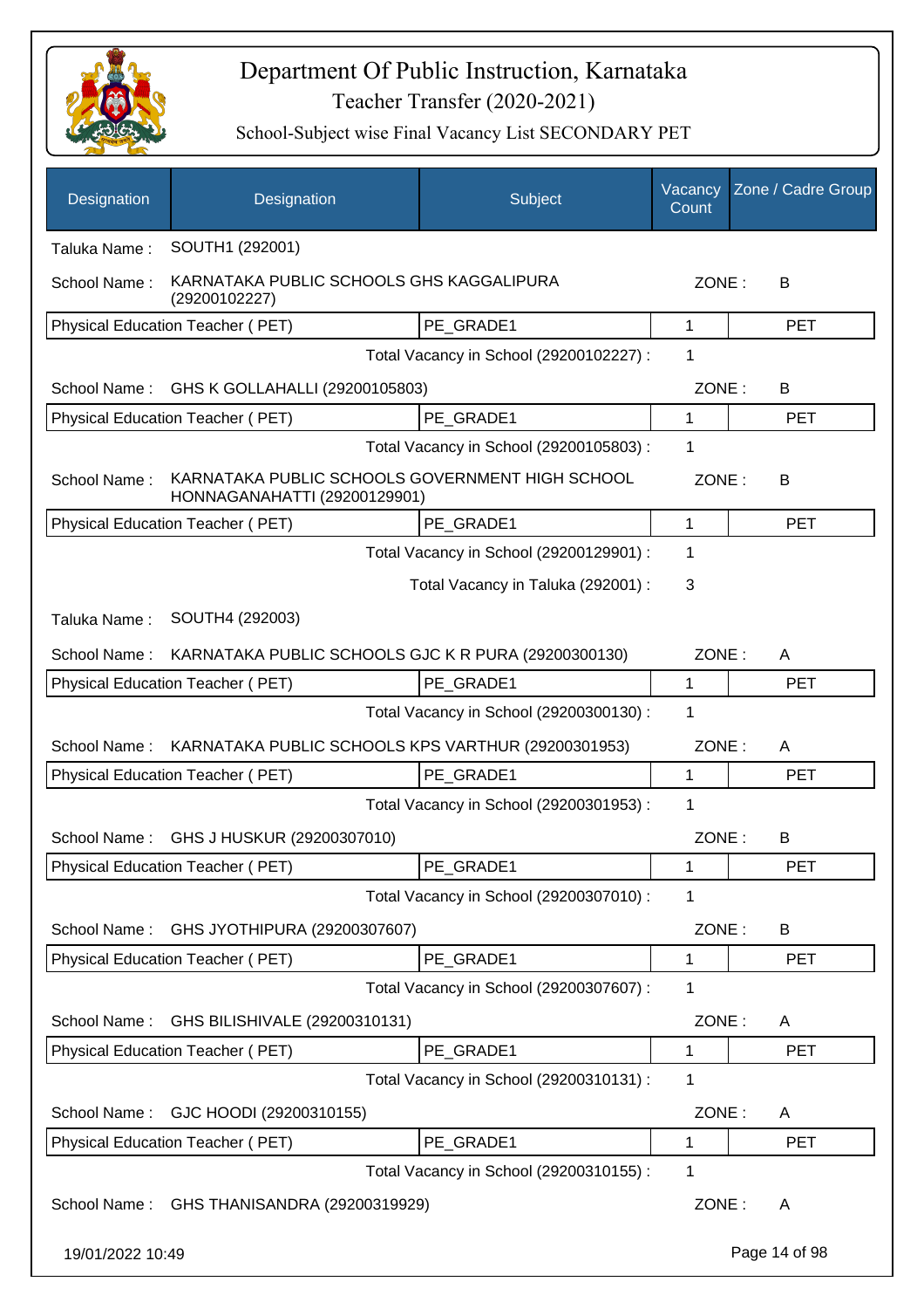# Department Of Public Instruction, Karnataka

## Teacher Transfer (2020-2021)

### School-Subject wise Final Vacancy List SECONDARY PET

| Designation | Designation | Subject | Vacancy Count | Zone / Cadre Group |
|---|---|---|---|---|
| Taluka Name : | SOUTH1 (292001) | | | |
| School Name : | KARNATAKA PUBLIC SCHOOLS GHS KAGGALIPURA (29200102227) | | ZONE : | B |
| Physical Education Teacher ( PET) | | PE_GRADE1 | 1 | PET |
| | | Total Vacancy in School (29200102227) : | 1 | |
| School Name : | GHS K GOLLAHALLI (29200105803) | | ZONE : | B |
| Physical Education Teacher ( PET) | | PE_GRADE1 | 1 | PET |
| | | Total Vacancy in School (29200105803) : | 1 | |
| School Name : | KARNATAKA PUBLIC SCHOOLS GOVERNMENT HIGH SCHOOL HONNAGANAHATTI (29200129901) | | ZONE : | B |
| Physical Education Teacher ( PET) | | PE_GRADE1 | 1 | PET |
| | | Total Vacancy in School (29200129901) : | 1 | |
| | | Total Vacancy in Taluka (292001) : | 3 | |
| Taluka Name : | SOUTH4 (292003) | | | |
| School Name : | KARNATAKA PUBLIC SCHOOLS GJC K R PURA (29200300130) | | ZONE : | A |
| Physical Education Teacher ( PET) | | PE_GRADE1 | 1 | PET |
| | | Total Vacancy in School (29200300130) : | 1 | |
| School Name : | KARNATAKA PUBLIC SCHOOLS KPS VARTHUR (29200301953) | | ZONE : | A |
| Physical Education Teacher ( PET) | | PE_GRADE1 | 1 | PET |
| | | Total Vacancy in School (29200301953) : | 1 | |
| School Name : | GHS J HUSKUR (29200307010) | | ZONE : | B |
| Physical Education Teacher ( PET) | | PE_GRADE1 | 1 | PET |
| | | Total Vacancy in School (29200307010) : | 1 | |
| School Name : | GHS JYOTHIPURA (29200307607) | | ZONE : | B |
| Physical Education Teacher ( PET) | | PE_GRADE1 | 1 | PET |
| | | Total Vacancy in School (29200307607) : | 1 | |
| School Name : | GHS BILISHIVALE (29200310131) | | ZONE : | A |
| Physical Education Teacher ( PET) | | PE_GRADE1 | 1 | PET |
| | | Total Vacancy in School (29200310131) : | 1 | |
| School Name : | GJC HOODI (29200310155) | | ZONE : | A |
| Physical Education Teacher ( PET) | | PE_GRADE1 | 1 | PET |
| | | Total Vacancy in School (29200310155) : | 1 | |
| School Name : | GHS THANISANDRA (29200319929) | | ZONE : | A |

19/01/2022 10:49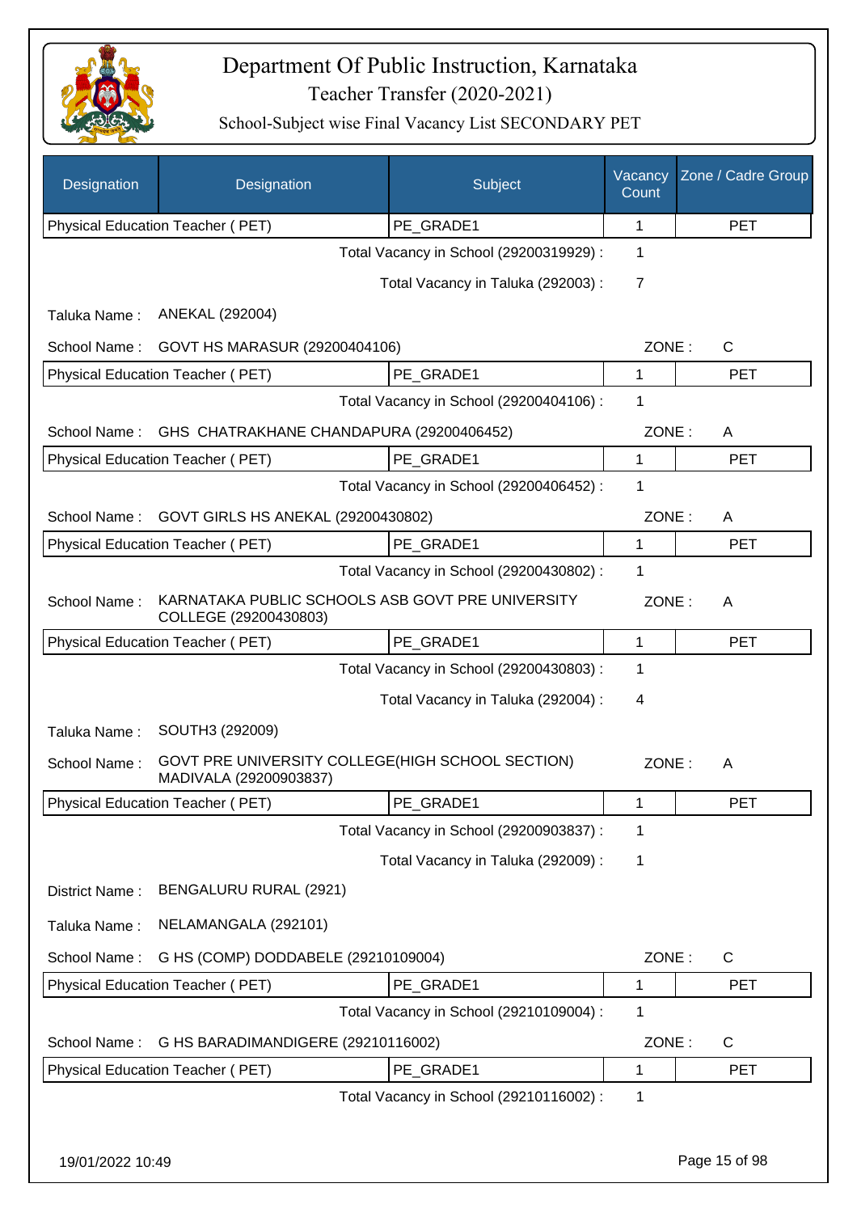# Department Of Public Instruction, Karnataka

Teacher Transfer (2020-2021)

School-Subject wise Final Vacancy List SECONDARY PET

| Designation | Designation | Subject | Vacancy Count | Zone / Cadre Group |
|---|---|---|---|---|
| Physical Education Teacher ( PET) | | PE_GRADE1 | 1 | PET |

Total Vacancy in School (29200319929) : 1

Total Vacancy in Taluka (292003) : 7

Taluka Name : ANEKAL (292004)

School Name : GOVT HS MARASUR (29200404106) ZONE : C

| Physical Education Teacher ( PET) | PE_GRADE1 | 1 | PET |
|---|---|---|---|

Total Vacancy in School (29200404106) : 1

School Name : GHS CHATRAKHANE CHANDAPURA (29200406452) ZONE : A

| Physical Education Teacher ( PET) | PE_GRADE1 | 1 | PET |
|---|---|---|---|

Total Vacancy in School (29200406452) : 1

School Name : GOVT GIRLS HS ANEKAL (29200430802) ZONE : A

| Physical Education Teacher ( PET) | PE_GRADE1 | 1 | PET |
|---|---|---|---|

Total Vacancy in School (29200430802) : 1

School Name : KARNATAKA PUBLIC SCHOOLS ASB GOVT PRE UNIVERSITY COLLEGE (29200430803) ZONE : A

| Physical Education Teacher ( PET) | PE_GRADE1 | 1 | PET |
|---|---|---|---|

Total Vacancy in School (29200430803) : 1

Total Vacancy in Taluka (292004) : 4

Taluka Name : SOUTH3 (292009)

School Name : GOVT PRE UNIVERSITY COLLEGE(HIGH SCHOOL SECTION) MADIVALA (29200903837) ZONE : A

| Physical Education Teacher ( PET) | PE_GRADE1 | 1 | PET |
|---|---|---|---|

Total Vacancy in School (29200903837) : 1

Total Vacancy in Taluka (292009) : 1

District Name : BENGALURU RURAL (2921)

Taluka Name : NELAMANGALA (292101)

School Name : G HS (COMP) DODDABELE (29210109004) ZONE : C

| Physical Education Teacher ( PET) | PE_GRADE1 | 1 | PET |
|---|---|---|---|

Total Vacancy in School (29210109004) : 1

School Name : G HS BARADIMANDIGERE (29210116002) ZONE : C

| Physical Education Teacher ( PET) | PE_GRADE1 | 1 | PET |
|---|---|---|---|

Total Vacancy in School (29210116002) : 1

19/01/2022 10:49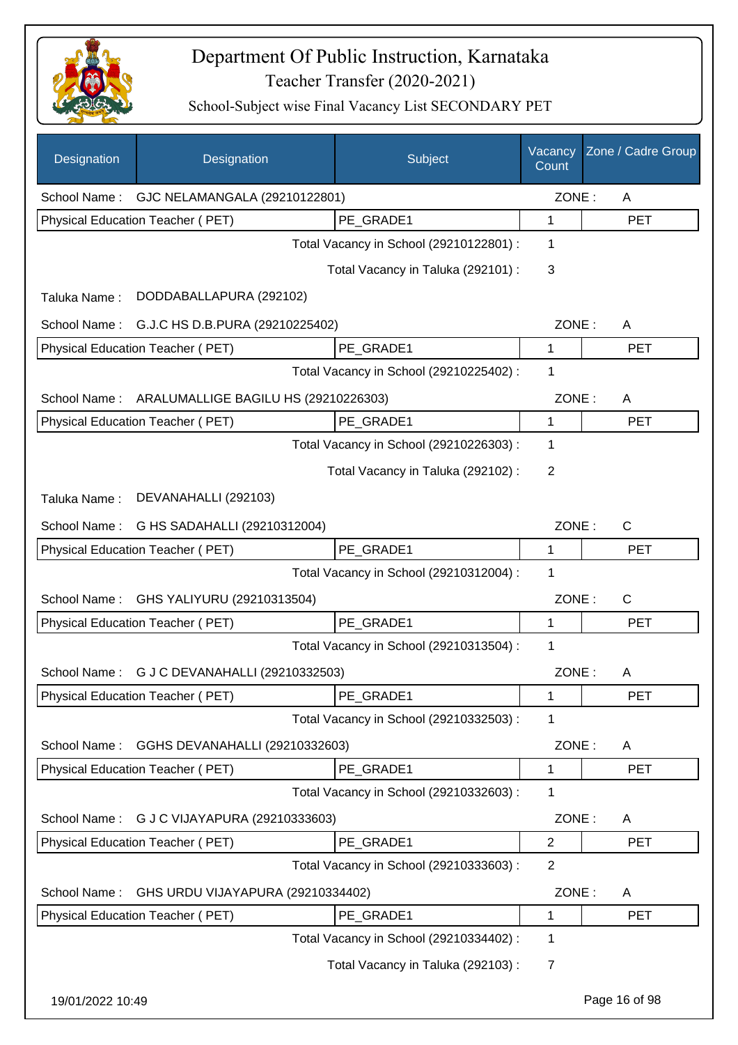# Department Of Public Instruction, Karnataka

Teacher Transfer (2020-2021)

School-Subject wise Final Vacancy List SECONDARY PET

| Designation | Designation | Subject | Vacancy Count | Zone / Cadre Group |
|---|---|---|---|---|
| School Name : | GJC NELAMANGALA (29210122801) | | ZONE : | A |
| Physical Education Teacher ( PET) | | PE_GRADE1 | 1 | PET |
| | | Total Vacancy in School (29210122801) : | 1 | |
| | | Total Vacancy in Taluka (292101) : | 3 | |
| Taluka Name : | DODDABALLAPURA (292102) | | | |
| School Name : | G.J.C HS D.B.PURA (29210225402) | | ZONE : | A |
| Physical Education Teacher ( PET) | | PE_GRADE1 | 1 | PET |
| | | Total Vacancy in School (29210225402) : | 1 | |
| School Name : | ARALUMALLIGE BAGILU HS (29210226303) | | ZONE : | A |
| Physical Education Teacher ( PET) | | PE_GRADE1 | 1 | PET |
| | | Total Vacancy in School (29210226303) : | 1 | |
| | | Total Vacancy in Taluka (292102) : | 2 | |
| Taluka Name : | DEVANAHALLI (292103) | | | |
| School Name : | G HS SADAHALLI (29210312004) | | ZONE : | C |
| Physical Education Teacher ( PET) | | PE_GRADE1 | 1 | PET |
| | | Total Vacancy in School (29210312004) : | 1 | |
| School Name : | GHS YALIYURU (29210313504) | | ZONE : | C |
| Physical Education Teacher ( PET) | | PE_GRADE1 | 1 | PET |
| | | Total Vacancy in School (29210313504) : | 1 | |
| School Name : | G J C DEVANAHALLI (29210332503) | | ZONE : | A |
| Physical Education Teacher ( PET) | | PE_GRADE1 | 1 | PET |
| | | Total Vacancy in School (29210332503) : | 1 | |
| School Name : | GGHS DEVANAHALLI (29210332603) | | ZONE : | A |
| Physical Education Teacher ( PET) | | PE_GRADE1 | 1 | PET |
| | | Total Vacancy in School (29210332603) : | 1 | |
| School Name : | G J C VIJAYAPURA (29210333603) | | ZONE : | A |
| Physical Education Teacher ( PET) | | PE_GRADE1 | 2 | PET |
| | | Total Vacancy in School (29210333603) : | 2 | |
| School Name : | GHS URDU VIJAYAPURA (29210334402) | | ZONE : | A |
| Physical Education Teacher ( PET) | | PE_GRADE1 | 1 | PET |
| | | Total Vacancy in School (29210334402) : | 1 | |
| | | Total Vacancy in Taluka (292103) : | 7 | |

19/01/2022 10:49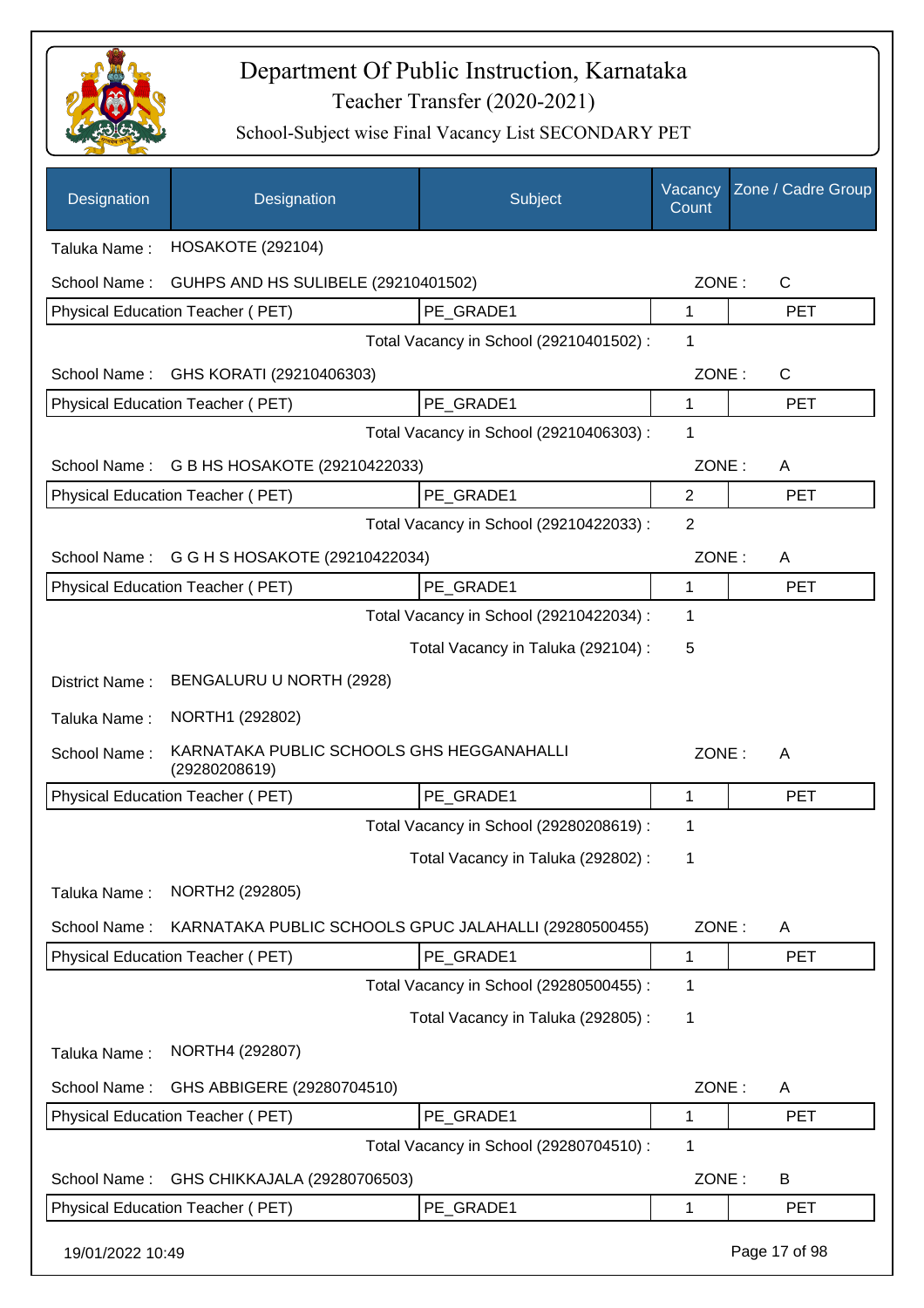# Department Of Public Instruction, Karnataka

## Teacher Transfer (2020-2021)

### School-Subject wise Final Vacancy List SECONDARY PET

| Designation | Designation | Subject | Vacancy Count | Zone / Cadre Group |
|---|---|---|---|---|

Taluka Name : HOSAKOTE (292104)

School Name : GUHPS AND HS SULIBELE (29210401502) ZONE : C

| Physical Education Teacher ( PET) | PE_GRADE1 | 1 | PET |
|---|---|---|---|

Total Vacancy in School (29210401502) : 1

School Name : GHS KORATI (29210406303) ZONE : C

| Physical Education Teacher ( PET) | PE_GRADE1 | 1 | PET |
|---|---|---|---|

Total Vacancy in School (29210406303) : 1

School Name : G B HS HOSAKOTE (29210422033) ZONE : A

| Physical Education Teacher ( PET) | PE_GRADE1 | 2 | PET |
|---|---|---|---|

Total Vacancy in School (29210422033) : 2

School Name : G G H S HOSAKOTE (29210422034) ZONE : A

| Physical Education Teacher ( PET) | PE_GRADE1 | 1 | PET |
|---|---|---|---|

Total Vacancy in School (29210422034) : 1

Total Vacancy in Taluka (292104) : 5

District Name : BENGALURU U NORTH (2928)

Taluka Name : NORTH1 (292802)

School Name : KARNATAKA PUBLIC SCHOOLS GHS HEGGANAHALLI (29280208619) ZONE : A

| Physical Education Teacher ( PET) | PE_GRADE1 | 1 | PET |
|---|---|---|---|

Total Vacancy in School (29280208619) : 1

Total Vacancy in Taluka (292802) : 1

Taluka Name : NORTH2 (292805)

School Name : KARNATAKA PUBLIC SCHOOLS GPUC JALAHALLI (29280500455) ZONE : A

| Physical Education Teacher ( PET) | PE_GRADE1 | 1 | PET |
|---|---|---|---|

Total Vacancy in School (29280500455) : 1

Total Vacancy in Taluka (292805) : 1

Taluka Name : NORTH4 (292807)

School Name : GHS ABBIGERE (29280704510) ZONE : A

| Physical Education Teacher ( PET) | PE_GRADE1 | 1 | PET |
|---|---|---|---|

Total Vacancy in School (29280704510) : 1

School Name : GHS CHIKKAJALA (29280706503) ZONE : B

| Physical Education Teacher ( PET) | PE_GRADE1 | 1 | PET |
|---|---|---|---|

19/01/2022 10:49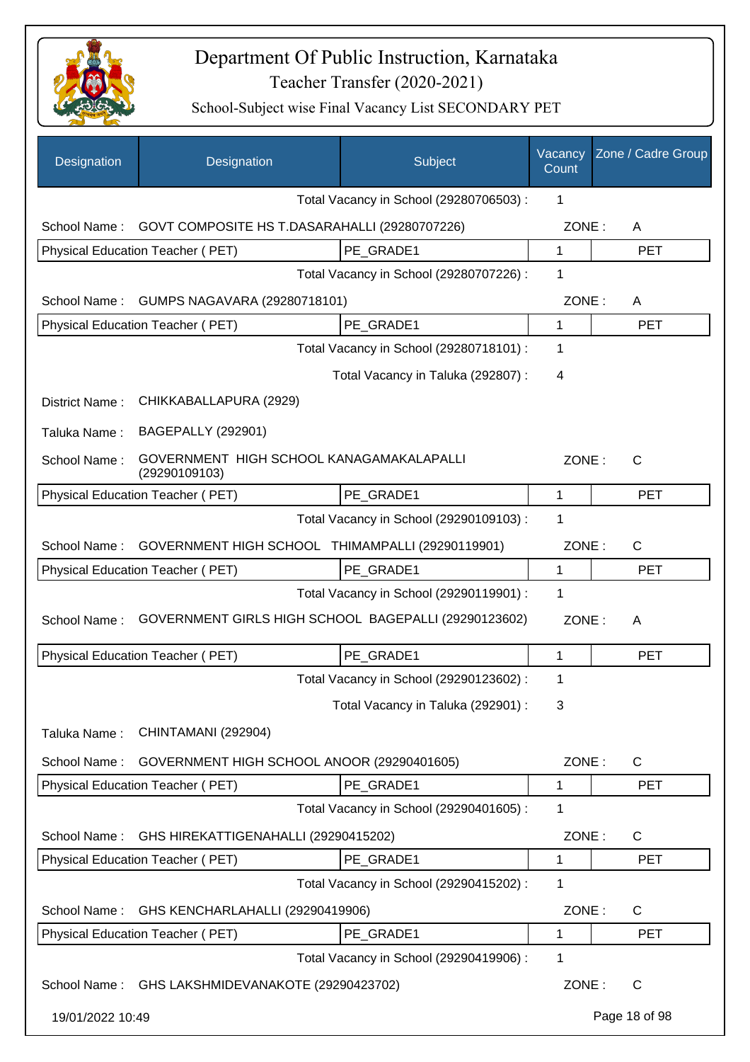# Department Of Public Instruction, Karnataka

## Teacher Transfer (2020-2021)

### School-Subject wise Final Vacancy List SECONDARY PET

| Designation | Designation | Subject | Vacancy Count | Zone / Cadre Group |
|---|---|---|---|---|
| | | Total Vacancy in School (29280706503) : | 1 | |
| School Name : | GOVT COMPOSITE HS T.DASARAHALLI (29280707226) | | ZONE : | A |
| Physical Education Teacher ( PET) | | PE_GRADE1 | 1 | PET |
| | | Total Vacancy in School (29280707226) : | 1 | |
| School Name : | GUMPS NAGAVARA (29280718101) | | ZONE : | A |
| Physical Education Teacher ( PET) | | PE_GRADE1 | 1 | PET |
| | | Total Vacancy in School (29280718101) : | 1 | |
| | | Total Vacancy in Taluka (292807) : | 4 | |
| District Name : | CHIKKABALLAPURA (2929) | | | |
| Taluka Name : | BAGEPALLY (292901) | | | |
| School Name : | GOVERNMENT HIGH SCHOOL KANAGAMAKALAPALLI (29290109103) | | ZONE : | C |
| Physical Education Teacher ( PET) | | PE_GRADE1 | 1 | PET |
| | | Total Vacancy in School (29290109103) : | 1 | |
| School Name : | GOVERNMENT HIGH SCHOOL THIMAMPALLI (29290119901) | | ZONE : | C |
| Physical Education Teacher ( PET) | | PE_GRADE1 | 1 | PET |
| | | Total Vacancy in School (29290119901) : | 1 | |
| School Name : | GOVERNMENT GIRLS HIGH SCHOOL BAGEPALLI (29290123602) | | ZONE : | A |
| Physical Education Teacher ( PET) | | PE_GRADE1 | 1 | PET |
| | | Total Vacancy in School (29290123602) : | 1 | |
| | | Total Vacancy in Taluka (292901) : | 3 | |
| Taluka Name : | CHINTAMANI (292904) | | | |
| School Name : | GOVERNMENT HIGH SCHOOL ANOOR (29290401605) | | ZONE : | C |
| Physical Education Teacher ( PET) | | PE_GRADE1 | 1 | PET |
| | | Total Vacancy in School (29290401605) : | 1 | |
| School Name : | GHS HIREKATTIGENAHALLI (29290415202) | | ZONE : | C |
| Physical Education Teacher ( PET) | | PE_GRADE1 | 1 | PET |
| | | Total Vacancy in School (29290415202) : | 1 | |
| School Name : | GHS KENCHARLAHALLI (29290419906) | | ZONE : | C |
| Physical Education Teacher ( PET) | | PE_GRADE1 | 1 | PET |
| | | Total Vacancy in School (29290419906) : | 1 | |
| School Name : | GHS LAKSHMIDEVANAKOTE (29290423702) | | ZONE : | C |

19/01/2022 10:49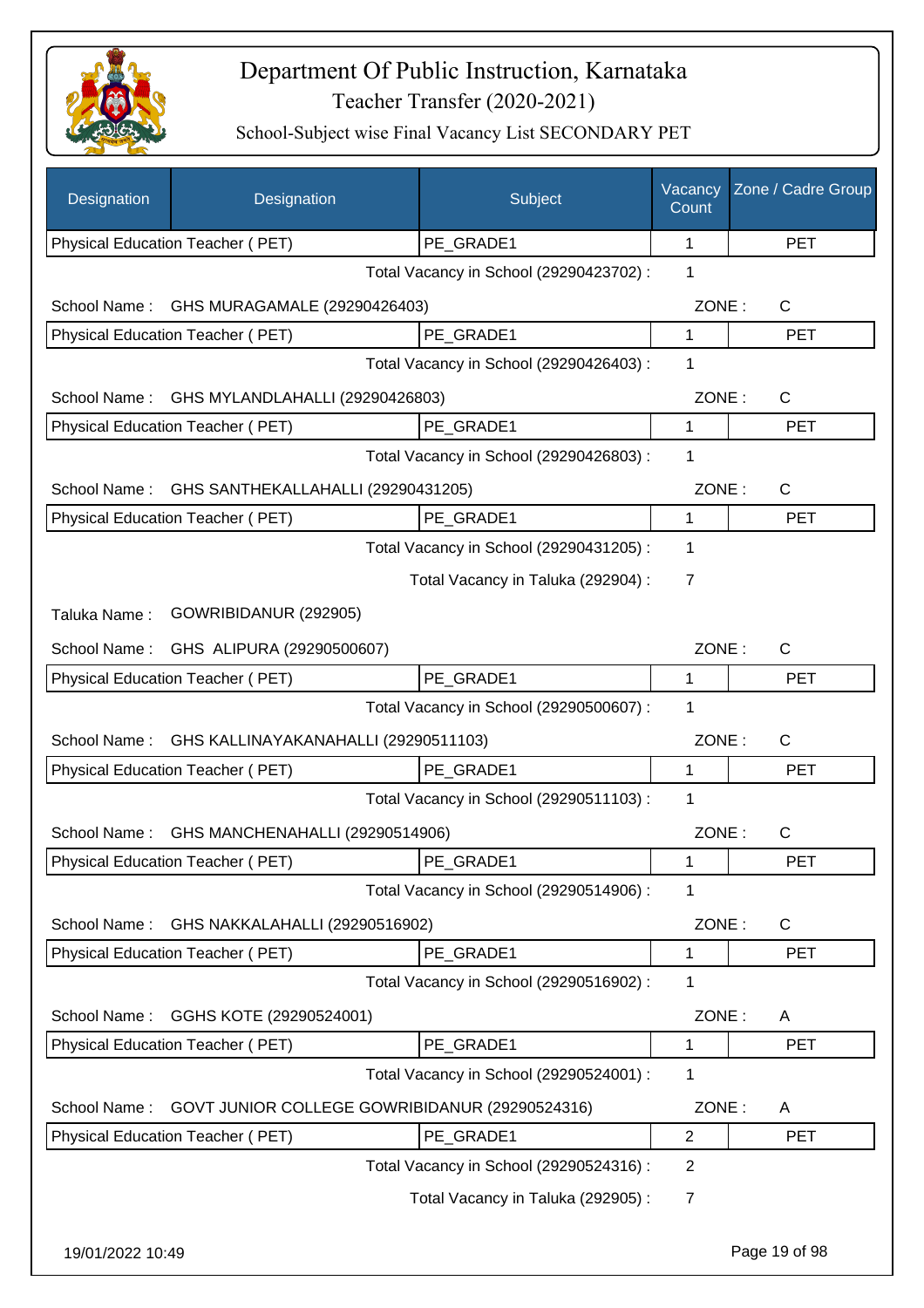# Department Of Public Instruction, Karnataka
## Teacher Transfer (2020-2021)
### School-Subject wise Final Vacancy List SECONDARY PET

| Designation | Designation | Subject | Vacancy Count | Zone / Cadre Group |
|---|---|---|---|---|
| Physical Education Teacher ( PET) | | PE_GRADE1 | 1 | PET |
| | | Total Vacancy in School (29290423702) : | 1 | |
| School Name : | GHS MURAGAMALE (29290426403) | | ZONE : | C |
| Physical Education Teacher ( PET) | | PE_GRADE1 | 1 | PET |
| | | Total Vacancy in School (29290426403) : | 1 | |
| School Name : | GHS MYLANDLAHALLI (29290426803) | | ZONE : | C |
| Physical Education Teacher ( PET) | | PE_GRADE1 | 1 | PET |
| | | Total Vacancy in School (29290426803) : | 1 | |
| School Name : | GHS SANTHEKALLAHALLI (29290431205) | | ZONE : | C |
| Physical Education Teacher ( PET) | | PE_GRADE1 | 1 | PET |
| | | Total Vacancy in School (29290431205) : | 1 | |
| | | Total Vacancy in Taluka (292904) : | 7 | |
| Taluka Name : | GOWRIBIDANUR (292905) | | | |
| School Name : | GHS ALIPURA (29290500607) | | ZONE : | C |
| Physical Education Teacher ( PET) | | PE_GRADE1 | 1 | PET |
| | | Total Vacancy in School (29290500607) : | 1 | |
| School Name : | GHS KALLINAYAKANAHALLI (29290511103) | | ZONE : | C |
| Physical Education Teacher ( PET) | | PE_GRADE1 | 1 | PET |
| | | Total Vacancy in School (29290511103) : | 1 | |
| School Name : | GHS MANCHENAHALLI (29290514906) | | ZONE : | C |
| Physical Education Teacher ( PET) | | PE_GRADE1 | 1 | PET |
| | | Total Vacancy in School (29290514906) : | 1 | |
| School Name : | GHS NAKKALAHALLI (29290516902) | | ZONE : | C |
| Physical Education Teacher ( PET) | | PE_GRADE1 | 1 | PET |
| | | Total Vacancy in School (29290516902) : | 1 | |
| School Name : | GGHS KOTE (29290524001) | | ZONE : | A |
| Physical Education Teacher ( PET) | | PE_GRADE1 | 1 | PET |
| | | Total Vacancy in School (29290524001) : | 1 | |
| School Name : | GOVT JUNIOR COLLEGE GOWRIBIDANUR (29290524316) | | ZONE : | A |
| Physical Education Teacher ( PET) | | PE_GRADE1 | 2 | PET |
| | | Total Vacancy in School (29290524316) : | 2 | |
| | | Total Vacancy in Taluka (292905) : | 7 | |

19/01/2022 10:49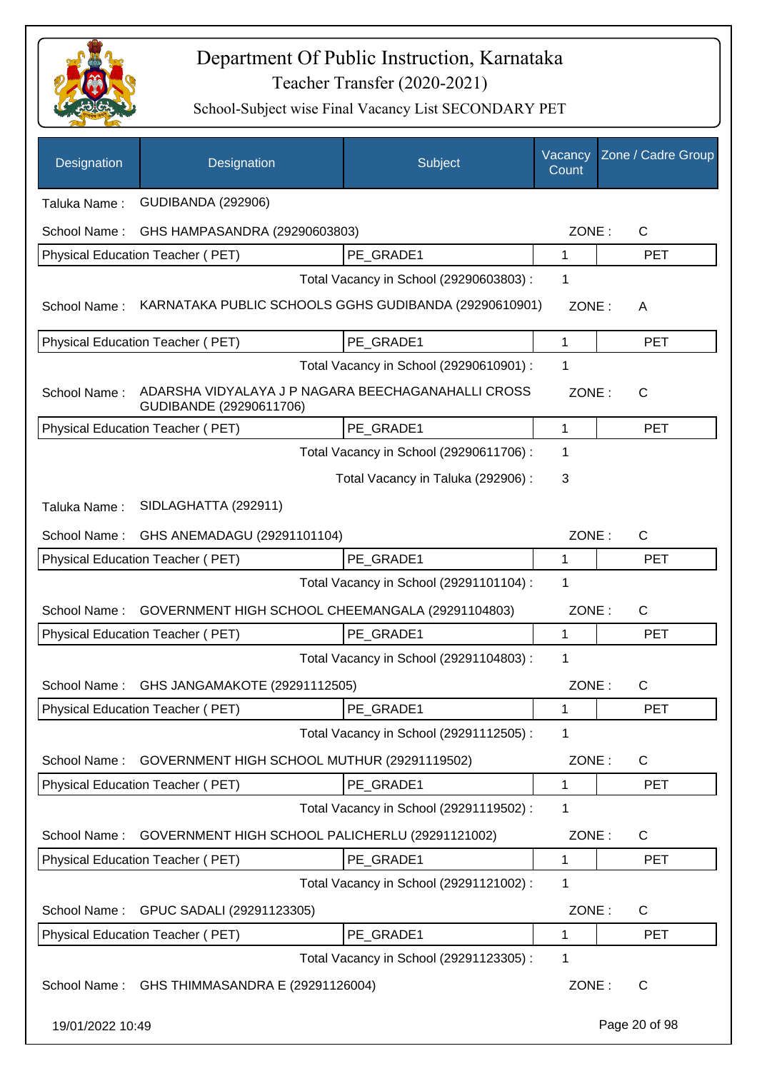# Department Of Public Instruction, Karnataka

## Teacher Transfer (2020-2021)

### School-Subject wise Final Vacancy List SECONDARY PET

| Designation | Designation | Subject | Vacancy Count | Zone / Cadre Group |
|---|---|---|---|---|

Taluka Name : GUDIBANDA (292906)

School Name : GHS HAMPASANDRA (29290603803) ZONE : C

| Physical Education Teacher ( PET) | PE_GRADE1 | 1 | PET |
|---|---|---|---|

Total Vacancy in School (29290603803) : 1

School Name : KARNATAKA PUBLIC SCHOOLS GGHS GUDIBANDA (29290610901) ZONE : A

| Physical Education Teacher ( PET) | PE_GRADE1 | 1 | PET |
|---|---|---|---|

Total Vacancy in School (29290610901) : 1

School Name : ADARSHA VIDYALAYA J P NAGARA BEECHAGANAHALLI CROSS GUDIBANDE (29290611706) ZONE : C

| Physical Education Teacher ( PET) | PE_GRADE1 | 1 | PET |
|---|---|---|---|

Total Vacancy in School (29290611706) : 1

Total Vacancy in Taluka (292906) : 3

Taluka Name : SIDLAGHATTA (292911)

School Name : GHS ANEMADAGU (29291101104) ZONE : C

| Physical Education Teacher ( PET) | PE_GRADE1 | 1 | PET |
|---|---|---|---|

Total Vacancy in School (29291101104) : 1

School Name : GOVERNMENT HIGH SCHOOL CHEEMANGALA (29291104803) ZONE : C

| Physical Education Teacher ( PET) | PE_GRADE1 | 1 | PET |
|---|---|---|---|

Total Vacancy in School (29291104803) : 1

School Name : GHS JANGAMAKOTE (29291112505) ZONE : C

| Physical Education Teacher ( PET) | PE_GRADE1 | 1 | PET |
|---|---|---|---|

Total Vacancy in School (29291112505) : 1

School Name : GOVERNMENT HIGH SCHOOL MUTHUR (29291119502) ZONE : C

| Physical Education Teacher ( PET) | PE_GRADE1 | 1 | PET |
|---|---|---|---|

Total Vacancy in School (29291119502) : 1

School Name : GOVERNMENT HIGH SCHOOL PALICHERLU (29291121002) ZONE : C

| Physical Education Teacher ( PET) | PE_GRADE1 | 1 | PET |
|---|---|---|---|

Total Vacancy in School (29291121002) : 1

School Name : GPUC SADALI (29291123305) ZONE : C

| Physical Education Teacher ( PET) | PE_GRADE1 | 1 | PET |
|---|---|---|---|

Total Vacancy in School (29291123305) : 1

School Name : GHS THIMMASANDRA E (29291126004) ZONE : C

19/01/2022 10:49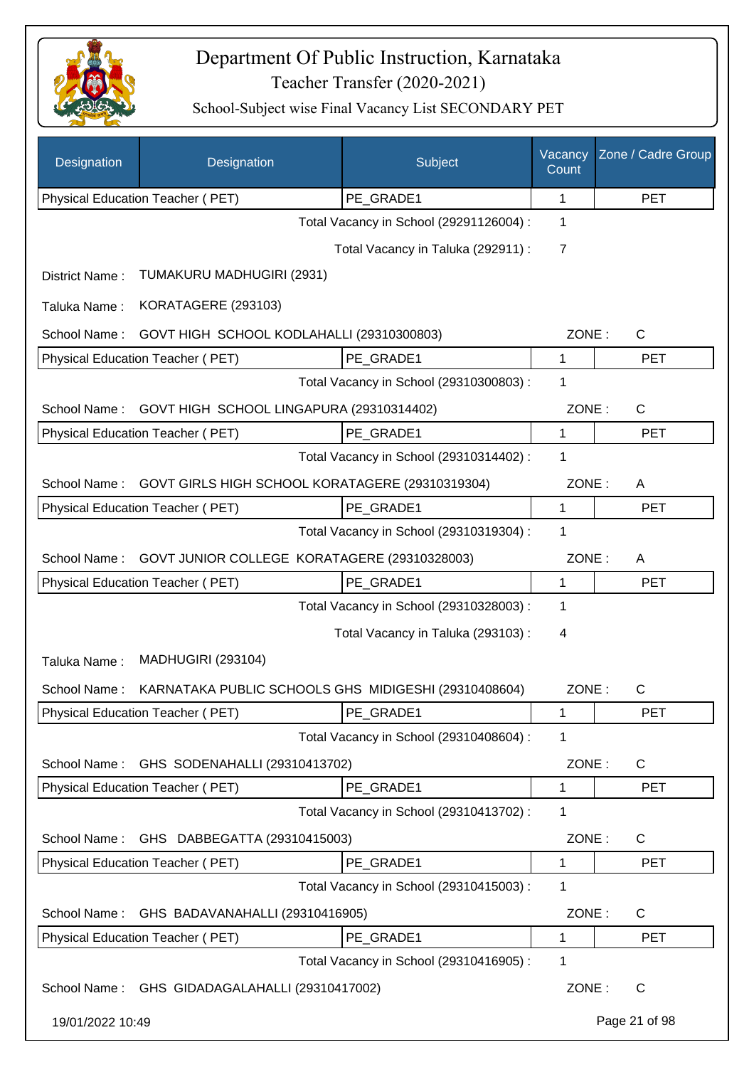| Designation | Designation | Subject | Vacancy Count | Zone / Cadre Group |
|---|---|---|---|---|
| Physical Education Teacher ( PET) | | PE_GRADE1 | 1 | PET |

Total Vacancy in School (29291126004) : 1

Total Vacancy in Taluka (292911) : 7

District Name : TUMAKURU MADHUGIRI (2931)

Taluka Name : KORATAGERE (293103)

School Name : GOVT HIGH SCHOOL KODLAHALLI (29310300803) ZONE : C

| Physical Education Teacher ( PET) | PE_GRADE1 | 1 | PET |
|---|---|---|---|

Total Vacancy in School (29310300803) : 1

School Name : GOVT HIGH SCHOOL LINGAPURA (29310314402) ZONE : C

| Physical Education Teacher ( PET) | PE_GRADE1 | 1 | PET |
|---|---|---|---|

Total Vacancy in School (29310314402) : 1

School Name : GOVT GIRLS HIGH SCHOOL KORATAGERE (29310319304) ZONE : A

| Physical Education Teacher ( PET) | PE_GRADE1 | 1 | PET |
|---|---|---|---|

Total Vacancy in School (29310319304) : 1

School Name : GOVT JUNIOR COLLEGE KORATAGERE (29310328003) ZONE : A

| Physical Education Teacher ( PET) | PE_GRADE1 | 1 | PET |
|---|---|---|---|

Total Vacancy in School (29310328003) : 1

Total Vacancy in Taluka (293103) : 4

Taluka Name : MADHUGIRI (293104)

School Name : KARNATAKA PUBLIC SCHOOLS GHS MIDIGESHI (29310408604) ZONE : C

| Physical Education Teacher ( PET) | PE_GRADE1 | 1 | PET |
|---|---|---|---|

Total Vacancy in School (29310408604) : 1

School Name : GHS SODENAHALLI (29310413702) ZONE : C

| Physical Education Teacher ( PET) | PE_GRADE1 | 1 | PET |
|---|---|---|---|

Total Vacancy in School (29310413702) : 1

School Name : GHS DABBEGATTA (29310415003) ZONE : C

| Physical Education Teacher ( PET) | PE_GRADE1 | 1 | PET |
|---|---|---|---|

Total Vacancy in School (29310415003) : 1

School Name : GHS BADAVANAHALLI (29310416905) ZONE : C

| Physical Education Teacher ( PET) | PE_GRADE1 | 1 | PET |
|---|---|---|---|

Total Vacancy in School (29310416905) : 1

School Name : GHS GIDADAGALAHALLI (29310417002) ZONE : C

19/01/2022 10:49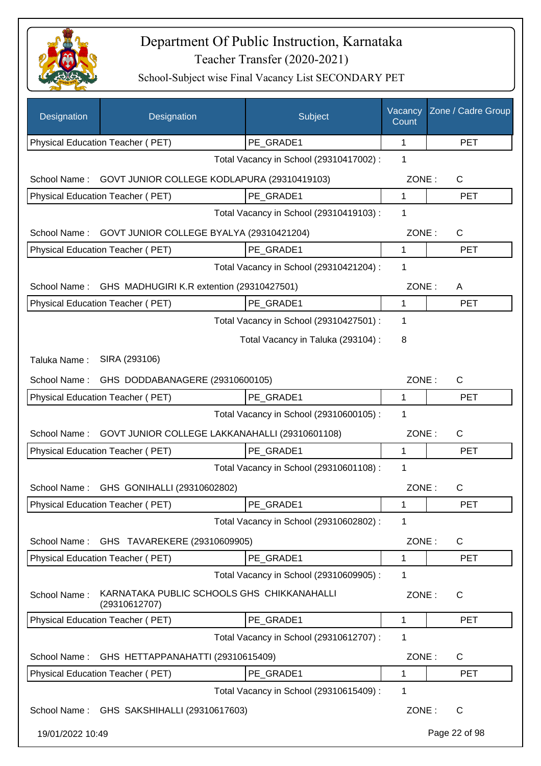# Department Of Public Instruction, Karnataka

## Teacher Transfer (2020-2021)

### School-Subject wise Final Vacancy List SECONDARY PET

| Designation | Designation | Subject | Vacancy Count | Zone / Cadre Group |
|---|---|---|---|---|
| Physical Education Teacher ( PET) | | PE_GRADE1 | 1 | PET |
| | | Total Vacancy in School (29310417002) : | 1 | |
| School Name : | GOVT JUNIOR COLLEGE KODLAPURA (29310419103) | | ZONE : | C |
| Physical Education Teacher ( PET) | | PE_GRADE1 | 1 | PET |
| | | Total Vacancy in School (29310419103) : | 1 | |
| School Name : | GOVT JUNIOR COLLEGE BYALYA (29310421204) | | ZONE : | C |
| Physical Education Teacher ( PET) | | PE_GRADE1 | 1 | PET |
| | | Total Vacancy in School (29310421204) : | 1 | |
| School Name : | GHS MADHUGIRI K.R extention (29310427501) | | ZONE : | A |
| Physical Education Teacher ( PET) | | PE_GRADE1 | 1 | PET |
| | | Total Vacancy in School (29310427501) : | 1 | |
| | | Total Vacancy in Taluka (293104) : | 8 | |
| Taluka Name : | SIRA (293106) | | | |
| School Name : | GHS DODDABANAGERE (29310600105) | | ZONE : | C |
| Physical Education Teacher ( PET) | | PE_GRADE1 | 1 | PET |
| | | Total Vacancy in School (29310600105) : | 1 | |
| School Name : | GOVT JUNIOR COLLEGE LAKKANAHALLI (29310601108) | | ZONE : | C |
| Physical Education Teacher ( PET) | | PE_GRADE1 | 1 | PET |
| | | Total Vacancy in School (29310601108) : | 1 | |
| School Name : | GHS GONIHALLI (29310602802) | | ZONE : | C |
| Physical Education Teacher ( PET) | | PE_GRADE1 | 1 | PET |
| | | Total Vacancy in School (29310602802) : | 1 | |
| School Name : | GHS TAVAREKERE (29310609905) | | ZONE : | C |
| Physical Education Teacher ( PET) | | PE_GRADE1 | 1 | PET |
| | | Total Vacancy in School (29310609905) : | 1 | |
| School Name : | KARNATAKA PUBLIC SCHOOLS GHS CHIKKANAHALLI (29310612707) | | ZONE : | C |
| Physical Education Teacher ( PET) | | PE_GRADE1 | 1 | PET |
| | | Total Vacancy in School (29310612707) : | 1 | |
| School Name : | GHS HETTAPPANAHATTI (29310615409) | | ZONE : | C |
| Physical Education Teacher ( PET) | | PE_GRADE1 | 1 | PET |
| | | Total Vacancy in School (29310615409) : | 1 | |
| School Name : | GHS SAKSHIHALLI (29310617603) | | ZONE : | C |

19/01/2022 10:49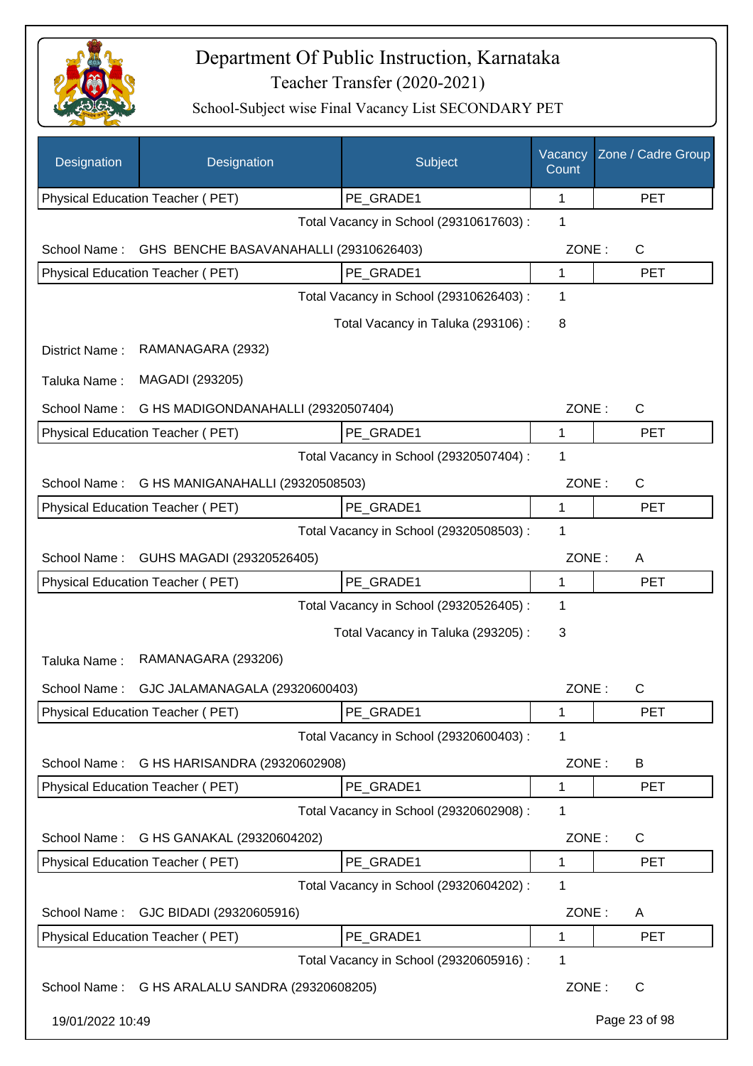# Department Of Public Instruction, Karnataka

Teacher Transfer (2020-2021)

School-Subject wise Final Vacancy List SECONDARY PET

| Designation | Designation | Subject | Vacancy Count | Zone / Cadre Group |
|---|---|---|---|---|
| Physical Education Teacher ( PET) | | PE_GRADE1 | 1 | PET |

Total Vacancy in School (29310617603) : 1

School Name : GHS BENCHE BASAVANAHALLI (29310626403) ZONE : C

| Physical Education Teacher ( PET) | PE_GRADE1 | 1 | PET |
|---|---|---|---|

Total Vacancy in School (29310626403) : 1

Total Vacancy in Taluka (293106) : 8

District Name : RAMANAGARA (2932)

Taluka Name : MAGADI (293205)

School Name : G HS MADIGONDANAHALLI (29320507404) ZONE : C

| Physical Education Teacher ( PET) | PE_GRADE1 | 1 | PET |
|---|---|---|---|

Total Vacancy in School (29320507404) : 1

School Name : G HS MANIGANAHALLI (29320508503) ZONE : C

| Physical Education Teacher ( PET) | PE_GRADE1 | 1 | PET |
|---|---|---|---|

Total Vacancy in School (29320508503) : 1

School Name : GUHS MAGADI (29320526405) ZONE : A

| Physical Education Teacher ( PET) | PE_GRADE1 | 1 | PET |
|---|---|---|---|

Total Vacancy in School (29320526405) : 1

Total Vacancy in Taluka (293205) : 3

Taluka Name : RAMANAGARA (293206)

School Name : GJC JALAMANAGALA (29320600403) ZONE : C

| Physical Education Teacher ( PET) | PE_GRADE1 | 1 | PET |
|---|---|---|---|

Total Vacancy in School (29320600403) : 1

School Name : G HS HARISANDRA (29320602908) ZONE : B

| Physical Education Teacher ( PET) | PE_GRADE1 | 1 | PET |
|---|---|---|---|

Total Vacancy in School (29320602908) : 1

School Name : G HS GANAKAL (29320604202) ZONE : C

| Physical Education Teacher ( PET) | PE_GRADE1 | 1 | PET |
|---|---|---|---|

Total Vacancy in School (29320604202) : 1

School Name : GJC BIDADI (29320605916) ZONE : A

| Physical Education Teacher ( PET) | PE_GRADE1 | 1 | PET |
|---|---|---|---|

Total Vacancy in School (29320605916) : 1

School Name : G HS ARALALU SANDRA (29320608205) ZONE : C

19/01/2022 10:49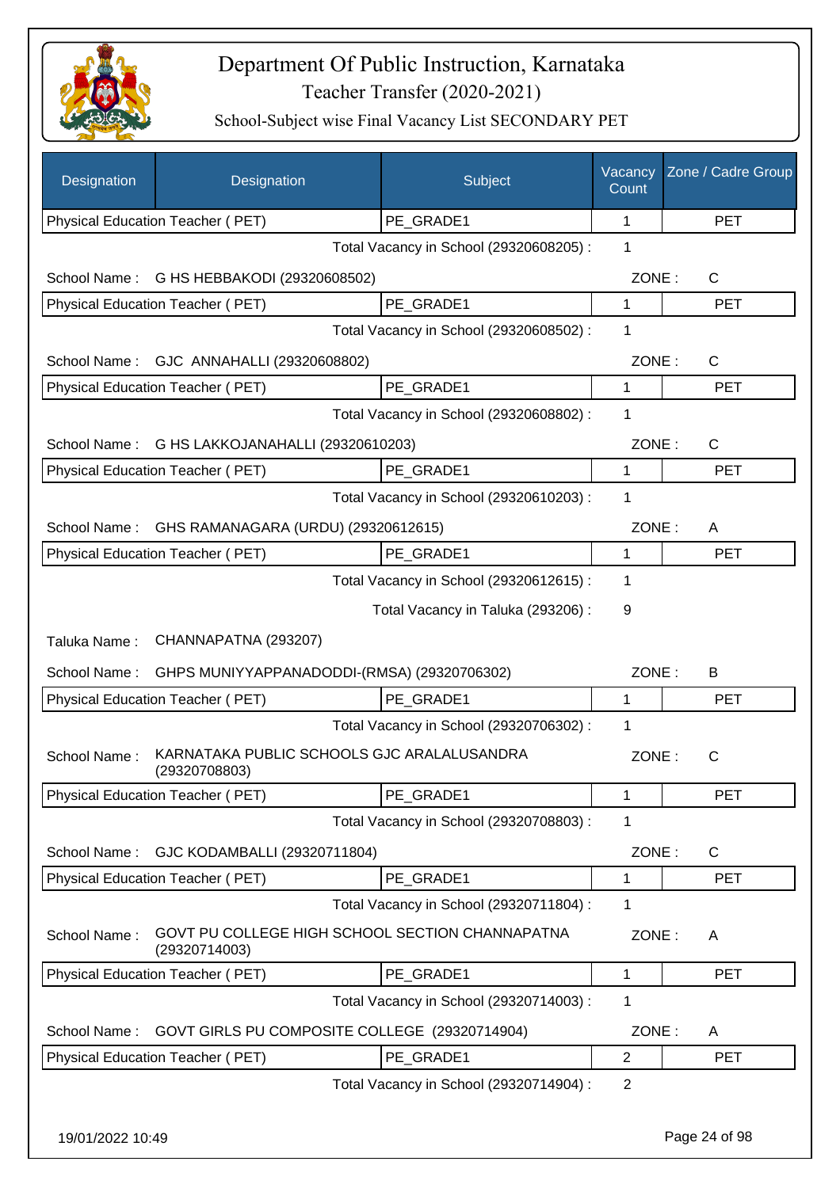# Department Of Public Instruction, Karnataka

## Teacher Transfer (2020-2021)

### School-Subject wise Final Vacancy List SECONDARY PET

| Designation | Designation | Subject | Vacancy Count | Zone / Cadre Group |
|---|---|---|---|---|
| Physical Education Teacher ( PET) | | PE_GRADE1 | 1 | PET |
| | | Total Vacancy in School (29320608205) : | 1 | |
| School Name : | G HS HEBBAKODI (29320608502) | | ZONE : | C |
| Physical Education Teacher ( PET) | | PE_GRADE1 | 1 | PET |
| | | Total Vacancy in School (29320608502) : | 1 | |
| School Name : | GJC ANNAHALLI (29320608802) | | ZONE : | C |
| Physical Education Teacher ( PET) | | PE_GRADE1 | 1 | PET |
| | | Total Vacancy in School (29320608802) : | 1 | |
| School Name : | G HS LAKKOJANAHALLI (29320610203) | | ZONE : | C |
| Physical Education Teacher ( PET) | | PE_GRADE1 | 1 | PET |
| | | Total Vacancy in School (29320610203) : | 1 | |
| School Name : | GHS RAMANAGARA (URDU) (29320612615) | | ZONE : | A |
| Physical Education Teacher ( PET) | | PE_GRADE1 | 1 | PET |
| | | Total Vacancy in School (29320612615) : | 1 | |
| | | Total Vacancy in Taluka (293206) : | 9 | |
| Taluka Name : | CHANNAPATNA (293207) | | | |
| School Name : | GHPS MUNIYYAPPANADODDI-(RMSA) (29320706302) | | ZONE : | B |
| Physical Education Teacher ( PET) | | PE_GRADE1 | 1 | PET |
| | | Total Vacancy in School (29320706302) : | 1 | |
| School Name : | KARNATAKA PUBLIC SCHOOLS GJC ARALALUSANDRA (29320708803) | | ZONE : | C |
| Physical Education Teacher ( PET) | | PE_GRADE1 | 1 | PET |
| | | Total Vacancy in School (29320708803) : | 1 | |
| School Name : | GJC KODAMBALLI (29320711804) | | ZONE : | C |
| Physical Education Teacher ( PET) | | PE_GRADE1 | 1 | PET |
| | | Total Vacancy in School (29320711804) : | 1 | |
| School Name : | GOVT PU COLLEGE HIGH SCHOOL SECTION CHANNAPATNA (29320714003) | | ZONE : | A |
| Physical Education Teacher ( PET) | | PE_GRADE1 | 1 | PET |
| | | Total Vacancy in School (29320714003) : | 1 | |
| School Name : | GOVT GIRLS PU COMPOSITE COLLEGE (29320714904) | | ZONE : | A |
| Physical Education Teacher ( PET) | | PE_GRADE1 | 2 | PET |
| | | Total Vacancy in School (29320714904) : | 2 | |

19/01/2022 10:49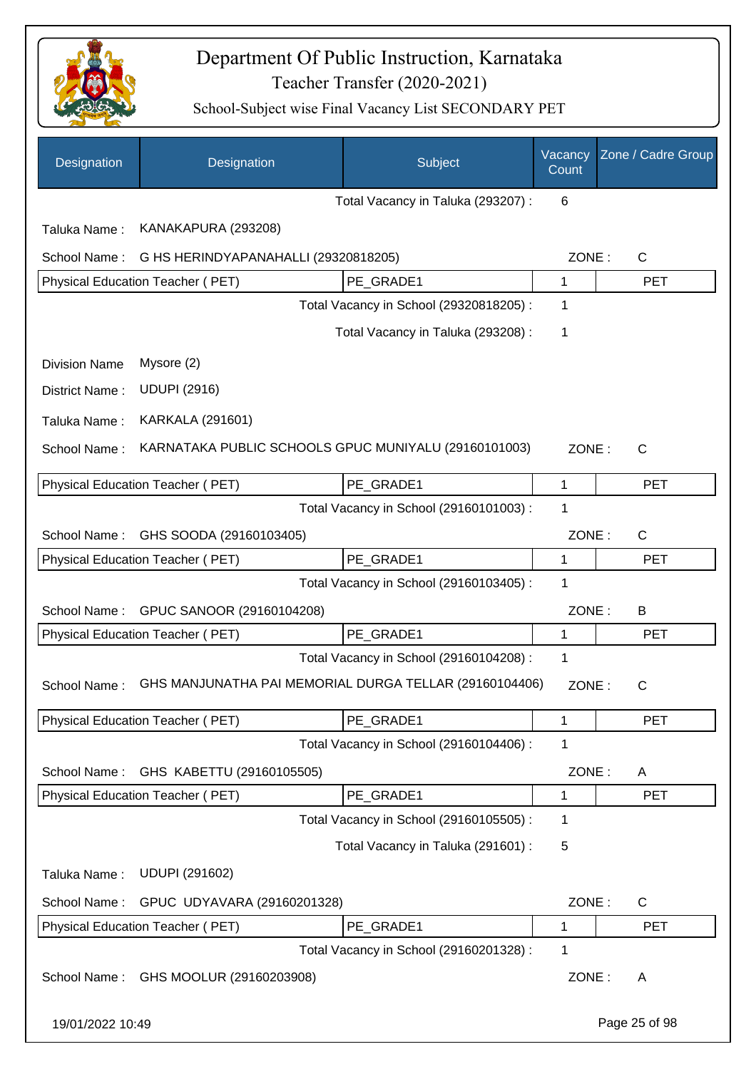# Department Of Public Instruction, Karnataka

Teacher Transfer (2020-2021)

School-Subject wise Final Vacancy List SECONDARY PET

| Designation | Designation | Subject | Vacancy Count | Zone / Cadre Group |
|---|---|---|---|---|
| | | Total Vacancy in Taluka (293207) : | 6 | |
| Taluka Name : | KANAKAPURA (293208) | | | |
| School Name : | G HS HERINDYAPANAHALLI (29320818205) | | ZONE : | C |
| Physical Education Teacher ( PET) | | PE_GRADE1 | 1 | PET |
| | | Total Vacancy in School (29320818205) : | 1 | |
| | | Total Vacancy in Taluka (293208) : | 1 | |
| Division Name | Mysore (2) | | | |
| District Name : | UDUPI (2916) | | | |
| Taluka Name : | KARKALA (291601) | | | |
| School Name : | KARNATAKA PUBLIC SCHOOLS GPUC MUNIYALU (29160101003) | | ZONE : | C |
| Physical Education Teacher ( PET) | | PE_GRADE1 | 1 | PET |
| | | Total Vacancy in School (29160101003) : | 1 | |
| School Name : | GHS SOODA (29160103405) | | ZONE : | C |
| Physical Education Teacher ( PET) | | PE_GRADE1 | 1 | PET |
| | | Total Vacancy in School (29160103405) : | 1 | |
| School Name : | GPUC SANOOR (29160104208) | | ZONE : | B |
| Physical Education Teacher ( PET) | | PE_GRADE1 | 1 | PET |
| | | Total Vacancy in School (29160104208) : | 1 | |
| School Name : | GHS MANJUNATHA PAI MEMORIAL DURGA TELLAR (29160104406) | | ZONE : | C |
| Physical Education Teacher ( PET) | | PE_GRADE1 | 1 | PET |
| | | Total Vacancy in School (29160104406) : | 1 | |
| School Name : | GHS KABETTU (29160105505) | | ZONE : | A |
| Physical Education Teacher ( PET) | | PE_GRADE1 | 1 | PET |
| | | Total Vacancy in School (29160105505) : | 1 | |
| | | Total Vacancy in Taluka (291601) : | 5 | |
| Taluka Name : | UDUPI (291602) | | | |
| School Name : | GPUC UDYAVARA (29160201328) | | ZONE : | C |
| Physical Education Teacher ( PET) | | PE_GRADE1 | 1 | PET |
| | | Total Vacancy in School (29160201328) : | 1 | |
| School Name : | GHS MOOLUR (29160203908) | | ZONE : | A |

19/01/2022 10:49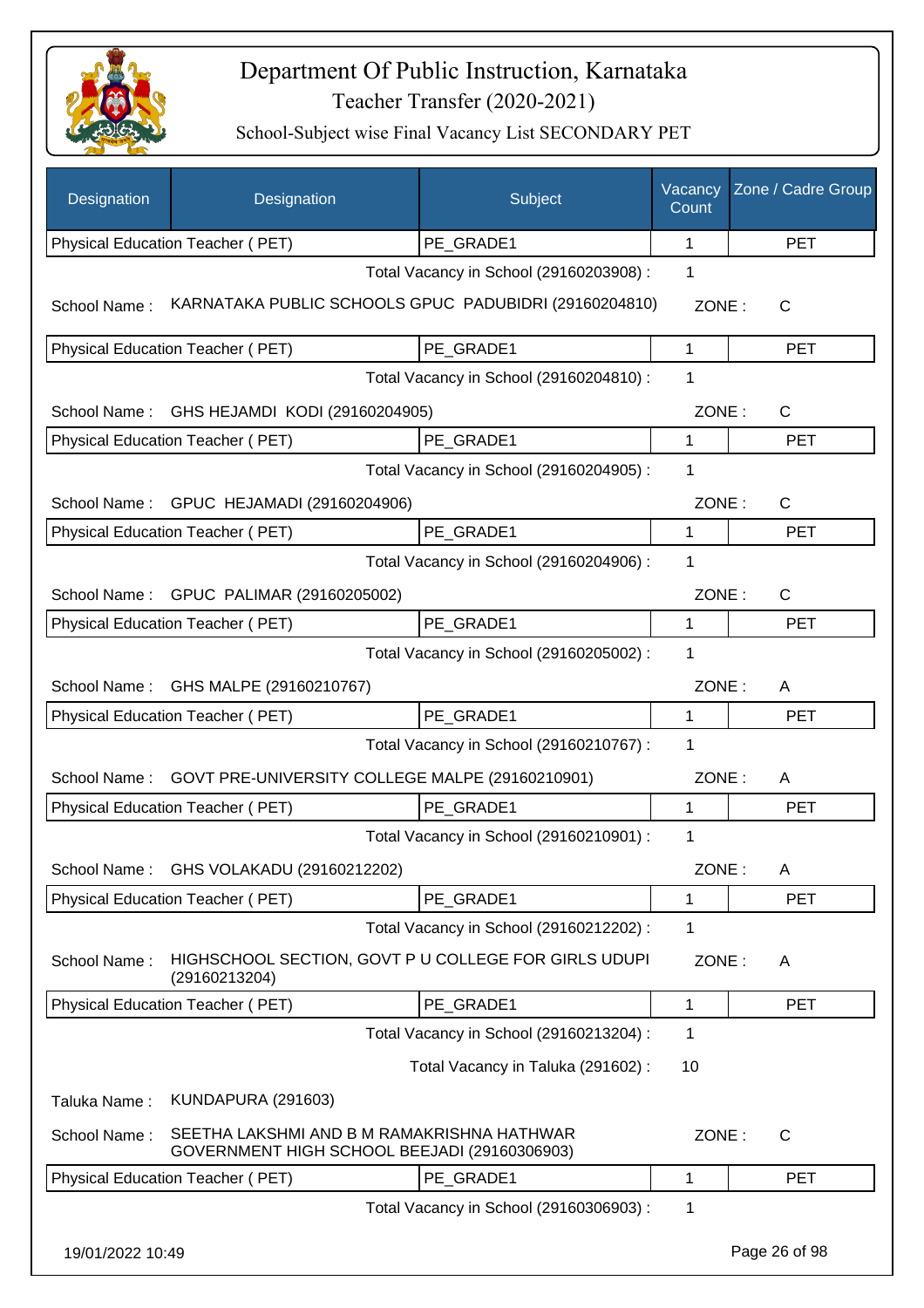# Department Of Public Instruction, Karnataka

Teacher Transfer (2020-2021)

School-Subject wise Final Vacancy List SECONDARY PET

| Designation | Designation | Subject | Vacancy Count | Zone / Cadre Group |
|---|---|---|---|---|
| Physical Education Teacher ( PET) | | PE_GRADE1 | 1 | PET |

Total Vacancy in School (29160203908) : 1

School Name : KARNATAKA PUBLIC SCHOOLS GPUC PADUBIDRI (29160204810) ZONE : C

| Physical Education Teacher ( PET) | PE_GRADE1 | 1 | PET |
|---|---|---|---|

Total Vacancy in School (29160204810) : 1

School Name : GHS HEJAMDI KODI (29160204905) ZONE : C

| Physical Education Teacher ( PET) | PE_GRADE1 | 1 | PET |
|---|---|---|---|

Total Vacancy in School (29160204905) : 1

School Name : GPUC HEJAMADI (29160204906) ZONE : C

| Physical Education Teacher ( PET) | PE_GRADE1 | 1 | PET |
|---|---|---|---|

Total Vacancy in School (29160204906) : 1

School Name : GPUC PALIMAR (29160205002) ZONE : C

| Physical Education Teacher ( PET) | PE_GRADE1 | 1 | PET |
|---|---|---|---|

Total Vacancy in School (29160205002) : 1

School Name : GHS MALPE (29160210767) ZONE : A

| Physical Education Teacher ( PET) | PE_GRADE1 | 1 | PET |
|---|---|---|---|

Total Vacancy in School (29160210767) : 1

School Name : GOVT PRE-UNIVERSITY COLLEGE MALPE (29160210901) ZONE : A

| Physical Education Teacher ( PET) | PE_GRADE1 | 1 | PET |
|---|---|---|---|

Total Vacancy in School (29160210901) : 1

School Name : GHS VOLAKADU (29160212202) ZONE : A

| Physical Education Teacher ( PET) | PE_GRADE1 | 1 | PET |
|---|---|---|---|

Total Vacancy in School (29160212202) : 1

School Name : HIGHSCHOOL SECTION, GOVT P U COLLEGE FOR GIRLS UDUPI (29160213204) ZONE : A

| Physical Education Teacher ( PET) | PE_GRADE1 | 1 | PET |
|---|---|---|---|

Total Vacancy in School (29160213204) : 1

Total Vacancy in Taluka (291602) : 10

Taluka Name : KUNDAPURA (291603)

School Name : SEETHA LAKSHMI AND B M RAMAKRISHNA HATHWAR GOVERNMENT HIGH SCHOOL BEEJADI (29160306903) ZONE : C

| Physical Education Teacher ( PET) | PE_GRADE1 | 1 | PET |
|---|---|---|---|

Total Vacancy in School (29160306903) : 1

19/01/2022 10:49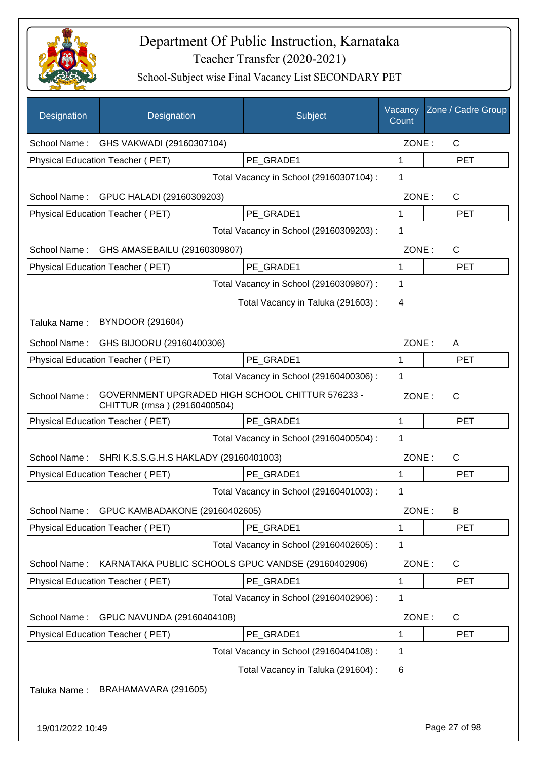# Department Of Public Instruction, Karnataka

## Teacher Transfer (2020-2021)

### School-Subject wise Final Vacancy List SECONDARY PET

| Designation | Designation | Subject | Vacancy Count | Zone / Cadre Group |
|---|---|---|---|---|
| School Name : | GHS VAKWADI (29160307104) | | ZONE : | C |
| Physical Education Teacher ( PET) | | PE_GRADE1 | 1 | PET |
| | | Total Vacancy in School (29160307104) : | 1 | |
| School Name : | GPUC HALADI (29160309203) | | ZONE : | C |
| Physical Education Teacher ( PET) | | PE_GRADE1 | 1 | PET |
| | | Total Vacancy in School (29160309203) : | 1 | |
| School Name : | GHS AMASEBAILU (29160309807) | | ZONE : | C |
| Physical Education Teacher ( PET) | | PE_GRADE1 | 1 | PET |
| | | Total Vacancy in School (29160309807) : | 1 | |
| | | Total Vacancy in Taluka (291603) : | 4 | |
| Taluka Name : | BYNDOOR (291604) | | | |
| School Name : | GHS BIJOORU (29160400306) | | ZONE : | A |
| Physical Education Teacher ( PET) | | PE_GRADE1 | 1 | PET |
| | | Total Vacancy in School (29160400306) : | 1 | |
| School Name : | GOVERNMENT UPGRADED HIGH SCHOOL CHITTUR 576233 - CHITTUR (rmsa ) (29160400504) | | ZONE : | C |
| Physical Education Teacher ( PET) | | PE_GRADE1 | 1 | PET |
| | | Total Vacancy in School (29160400504) : | 1 | |
| School Name : | SHRI K.S.S.G.H.S HAKLADY (29160401003) | | ZONE : | C |
| Physical Education Teacher ( PET) | | PE_GRADE1 | 1 | PET |
| | | Total Vacancy in School (29160401003) : | 1 | |
| School Name : | GPUC KAMBADAKONE (29160402605) | | ZONE : | B |
| Physical Education Teacher ( PET) | | PE_GRADE1 | 1 | PET |
| | | Total Vacancy in School (29160402605) : | 1 | |
| School Name : | KARNATAKA PUBLIC SCHOOLS GPUC VANDSE (29160402906) | | ZONE : | C |
| Physical Education Teacher ( PET) | | PE_GRADE1 | 1 | PET |
| | | Total Vacancy in School (29160402906) : | 1 | |
| School Name : | GPUC NAVUNDA (29160404108) | | ZONE : | C |
| Physical Education Teacher ( PET) | | PE_GRADE1 | 1 | PET |
| | | Total Vacancy in School (29160404108) : | 1 | |
| | | Total Vacancy in Taluka (291604) : | 6 | |
| Taluka Name : | BRAHAMAVARA (291605) | | | |

19/01/2022 10:49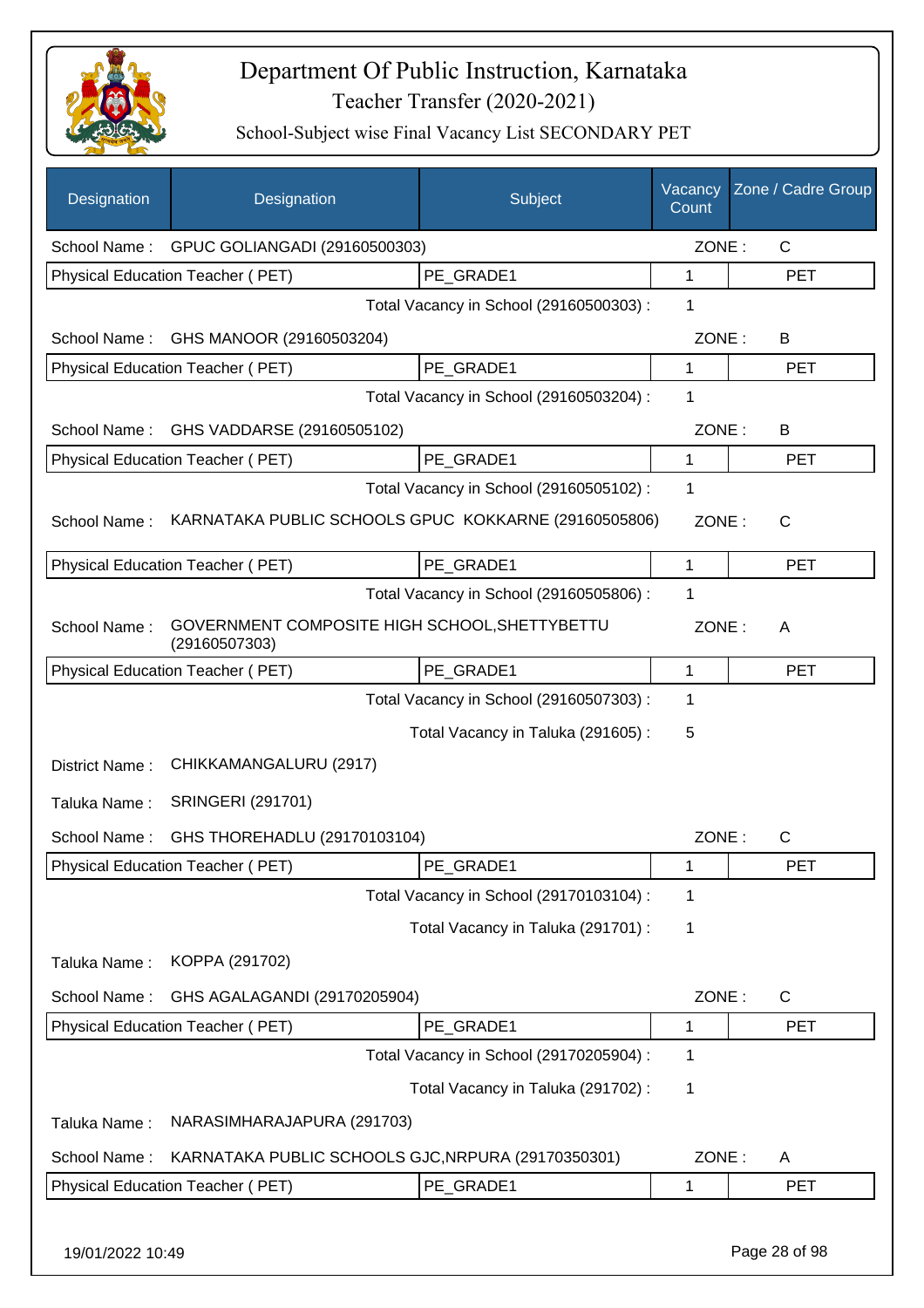# Department Of Public Instruction, Karnataka

## Teacher Transfer (2020-2021)

### School-Subject wise Final Vacancy List SECONDARY PET

| Designation | Designation | Subject | Vacancy Count | Zone / Cadre Group |
|---|---|---|---|---|
| School Name : | GPUC GOLIANGADI (29160500303) | | ZONE : | C |
| Physical Education Teacher ( PET) | | PE_GRADE1 | 1 | PET |
| | | Total Vacancy in School (29160500303) : | 1 | |
| School Name : | GHS MANOOR (29160503204) | | ZONE : | B |
| Physical Education Teacher ( PET) | | PE_GRADE1 | 1 | PET |
| | | Total Vacancy in School (29160503204) : | 1 | |
| School Name : | GHS VADDARSE (29160505102) | | ZONE : | B |
| Physical Education Teacher ( PET) | | PE_GRADE1 | 1 | PET |
| | | Total Vacancy in School (29160505102) : | 1 | |
| School Name : | KARNATAKA PUBLIC SCHOOLS GPUC KOKKARNE (29160505806) | | ZONE : | C |
| Physical Education Teacher ( PET) | | PE_GRADE1 | 1 | PET |
| | | Total Vacancy in School (29160505806) : | 1 | |
| School Name : | GOVERNMENT COMPOSITE HIGH SCHOOL,SHETTYBETTU (29160507303) | | ZONE : | A |
| Physical Education Teacher ( PET) | | PE_GRADE1 | 1 | PET |
| | | Total Vacancy in School (29160507303) : | 1 | |
| | | Total Vacancy in Taluka (291605) : | 5 | |
| District Name : | CHIKKAMANGALURU (2917) | | | |
| Taluka Name : | SRINGERI (291701) | | | |
| School Name : | GHS THOREHADLU (29170103104) | | ZONE : | C |
| Physical Education Teacher ( PET) | | PE_GRADE1 | 1 | PET |
| | | Total Vacancy in School (29170103104) : | 1 | |
| | | Total Vacancy in Taluka (291701) : | 1 | |
| Taluka Name : | KOPPA (291702) | | | |
| School Name : | GHS AGALAGANDI (29170205904) | | ZONE : | C |
| Physical Education Teacher ( PET) | | PE_GRADE1 | 1 | PET |
| | | Total Vacancy in School (29170205904) : | 1 | |
| | | Total Vacancy in Taluka (291702) : | 1 | |
| Taluka Name : | NARASIMHARAJAPURA (291703) | | | |
| School Name : | KARNATAKA PUBLIC SCHOOLS GJC,NRPURA (29170350301) | | ZONE : | A |
| Physical Education Teacher ( PET) | | PE_GRADE1 | 1 | PET |

19/01/2022 10:49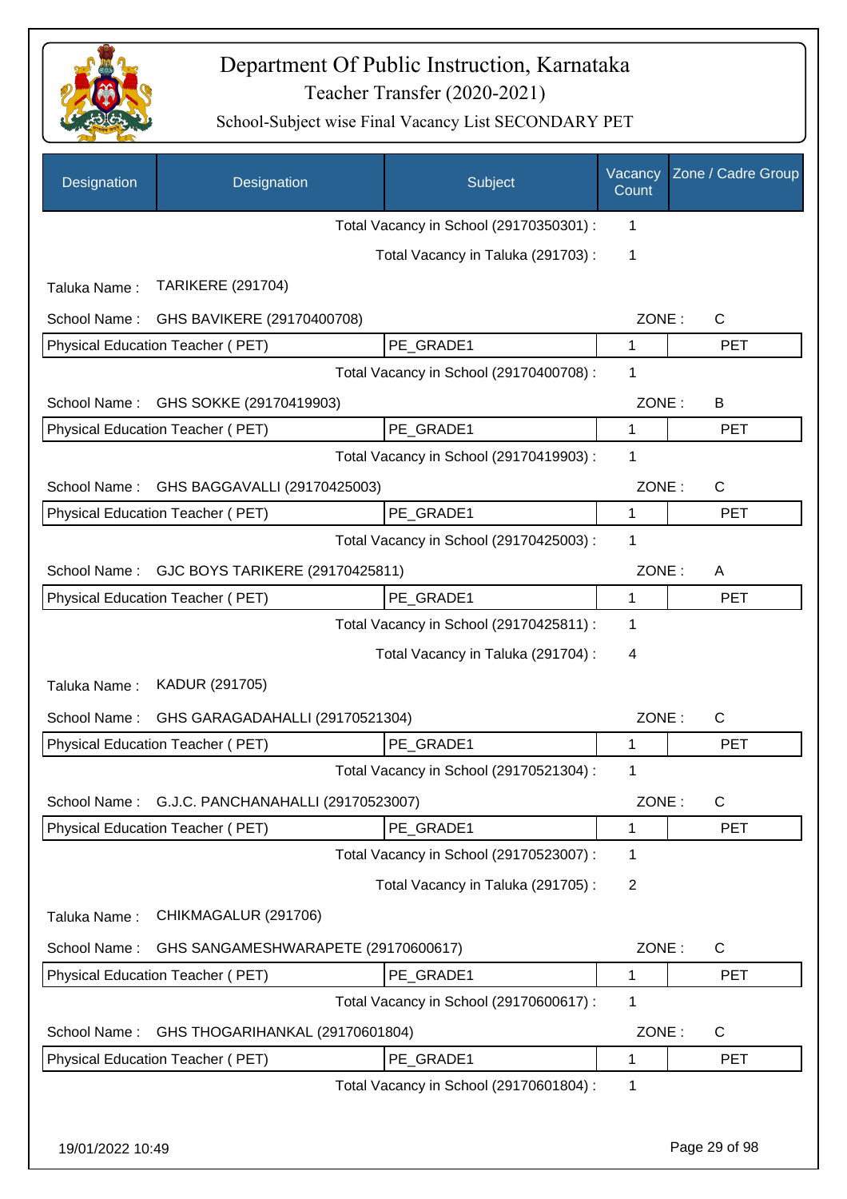# Department Of Public Instruction, Karnataka

Teacher Transfer (2020-2021)

School-Subject wise Final Vacancy List SECONDARY PET

| Designation | Designation | Subject | Vacancy Count | Zone / Cadre Group |
|---|---|---|---|---|
| | | Total Vacancy in School (29170350301) : | 1 | |
| | | Total Vacancy in Taluka (291703) : | 1 | |
| Taluka Name : | TARIKERE (291704) | | | |
| School Name : | GHS BAVIKERE (29170400708) | | ZONE : | C |
| Physical Education Teacher ( PET) | | PE_GRADE1 | 1 | PET |
| | | Total Vacancy in School (29170400708) : | 1 | |
| School Name : | GHS SOKKE (29170419903) | | ZONE : | B |
| Physical Education Teacher ( PET) | | PE_GRADE1 | 1 | PET |
| | | Total Vacancy in School (29170419903) : | 1 | |
| School Name : | GHS BAGGAVALLI (29170425003) | | ZONE : | C |
| Physical Education Teacher ( PET) | | PE_GRADE1 | 1 | PET |
| | | Total Vacancy in School (29170425003) : | 1 | |
| School Name : | GJC BOYS TARIKERE (29170425811) | | ZONE : | A |
| Physical Education Teacher ( PET) | | PE_GRADE1 | 1 | PET |
| | | Total Vacancy in School (29170425811) : | 1 | |
| | | Total Vacancy in Taluka (291704) : | 4 | |
| Taluka Name : | KADUR (291705) | | | |
| School Name : | GHS GARAGADAHALLI (29170521304) | | ZONE : | C |
| Physical Education Teacher ( PET) | | PE_GRADE1 | 1 | PET |
| | | Total Vacancy in School (29170521304) : | 1 | |
| School Name : | G.J.C. PANCHANAHALLI (29170523007) | | ZONE : | C |
| Physical Education Teacher ( PET) | | PE_GRADE1 | 1 | PET |
| | | Total Vacancy in School (29170523007) : | 1 | |
| | | Total Vacancy in Taluka (291705) : | 2 | |
| Taluka Name : | CHIKMAGALUR (291706) | | | |
| School Name : | GHS SANGAMESHWARAPETE (29170600617) | | ZONE : | C |
| Physical Education Teacher ( PET) | | PE_GRADE1 | 1 | PET |
| | | Total Vacancy in School (29170600617) : | 1 | |
| School Name : | GHS THOGARIHANKAL (29170601804) | | ZONE : | C |
| Physical Education Teacher ( PET) | | PE_GRADE1 | 1 | PET |
| | | Total Vacancy in School (29170601804) : | 1 | |

19/01/2022 10:49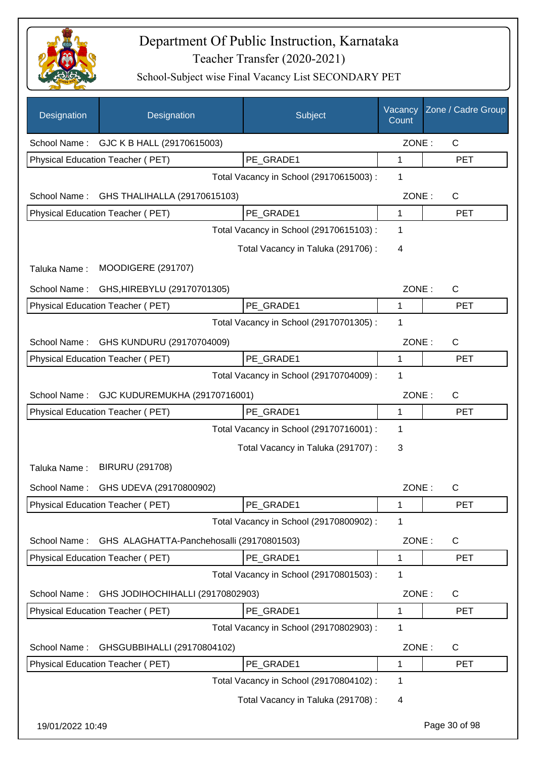# Department Of Public Instruction, Karnataka

## Teacher Transfer (2020-2021)

### School-Subject wise Final Vacancy List SECONDARY PET

| Designation | Designation | Subject | Vacancy Count | Zone / Cadre Group |
|---|---|---|---|---|
| School Name : | GJC K B HALL (29170615003) | | ZONE : | C |
| Physical Education Teacher ( PET) | | PE_GRADE1 | 1 | PET |
| | | Total Vacancy in School (29170615003) : | 1 | |
| School Name : | GHS THALIHALLA (29170615103) | | ZONE : | C |
| Physical Education Teacher ( PET) | | PE_GRADE1 | 1 | PET |
| | | Total Vacancy in School (29170615103) : | 1 | |
| | | Total Vacancy in Taluka (291706) : | 4 | |
| Taluka Name : | MOODIGERE (291707) | | | |
| School Name : | GHS,HIREBYLU (29170701305) | | ZONE : | C |
| Physical Education Teacher ( PET) | | PE_GRADE1 | 1 | PET |
| | | Total Vacancy in School (29170701305) : | 1 | |
| School Name : | GHS KUNDURU (29170704009) | | ZONE : | C |
| Physical Education Teacher ( PET) | | PE_GRADE1 | 1 | PET |
| | | Total Vacancy in School (29170704009) : | 1 | |
| School Name : | GJC KUDUREMUKHA (29170716001) | | ZONE : | C |
| Physical Education Teacher ( PET) | | PE_GRADE1 | 1 | PET |
| | | Total Vacancy in School (29170716001) : | 1 | |
| | | Total Vacancy in Taluka (291707) : | 3 | |
| Taluka Name : | BIRURU (291708) | | | |
| School Name : | GHS UDEVA (29170800902) | | ZONE : | C |
| Physical Education Teacher ( PET) | | PE_GRADE1 | 1 | PET |
| | | Total Vacancy in School (29170800902) : | 1 | |
| School Name : | GHS ALAGHATTA-Panchehosalli (29170801503) | | ZONE : | C |
| Physical Education Teacher ( PET) | | PE_GRADE1 | 1 | PET |
| | | Total Vacancy in School (29170801503) : | 1 | |
| School Name : | GHS JODIHOCHIHALLI (29170802903) | | ZONE : | C |
| Physical Education Teacher ( PET) | | PE_GRADE1 | 1 | PET |
| | | Total Vacancy in School (29170802903) : | 1 | |
| School Name : | GHSGUBBIHALLI (29170804102) | | ZONE : | C |
| Physical Education Teacher ( PET) | | PE_GRADE1 | 1 | PET |
| | | Total Vacancy in School (29170804102) : | 1 | |
| | | Total Vacancy in Taluka (291708) : | 4 | |

19/01/2022 10:49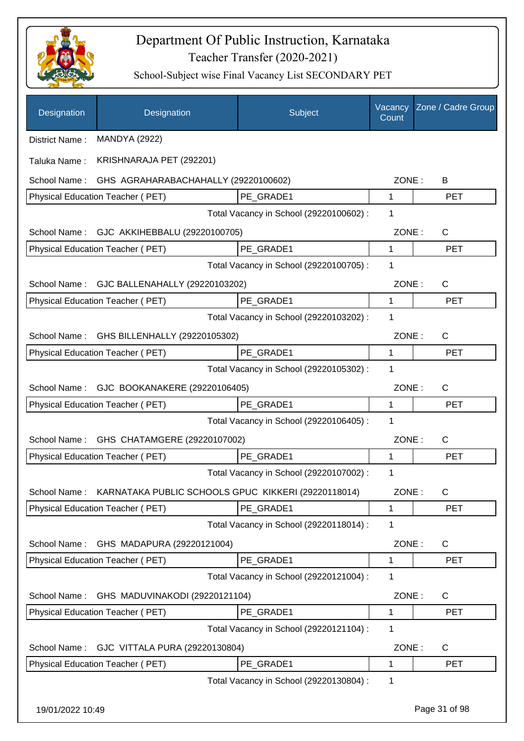# Department Of Public Instruction, Karnataka

## Teacher Transfer (2020-2021)

### School-Subject wise Final Vacancy List SECONDARY PET

| Designation | Designation | Subject | Vacancy Count | Zone / Cadre Group |
|---|---|---|---|---|

District Name : MANDYA (2922)

Taluka Name : KRISHNARAJA PET (292201)

School Name : GHS AGRAHARABACHAHALLY (29220100602) ZONE : B

| Physical Education Teacher ( PET) | PE_GRADE1 | 1 | PET |
|---|---|---|---|

Total Vacancy in School (29220100602) : 1

School Name : GJC AKKIHEBBALU (29220100705) ZONE : C

| Physical Education Teacher ( PET) | PE_GRADE1 | 1 | PET |
|---|---|---|---|

Total Vacancy in School (29220100705) : 1

School Name : GJC BALLENAHALLY (29220103202) ZONE : C

| Physical Education Teacher ( PET) | PE_GRADE1 | 1 | PET |
|---|---|---|---|

Total Vacancy in School (29220103202) : 1

School Name : GHS BILLENHALLY (29220105302) ZONE : C

| Physical Education Teacher ( PET) | PE_GRADE1 | 1 | PET |
|---|---|---|---|

Total Vacancy in School (29220105302) : 1

School Name : GJC BOOKANAKERE (29220106405) ZONE : C

| Physical Education Teacher ( PET) | PE_GRADE1 | 1 | PET |
|---|---|---|---|

Total Vacancy in School (29220106405) : 1

School Name : GHS CHATAMGERE (29220107002) ZONE : C

| Physical Education Teacher ( PET) | PE_GRADE1 | 1 | PET |
|---|---|---|---|

Total Vacancy in School (29220107002) : 1

School Name : KARNATAKA PUBLIC SCHOOLS GPUC KIKKERI (29220118014) ZONE : C

| Physical Education Teacher ( PET) | PE_GRADE1 | 1 | PET |
|---|---|---|---|

Total Vacancy in School (29220118014) : 1

School Name : GHS MADAPURA (29220121004) ZONE : C

| Physical Education Teacher ( PET) | PE_GRADE1 | 1 | PET |
|---|---|---|---|

Total Vacancy in School (29220121004) : 1

School Name : GHS MADUVINAKODI (29220121104) ZONE : C

| Physical Education Teacher ( PET) | PE_GRADE1 | 1 | PET |
|---|---|---|---|

Total Vacancy in School (29220121104) : 1

School Name : GJC VITTALA PURA (29220130804) ZONE : C

| Physical Education Teacher ( PET) | PE_GRADE1 | 1 | PET |
|---|---|---|---|

Total Vacancy in School (29220130804) : 1

19/01/2022 10:49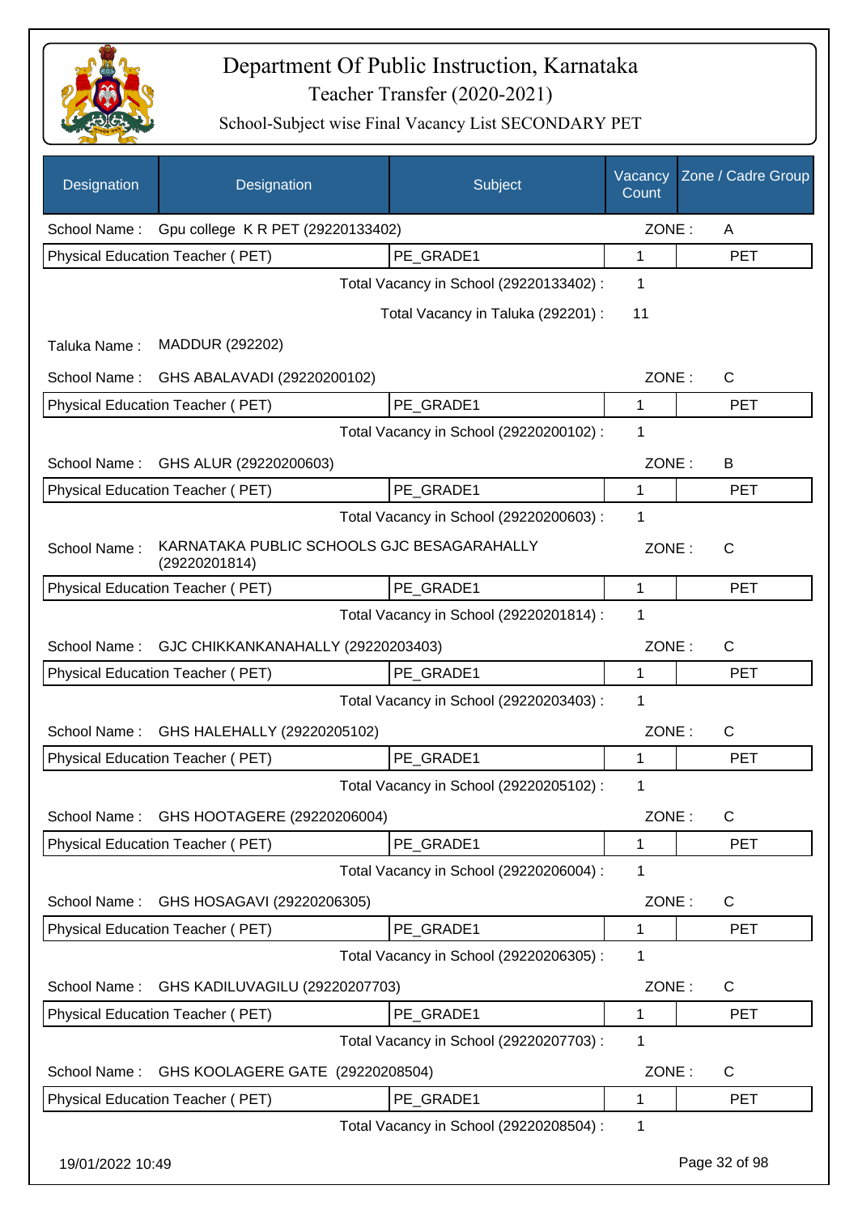# Department Of Public Instruction, Karnataka

## Teacher Transfer (2020-2021)

### School-Subject wise Final Vacancy List SECONDARY PET

| Designation | Designation | Subject | Vacancy Count | Zone / Cadre Group |
|---|---|---|---|---|
| School Name : | Gpu college K R PET (29220133402) | | ZONE : | A |
| Physical Education Teacher ( PET) | | PE_GRADE1 | 1 | PET |
| | | Total Vacancy in School (29220133402) : | 1 | |
| | | Total Vacancy in Taluka (292201) : | 11 | |
| Taluka Name : | MADDUR (292202) | | | |
| School Name : | GHS ABALAVADI (29220200102) | | ZONE : | C |
| Physical Education Teacher ( PET) | | PE_GRADE1 | 1 | PET |
| | | Total Vacancy in School (29220200102) : | 1 | |
| School Name : | GHS ALUR (29220200603) | | ZONE : | B |
| Physical Education Teacher ( PET) | | PE_GRADE1 | 1 | PET |
| | | Total Vacancy in School (29220200603) : | 1 | |
| School Name : | KARNATAKA PUBLIC SCHOOLS GJC BESAGARAHALLY (29220201814) | | ZONE : | C |
| Physical Education Teacher ( PET) | | PE_GRADE1 | 1 | PET |
| | | Total Vacancy in School (29220201814) : | 1 | |
| School Name : | GJC CHIKKANKANAHALLY (29220203403) | | ZONE : | C |
| Physical Education Teacher ( PET) | | PE_GRADE1 | 1 | PET |
| | | Total Vacancy in School (29220203403) : | 1 | |
| School Name : | GHS HALEHALLY (29220205102) | | ZONE : | C |
| Physical Education Teacher ( PET) | | PE_GRADE1 | 1 | PET |
| | | Total Vacancy in School (29220205102) : | 1 | |
| School Name : | GHS HOOTAGERE (29220206004) | | ZONE : | C |
| Physical Education Teacher ( PET) | | PE_GRADE1 | 1 | PET |
| | | Total Vacancy in School (29220206004) : | 1 | |
| School Name : | GHS HOSAGAVI (29220206305) | | ZONE : | C |
| Physical Education Teacher ( PET) | | PE_GRADE1 | 1 | PET |
| | | Total Vacancy in School (29220206305) : | 1 | |
| School Name : | GHS KADILUVAGILU (29220207703) | | ZONE : | C |
| Physical Education Teacher ( PET) | | PE_GRADE1 | 1 | PET |
| | | Total Vacancy in School (29220207703) : | 1 | |
| School Name : | GHS KOOLAGERE GATE (29220208504) | | ZONE : | C |
| Physical Education Teacher ( PET) | | PE_GRADE1 | 1 | PET |
| | | Total Vacancy in School (29220208504) : | 1 | |

19/01/2022 10:49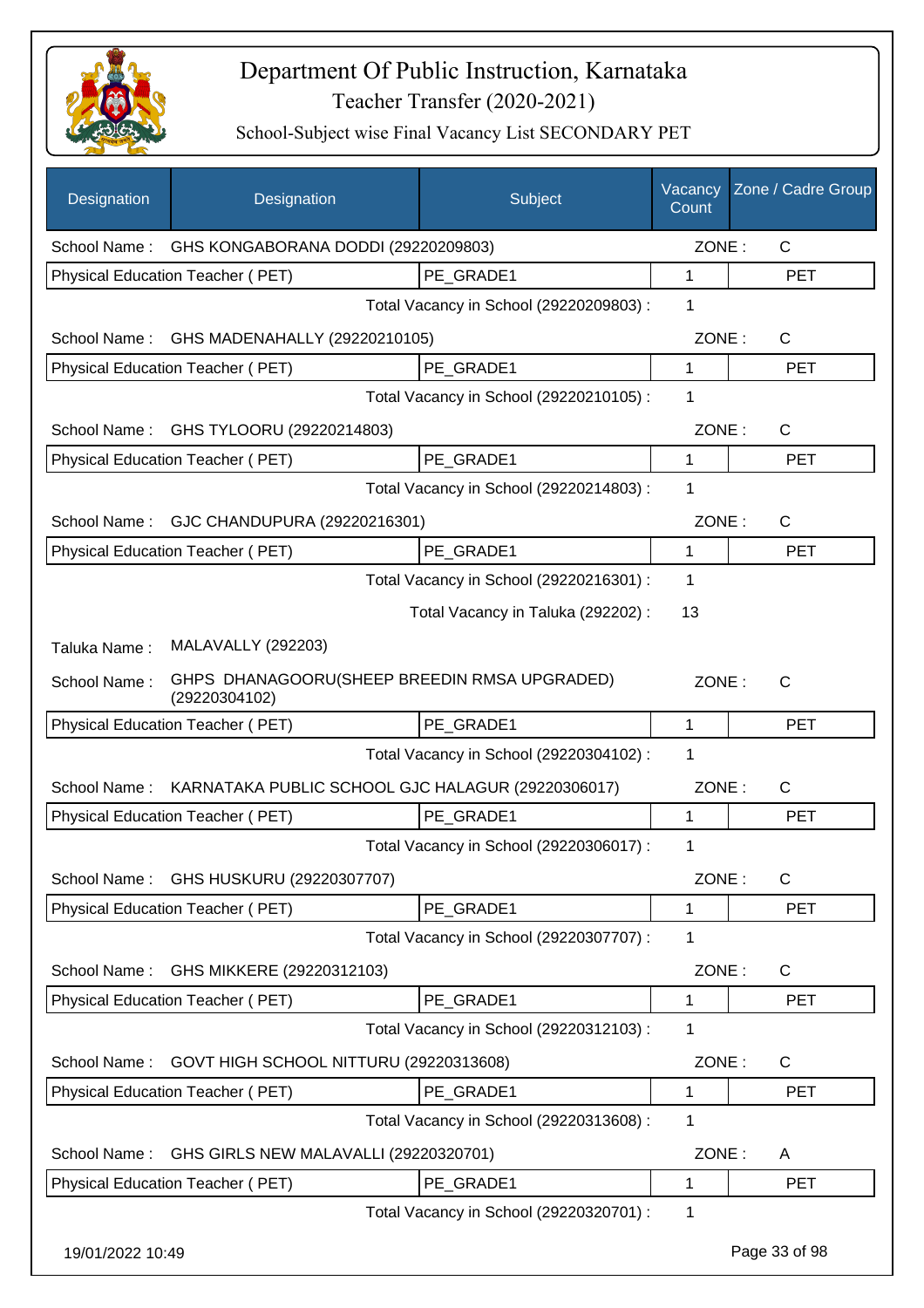# Department Of Public Instruction, Karnataka

Teacher Transfer (2020-2021)

School-Subject wise Final Vacancy List SECONDARY PET

| Designation | Designation | Subject | Vacancy Count | Zone / Cadre Group |
|---|---|---|---|---|
| School Name : | GHS KONGABORANA DODDI (29220209803) | | ZONE : | C |
| Physical Education Teacher ( PET) | | PE_GRADE1 | 1 | PET |
| | | Total Vacancy in School (29220209803) : | 1 | |
| School Name : | GHS MADENAHALLY (29220210105) | | ZONE : | C |
| Physical Education Teacher ( PET) | | PE_GRADE1 | 1 | PET |
| | | Total Vacancy in School (29220210105) : | 1 | |
| School Name : | GHS TYLOORU (29220214803) | | ZONE : | C |
| Physical Education Teacher ( PET) | | PE_GRADE1 | 1 | PET |
| | | Total Vacancy in School (29220214803) : | 1 | |
| School Name : | GJC CHANDUPURA (29220216301) | | ZONE : | C |
| Physical Education Teacher ( PET) | | PE_GRADE1 | 1 | PET |
| | | Total Vacancy in School (29220216301) : | 1 | |
| | | Total Vacancy in Taluka (292202) : | 13 | |
| Taluka Name : | MALAVALLY (292203) | | | |
| School Name : | GHPS DHANAGOORU(SHEEP BREEDIN RMSA UPGRADED) (29220304102) | | ZONE : | C |
| Physical Education Teacher ( PET) | | PE_GRADE1 | 1 | PET |
| | | Total Vacancy in School (29220304102) : | 1 | |
| School Name : | KARNATAKA PUBLIC SCHOOL GJC HALAGUR (29220306017) | | ZONE : | C |
| Physical Education Teacher ( PET) | | PE_GRADE1 | 1 | PET |
| | | Total Vacancy in School (29220306017) : | 1 | |
| School Name : | GHS HUSKURU (29220307707) | | ZONE : | C |
| Physical Education Teacher ( PET) | | PE_GRADE1 | 1 | PET |
| | | Total Vacancy in School (29220307707) : | 1 | |
| School Name : | GHS MIKKERE (29220312103) | | ZONE : | C |
| Physical Education Teacher ( PET) | | PE_GRADE1 | 1 | PET |
| | | Total Vacancy in School (29220312103) : | 1 | |
| School Name : | GOVT HIGH SCHOOL NITTURU (29220313608) | | ZONE : | C |
| Physical Education Teacher ( PET) | | PE_GRADE1 | 1 | PET |
| | | Total Vacancy in School (29220313608) : | 1 | |
| School Name : | GHS GIRLS NEW MALAVALLI (29220320701) | | ZONE : | A |
| Physical Education Teacher ( PET) | | PE_GRADE1 | 1 | PET |
| | | Total Vacancy in School (29220320701) : | 1 | |

19/01/2022 10:49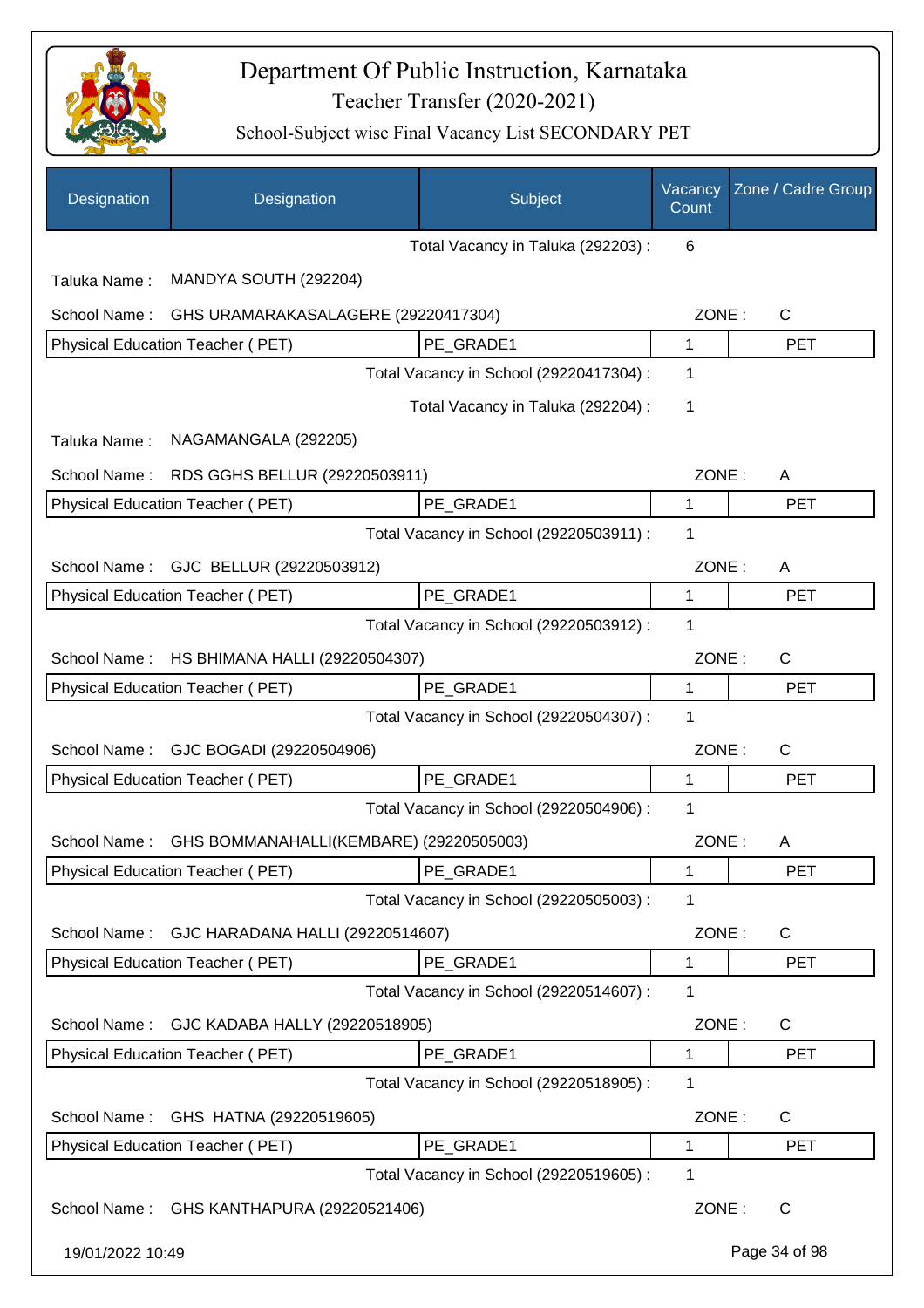# Department Of Public Instruction, Karnataka

Teacher Transfer (2020-2021)

School-Subject wise Final Vacancy List SECONDARY PET

| Designation | Designation | Subject | Vacancy Count | Zone / Cadre Group |
|---|---|---|---|---|
| | | Total Vacancy in Taluka (292203) : | 6 | |
| Taluka Name : | MANDYA SOUTH (292204) | | | |
| School Name : | GHS URAMARAKASALAGERE (29220417304) | | ZONE : | C |
| Physical Education Teacher ( PET) | | PE_GRADE1 | 1 | PET |
| | | Total Vacancy in School (29220417304) : | 1 | |
| | | Total Vacancy in Taluka (292204) : | 1 | |
| Taluka Name : | NAGAMANGALA (292205) | | | |
| School Name : | RDS GGHS BELLUR (29220503911) | | ZONE : | A |
| Physical Education Teacher ( PET) | | PE_GRADE1 | 1 | PET |
| | | Total Vacancy in School (29220503911) : | 1 | |
| School Name : | GJC BELLUR (29220503912) | | ZONE : | A |
| Physical Education Teacher ( PET) | | PE_GRADE1 | 1 | PET |
| | | Total Vacancy in School (29220503912) : | 1 | |
| School Name : | HS BHIMANA HALLI (29220504307) | | ZONE : | C |
| Physical Education Teacher ( PET) | | PE_GRADE1 | 1 | PET |
| | | Total Vacancy in School (29220504307) : | 1 | |
| School Name : | GJC BOGADI (29220504906) | | ZONE : | C |
| Physical Education Teacher ( PET) | | PE_GRADE1 | 1 | PET |
| | | Total Vacancy in School (29220504906) : | 1 | |
| School Name : | GHS BOMMANAHALLI(KEMBARE) (29220505003) | | ZONE : | A |
| Physical Education Teacher ( PET) | | PE_GRADE1 | 1 | PET |
| | | Total Vacancy in School (29220505003) : | 1 | |
| School Name : | GJC HARADANA HALLI (29220514607) | | ZONE : | C |
| Physical Education Teacher ( PET) | | PE_GRADE1 | 1 | PET |
| | | Total Vacancy in School (29220514607) : | 1 | |
| School Name : | GJC KADABA HALLY (29220518905) | | ZONE : | C |
| Physical Education Teacher ( PET) | | PE_GRADE1 | 1 | PET |
| | | Total Vacancy in School (29220518905) : | 1 | |
| School Name : | GHS HATNA (29220519605) | | ZONE : | C |
| Physical Education Teacher ( PET) | | PE_GRADE1 | 1 | PET |
| | | Total Vacancy in School (29220519605) : | 1 | |
| School Name : | GHS KANTHAPURA (29220521406) | | ZONE : | C |

19/01/2022 10:49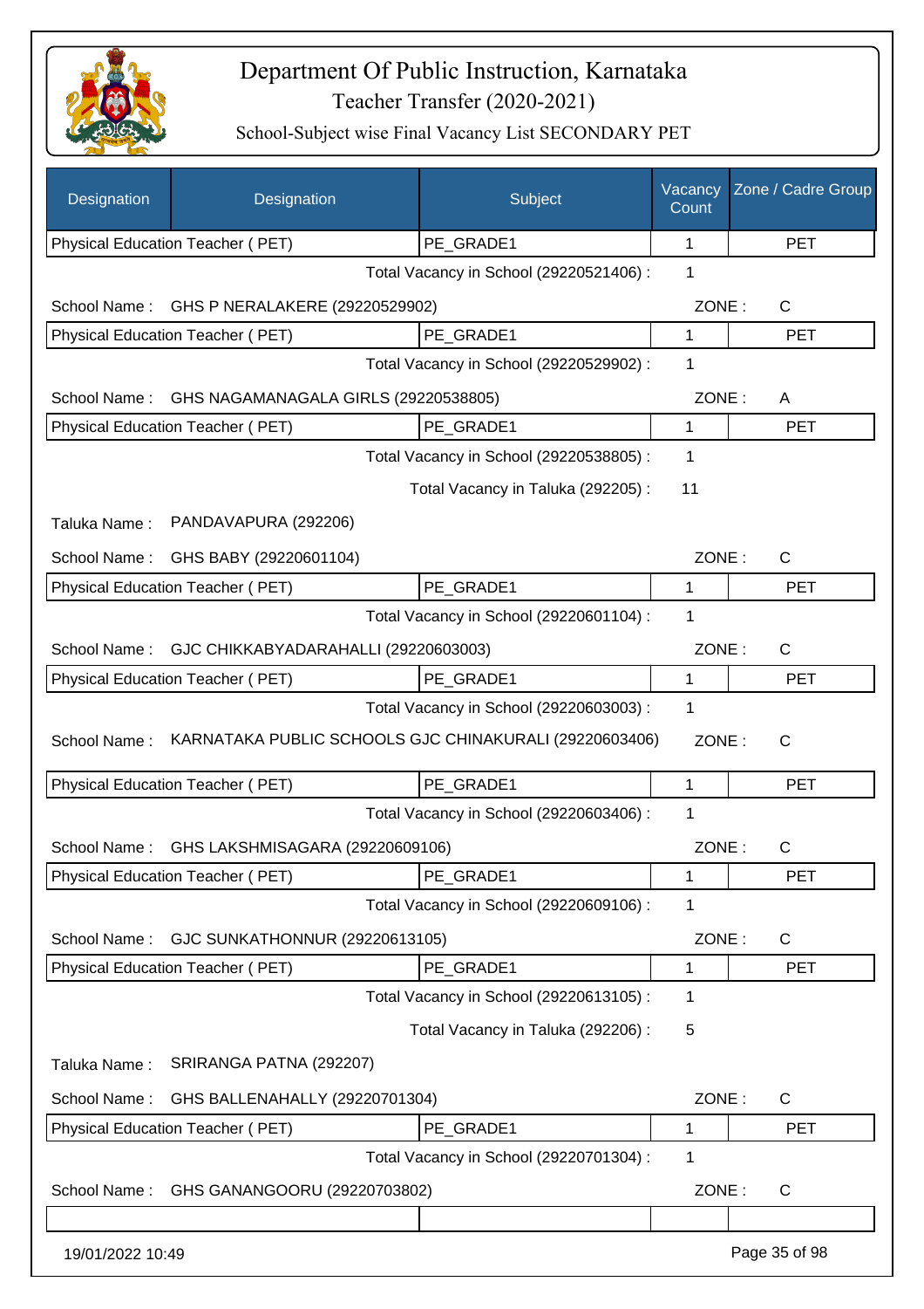# Department Of Public Instruction, Karnataka

Teacher Transfer (2020-2021)

School-Subject wise Final Vacancy List SECONDARY PET

| Designation | Designation | Subject | Vacancy Count | Zone / Cadre Group |
|---|---|---|---|---|
| Physical Education Teacher ( PET) | | PE_GRADE1 | 1 | PET |

Total Vacancy in School (29220521406) : 1

School Name : GHS P NERALAKERE (29220529902) ZONE : C

| Physical Education Teacher ( PET) | PE_GRADE1 | 1 | PET |
|---|---|---|---|

Total Vacancy in School (29220529902) : 1

School Name : GHS NAGAMANAGALA GIRLS (29220538805) ZONE : A

| Physical Education Teacher ( PET) | PE_GRADE1 | 1 | PET |
|---|---|---|---|

Total Vacancy in School (29220538805) : 1

Total Vacancy in Taluka (292205) : 11

Taluka Name : PANDAVAPURA (292206)

School Name : GHS BABY (29220601104) ZONE : C

| Physical Education Teacher ( PET) | PE_GRADE1 | 1 | PET |
|---|---|---|---|

Total Vacancy in School (29220601104) : 1

School Name : GJC CHIKKABYADARAHALLI (29220603003) ZONE : C

| Physical Education Teacher ( PET) | PE_GRADE1 | 1 | PET |
|---|---|---|---|

Total Vacancy in School (29220603003) : 1

School Name : KARNATAKA PUBLIC SCHOOLS GJC CHINAKURALI (29220603406) ZONE : C

| Physical Education Teacher ( PET) | PE_GRADE1 | 1 | PET |
|---|---|---|---|

Total Vacancy in School (29220603406) : 1

School Name : GHS LAKSHMISAGARA (29220609106) ZONE : C

| Physical Education Teacher ( PET) | PE_GRADE1 | 1 | PET |
|---|---|---|---|

Total Vacancy in School (29220609106) : 1

School Name : GJC SUNKATHONNUR (29220613105) ZONE : C

| Physical Education Teacher ( PET) | PE_GRADE1 | 1 | PET |
|---|---|---|---|

Total Vacancy in School (29220613105) : 1

Total Vacancy in Taluka (292206) : 5

Taluka Name : SRIRANGA PATNA (292207)

School Name : GHS BALLENAHALLY (29220701304) ZONE : C

| Physical Education Teacher ( PET) | PE_GRADE1 | 1 | PET |
|---|---|---|---|

Total Vacancy in School (29220701304) : 1

School Name : GHS GANANGOORU (29220703802) ZONE : C

19/01/2022 10:49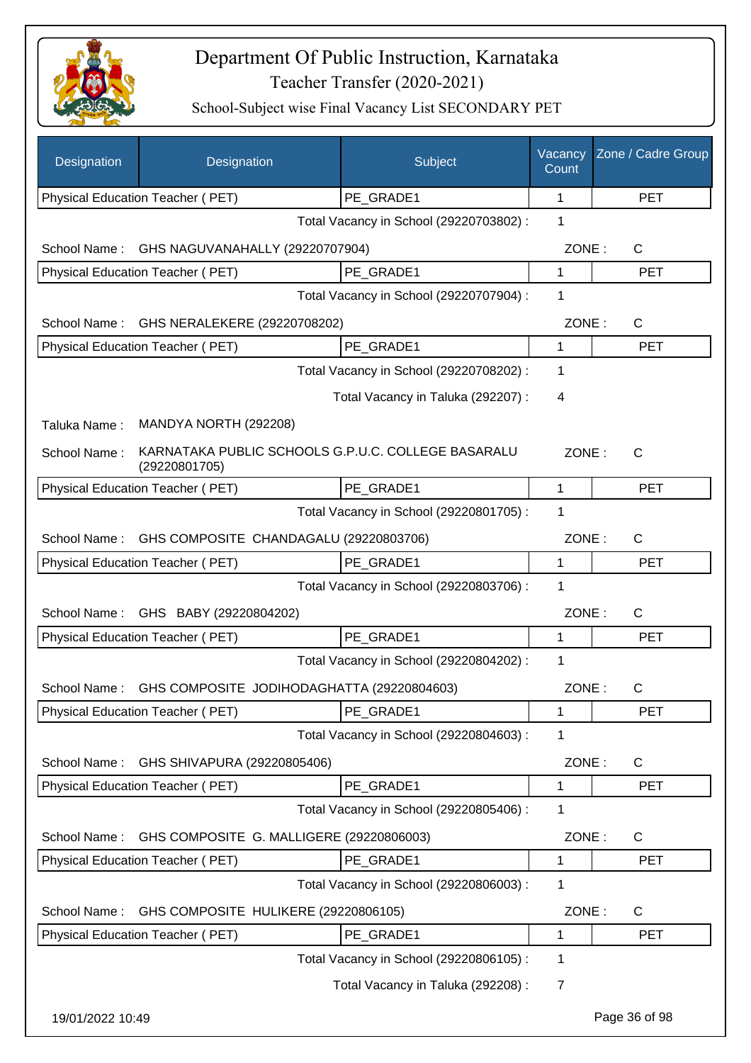# Department Of Public Instruction, Karnataka

Teacher Transfer (2020-2021)

School-Subject wise Final Vacancy List SECONDARY PET

| Designation | Designation | Subject | Vacancy Count | Zone / Cadre Group |
|---|---|---|---|---|
| Physical Education Teacher ( PET) | | PE_GRADE1 | 1 | PET |

Total Vacancy in School (29220703802) : 1

School Name : GHS NAGUVANAHALLY (29220707904) ZONE : C

| Physical Education Teacher ( PET) | PE_GRADE1 | 1 | PET |
|---|---|---|---|

Total Vacancy in School (29220707904) : 1

School Name : GHS NERALEKERE (29220708202) ZONE : C

| Physical Education Teacher ( PET) | PE_GRADE1 | 1 | PET |
|---|---|---|---|

Total Vacancy in School (29220708202) : 1

Total Vacancy in Taluka (292207) : 4

Taluka Name : MANDYA NORTH (292208)

School Name : KARNATAKA PUBLIC SCHOOLS G.P.U.C. COLLEGE BASARALU (29220801705) ZONE : C

| Physical Education Teacher ( PET) | PE_GRADE1 | 1 | PET |
|---|---|---|---|

Total Vacancy in School (29220801705) : 1

School Name : GHS COMPOSITE CHANDAGALU (29220803706) ZONE : C

| Physical Education Teacher ( PET) | PE_GRADE1 | 1 | PET |
|---|---|---|---|

Total Vacancy in School (29220803706) : 1

School Name : GHS BABY (29220804202) ZONE : C

| Physical Education Teacher ( PET) | PE_GRADE1 | 1 | PET |
|---|---|---|---|

Total Vacancy in School (29220804202) : 1

School Name : GHS COMPOSITE JODIHODAGHATTA (29220804603) ZONE : C

| Physical Education Teacher ( PET) | PE_GRADE1 | 1 | PET |
|---|---|---|---|

Total Vacancy in School (29220804603) : 1

School Name : GHS SHIVAPURA (29220805406) ZONE : C

| Physical Education Teacher ( PET) | PE_GRADE1 | 1 | PET |
|---|---|---|---|

Total Vacancy in School (29220805406) : 1

School Name : GHS COMPOSITE G. MALLIGERE (29220806003) ZONE : C

| Physical Education Teacher ( PET) | PE_GRADE1 | 1 | PET |
|---|---|---|---|

Total Vacancy in School (29220806003) : 1

School Name : GHS COMPOSITE HULIKERE (29220806105) ZONE : C

| Physical Education Teacher ( PET) | PE_GRADE1 | 1 | PET |
|---|---|---|---|

Total Vacancy in School (29220806105) : 1

Total Vacancy in Taluka (292208) : 7

19/01/2022 10:49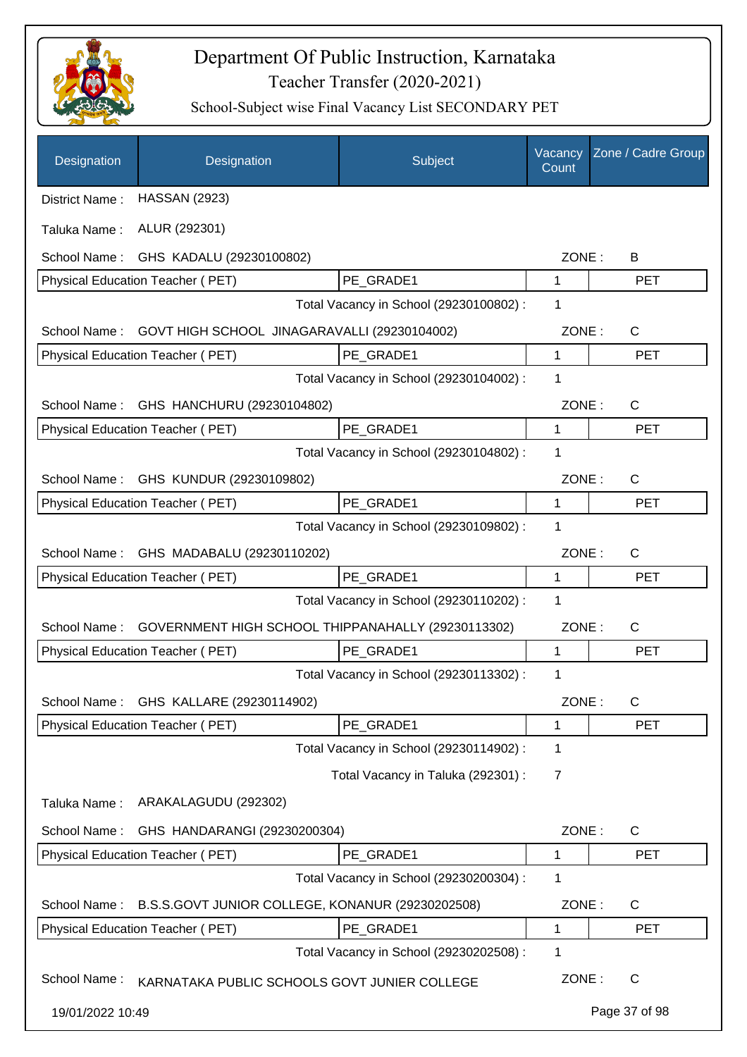# Department Of Public Instruction, Karnataka

Teacher Transfer (2020-2021)

School-Subject wise Final Vacancy List SECONDARY PET

| Designation | Designation | Subject | Vacancy Count | Zone / Cadre Group |
|---|---|---|---|---|

District Name : HASSAN (2923)

Taluka Name : ALUR (292301)

School Name : GHS KADALU (29230100802) ZONE : B

| Physical Education Teacher ( PET) | PE_GRADE1 | 1 | PET |
|---|---|---|---|

Total Vacancy in School (29230100802) : 1

School Name : GOVT HIGH SCHOOL JINAGARAVALLI (29230104002) ZONE : C

| Physical Education Teacher ( PET) | PE_GRADE1 | 1 | PET |
|---|---|---|---|

Total Vacancy in School (29230104002) : 1

School Name : GHS HANCHURU (29230104802) ZONE : C

| Physical Education Teacher ( PET) | PE_GRADE1 | 1 | PET |
|---|---|---|---|

Total Vacancy in School (29230104802) : 1

School Name : GHS KUNDUR (29230109802) ZONE : C

| Physical Education Teacher ( PET) | PE_GRADE1 | 1 | PET |
|---|---|---|---|

Total Vacancy in School (29230109802) : 1

School Name : GHS MADABALU (29230110202) ZONE : C

| Physical Education Teacher ( PET) | PE_GRADE1 | 1 | PET |
|---|---|---|---|

Total Vacancy in School (29230110202) : 1

School Name : GOVERNMENT HIGH SCHOOL THIPPANAHALLY (29230113302) ZONE : C

| Physical Education Teacher ( PET) | PE_GRADE1 | 1 | PET |
|---|---|---|---|

Total Vacancy in School (29230113302) : 1

School Name : GHS KALLARE (29230114902) ZONE : C

| Physical Education Teacher ( PET) | PE_GRADE1 | 1 | PET |
|---|---|---|---|

Total Vacancy in School (29230114902) : 1

Total Vacancy in Taluka (292301) : 7

Taluka Name : ARAKALAGUDU (292302)

School Name : GHS HANDARANGI (29230200304) ZONE : C

| Physical Education Teacher ( PET) | PE_GRADE1 | 1 | PET |
|---|---|---|---|

Total Vacancy in School (29230200304) : 1

School Name : B.S.S.GOVT JUNIOR COLLEGE, KONANUR (29230202508) ZONE : C

| Physical Education Teacher ( PET) | PE_GRADE1 | 1 | PET |
|---|---|---|---|

Total Vacancy in School (29230202508) : 1

School Name : KARNATAKA PUBLIC SCHOOLS GOVT JUNIER COLLEGE ZONE : C

19/01/2022 10:49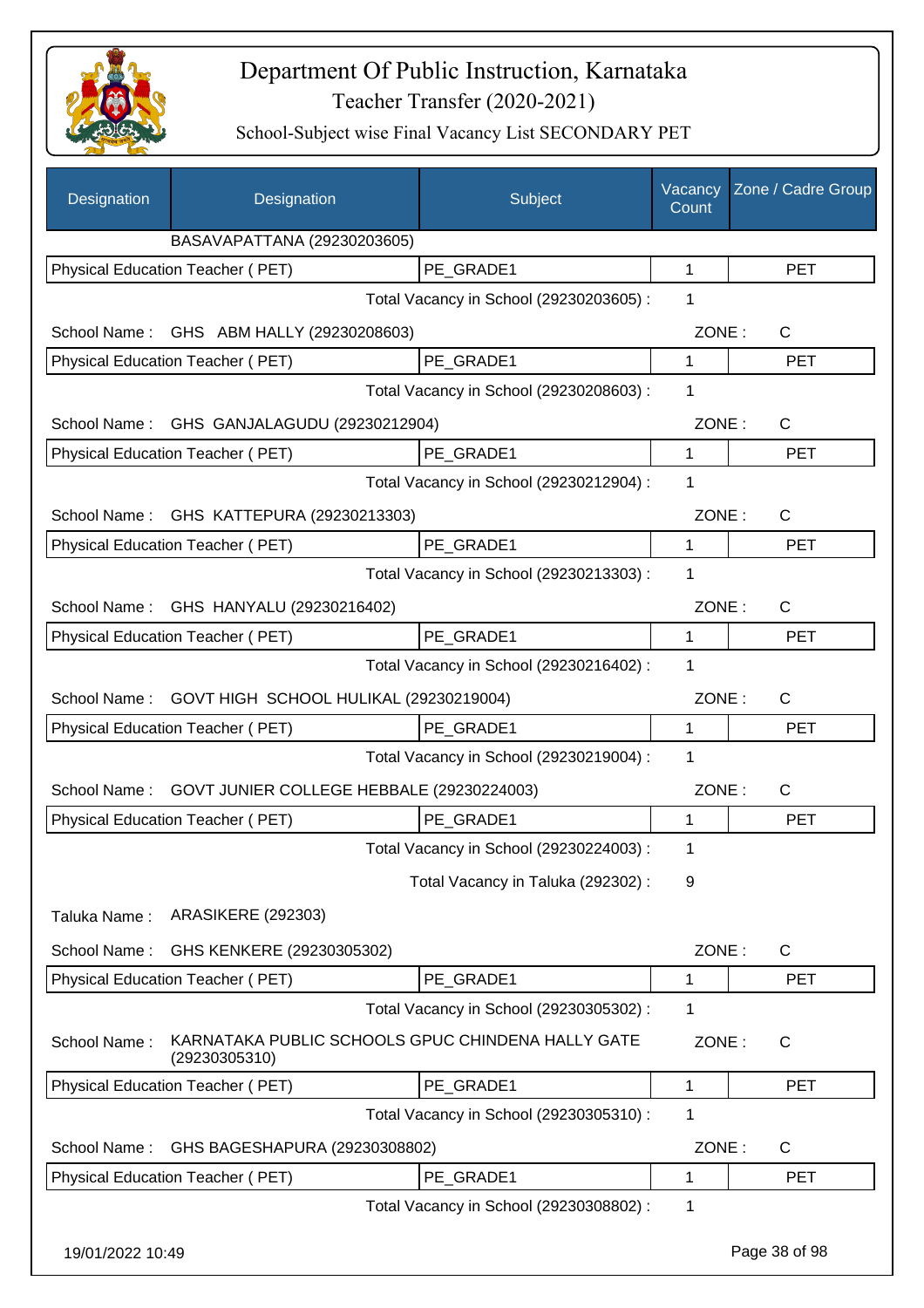# Department Of Public Instruction, Karnataka

Teacher Transfer (2020-2021)

School-Subject wise Final Vacancy List SECONDARY PET

| Designation | Designation | Subject | Vacancy Count | Zone / Cadre Group |
|---|---|---|---|---|
| | BASAVAPATTANA (29230203605) | | | |
| Physical Education Teacher ( PET) | | PE_GRADE1 | 1 | PET |
| | | Total Vacancy in School (29230203605) : | 1 | |
| School Name : | GHS ABM HALLY (29230208603) | | ZONE : | C |
| Physical Education Teacher ( PET) | | PE_GRADE1 | 1 | PET |
| | | Total Vacancy in School (29230208603) : | 1 | |
| School Name : | GHS GANJALAGUDU (29230212904) | | ZONE : | C |
| Physical Education Teacher ( PET) | | PE_GRADE1 | 1 | PET |
| | | Total Vacancy in School (29230212904) : | 1 | |
| School Name : | GHS KATTEPURA (29230213303) | | ZONE : | C |
| Physical Education Teacher ( PET) | | PE_GRADE1 | 1 | PET |
| | | Total Vacancy in School (29230213303) : | 1 | |
| School Name : | GHS HANYALU (29230216402) | | ZONE : | C |
| Physical Education Teacher ( PET) | | PE_GRADE1 | 1 | PET |
| | | Total Vacancy in School (29230216402) : | 1 | |
| School Name : | GOVT HIGH SCHOOL HULIKAL (29230219004) | | ZONE : | C |
| Physical Education Teacher ( PET) | | PE_GRADE1 | 1 | PET |
| | | Total Vacancy in School (29230219004) : | 1 | |
| School Name : | GOVT JUNIER COLLEGE HEBBALE (29230224003) | | ZONE : | C |
| Physical Education Teacher ( PET) | | PE_GRADE1 | 1 | PET |
| | | Total Vacancy in School (29230224003) : | 1 | |
| | | Total Vacancy in Taluka (292302) : | 9 | |
| Taluka Name : | ARASIKERE (292303) | | | |
| School Name : | GHS KENKERE (29230305302) | | ZONE : | C |
| Physical Education Teacher ( PET) | | PE_GRADE1 | 1 | PET |
| | | Total Vacancy in School (29230305302) : | 1 | |
| School Name : | KARNATAKA PUBLIC SCHOOLS GPUC CHINDENA HALLY GATE (29230305310) | | ZONE : | C |
| Physical Education Teacher ( PET) | | PE_GRADE1 | 1 | PET |
| | | Total Vacancy in School (29230305310) : | 1 | |
| School Name : | GHS BAGESHAPURA (29230308802) | | ZONE : | C |
| Physical Education Teacher ( PET) | | PE_GRADE1 | 1 | PET |
| | | Total Vacancy in School (29230308802) : | 1 | |

19/01/2022 10:49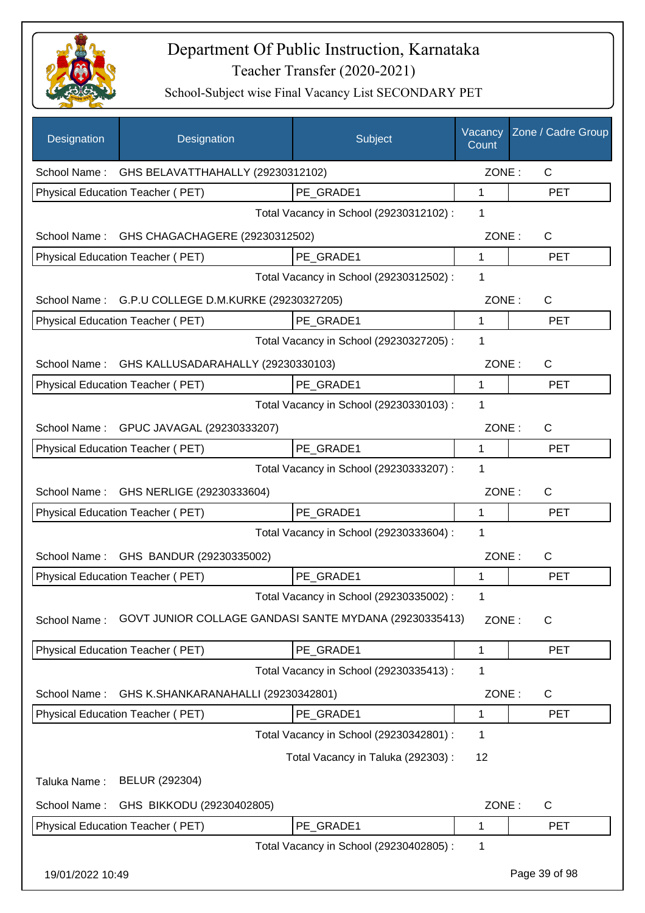# Department Of Public Instruction, Karnataka

Teacher Transfer (2020-2021)

School-Subject wise Final Vacancy List SECONDARY PET

| Designation | Designation | Subject | Vacancy Count | Zone / Cadre Group |
|---|---|---|---|---|
| School Name : | GHS BELAVATTHAHALLY (29230312102) | | ZONE : | C |
| Physical Education Teacher ( PET) | | PE_GRADE1 | 1 | PET |
| | | Total Vacancy in School (29230312102) : | 1 | |
| School Name : | GHS CHAGACHAGERE (29230312502) | | ZONE : | C |
| Physical Education Teacher ( PET) | | PE_GRADE1 | 1 | PET |
| | | Total Vacancy in School (29230312502) : | 1 | |
| School Name : | G.P.U COLLEGE D.M.KURKE (29230327205) | | ZONE : | C |
| Physical Education Teacher ( PET) | | PE_GRADE1 | 1 | PET |
| | | Total Vacancy in School (29230327205) : | 1 | |
| School Name : | GHS KALLUSADARAHALLY (29230330103) | | ZONE : | C |
| Physical Education Teacher ( PET) | | PE_GRADE1 | 1 | PET |
| | | Total Vacancy in School (29230330103) : | 1 | |
| School Name : | GPUC JAVAGAL (29230333207) | | ZONE : | C |
| Physical Education Teacher ( PET) | | PE_GRADE1 | 1 | PET |
| | | Total Vacancy in School (29230333207) : | 1 | |
| School Name : | GHS NERLIGE (29230333604) | | ZONE : | C |
| Physical Education Teacher ( PET) | | PE_GRADE1 | 1 | PET |
| | | Total Vacancy in School (29230333604) : | 1 | |
| School Name : | GHS BANDUR (29230335002) | | ZONE : | C |
| Physical Education Teacher ( PET) | | PE_GRADE1 | 1 | PET |
| | | Total Vacancy in School (29230335002) : | 1 | |
| School Name : | GOVT JUNIOR COLLAGE GANDASI SANTE MYDANA (29230335413) | | ZONE : | C |
| Physical Education Teacher ( PET) | | PE_GRADE1 | 1 | PET |
| | | Total Vacancy in School (29230335413) : | 1 | |
| School Name : | GHS K.SHANKARANAHALLI (29230342801) | | ZONE : | C |
| Physical Education Teacher ( PET) | | PE_GRADE1 | 1 | PET |
| | | Total Vacancy in School (29230342801) : | 1 | |
| | | Total Vacancy in Taluka (292303) : | 12 | |
| Taluka Name : | BELUR (292304) | | | |
| School Name : | GHS BIKKODU (29230402805) | | ZONE : | C |
| Physical Education Teacher ( PET) | | PE_GRADE1 | 1 | PET |
| | | Total Vacancy in School (29230402805) : | 1 | |

19/01/2022 10:49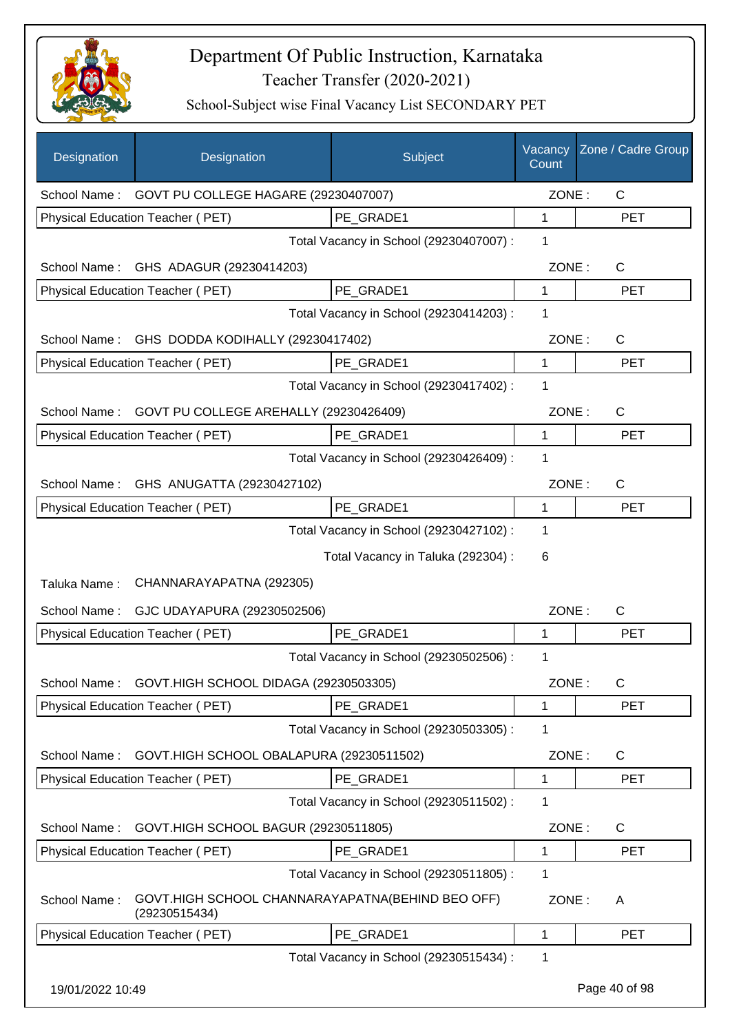# Department Of Public Instruction, Karnataka

## Teacher Transfer (2020-2021)

### School-Subject wise Final Vacancy List SECONDARY PET

| Designation | Designation | Subject | Vacancy Count | Zone / Cadre Group |
|---|---|---|---|---|
| School Name : | GOVT PU COLLEGE HAGARE (29230407007) | | ZONE : | C |
| Physical Education Teacher ( PET) | | PE_GRADE1 | 1 | PET |
| | | Total Vacancy in School (29230407007) : | 1 | |
| School Name : | GHS ADAGUR (29230414203) | | ZONE : | C |
| Physical Education Teacher ( PET) | | PE_GRADE1 | 1 | PET |
| | | Total Vacancy in School (29230414203) : | 1 | |
| School Name : | GHS DODDA KODIHALLY (29230417402) | | ZONE : | C |
| Physical Education Teacher ( PET) | | PE_GRADE1 | 1 | PET |
| | | Total Vacancy in School (29230417402) : | 1 | |
| School Name : | GOVT PU COLLEGE AREHALLY (29230426409) | | ZONE : | C |
| Physical Education Teacher ( PET) | | PE_GRADE1 | 1 | PET |
| | | Total Vacancy in School (29230426409) : | 1 | |
| School Name : | GHS ANUGATTA (29230427102) | | ZONE : | C |
| Physical Education Teacher ( PET) | | PE_GRADE1 | 1 | PET |
| | | Total Vacancy in School (29230427102) : | 1 | |
| | | Total Vacancy in Taluka (292304) : | 6 | |
| Taluka Name : | CHANNARAYAPATNA (292305) | | | |
| School Name : | GJC UDAYAPURA (29230502506) | | ZONE : | C |
| Physical Education Teacher ( PET) | | PE_GRADE1 | 1 | PET |
| | | Total Vacancy in School (29230502506) : | 1 | |
| School Name : | GOVT.HIGH SCHOOL DIDAGA (29230503305) | | ZONE : | C |
| Physical Education Teacher ( PET) | | PE_GRADE1 | 1 | PET |
| | | Total Vacancy in School (29230503305) : | 1 | |
| School Name : | GOVT.HIGH SCHOOL OBALAPURA (29230511502) | | ZONE : | C |
| Physical Education Teacher ( PET) | | PE_GRADE1 | 1 | PET |
| | | Total Vacancy in School (29230511502) : | 1 | |
| School Name : | GOVT.HIGH SCHOOL BAGUR (29230511805) | | ZONE : | C |
| Physical Education Teacher ( PET) | | PE_GRADE1 | 1 | PET |
| | | Total Vacancy in School (29230511805) : | 1 | |
| School Name : | GOVT.HIGH SCHOOL CHANNARAYAPATNA(BEHIND BEO OFF) (29230515434) | | ZONE : | A |
| Physical Education Teacher ( PET) | | PE_GRADE1 | 1 | PET |
| | | Total Vacancy in School (29230515434) : | 1 | |

19/01/2022 10:49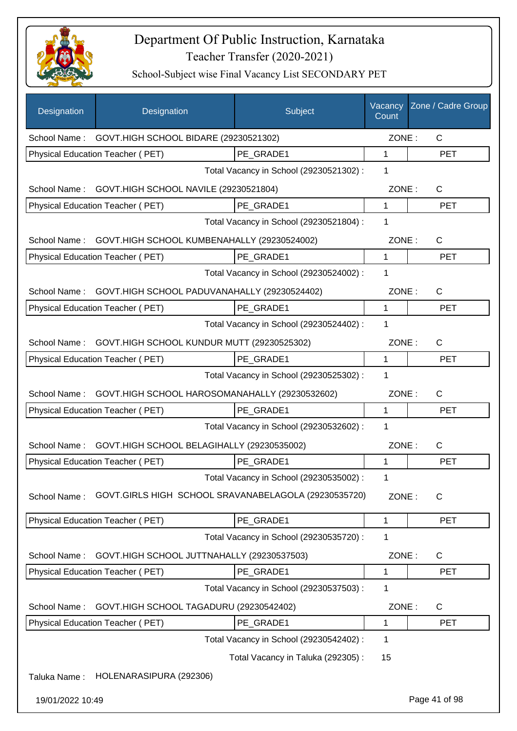# Department Of Public Instruction, Karnataka

Teacher Transfer (2020-2021)

School-Subject wise Final Vacancy List SECONDARY PET

| Designation | Designation | Subject | Vacancy Count | Zone / Cadre Group |
|---|---|---|---|---|
| School Name : | GOVT.HIGH SCHOOL BIDARE (29230521302) | | ZONE : | C |
| Physical Education Teacher ( PET) | | PE_GRADE1 | 1 | PET |
| | | Total Vacancy in School (29230521302) : | 1 | |
| School Name : | GOVT.HIGH SCHOOL NAVILE (29230521804) | | ZONE : | C |
| Physical Education Teacher ( PET) | | PE_GRADE1 | 1 | PET |
| | | Total Vacancy in School (29230521804) : | 1 | |
| School Name : | GOVT.HIGH SCHOOL KUMBENAHALLY (29230524002) | | ZONE : | C |
| Physical Education Teacher ( PET) | | PE_GRADE1 | 1 | PET |
| | | Total Vacancy in School (29230524002) : | 1 | |
| School Name : | GOVT.HIGH SCHOOL PADUVANAHALLY (29230524402) | | ZONE : | C |
| Physical Education Teacher ( PET) | | PE_GRADE1 | 1 | PET |
| | | Total Vacancy in School (29230524402) : | 1 | |
| School Name : | GOVT.HIGH SCHOOL KUNDUR MUTT (29230525302) | | ZONE : | C |
| Physical Education Teacher ( PET) | | PE_GRADE1 | 1 | PET |
| | | Total Vacancy in School (29230525302) : | 1 | |
| School Name : | GOVT.HIGH SCHOOL HAROSOMANAHALLY (29230532602) | | ZONE : | C |
| Physical Education Teacher ( PET) | | PE_GRADE1 | 1 | PET |
| | | Total Vacancy in School (29230532602) : | 1 | |
| School Name : | GOVT.HIGH SCHOOL BELAGIHALLY (29230535002) | | ZONE : | C |
| Physical Education Teacher ( PET) | | PE_GRADE1 | 1 | PET |
| | | Total Vacancy in School (29230535002) : | 1 | |
| School Name : | GOVT.GIRLS HIGH SCHOOL SRAVANABELAGOLA (29230535720) | | ZONE : | C |
| Physical Education Teacher ( PET) | | PE_GRADE1 | 1 | PET |
| | | Total Vacancy in School (29230535720) : | 1 | |
| School Name : | GOVT.HIGH SCHOOL JUTTNAHALLY (29230537503) | | ZONE : | C |
| Physical Education Teacher ( PET) | | PE_GRADE1 | 1 | PET |
| | | Total Vacancy in School (29230537503) : | 1 | |
| School Name : | GOVT.HIGH SCHOOL TAGADURU (29230542402) | | ZONE : | C |
| Physical Education Teacher ( PET) | | PE_GRADE1 | 1 | PET |
| | | Total Vacancy in School (29230542402) : | 1 | |
| | | Total Vacancy in Taluka (292305) : | 15 | |

Taluka Name : HOLENARASIPURA (292306)

19/01/2022 10:49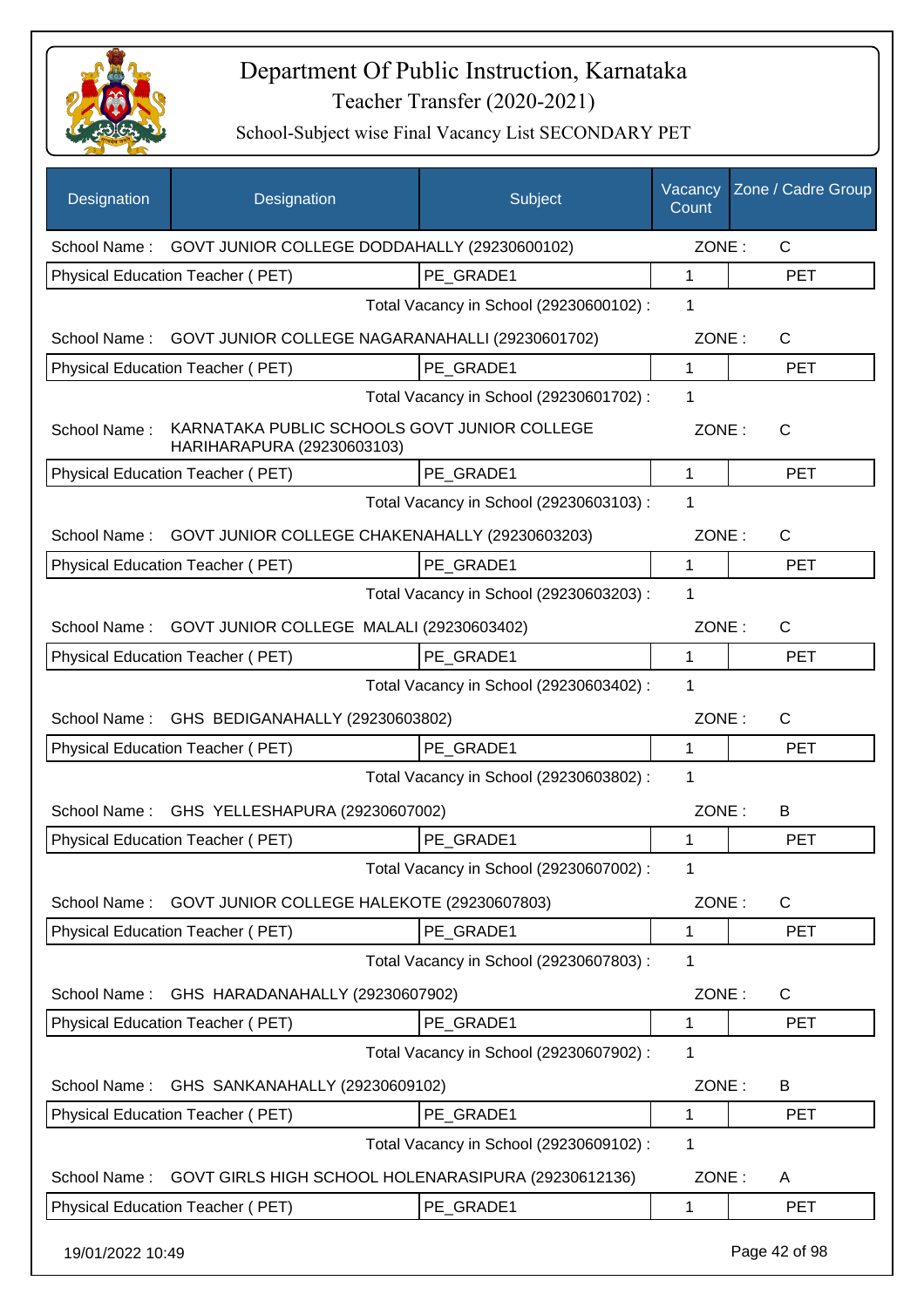# Department Of Public Instruction, Karnataka

Teacher Transfer (2020-2021)

School-Subject wise Final Vacancy List SECONDARY PET

| Designation | Designation | Subject | Vacancy Count | Zone / Cadre Group |
|---|---|---|---|---|
| School Name : | GOVT JUNIOR COLLEGE DODDAHALLY (29230600102) | | ZONE : | C |
| Physical Education Teacher ( PET) | | PE_GRADE1 | 1 | PET |
| | | Total Vacancy in School (29230600102) : | 1 | |
| School Name : | GOVT JUNIOR COLLEGE NAGARANAHALLI (29230601702) | | ZONE : | C |
| Physical Education Teacher ( PET) | | PE_GRADE1 | 1 | PET |
| | | Total Vacancy in School (29230601702) : | 1 | |
| School Name : | KARNATAKA PUBLIC SCHOOLS GOVT JUNIOR COLLEGE HARIHARAPURA (29230603103) | | ZONE : | C |
| Physical Education Teacher ( PET) | | PE_GRADE1 | 1 | PET |
| | | Total Vacancy in School (29230603103) : | 1 | |
| School Name : | GOVT JUNIOR COLLEGE CHAKENAHALLY (29230603203) | | ZONE : | C |
| Physical Education Teacher ( PET) | | PE_GRADE1 | 1 | PET |
| | | Total Vacancy in School (29230603203) : | 1 | |
| School Name : | GOVT JUNIOR COLLEGE MALALI (29230603402) | | ZONE : | C |
| Physical Education Teacher ( PET) | | PE_GRADE1 | 1 | PET |
| | | Total Vacancy in School (29230603402) : | 1 | |
| School Name : | GHS BEDIGANAHALLY (29230603802) | | ZONE : | C |
| Physical Education Teacher ( PET) | | PE_GRADE1 | 1 | PET |
| | | Total Vacancy in School (29230603802) : | 1 | |
| School Name : | GHS YELLESHAPURA (29230607002) | | ZONE : | B |
| Physical Education Teacher ( PET) | | PE_GRADE1 | 1 | PET |
| | | Total Vacancy in School (29230607002) : | 1 | |
| School Name : | GOVT JUNIOR COLLEGE HALEKOTE (29230607803) | | ZONE : | C |
| Physical Education Teacher ( PET) | | PE_GRADE1 | 1 | PET |
| | | Total Vacancy in School (29230607803) : | 1 | |
| School Name : | GHS HARADANAHALLY (29230607902) | | ZONE : | C |
| Physical Education Teacher ( PET) | | PE_GRADE1 | 1 | PET |
| | | Total Vacancy in School (29230607902) : | 1 | |
| School Name : | GHS SANKANAHALLY (29230609102) | | ZONE : | B |
| Physical Education Teacher ( PET) | | PE_GRADE1 | 1 | PET |
| | | Total Vacancy in School (29230609102) : | 1 | |
| School Name : | GOVT GIRLS HIGH SCHOOL HOLENARASIPURA (29230612136) | | ZONE : | A |
| Physical Education Teacher ( PET) | | PE_GRADE1 | 1 | PET |

19/01/2022 10:49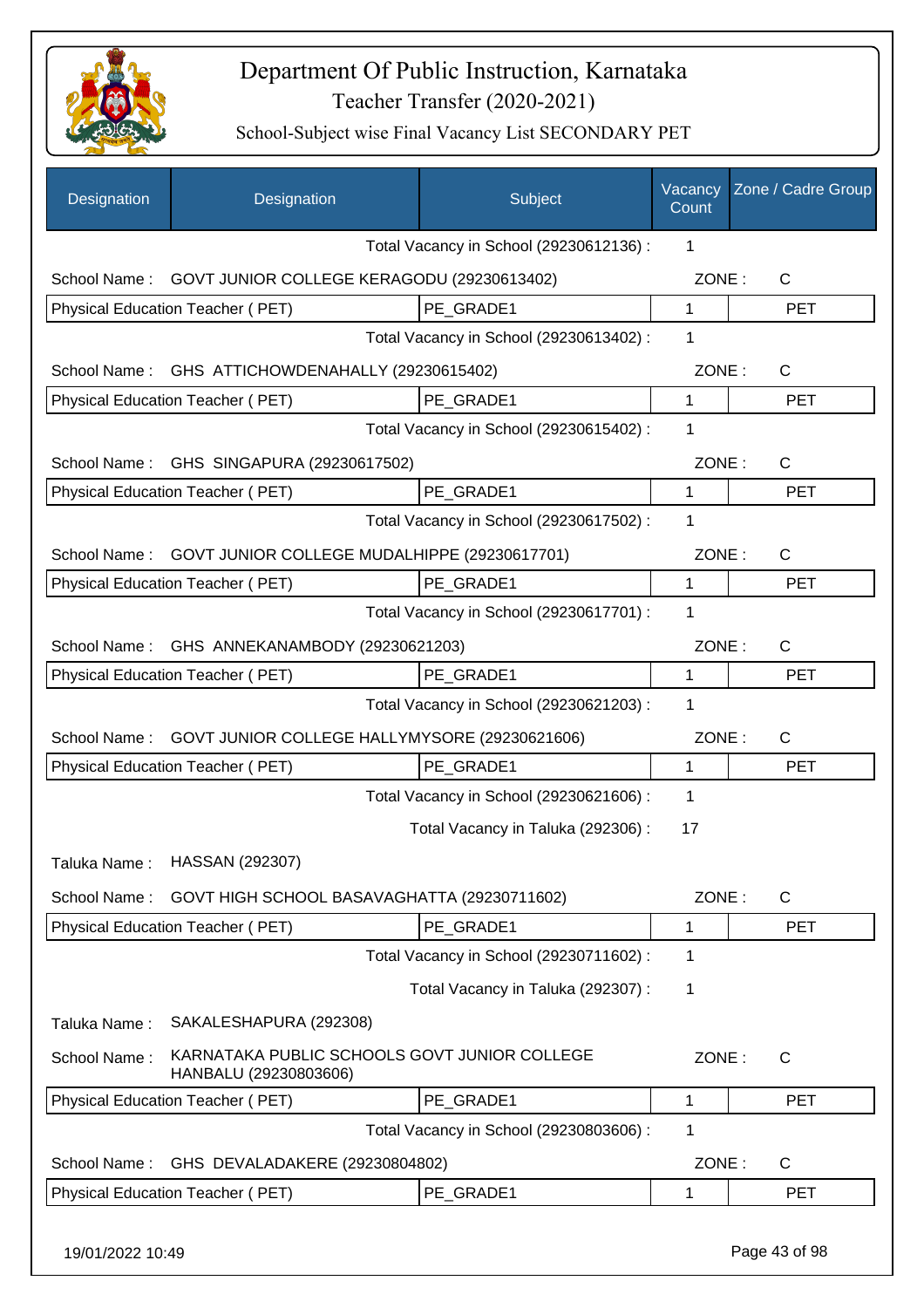# Department Of Public Instruction, Karnataka
## Teacher Transfer (2020-2021)
### School-Subject wise Final Vacancy List SECONDARY PET

| Designation | Designation | Subject | Vacancy Count | Zone / Cadre Group |
|---|---|---|---|---|
| | | Total Vacancy in School (29230612136) : | 1 | |
| School Name : | GOVT JUNIOR COLLEGE KERAGODU (29230613402) | | ZONE : | C |
| Physical Education Teacher ( PET) | | PE_GRADE1 | 1 | PET |
| | | Total Vacancy in School (29230613402) : | 1 | |
| School Name : | GHS ATTICHOWDENAHALLY (29230615402) | | ZONE : | C |
| Physical Education Teacher ( PET) | | PE_GRADE1 | 1 | PET |
| | | Total Vacancy in School (29230615402) : | 1 | |
| School Name : | GHS SINGAPURA (29230617502) | | ZONE : | C |
| Physical Education Teacher ( PET) | | PE_GRADE1 | 1 | PET |
| | | Total Vacancy in School (29230617502) : | 1 | |
| School Name : | GOVT JUNIOR COLLEGE MUDALHIPPE (29230617701) | | ZONE : | C |
| Physical Education Teacher ( PET) | | PE_GRADE1 | 1 | PET |
| | | Total Vacancy in School (29230617701) : | 1 | |
| School Name : | GHS ANNEKANAMBODY (29230621203) | | ZONE : | C |
| Physical Education Teacher ( PET) | | PE_GRADE1 | 1 | PET |
| | | Total Vacancy in School (29230621203) : | 1 | |
| School Name : | GOVT JUNIOR COLLEGE HALLYMYSORE (29230621606) | | ZONE : | C |
| Physical Education Teacher ( PET) | | PE_GRADE1 | 1 | PET |
| | | Total Vacancy in School (29230621606) : | 1 | |
| | | Total Vacancy in Taluka (292306) : | 17 | |
| Taluka Name : | HASSAN (292307) | | | |
| School Name : | GOVT HIGH SCHOOL BASAVAGHATTA (29230711602) | | ZONE : | C |
| Physical Education Teacher ( PET) | | PE_GRADE1 | 1 | PET |
| | | Total Vacancy in School (29230711602) : | 1 | |
| | | Total Vacancy in Taluka (292307) : | 1 | |
| Taluka Name : | SAKALESHAPURA (292308) | | | |
| School Name : | KARNATAKA PUBLIC SCHOOLS GOVT JUNIOR COLLEGE HANBALU (29230803606) | | ZONE : | C |
| Physical Education Teacher ( PET) | | PE_GRADE1 | 1 | PET |
| | | Total Vacancy in School (29230803606) : | 1 | |
| School Name : | GHS DEVALADAKERE (29230804802) | | ZONE : | C |
| Physical Education Teacher ( PET) | | PE_GRADE1 | 1 | PET |

19/01/2022 10:49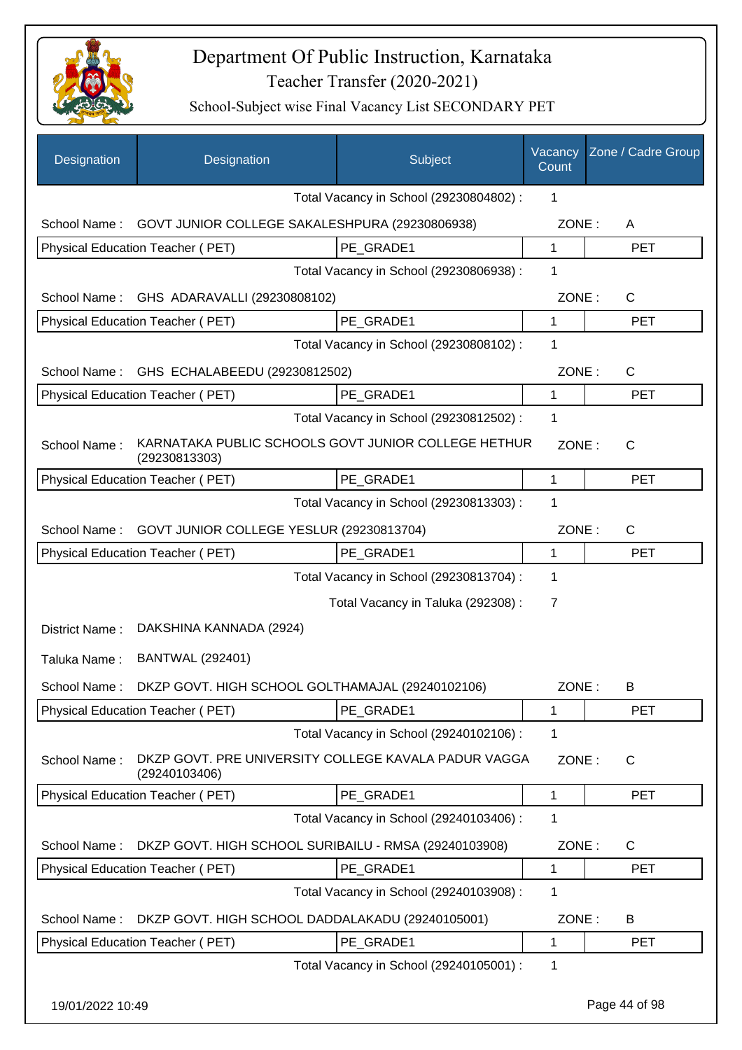# Department Of Public Instruction, Karnataka

Teacher Transfer (2020-2021)

School-Subject wise Final Vacancy List SECONDARY PET

| Designation | Designation | Subject | Vacancy Count | Zone / Cadre Group |
|---|---|---|---|---|
| | | Total Vacancy in School (29230804802) : | 1 | |
| School Name : | GOVT JUNIOR COLLEGE SAKALESHPURA (29230806938) | | ZONE : | A |
| Physical Education Teacher ( PET) | | PE_GRADE1 | 1 | PET |
| | | Total Vacancy in School (29230806938) : | 1 | |
| School Name : | GHS ADARAVALLI (29230808102) | | ZONE : | C |
| Physical Education Teacher ( PET) | | PE_GRADE1 | 1 | PET |
| | | Total Vacancy in School (29230808102) : | 1 | |
| School Name : | GHS ECHALABEEDU (29230812502) | | ZONE : | C |
| Physical Education Teacher ( PET) | | PE_GRADE1 | 1 | PET |
| | | Total Vacancy in School (29230812502) : | 1 | |
| School Name : | KARNATAKA PUBLIC SCHOOLS GOVT JUNIOR COLLEGE HETHUR (29230813303) | | ZONE : | C |
| Physical Education Teacher ( PET) | | PE_GRADE1 | 1 | PET |
| | | Total Vacancy in School (29230813303) : | 1 | |
| School Name : | GOVT JUNIOR COLLEGE YESLUR (29230813704) | | ZONE : | C |
| Physical Education Teacher ( PET) | | PE_GRADE1 | 1 | PET |
| | | Total Vacancy in School (29230813704) : | 1 | |
| | | Total Vacancy in Taluka (292308) : | 7 | |
| District Name : | DAKSHINA KANNADA (2924) | | | |
| Taluka Name : | BANTWAL (292401) | | | |
| School Name : | DKZP GOVT. HIGH SCHOOL GOLTHAMAJAL (29240102106) | | ZONE : | B |
| Physical Education Teacher ( PET) | | PE_GRADE1 | 1 | PET |
| | | Total Vacancy in School (29240102106) : | 1 | |
| School Name : | DKZP GOVT. PRE UNIVERSITY COLLEGE KAVALA PADUR VAGGA (29240103406) | | ZONE : | C |
| Physical Education Teacher ( PET) | | PE_GRADE1 | 1 | PET |
| | | Total Vacancy in School (29240103406) : | 1 | |
| School Name : | DKZP GOVT. HIGH SCHOOL SURIBAILU - RMSA (29240103908) | | ZONE : | C |
| Physical Education Teacher ( PET) | | PE_GRADE1 | 1 | PET |
| | | Total Vacancy in School (29240103908) : | 1 | |
| School Name : | DKZP GOVT. HIGH SCHOOL DADDALAKADU (29240105001) | | ZONE : | B |
| Physical Education Teacher ( PET) | | PE_GRADE1 | 1 | PET |
| | | Total Vacancy in School (29240105001) : | 1 | |

19/01/2022 10:49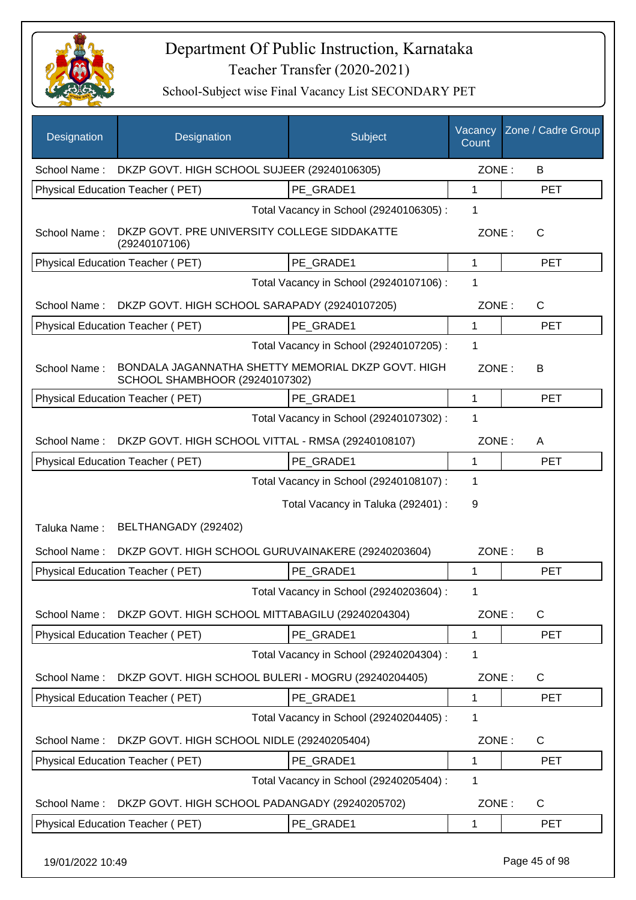# Department Of Public Instruction, Karnataka

## Teacher Transfer (2020-2021)

### School-Subject wise Final Vacancy List SECONDARY PET

| Designation | Designation | Subject | Vacancy Count | Zone / Cadre Group |
|---|---|---|---|---|
| School Name : | DKZP GOVT. HIGH SCHOOL SUJEER (29240106305) | | ZONE : | B |
| Physical Education Teacher ( PET) | | PE_GRADE1 | 1 | PET |
| | | Total Vacancy in School (29240106305) : | 1 | |
| School Name : | DKZP GOVT. PRE UNIVERSITY COLLEGE SIDDAKATTE (29240107106) | | ZONE : | C |
| Physical Education Teacher ( PET) | | PE_GRADE1 | 1 | PET |
| | | Total Vacancy in School (29240107106) : | 1 | |
| School Name : | DKZP GOVT. HIGH SCHOOL SARAPADY (29240107205) | | ZONE : | C |
| Physical Education Teacher ( PET) | | PE_GRADE1 | 1 | PET |
| | | Total Vacancy in School (29240107205) : | 1 | |
| School Name : | BONDALA JAGANNATHA SHETTY MEMORIAL DKZP GOVT. HIGH SCHOOL SHAMBHOOR (29240107302) | | ZONE : | B |
| Physical Education Teacher ( PET) | | PE_GRADE1 | 1 | PET |
| | | Total Vacancy in School (29240107302) : | 1 | |
| School Name : | DKZP GOVT. HIGH SCHOOL VITTAL - RMSA (29240108107) | | ZONE : | A |
| Physical Education Teacher ( PET) | | PE_GRADE1 | 1 | PET |
| | | Total Vacancy in School (29240108107) : | 1 | |
| | | Total Vacancy in Taluka (292401) : | 9 | |
| Taluka Name : | BELTHANGADY (292402) | | | |
| School Name : | DKZP GOVT. HIGH SCHOOL GURUVAINAKERE (29240203604) | | ZONE : | B |
| Physical Education Teacher ( PET) | | PE_GRADE1 | 1 | PET |
| | | Total Vacancy in School (29240203604) : | 1 | |
| School Name : | DKZP GOVT. HIGH SCHOOL MITTABAGILU (29240204304) | | ZONE : | C |
| Physical Education Teacher ( PET) | | PE_GRADE1 | 1 | PET |
| | | Total Vacancy in School (29240204304) : | 1 | |
| School Name : | DKZP GOVT. HIGH SCHOOL BULERI - MOGRU (29240204405) | | ZONE : | C |
| Physical Education Teacher ( PET) | | PE_GRADE1 | 1 | PET |
| | | Total Vacancy in School (29240204405) : | 1 | |
| School Name : | DKZP GOVT. HIGH SCHOOL NIDLE (29240205404) | | ZONE : | C |
| Physical Education Teacher ( PET) | | PE_GRADE1 | 1 | PET |
| | | Total Vacancy in School (29240205404) : | 1 | |
| School Name : | DKZP GOVT. HIGH SCHOOL PADANGADY (29240205702) | | ZONE : | C |
| Physical Education Teacher ( PET) | | PE_GRADE1 | 1 | PET |

19/01/2022 10:49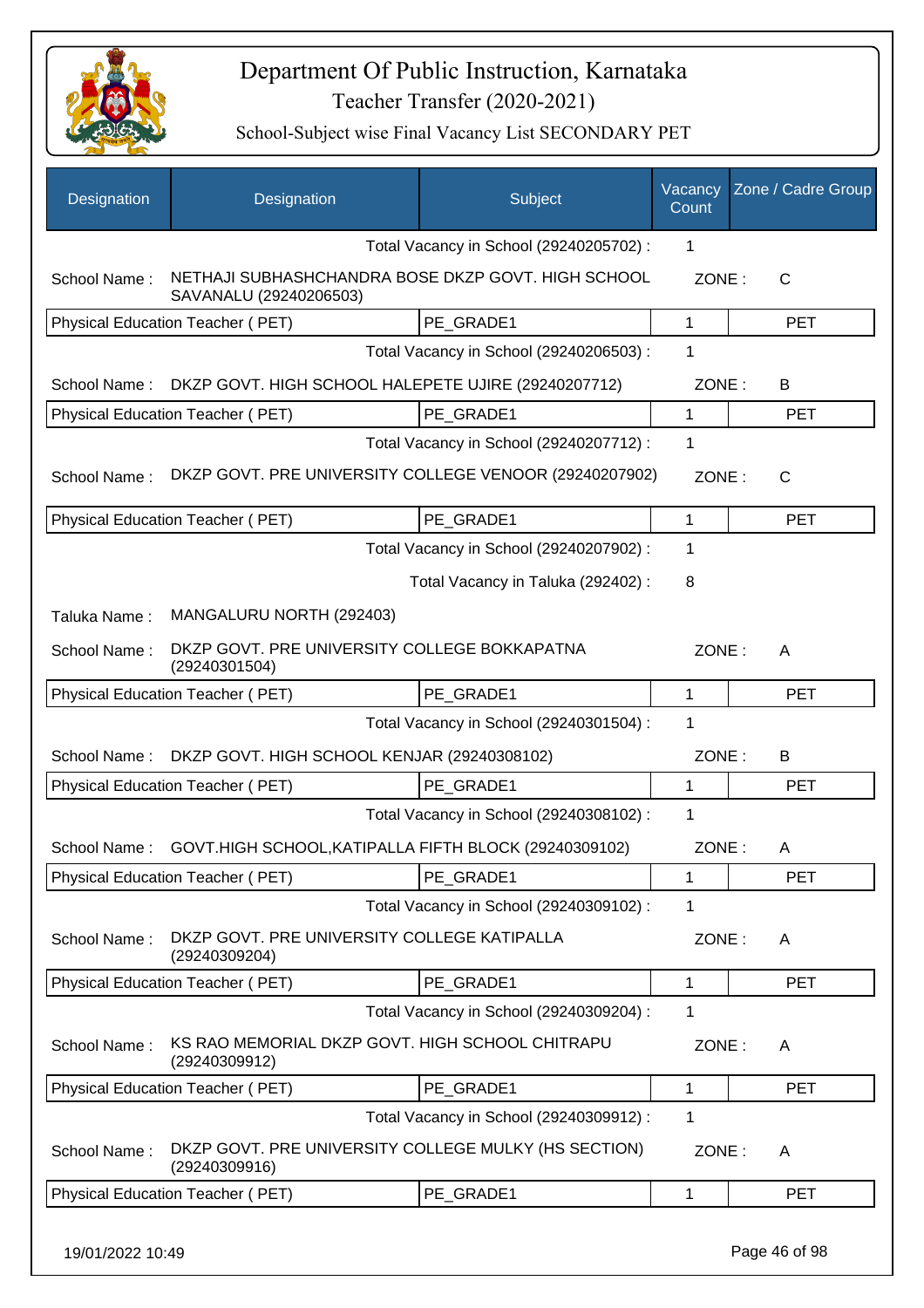# Department Of Public Instruction, Karnataka

Teacher Transfer (2020-2021)

School-Subject wise Final Vacancy List SECONDARY PET

| Designation | Designation | Subject | Vacancy Count | Zone / Cadre Group |
|---|---|---|---|---|
| | | Total Vacancy in School (29240205702) : | 1 | |
| School Name : | NETHAJI SUBHASHCHANDRA BOSE DKZP GOVT. HIGH SCHOOL SAVANALU (29240206503) | | ZONE : | C |
| Physical Education Teacher ( PET) | | PE_GRADE1 | 1 | PET |
| | | Total Vacancy in School (29240206503) : | 1 | |
| School Name : | DKZP GOVT. HIGH SCHOOL HALEPETE UJIRE (29240207712) | | ZONE : | B |
| Physical Education Teacher ( PET) | | PE_GRADE1 | 1 | PET |
| | | Total Vacancy in School (29240207712) : | 1 | |
| School Name : | DKZP GOVT. PRE UNIVERSITY COLLEGE VENOOR (29240207902) | | ZONE : | C |
| Physical Education Teacher ( PET) | | PE_GRADE1 | 1 | PET |
| | | Total Vacancy in School (29240207902) : | 1 | |
| | | Total Vacancy in Taluka (292402) : | 8 | |
| Taluka Name : | MANGALURU NORTH (292403) | | | |
| School Name : | DKZP GOVT. PRE UNIVERSITY COLLEGE BOKKAPATNA (29240301504) | | ZONE : | A |
| Physical Education Teacher ( PET) | | PE_GRADE1 | 1 | PET |
| | | Total Vacancy in School (29240301504) : | 1 | |
| School Name : | DKZP GOVT. HIGH SCHOOL KENJAR (29240308102) | | ZONE : | B |
| Physical Education Teacher ( PET) | | PE_GRADE1 | 1 | PET |
| | | Total Vacancy in School (29240308102) : | 1 | |
| School Name : | GOVT.HIGH SCHOOL,KATIPALLA FIFTH BLOCK (29240309102) | | ZONE : | A |
| Physical Education Teacher ( PET) | | PE_GRADE1 | 1 | PET |
| | | Total Vacancy in School (29240309102) : | 1 | |
| School Name : | DKZP GOVT. PRE UNIVERSITY COLLEGE KATIPALLA (29240309204) | | ZONE : | A |
| Physical Education Teacher ( PET) | | PE_GRADE1 | 1 | PET |
| | | Total Vacancy in School (29240309204) : | 1 | |
| School Name : | KS RAO MEMORIAL DKZP GOVT. HIGH SCHOOL CHITRAPU (29240309912) | | ZONE : | A |
| Physical Education Teacher ( PET) | | PE_GRADE1 | 1 | PET |
| | | Total Vacancy in School (29240309912) : | 1 | |
| School Name : | DKZP GOVT. PRE UNIVERSITY COLLEGE MULKY (HS SECTION) (29240309916) | | ZONE : | A |
| Physical Education Teacher ( PET) | | PE_GRADE1 | 1 | PET |

19/01/2022 10:49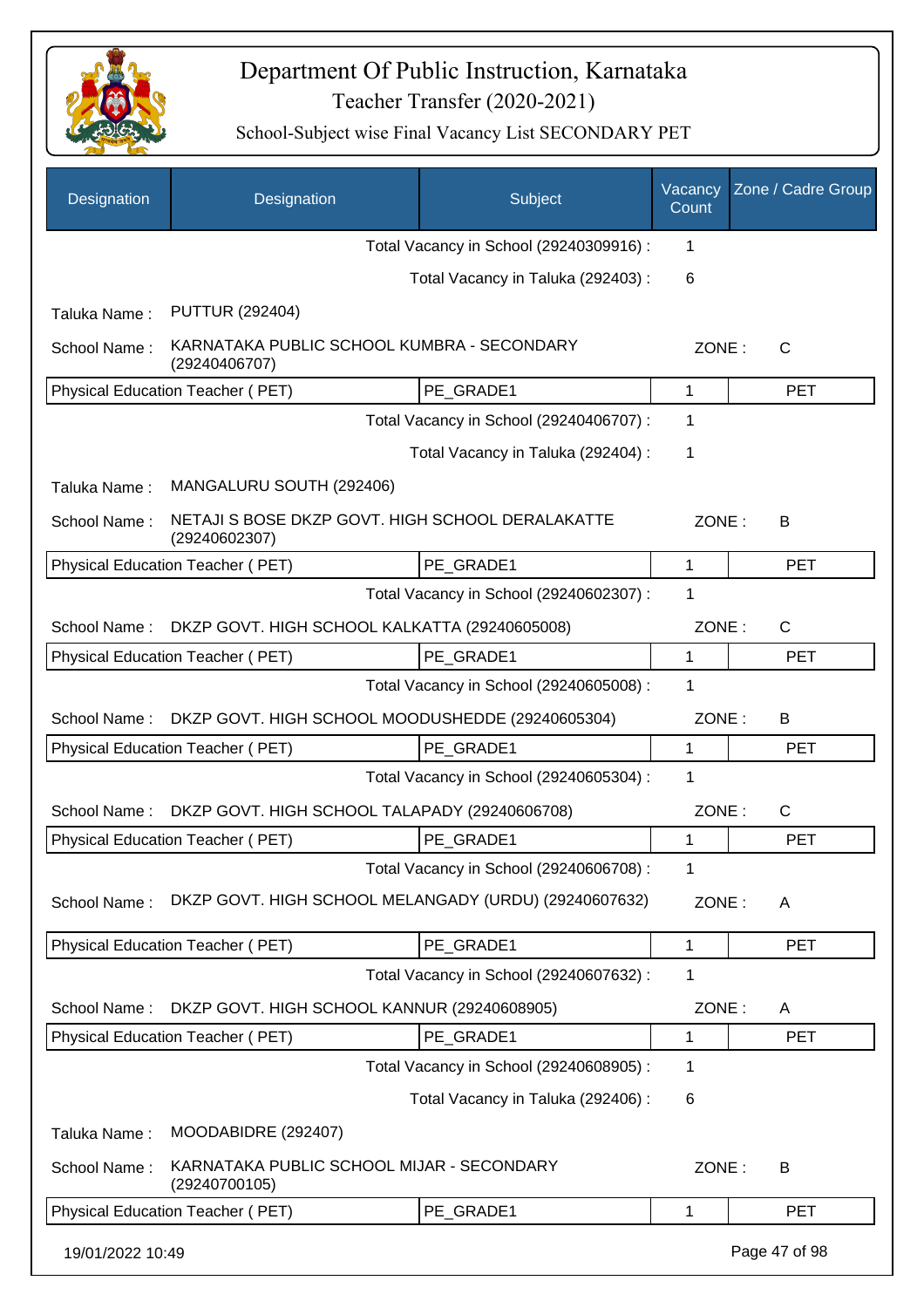# Department Of Public Instruction, Karnataka

## Teacher Transfer (2020-2021)

### School-Subject wise Final Vacancy List SECONDARY PET

| Designation | Designation | Subject | Vacancy Count | Zone / Cadre Group |
|---|---|---|---|---|
| | | Total Vacancy in School (29240309916) : | 1 | |
| | | Total Vacancy in Taluka (292403) : | 6 | |
| Taluka Name : | PUTTUR (292404) | | | |
| School Name : | KARNATAKA PUBLIC SCHOOL KUMBRA - SECONDARY (29240406707) | | ZONE : | C |
| Physical Education Teacher ( PET) | | PE_GRADE1 | 1 | PET |
| | | Total Vacancy in School (29240406707) : | 1 | |
| | | Total Vacancy in Taluka (292404) : | 1 | |
| Taluka Name : | MANGALURU SOUTH (292406) | | | |
| School Name : | NETAJI S BOSE DKZP GOVT. HIGH SCHOOL DERALAKATTE (29240602307) | | ZONE : | B |
| Physical Education Teacher ( PET) | | PE_GRADE1 | 1 | PET |
| | | Total Vacancy in School (29240602307) : | 1 | |
| School Name : | DKZP GOVT. HIGH SCHOOL KALKATTA (29240605008) | | ZONE : | C |
| Physical Education Teacher ( PET) | | PE_GRADE1 | 1 | PET |
| | | Total Vacancy in School (29240605008) : | 1 | |
| School Name : | DKZP GOVT. HIGH SCHOOL MOODUSHEDDE (29240605304) | | ZONE : | B |
| Physical Education Teacher ( PET) | | PE_GRADE1 | 1 | PET |
| | | Total Vacancy in School (29240605304) : | 1 | |
| School Name : | DKZP GOVT. HIGH SCHOOL TALAPADY (29240606708) | | ZONE : | C |
| Physical Education Teacher ( PET) | | PE_GRADE1 | 1 | PET |
| | | Total Vacancy in School (29240606708) : | 1 | |
| School Name : | DKZP GOVT. HIGH SCHOOL MELANGADY (URDU) (29240607632) | | ZONE : | A |
| Physical Education Teacher ( PET) | | PE_GRADE1 | 1 | PET |
| | | Total Vacancy in School (29240607632) : | 1 | |
| School Name : | DKZP GOVT. HIGH SCHOOL KANNUR (29240608905) | | ZONE : | A |
| Physical Education Teacher ( PET) | | PE_GRADE1 | 1 | PET |
| | | Total Vacancy in School (29240608905) : | 1 | |
| | | Total Vacancy in Taluka (292406) : | 6 | |
| Taluka Name : | MOODABIDRE (292407) | | | |
| School Name : | KARNATAKA PUBLIC SCHOOL MIJAR - SECONDARY (29240700105) | | ZONE : | B |
| Physical Education Teacher ( PET) | | PE_GRADE1 | 1 | PET |

19/01/2022 10:49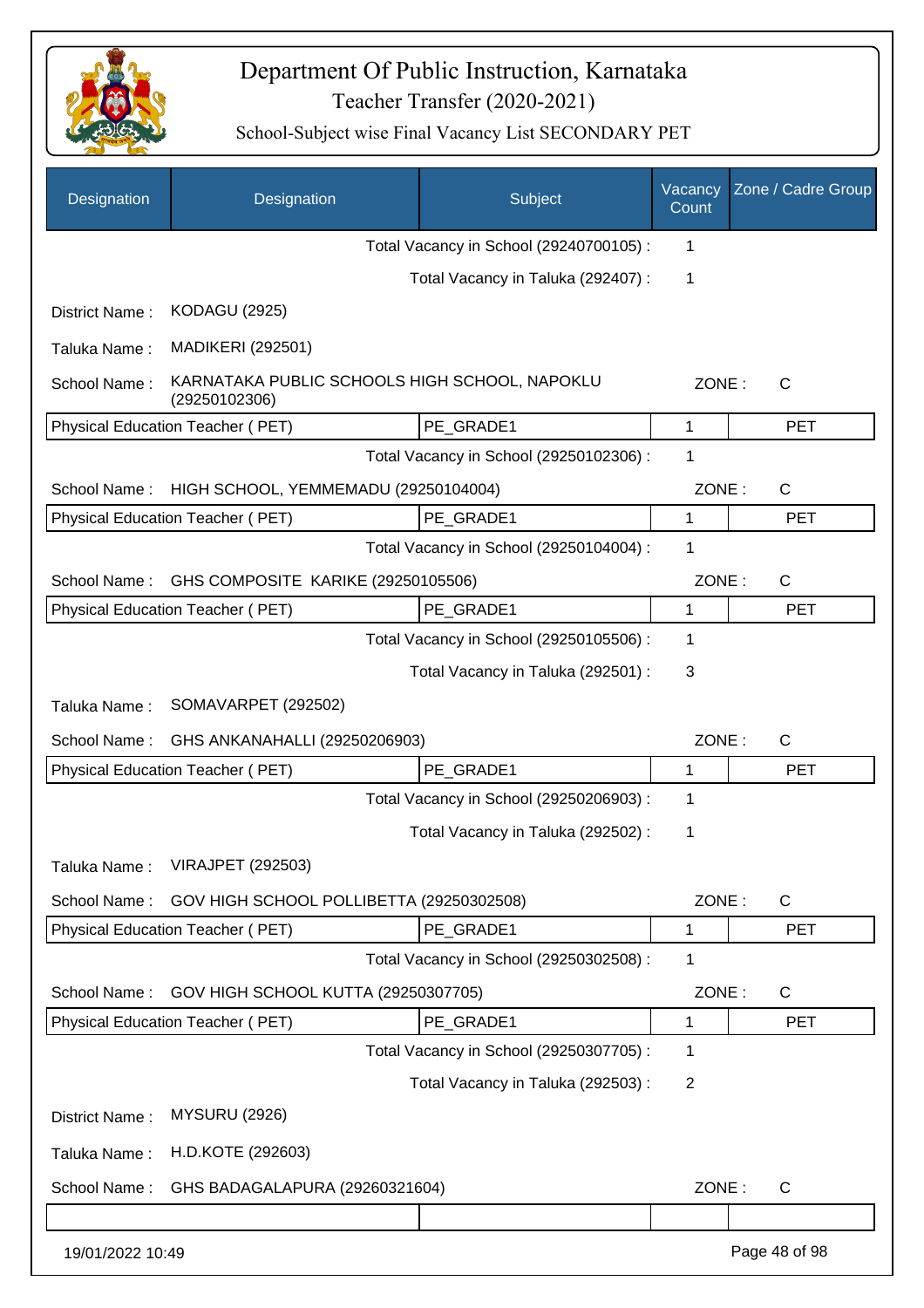# Department Of Public Instruction, Karnataka

Teacher Transfer (2020-2021)

School-Subject wise Final Vacancy List SECONDARY PET

| Designation | Designation | Subject | Vacancy Count | Zone / Cadre Group |
|---|---|---|---|---|
| | | Total Vacancy in School (29240700105) : | 1 | |
| | | Total Vacancy in Taluka (292407) : | 1 | |
| District Name : | KODAGU (2925) | | | |
| Taluka Name : | MADIKERI (292501) | | | |
| School Name : | KARNATAKA PUBLIC SCHOOLS HIGH SCHOOL, NAPOKLU (29250102306) | | ZONE : | C |
| Physical Education Teacher ( PET) | | PE_GRADE1 | 1 | PET |
| | | Total Vacancy in School (29250102306) : | 1 | |
| School Name : | HIGH SCHOOL, YEMMEMADU (29250104004) | | ZONE : | C |
| Physical Education Teacher ( PET) | | PE_GRADE1 | 1 | PET |
| | | Total Vacancy in School (29250104004) : | 1 | |
| School Name : | GHS COMPOSITE KARIKE (29250105506) | | ZONE : | C |
| Physical Education Teacher ( PET) | | PE_GRADE1 | 1 | PET |
| | | Total Vacancy in School (29250105506) : | 1 | |
| | | Total Vacancy in Taluka (292501) : | 3 | |
| Taluka Name : | SOMAVARPET (292502) | | | |
| School Name : | GHS ANKANAHALLI (29250206903) | | ZONE : | C |
| Physical Education Teacher ( PET) | | PE_GRADE1 | 1 | PET |
| | | Total Vacancy in School (29250206903) : | 1 | |
| | | Total Vacancy in Taluka (292502) : | 1 | |
| Taluka Name : | VIRAJPET (292503) | | | |
| School Name : | GOV HIGH SCHOOL POLLIBETTA (29250302508) | | ZONE : | C |
| Physical Education Teacher ( PET) | | PE_GRADE1 | 1 | PET |
| | | Total Vacancy in School (29250302508) : | 1 | |
| School Name : | GOV HIGH SCHOOL KUTTA (29250307705) | | ZONE : | C |
| Physical Education Teacher ( PET) | | PE_GRADE1 | 1 | PET |
| | | Total Vacancy in School (29250307705) : | 1 | |
| | | Total Vacancy in Taluka (292503) : | 2 | |
| District Name : | MYSURU (2926) | | | |
| Taluka Name : | H.D.KOTE (292603) | | | |
| School Name : | GHS BADAGALAPURA (29260321604) | | ZONE : | C |
| | | | | |

19/01/2022 10:49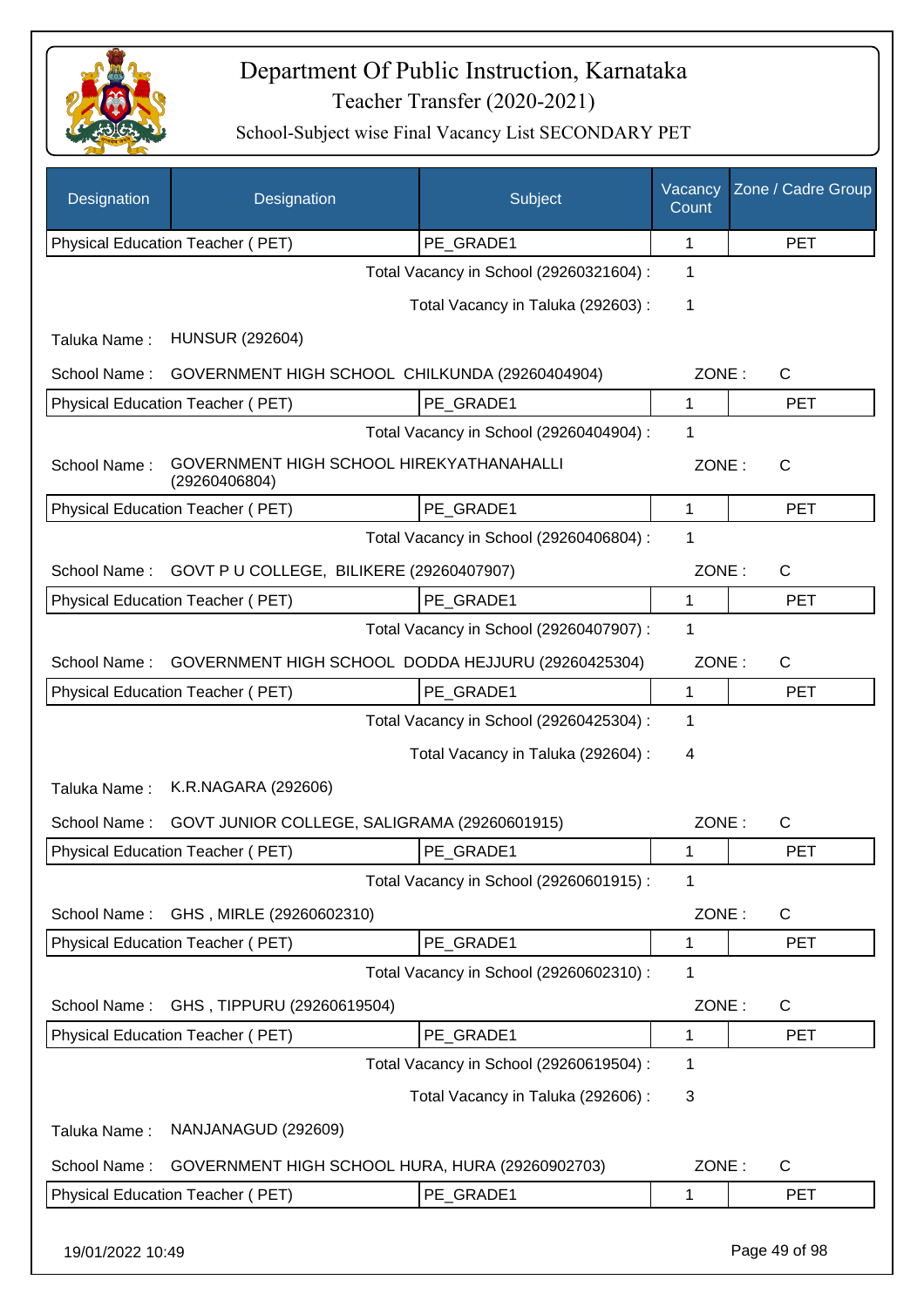# Department Of Public Instruction, Karnataka

Teacher Transfer (2020-2021)

School-Subject wise Final Vacancy List SECONDARY PET

| Designation | Designation | Subject | Vacancy Count | Zone / Cadre Group |
|---|---|---|---|---|
| Physical Education Teacher ( PET) | | PE_GRADE1 | 1 | PET |

Total Vacancy in School (29260321604) : 1

Total Vacancy in Taluka (292603) : 1

Taluka Name : HUNSUR (292604)

School Name : GOVERNMENT HIGH SCHOOL CHILKUNDA (29260404904) ZONE : C

| Designation | Subject | Vacancy Count | Zone / Cadre Group |
|---|---|---|---|
| Physical Education Teacher ( PET) | PE_GRADE1 | 1 | PET |

Total Vacancy in School (29260404904) : 1

School Name : GOVERNMENT HIGH SCHOOL HIREKYATHANAHALLI (29260406804) ZONE : C

| Designation | Subject | Vacancy Count | Zone / Cadre Group |
|---|---|---|---|
| Physical Education Teacher ( PET) | PE_GRADE1 | 1 | PET |

Total Vacancy in School (29260406804) : 1

School Name : GOVT P U COLLEGE, BILIKERE (29260407907) ZONE : C

| Designation | Subject | Vacancy Count | Zone / Cadre Group |
|---|---|---|---|
| Physical Education Teacher ( PET) | PE_GRADE1 | 1 | PET |

Total Vacancy in School (29260407907) : 1

School Name : GOVERNMENT HIGH SCHOOL DODDA HEJJURU (29260425304) ZONE : C

| Designation | Subject | Vacancy Count | Zone / Cadre Group |
|---|---|---|---|
| Physical Education Teacher ( PET) | PE_GRADE1 | 1 | PET |

Total Vacancy in School (29260425304) : 1

Total Vacancy in Taluka (292604) : 4

Taluka Name : K.R.NAGARA (292606)

School Name : GOVT JUNIOR COLLEGE, SALIGRAMA (29260601915) ZONE : C

| Designation | Subject | Vacancy Count | Zone / Cadre Group |
|---|---|---|---|
| Physical Education Teacher ( PET) | PE_GRADE1 | 1 | PET |

Total Vacancy in School (29260601915) : 1

School Name : GHS , MIRLE (29260602310) ZONE : C

| Designation | Subject | Vacancy Count | Zone / Cadre Group |
|---|---|---|---|
| Physical Education Teacher ( PET) | PE_GRADE1 | 1 | PET |

Total Vacancy in School (29260602310) : 1

School Name : GHS , TIPPURU (29260619504) ZONE : C

| Designation | Subject | Vacancy Count | Zone / Cadre Group |
|---|---|---|---|
| Physical Education Teacher ( PET) | PE_GRADE1 | 1 | PET |

Total Vacancy in School (29260619504) : 1

Total Vacancy in Taluka (292606) : 3

Taluka Name : NANJANAGUD (292609)

School Name : GOVERNMENT HIGH SCHOOL HURA, HURA (29260902703) ZONE : C

| Designation | Subject | Vacancy Count | Zone / Cadre Group |
|---|---|---|---|
| Physical Education Teacher ( PET) | PE_GRADE1 | 1 | PET |

19/01/2022 10:49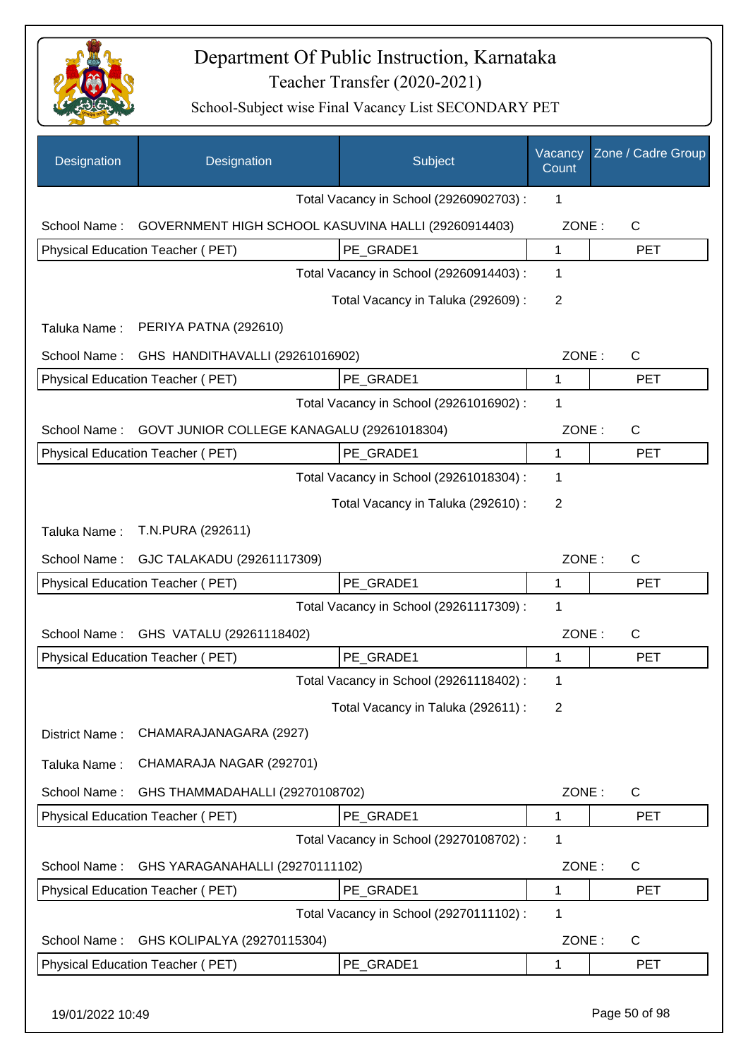# Department Of Public Instruction, Karnataka

Teacher Transfer (2020-2021)

School-Subject wise Final Vacancy List SECONDARY PET

| Designation | Designation | Subject | Vacancy Count | Zone / Cadre Group |
|---|---|---|---|---|
| | | Total Vacancy in School (29260902703) : | 1 | |
| School Name : | GOVERNMENT HIGH SCHOOL KASUVINA HALLI (29260914403) | | ZONE : | C |
| Physical Education Teacher ( PET) | | PE_GRADE1 | 1 | PET |
| | | Total Vacancy in School (29260914403) : | 1 | |
| | | Total Vacancy in Taluka (292609) : | 2 | |
| Taluka Name : | PERIYA PATNA (292610) | | | |
| School Name : | GHS HANDITHAVALLI (29261016902) | | ZONE : | C |
| Physical Education Teacher ( PET) | | PE_GRADE1 | 1 | PET |
| | | Total Vacancy in School (29261016902) : | 1 | |
| School Name : | GOVT JUNIOR COLLEGE KANAGALU (29261018304) | | ZONE : | C |
| Physical Education Teacher ( PET) | | PE_GRADE1 | 1 | PET |
| | | Total Vacancy in School (29261018304) : | 1 | |
| | | Total Vacancy in Taluka (292610) : | 2 | |
| Taluka Name : | T.N.PURA (292611) | | | |
| School Name : | GJC TALAKADU (29261117309) | | ZONE : | C |
| Physical Education Teacher ( PET) | | PE_GRADE1 | 1 | PET |
| | | Total Vacancy in School (29261117309) : | 1 | |
| School Name : | GHS VATALU (29261118402) | | ZONE : | C |
| Physical Education Teacher ( PET) | | PE_GRADE1 | 1 | PET |
| | | Total Vacancy in School (29261118402) : | 1 | |
| | | Total Vacancy in Taluka (292611) : | 2 | |
| District Name : | CHAMARAJANAGARA (2927) | | | |
| Taluka Name : | CHAMARAJA NAGAR (292701) | | | |
| School Name : | GHS THAMMADAHALLI (29270108702) | | ZONE : | C |
| Physical Education Teacher ( PET) | | PE_GRADE1 | 1 | PET |
| | | Total Vacancy in School (29270108702) : | 1 | |
| School Name : | GHS YARAGANAHALLI (29270111102) | | ZONE : | C |
| Physical Education Teacher ( PET) | | PE_GRADE1 | 1 | PET |
| | | Total Vacancy in School (29270111102) : | 1 | |
| School Name : | GHS KOLIPALYA (29270115304) | | ZONE : | C |
| Physical Education Teacher ( PET) | | PE_GRADE1 | 1 | PET |

19/01/2022 10:49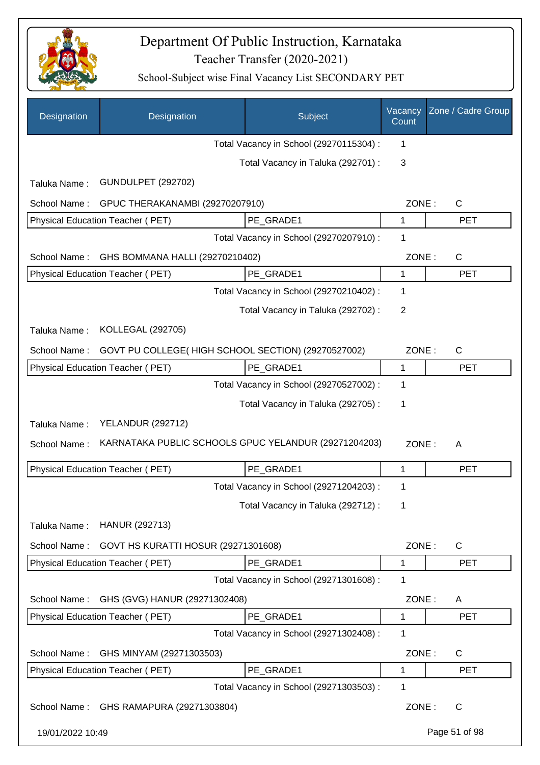# Department Of Public Instruction, Karnataka

## Teacher Transfer (2020-2021)

### School-Subject wise Final Vacancy List SECONDARY PET

| Designation | Designation | Subject | Vacancy Count | Zone / Cadre Group |
|---|---|---|---|---|
| | | Total Vacancy in School (29270115304) : | 1 | |
| | | Total Vacancy in Taluka (292701) : | 3 | |
| Taluka Name : | GUNDULPET (292702) | | | |
| School Name : | GPUC THERAKANAMBI (29270207910) | | ZONE : | C |
| Physical Education Teacher ( PET) | | PE_GRADE1 | 1 | PET |
| | | Total Vacancy in School (29270207910) : | 1 | |
| School Name : | GHS BOMMANA HALLI (29270210402) | | ZONE : | C |
| Physical Education Teacher ( PET) | | PE_GRADE1 | 1 | PET |
| | | Total Vacancy in School (29270210402) : | 1 | |
| | | Total Vacancy in Taluka (292702) : | 2 | |
| Taluka Name : | KOLLEGAL (292705) | | | |
| School Name : | GOVT PU COLLEGE( HIGH SCHOOL SECTION) (29270527002) | | ZONE : | C |
| Physical Education Teacher ( PET) | | PE_GRADE1 | 1 | PET |
| | | Total Vacancy in School (29270527002) : | 1 | |
| | | Total Vacancy in Taluka (292705) : | 1 | |
| Taluka Name : | YELANDUR (292712) | | | |
| School Name : | KARNATAKA PUBLIC SCHOOLS GPUC YELANDUR (29271204203) | | ZONE : | A |
| Physical Education Teacher ( PET) | | PE_GRADE1 | 1 | PET |
| | | Total Vacancy in School (29271204203) : | 1 | |
| | | Total Vacancy in Taluka (292712) : | 1 | |
| Taluka Name : | HANUR (292713) | | | |
| School Name : | GOVT HS KURATTI HOSUR (29271301608) | | ZONE : | C |
| Physical Education Teacher ( PET) | | PE_GRADE1 | 1 | PET |
| | | Total Vacancy in School (29271301608) : | 1 | |
| School Name : | GHS (GVG) HANUR (29271302408) | | ZONE : | A |
| Physical Education Teacher ( PET) | | PE_GRADE1 | 1 | PET |
| | | Total Vacancy in School (29271302408) : | 1 | |
| School Name : | GHS MINYAM (29271303503) | | ZONE : | C |
| Physical Education Teacher ( PET) | | PE_GRADE1 | 1 | PET |
| | | Total Vacancy in School (29271303503) : | 1 | |
| School Name : | GHS RAMAPURA (29271303804) | | ZONE : | C |

19/01/2022 10:49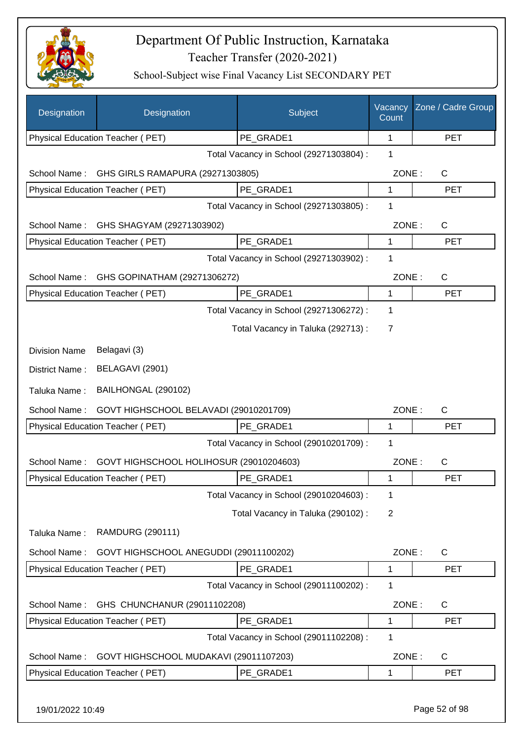# Department Of Public Instruction, Karnataka

Teacher Transfer (2020-2021)

School-Subject wise Final Vacancy List SECONDARY PET

| Designation | Designation | Subject | Vacancy Count | Zone / Cadre Group |
|---|---|---|---|---|
| Physical Education Teacher ( PET) | | PE_GRADE1 | 1 | PET |

Total Vacancy in School (29271303804) : 1

School Name : GHS GIRLS RAMAPURA (29271303805) ZONE : C

| Physical Education Teacher ( PET) | PE_GRADE1 | 1 | PET |
|---|---|---|---|

Total Vacancy in School (29271303805) : 1

School Name : GHS SHAGYAM (29271303902) ZONE : C

| Physical Education Teacher ( PET) | PE_GRADE1 | 1 | PET |
|---|---|---|---|

Total Vacancy in School (29271303902) : 1

School Name : GHS GOPINATHAM (29271306272) ZONE : C

| Physical Education Teacher ( PET) | PE_GRADE1 | 1 | PET |
|---|---|---|---|

Total Vacancy in School (29271306272) : 1

Total Vacancy in Taluka (292713) : 7

Division Name Belagavi (3)

District Name : BELAGAVI (2901)

Taluka Name : BAILHONGAL (290102)

School Name : GOVT HIGHSCHOOL BELAVADI (29010201709) ZONE : C

| Physical Education Teacher ( PET) | PE_GRADE1 | 1 | PET |
|---|---|---|---|

Total Vacancy in School (29010201709) : 1

School Name : GOVT HIGHSCHOOL HOLIHOSUR (29010204603) ZONE : C

| Physical Education Teacher ( PET) | PE_GRADE1 | 1 | PET |
|---|---|---|---|

Total Vacancy in School (29010204603) : 1

Total Vacancy in Taluka (290102) : 2

Taluka Name : RAMDURG (290111)

School Name : GOVT HIGHSCHOOL ANEGUDDI (29011100202) ZONE : C

| Physical Education Teacher ( PET) | PE_GRADE1 | 1 | PET |
|---|---|---|---|

Total Vacancy in School (29011100202) : 1

School Name : GHS CHUNCHANUR (29011102208) ZONE : C

| Physical Education Teacher ( PET) | PE_GRADE1 | 1 | PET |
|---|---|---|---|

Total Vacancy in School (29011102208) : 1

School Name : GOVT HIGHSCHOOL MUDAKAVI (29011107203) ZONE : C

| Physical Education Teacher ( PET) | PE_GRADE1 | 1 | PET |
|---|---|---|---|

19/01/2022 10:49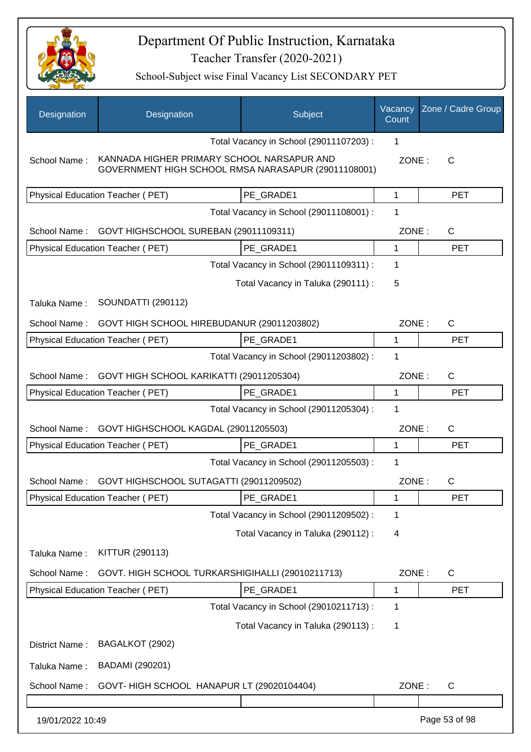# Department Of Public Instruction, Karnataka

## Teacher Transfer (2020-2021)

### School-Subject wise Final Vacancy List SECONDARY PET

| Designation | Designation | Subject | Vacancy Count | Zone / Cadre Group |
|---|---|---|---|---|
| | | Total Vacancy in School (29011107203) : | 1 | |
| School Name : | KANNADA HIGHER PRIMARY SCHOOL NARSAPUR AND GOVERNMENT HIGH SCHOOL RMSA NARASAPUR (29011108001) | | ZONE : | C |
| Physical Education Teacher ( PET) | | PE_GRADE1 | 1 | PET |
| | | Total Vacancy in School (29011108001) : | 1 | |
| School Name : | GOVT HIGHSCHOOL SUREBAN (29011109311) | | ZONE : | C |
| Physical Education Teacher ( PET) | | PE_GRADE1 | 1 | PET |
| | | Total Vacancy in School (29011109311) : | 1 | |
| | | Total Vacancy in Taluka (290111) : | 5 | |
| Taluka Name : | SOUNDATTI (290112) | | | |
| School Name : | GOVT HIGH SCHOOL HIREBUDANUR (29011203802) | | ZONE : | C |
| Physical Education Teacher ( PET) | | PE_GRADE1 | 1 | PET |
| | | Total Vacancy in School (29011203802) : | 1 | |
| School Name : | GOVT HIGH SCHOOL KARIKATTI (29011205304) | | ZONE : | C |
| Physical Education Teacher ( PET) | | PE_GRADE1 | 1 | PET |
| | | Total Vacancy in School (29011205304) : | 1 | |
| School Name : | GOVT HIGHSCHOOL KAGDAL (29011205503) | | ZONE : | C |
| Physical Education Teacher ( PET) | | PE_GRADE1 | 1 | PET |
| | | Total Vacancy in School (29011205503) : | 1 | |
| School Name : | GOVT HIGHSCHOOL SUTAGATTI (29011209502) | | ZONE : | C |
| Physical Education Teacher ( PET) | | PE_GRADE1 | 1 | PET |
| | | Total Vacancy in School (29011209502) : | 1 | |
| | | Total Vacancy in Taluka (290112) : | 4 | |
| Taluka Name : | KITTUR (290113) | | | |
| School Name : | GOVT. HIGH SCHOOL TURKARSHIGIHALLI (29010211713) | | ZONE : | C |
| Physical Education Teacher ( PET) | | PE_GRADE1 | 1 | PET |
| | | Total Vacancy in School (29010211713) : | 1 | |
| | | Total Vacancy in Taluka (290113) : | 1 | |
| District Name : | BAGALKOT (2902) | | | |
| Taluka Name : | BADAMI (290201) | | | |
| School Name : | GOVT- HIGH SCHOOL HANAPUR LT (29020104404) | | ZONE : | C |

19/01/2022 10:49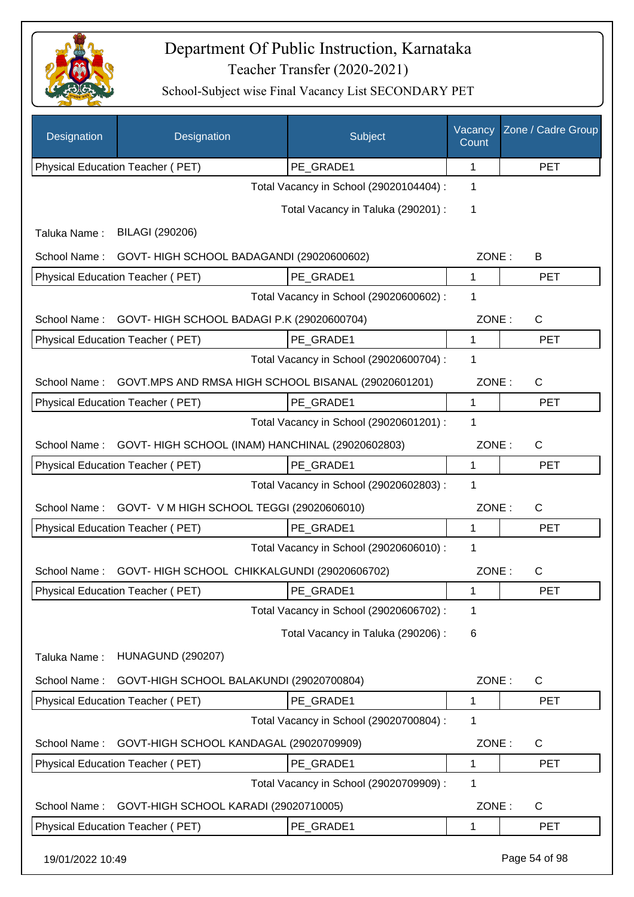# Department Of Public Instruction, Karnataka

Teacher Transfer (2020-2021)

School-Subject wise Final Vacancy List SECONDARY PET

| Designation | Designation | Subject | Vacancy Count | Zone / Cadre Group |
|---|---|---|---|---|
| Physical Education Teacher ( PET) | | PE_GRADE1 | 1 | PET |

Total Vacancy in School (29020104404) : 1

Total Vacancy in Taluka (290201) : 1

Taluka Name : BILAGI (290206)

School Name : GOVT- HIGH SCHOOL BADAGANDI (29020600602) ZONE : B

| Physical Education Teacher ( PET) | PE_GRADE1 | 1 | PET |
|---|---|---|---|

Total Vacancy in School (29020600602) : 1

School Name : GOVT- HIGH SCHOOL BADAGI P.K (29020600704) ZONE : C

| Physical Education Teacher ( PET) | PE_GRADE1 | 1 | PET |
|---|---|---|---|

Total Vacancy in School (29020600704) : 1

School Name : GOVT.MPS AND RMSA HIGH SCHOOL BISANAL (29020601201) ZONE : C

| Physical Education Teacher ( PET) | PE_GRADE1 | 1 | PET |
|---|---|---|---|

Total Vacancy in School (29020601201) : 1

School Name : GOVT- HIGH SCHOOL (INAM) HANCHINAL (29020602803) ZONE : C

| Physical Education Teacher ( PET) | PE_GRADE1 | 1 | PET |
|---|---|---|---|

Total Vacancy in School (29020602803) : 1

School Name : GOVT- V M HIGH SCHOOL TEGGI (29020606010) ZONE : C

| Physical Education Teacher ( PET) | PE_GRADE1 | 1 | PET |
|---|---|---|---|

Total Vacancy in School (29020606010) : 1

School Name : GOVT- HIGH SCHOOL CHIKKALGUNDI (29020606702) ZONE : C

| Physical Education Teacher ( PET) | PE_GRADE1 | 1 | PET |
|---|---|---|---|

Total Vacancy in School (29020606702) : 1

Total Vacancy in Taluka (290206) : 6

Taluka Name : HUNAGUND (290207)

School Name : GOVT-HIGH SCHOOL BALAKUNDI (29020700804) ZONE : C

| Physical Education Teacher ( PET) | PE_GRADE1 | 1 | PET |
|---|---|---|---|

Total Vacancy in School (29020700804) : 1

School Name : GOVT-HIGH SCHOOL KANDAGAL (29020709909) ZONE : C

| Physical Education Teacher ( PET) | PE_GRADE1 | 1 | PET |
|---|---|---|---|

Total Vacancy in School (29020709909) : 1

School Name : GOVT-HIGH SCHOOL KARADI (29020710005) ZONE : C

| Physical Education Teacher ( PET) | PE_GRADE1 | 1 | PET |
|---|---|---|---|

19/01/2022 10:49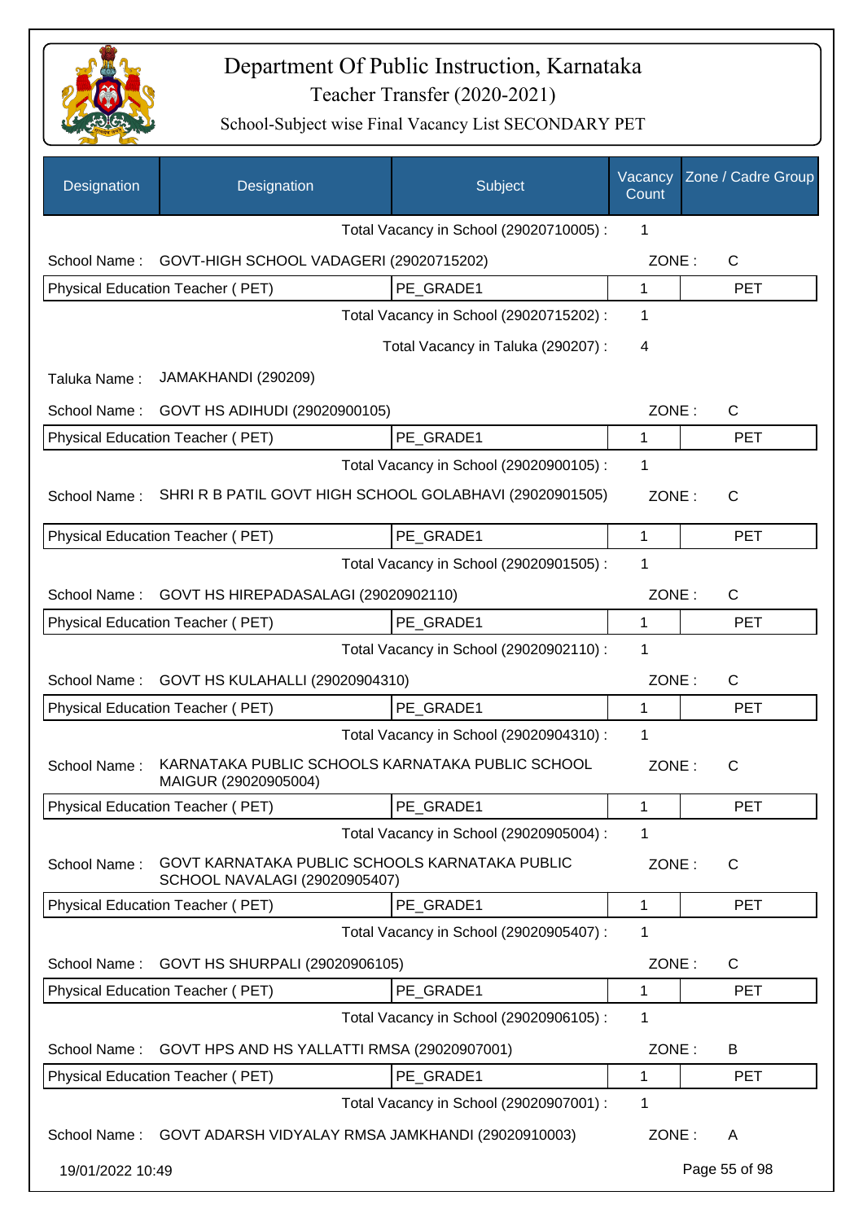# Department Of Public Instruction, Karnataka

## Teacher Transfer (2020-2021)

### School-Subject wise Final Vacancy List SECONDARY PET

| Designation | Designation | Subject | Vacancy Count | Zone / Cadre Group |
|---|---|---|---|---|
| | | Total Vacancy in School (29020710005) : | 1 | |
| School Name : | GOVT-HIGH SCHOOL VADAGERI (29020715202) | | ZONE : | C |
| Physical Education Teacher ( PET) | | PE_GRADE1 | 1 | PET |
| | | Total Vacancy in School (29020715202) : | 1 | |
| | | Total Vacancy in Taluka (290207) : | 4 | |
| Taluka Name : | JAMAKHANDI (290209) | | | |
| School Name : | GOVT HS ADIHUDI (29020900105) | | ZONE : | C |
| Physical Education Teacher ( PET) | | PE_GRADE1 | 1 | PET |
| | | Total Vacancy in School (29020900105) : | 1 | |
| School Name : | SHRI R B PATIL GOVT HIGH SCHOOL GOLABHAVI (29020901505) | | ZONE : | C |
| Physical Education Teacher ( PET) | | PE_GRADE1 | 1 | PET |
| | | Total Vacancy in School (29020901505) : | 1 | |
| School Name : | GOVT HS HIREPADASALAGI (29020902110) | | ZONE : | C |
| Physical Education Teacher ( PET) | | PE_GRADE1 | 1 | PET |
| | | Total Vacancy in School (29020902110) : | 1 | |
| School Name : | GOVT HS KULAHALLI (29020904310) | | ZONE : | C |
| Physical Education Teacher ( PET) | | PE_GRADE1 | 1 | PET |
| | | Total Vacancy in School (29020904310) : | 1 | |
| School Name : | KARNATAKA PUBLIC SCHOOLS KARNATAKA PUBLIC SCHOOL MAIGUR (29020905004) | | ZONE : | C |
| Physical Education Teacher ( PET) | | PE_GRADE1 | 1 | PET |
| | | Total Vacancy in School (29020905004) : | 1 | |
| School Name : | GOVT KARNATAKA PUBLIC SCHOOLS KARNATAKA PUBLIC SCHOOL NAVALAGI (29020905407) | | ZONE : | C |
| Physical Education Teacher ( PET) | | PE_GRADE1 | 1 | PET |
| | | Total Vacancy in School (29020905407) : | 1 | |
| School Name : | GOVT HS SHURPALI (29020906105) | | ZONE : | C |
| Physical Education Teacher ( PET) | | PE_GRADE1 | 1 | PET |
| | | Total Vacancy in School (29020906105) : | 1 | |
| School Name : | GOVT HPS AND HS YALLATTI RMSA (29020907001) | | ZONE : | B |
| Physical Education Teacher ( PET) | | PE_GRADE1 | 1 | PET |
| | | Total Vacancy in School (29020907001) : | 1 | |
| School Name : | GOVT ADARSH VIDYALAY RMSA JAMKHANDI (29020910003) | | ZONE : | A |

19/01/2022 10:49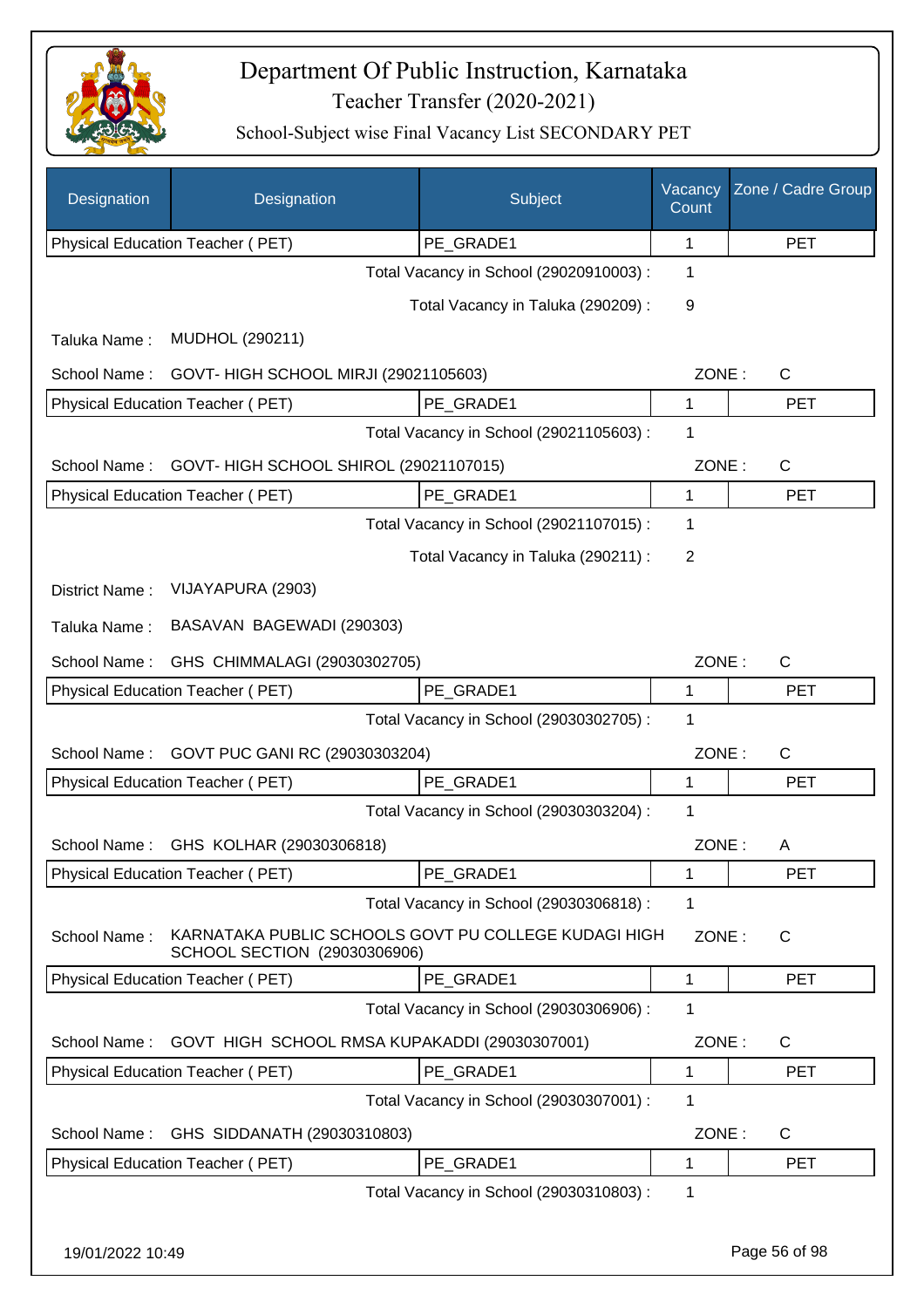# Department Of Public Instruction, Karnataka

Teacher Transfer (2020-2021)

School-Subject wise Final Vacancy List SECONDARY PET

| Designation | Designation | Subject | Vacancy Count | Zone / Cadre Group |
|---|---|---|---|---|
| Physical Education Teacher ( PET) | | PE_GRADE1 | 1 | PET |

Total Vacancy in School (29020910003) : 1

Total Vacancy in Taluka (290209) : 9

Taluka Name : MUDHOL (290211)

School Name : GOVT- HIGH SCHOOL MIRJI (29021105603) ZONE : C

| Physical Education Teacher ( PET) | PE_GRADE1 | 1 | PET |
|---|---|---|---|

Total Vacancy in School (29021105603) : 1

School Name : GOVT- HIGH SCHOOL SHIROL (29021107015) ZONE : C

| Physical Education Teacher ( PET) | PE_GRADE1 | 1 | PET |
|---|---|---|---|

Total Vacancy in School (29021107015) : 1

Total Vacancy in Taluka (290211) : 2

District Name : VIJAYAPURA (2903)

Taluka Name : BASAVAN BAGEWADI (290303)

School Name : GHS CHIMMALAGI (29030302705) ZONE : C

| Physical Education Teacher ( PET) | PE_GRADE1 | 1 | PET |
|---|---|---|---|

Total Vacancy in School (29030302705) : 1

School Name : GOVT PUC GANI RC (29030303204) ZONE : C

| Physical Education Teacher ( PET) | PE_GRADE1 | 1 | PET |
|---|---|---|---|

Total Vacancy in School (29030303204) : 1

School Name : GHS KOLHAR (29030306818) ZONE : A

| Physical Education Teacher ( PET) | PE_GRADE1 | 1 | PET |
|---|---|---|---|

Total Vacancy in School (29030306818) : 1

School Name : KARNATAKA PUBLIC SCHOOLS GOVT PU COLLEGE KUDAGI HIGH SCHOOL SECTION (29030306906) ZONE : C

| Physical Education Teacher ( PET) | PE_GRADE1 | 1 | PET |
|---|---|---|---|

Total Vacancy in School (29030306906) : 1

School Name : GOVT HIGH SCHOOL RMSA KUPAKADDI (29030307001) ZONE : C

| Physical Education Teacher ( PET) | PE_GRADE1 | 1 | PET |
|---|---|---|---|

Total Vacancy in School (29030307001) : 1

School Name : GHS SIDDANATH (29030310803) ZONE : C

| Physical Education Teacher ( PET) | PE_GRADE1 | 1 | PET |
|---|---|---|---|

Total Vacancy in School (29030310803) : 1

19/01/2022 10:49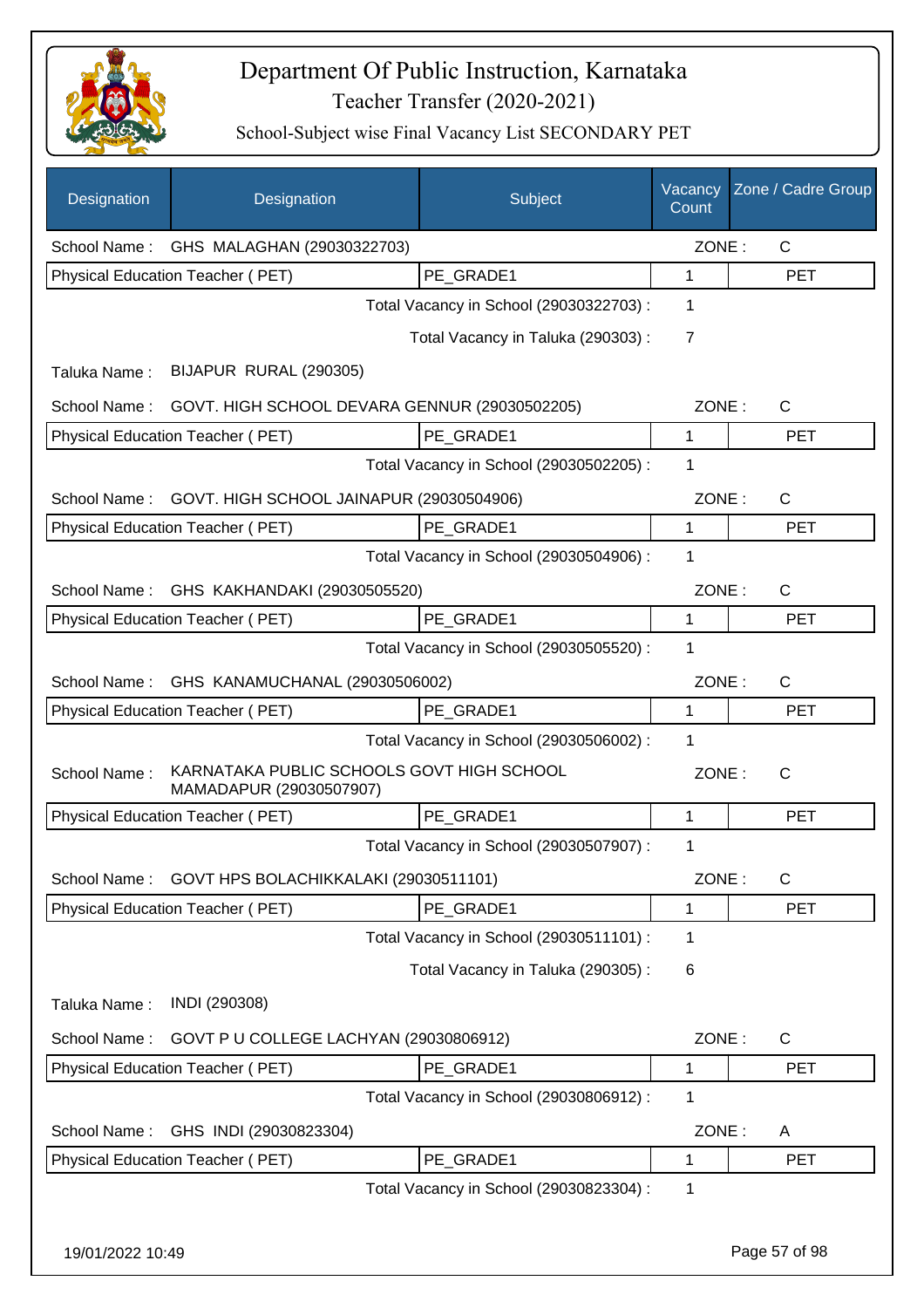# Department Of Public Instruction, Karnataka

Teacher Transfer (2020-2021)

School-Subject wise Final Vacancy List SECONDARY PET

| Designation | Designation | Subject | Vacancy Count | Zone / Cadre Group |
|---|---|---|---|---|
| School Name : | GHS MALAGHAN (29030322703) | | ZONE : | C |
| Physical Education Teacher ( PET) | | PE_GRADE1 | 1 | PET |
| | | Total Vacancy in School (29030322703) : | 1 | |
| | | Total Vacancy in Taluka (290303) : | 7 | |
| Taluka Name : | BIJAPUR RURAL (290305) | | | |
| School Name : | GOVT. HIGH SCHOOL DEVARA GENNUR (29030502205) | | ZONE : | C |
| Physical Education Teacher ( PET) | | PE_GRADE1 | 1 | PET |
| | | Total Vacancy in School (29030502205) : | 1 | |
| School Name : | GOVT. HIGH SCHOOL JAINAPUR (29030504906) | | ZONE : | C |
| Physical Education Teacher ( PET) | | PE_GRADE1 | 1 | PET |
| | | Total Vacancy in School (29030504906) : | 1 | |
| School Name : | GHS KAKHANDAKI (29030505520) | | ZONE : | C |
| Physical Education Teacher ( PET) | | PE_GRADE1 | 1 | PET |
| | | Total Vacancy in School (29030505520) : | 1 | |
| School Name : | GHS KANAMUCHANAL (29030506002) | | ZONE : | C |
| Physical Education Teacher ( PET) | | PE_GRADE1 | 1 | PET |
| | | Total Vacancy in School (29030506002) : | 1 | |
| School Name : | KARNATAKA PUBLIC SCHOOLS GOVT HIGH SCHOOL MAMADAPUR (29030507907) | | ZONE : | C |
| Physical Education Teacher ( PET) | | PE_GRADE1 | 1 | PET |
| | | Total Vacancy in School (29030507907) : | 1 | |
| School Name : | GOVT HPS BOLACHIKKALAKI (29030511101) | | ZONE : | C |
| Physical Education Teacher ( PET) | | PE_GRADE1 | 1 | PET |
| | | Total Vacancy in School (29030511101) : | 1 | |
| | | Total Vacancy in Taluka (290305) : | 6 | |
| Taluka Name : | INDI (290308) | | | |
| School Name : | GOVT P U COLLEGE LACHYAN (29030806912) | | ZONE : | C |
| Physical Education Teacher ( PET) | | PE_GRADE1 | 1 | PET |
| | | Total Vacancy in School (29030806912) : | 1 | |
| School Name : | GHS INDI (29030823304) | | ZONE : | A |
| Physical Education Teacher ( PET) | | PE_GRADE1 | 1 | PET |
| | | Total Vacancy in School (29030823304) : | 1 | |

19/01/2022 10:49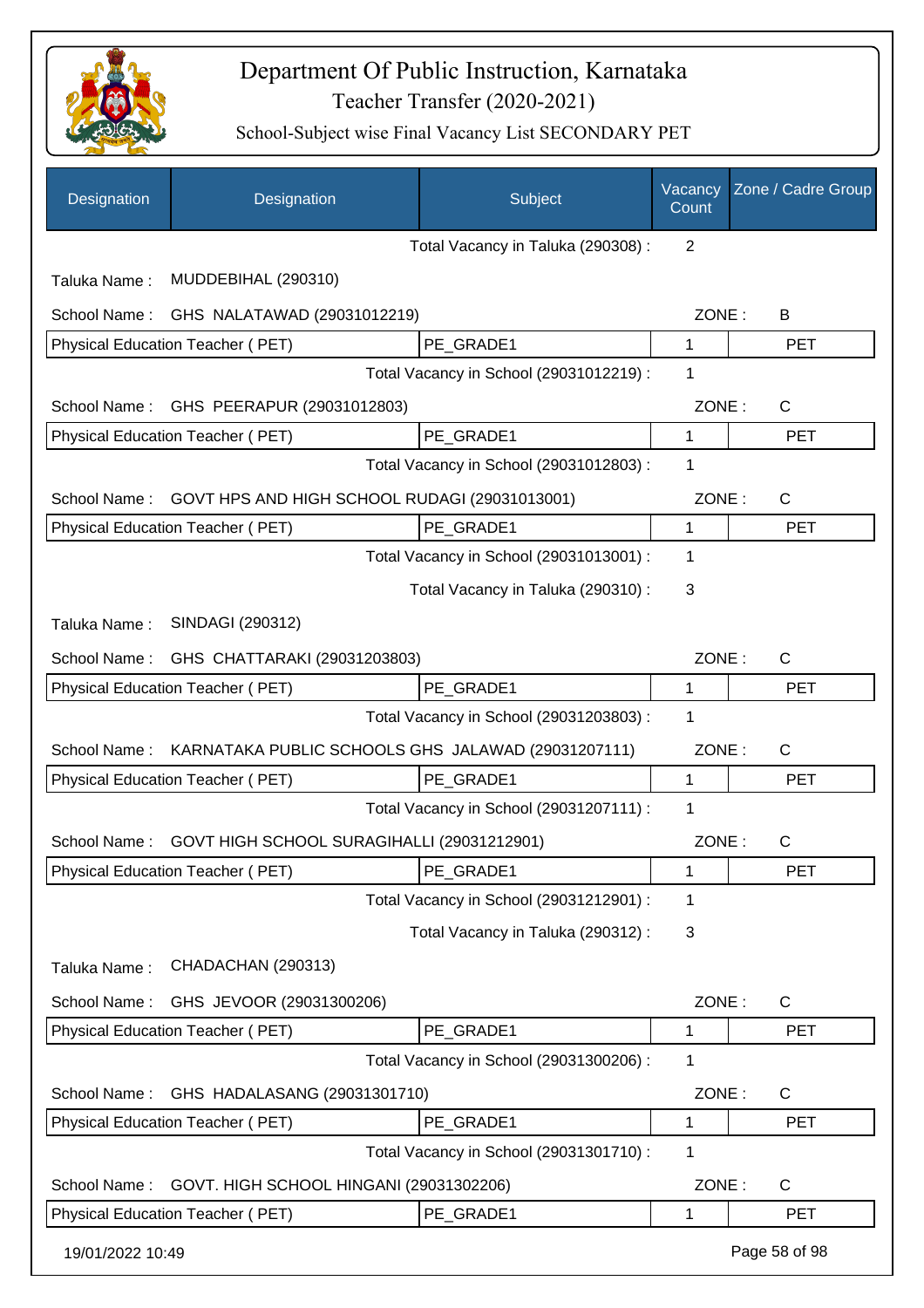# Department Of Public Instruction, Karnataka

## Teacher Transfer (2020-2021)

### School-Subject wise Final Vacancy List SECONDARY PET

| Designation | Designation | Subject | Vacancy Count | Zone / Cadre Group |
|---|---|---|---|---|
| | | Total Vacancy in Taluka (290308) : | 2 | |
| Taluka Name : | MUDDEBIHAL (290310) | | | |
| School Name : | GHS NALATAWAD (29031012219) | | ZONE : | B |
| Physical Education Teacher ( PET) | | PE_GRADE1 | 1 | PET |
| | | Total Vacancy in School (29031012219) : | 1 | |
| School Name : | GHS PEERAPUR (29031012803) | | ZONE : | C |
| Physical Education Teacher ( PET) | | PE_GRADE1 | 1 | PET |
| | | Total Vacancy in School (29031012803) : | 1 | |
| School Name : | GOVT HPS AND HIGH SCHOOL RUDAGI (29031013001) | | ZONE : | C |
| Physical Education Teacher ( PET) | | PE_GRADE1 | 1 | PET |
| | | Total Vacancy in School (29031013001) : | 1 | |
| | | Total Vacancy in Taluka (290310) : | 3 | |
| Taluka Name : | SINDAGI (290312) | | | |
| School Name : | GHS CHATTARAKI (29031203803) | | ZONE : | C |
| Physical Education Teacher ( PET) | | PE_GRADE1 | 1 | PET |
| | | Total Vacancy in School (29031203803) : | 1 | |
| School Name : | KARNATAKA PUBLIC SCHOOLS GHS JALAWAD (29031207111) | | ZONE : | C |
| Physical Education Teacher ( PET) | | PE_GRADE1 | 1 | PET |
| | | Total Vacancy in School (29031207111) : | 1 | |
| School Name : | GOVT HIGH SCHOOL SURAGIHALLI (29031212901) | | ZONE : | C |
| Physical Education Teacher ( PET) | | PE_GRADE1 | 1 | PET |
| | | Total Vacancy in School (29031212901) : | 1 | |
| | | Total Vacancy in Taluka (290312) : | 3 | |
| Taluka Name : | CHADACHAN (290313) | | | |
| School Name : | GHS JEVOOR (29031300206) | | ZONE : | C |
| Physical Education Teacher ( PET) | | PE_GRADE1 | 1 | PET |
| | | Total Vacancy in School (29031300206) : | 1 | |
| School Name : | GHS HADALASANG (29031301710) | | ZONE : | C |
| Physical Education Teacher ( PET) | | PE_GRADE1 | 1 | PET |
| | | Total Vacancy in School (29031301710) : | 1 | |
| School Name : | GOVT. HIGH SCHOOL HINGANI (29031302206) | | ZONE : | C |
| Physical Education Teacher ( PET) | | PE_GRADE1 | 1 | PET |

19/01/2022 10:49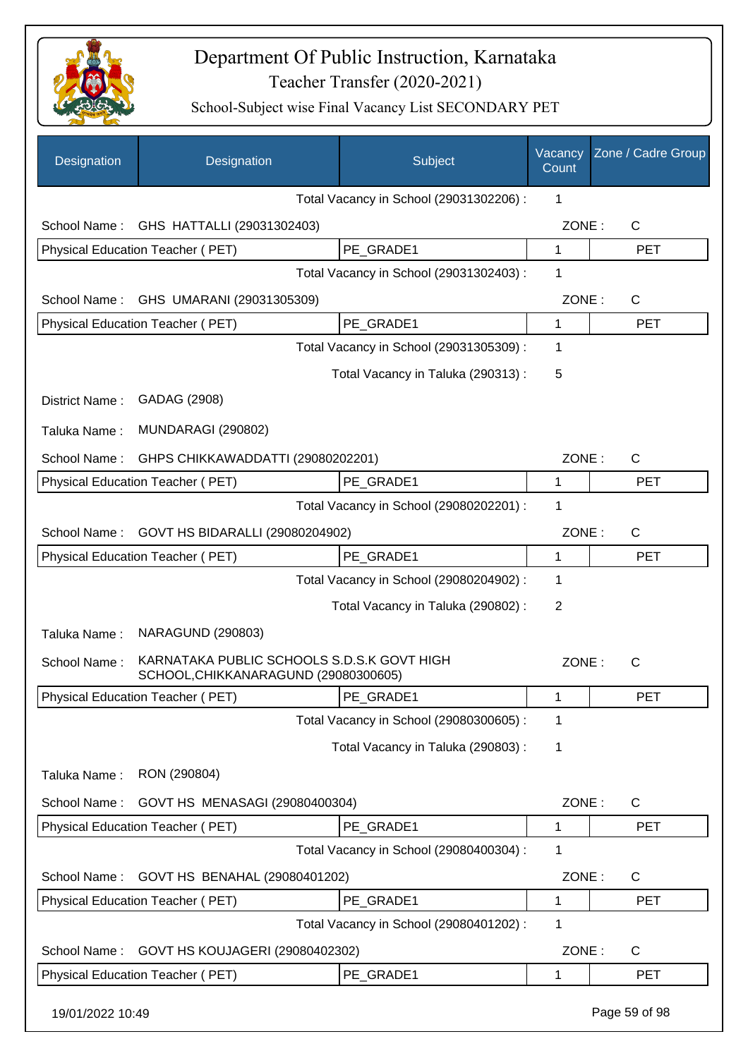# Department Of Public Instruction, Karnataka

## Teacher Transfer (2020-2021)

### School-Subject wise Final Vacancy List SECONDARY PET

| Designation | Designation | Subject | Vacancy Count | Zone / Cadre Group |
|---|---|---|---|---|
| | | Total Vacancy in School (29031302206) : | 1 | |
| School Name : | GHS HATTALLI (29031302403) | | ZONE : | C |
| Physical Education Teacher ( PET) | | PE_GRADE1 | 1 | PET |
| | | Total Vacancy in School (29031302403) : | 1 | |
| School Name : | GHS UMARANI (29031305309) | | ZONE : | C |
| Physical Education Teacher ( PET) | | PE_GRADE1 | 1 | PET |
| | | Total Vacancy in School (29031305309) : | 1 | |
| | | Total Vacancy in Taluka (290313) : | 5 | |
| District Name : | GADAG (2908) | | | |
| Taluka Name : | MUNDARAGI (290802) | | | |
| School Name : | GHPS CHIKKAWADDATTI (29080202201) | | ZONE : | C |
| Physical Education Teacher ( PET) | | PE_GRADE1 | 1 | PET |
| | | Total Vacancy in School (29080202201) : | 1 | |
| School Name : | GOVT HS BIDARALLI (29080204902) | | ZONE : | C |
| Physical Education Teacher ( PET) | | PE_GRADE1 | 1 | PET |
| | | Total Vacancy in School (29080204902) : | 1 | |
| | | Total Vacancy in Taluka (290802) : | 2 | |
| Taluka Name : | NARAGUND (290803) | | | |
| School Name : | KARNATAKA PUBLIC SCHOOLS S.D.S.K GOVT HIGH SCHOOL,CHIKKANARAGUND (29080300605) | | ZONE : | C |
| Physical Education Teacher ( PET) | | PE_GRADE1 | 1 | PET |
| | | Total Vacancy in School (29080300605) : | 1 | |
| | | Total Vacancy in Taluka (290803) : | 1 | |
| Taluka Name : | RON (290804) | | | |
| School Name : | GOVT HS MENASAGI (29080400304) | | ZONE : | C |
| Physical Education Teacher ( PET) | | PE_GRADE1 | 1 | PET |
| | | Total Vacancy in School (29080400304) : | 1 | |
| School Name : | GOVT HS BENAHAL (29080401202) | | ZONE : | C |
| Physical Education Teacher ( PET) | | PE_GRADE1 | 1 | PET |
| | | Total Vacancy in School (29080401202) : | 1 | |
| School Name : | GOVT HS KOUJAGERI (29080402302) | | ZONE : | C |
| Physical Education Teacher ( PET) | | PE_GRADE1 | 1 | PET |

19/01/2022 10:49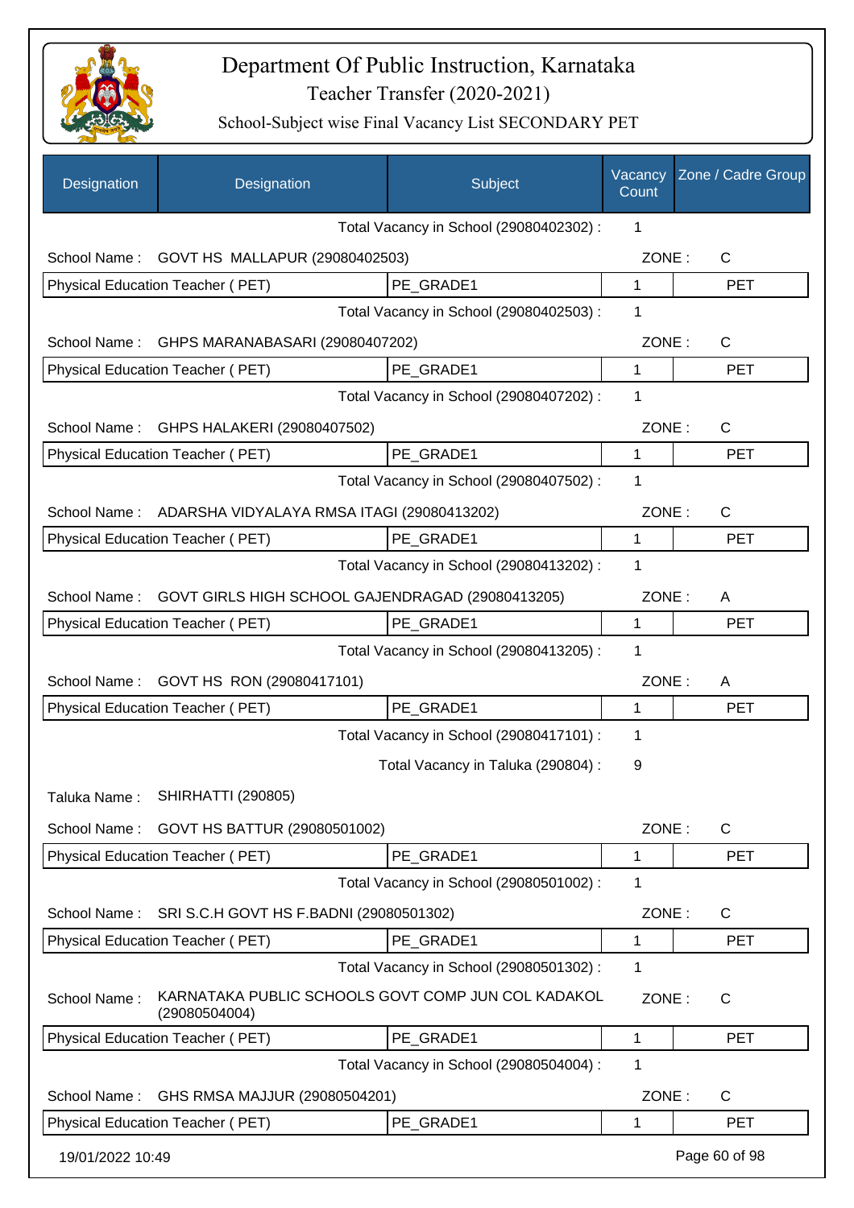# Department Of Public Instruction, Karnataka

## Teacher Transfer (2020-2021)

### School-Subject wise Final Vacancy List SECONDARY PET

| Designation | Designation | Subject | Vacancy Count | Zone / Cadre Group |
|---|---|---|---|---|
| | | Total Vacancy in School (29080402302) : | 1 | |
| School Name : | GOVT HS MALLAPUR (29080402503) | | ZONE : | C |
| Physical Education Teacher ( PET) | | PE_GRADE1 | 1 | PET |
| | | Total Vacancy in School (29080402503) : | 1 | |
| School Name : | GHPS MARANABASARI (29080407202) | | ZONE : | C |
| Physical Education Teacher ( PET) | | PE_GRADE1 | 1 | PET |
| | | Total Vacancy in School (29080407202) : | 1 | |
| School Name : | GHPS HALAKERI (29080407502) | | ZONE : | C |
| Physical Education Teacher ( PET) | | PE_GRADE1 | 1 | PET |
| | | Total Vacancy in School (29080407502) : | 1 | |
| School Name : | ADARSHA VIDYALAYA RMSA ITAGI (29080413202) | | ZONE : | C |
| Physical Education Teacher ( PET) | | PE_GRADE1 | 1 | PET |
| | | Total Vacancy in School (29080413202) : | 1 | |
| School Name : | GOVT GIRLS HIGH SCHOOL GAJENDRAGAD (29080413205) | | ZONE : | A |
| Physical Education Teacher ( PET) | | PE_GRADE1 | 1 | PET |
| | | Total Vacancy in School (29080413205) : | 1 | |
| School Name : | GOVT HS RON (29080417101) | | ZONE : | A |
| Physical Education Teacher ( PET) | | PE_GRADE1 | 1 | PET |
| | | Total Vacancy in School (29080417101) : | 1 | |
| | | Total Vacancy in Taluka (290804) : | 9 | |
| Taluka Name : | SHIRHATTI (290805) | | | |
| School Name : | GOVT HS BATTUR (29080501002) | | ZONE : | C |
| Physical Education Teacher ( PET) | | PE_GRADE1 | 1 | PET |
| | | Total Vacancy in School (29080501002) : | 1 | |
| School Name : | SRI S.C.H GOVT HS F.BADNI (29080501302) | | ZONE : | C |
| Physical Education Teacher ( PET) | | PE_GRADE1 | 1 | PET |
| | | Total Vacancy in School (29080501302) : | 1 | |
| School Name : | KARNATAKA PUBLIC SCHOOLS GOVT COMP JUN COL KADAKOL (29080504004) | | ZONE : | C |
| Physical Education Teacher ( PET) | | PE_GRADE1 | 1 | PET |
| | | Total Vacancy in School (29080504004) : | 1 | |
| School Name : | GHS RMSA MAJJUR (29080504201) | | ZONE : | C |
| Physical Education Teacher ( PET) | | PE_GRADE1 | 1 | PET |

19/01/2022 10:49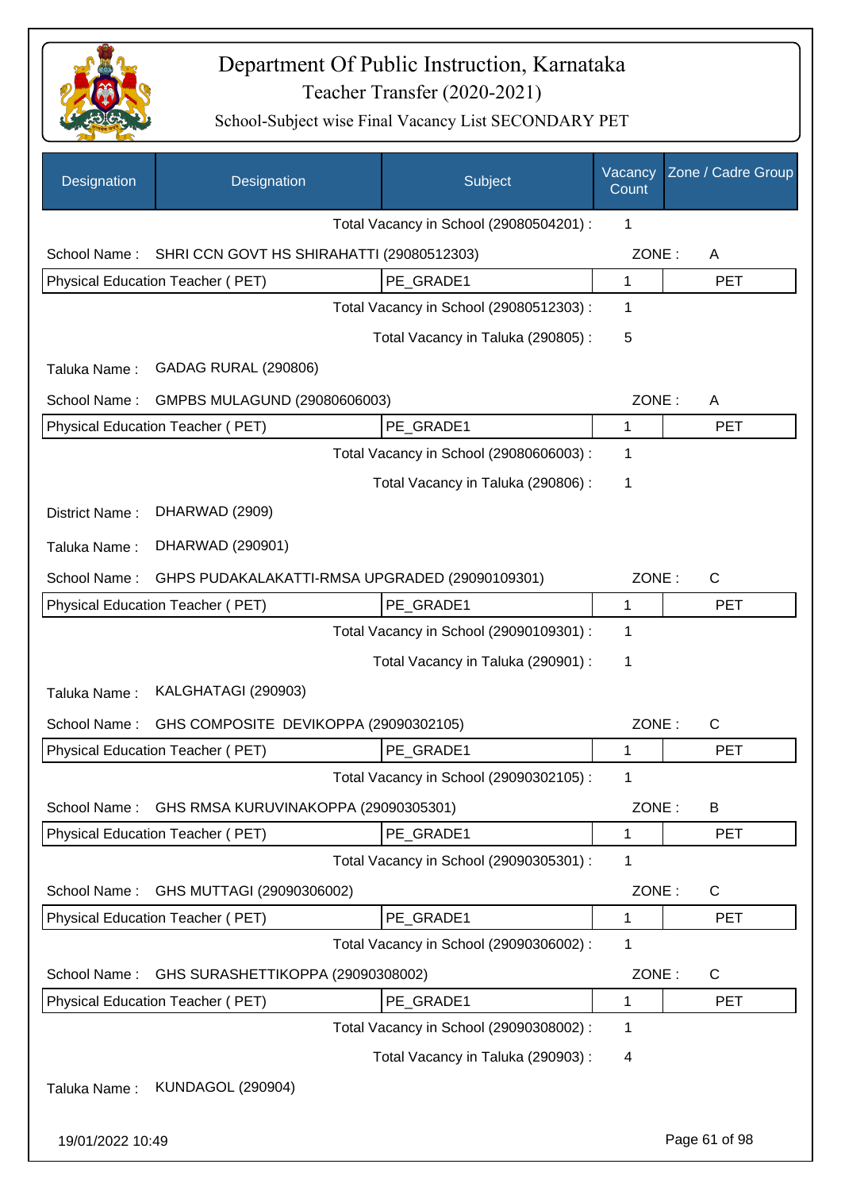# Department Of Public Instruction, Karnataka

Teacher Transfer (2020-2021)

School-Subject wise Final Vacancy List SECONDARY PET

| Designation | Designation | Subject | Vacancy Count | Zone / Cadre Group |
|---|---|---|---|---|
| | | Total Vacancy in School (29080504201) : | 1 | |
| School Name : | SHRI CCN GOVT HS SHIRAHATTI (29080512303) | | ZONE : | A |
| Physical Education Teacher ( PET) | | PE_GRADE1 | 1 | PET |
| | | Total Vacancy in School (29080512303) : | 1 | |
| | | Total Vacancy in Taluka (290805) : | 5 | |
| Taluka Name : | GADAG RURAL (290806) | | | |
| School Name : | GMPBS MULAGUND (29080606003) | | ZONE : | A |
| Physical Education Teacher ( PET) | | PE_GRADE1 | 1 | PET |
| | | Total Vacancy in School (29080606003) : | 1 | |
| | | Total Vacancy in Taluka (290806) : | 1 | |
| District Name : | DHARWAD (2909) | | | |
| Taluka Name : | DHARWAD (290901) | | | |
| School Name : | GHPS PUDAKALAKATTI-RMSA UPGRADED (29090109301) | | ZONE : | C |
| Physical Education Teacher ( PET) | | PE_GRADE1 | 1 | PET |
| | | Total Vacancy in School (29090109301) : | 1 | |
| | | Total Vacancy in Taluka (290901) : | 1 | |
| Taluka Name : | KALGHATAGI (290903) | | | |
| School Name : | GHS COMPOSITE DEVIKOPPA (29090302105) | | ZONE : | C |
| Physical Education Teacher ( PET) | | PE_GRADE1 | 1 | PET |
| | | Total Vacancy in School (29090302105) : | 1 | |
| School Name : | GHS RMSA KURUVINAKOPPA (29090305301) | | ZONE : | B |
| Physical Education Teacher ( PET) | | PE_GRADE1 | 1 | PET |
| | | Total Vacancy in School (29090305301) : | 1 | |
| School Name : | GHS MUTTAGI (29090306002) | | ZONE : | C |
| Physical Education Teacher ( PET) | | PE_GRADE1 | 1 | PET |
| | | Total Vacancy in School (29090306002) : | 1 | |
| School Name : | GHS SURASHETTIKOPPA (29090308002) | | ZONE : | C |
| Physical Education Teacher ( PET) | | PE_GRADE1 | 1 | PET |
| | | Total Vacancy in School (29090308002) : | 1 | |
| | | Total Vacancy in Taluka (290903) : | 4 | |
| Taluka Name : | KUNDAGOL (290904) | | | |

19/01/2022 10:49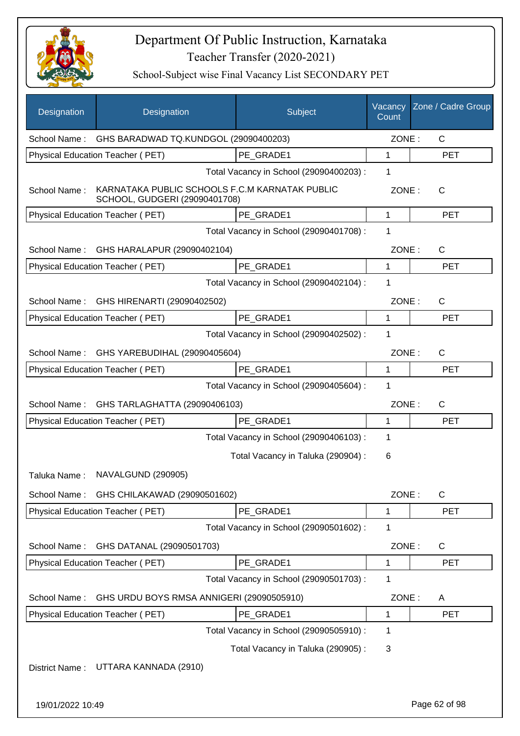# Department Of Public Instruction, Karnataka

## Teacher Transfer (2020-2021)

### School-Subject wise Final Vacancy List SECONDARY PET

| Designation | Designation | Subject | Vacancy Count | Zone / Cadre Group |
|---|---|---|---|---|
| School Name : | GHS BARADWAD TQ.KUNDGOL (29090400203) | | ZONE : | C |
| Physical Education Teacher ( PET) | | PE_GRADE1 | 1 | PET |
| | | Total Vacancy in School (29090400203) : | 1 | |
| School Name : | KARNATAKA PUBLIC SCHOOLS F.C.M KARNATAK PUBLIC SCHOOL, GUDGERI (29090401708) | | ZONE : | C |
| Physical Education Teacher ( PET) | | PE_GRADE1 | 1 | PET |
| | | Total Vacancy in School (29090401708) : | 1 | |
| School Name : | GHS HARALAPUR (29090402104) | | ZONE : | C |
| Physical Education Teacher ( PET) | | PE_GRADE1 | 1 | PET |
| | | Total Vacancy in School (29090402104) : | 1 | |
| School Name : | GHS HIRENARTI (29090402502) | | ZONE : | C |
| Physical Education Teacher ( PET) | | PE_GRADE1 | 1 | PET |
| | | Total Vacancy in School (29090402502) : | 1 | |
| School Name : | GHS YAREBUDIHAL (29090405604) | | ZONE : | C |
| Physical Education Teacher ( PET) | | PE_GRADE1 | 1 | PET |
| | | Total Vacancy in School (29090405604) : | 1 | |
| School Name : | GHS TARLAGHATTA (29090406103) | | ZONE : | C |
| Physical Education Teacher ( PET) | | PE_GRADE1 | 1 | PET |
| | | Total Vacancy in School (29090406103) : | 1 | |
| | | Total Vacancy in Taluka (290904) : | 6 | |
| Taluka Name : | NAVALGUND (290905) | | | |
| School Name : | GHS CHILAKAWAD (29090501602) | | ZONE : | C |
| Physical Education Teacher ( PET) | | PE_GRADE1 | 1 | PET |
| | | Total Vacancy in School (29090501602) : | 1 | |
| School Name : | GHS DATANAL (29090501703) | | ZONE : | C |
| Physical Education Teacher ( PET) | | PE_GRADE1 | 1 | PET |
| | | Total Vacancy in School (29090501703) : | 1 | |
| School Name : | GHS URDU BOYS RMSA ANNIGERI (29090505910) | | ZONE : | A |
| Physical Education Teacher ( PET) | | PE_GRADE1 | 1 | PET |
| | | Total Vacancy in School (29090505910) : | 1 | |
| | | Total Vacancy in Taluka (290905) : | 3 | |
| District Name : | UTTARA KANNADA (2910) | | | |

19/01/2022 10:49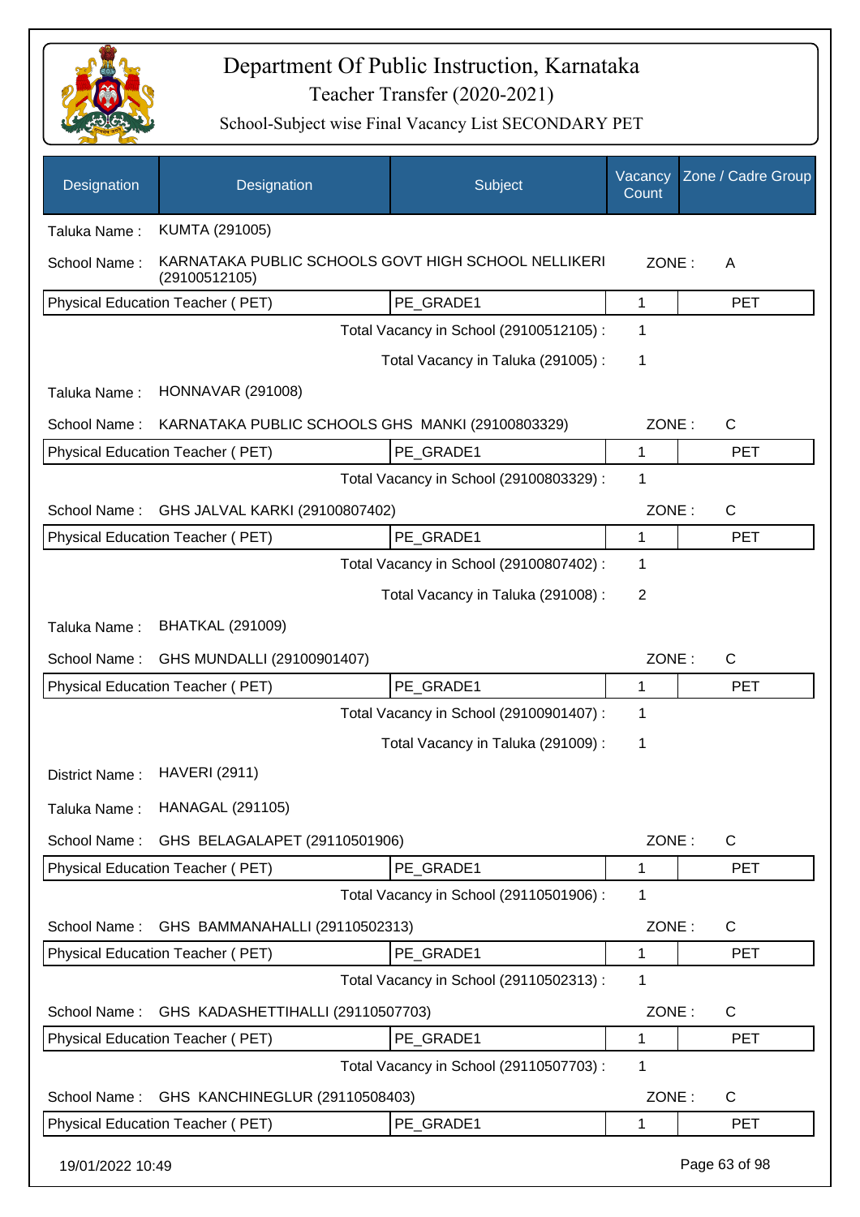# Department Of Public Instruction, Karnataka

## Teacher Transfer (2020-2021)

### School-Subject wise Final Vacancy List SECONDARY PET

| Designation | Designation | Subject | Vacancy Count | Zone / Cadre Group |
|---|---|---|---|---|

Taluka Name : KUMTA (291005)

School Name : KARNATAKA PUBLIC SCHOOLS GOVT HIGH SCHOOL NELLIKERI (29100512105) — ZONE : A

| Physical Education Teacher ( PET) | PE_GRADE1 | 1 | PET |
|---|---|---|---|

Total Vacancy in School (29100512105) : 1

Total Vacancy in Taluka (291005) : 1

Taluka Name : HONNAVAR (291008)

School Name : KARNATAKA PUBLIC SCHOOLS GHS MANKI (29100803329) — ZONE : C

| Physical Education Teacher ( PET) | PE_GRADE1 | 1 | PET |
|---|---|---|---|

Total Vacancy in School (29100803329) : 1

School Name : GHS JALVAL KARKI (29100807402) — ZONE : C

| Physical Education Teacher ( PET) | PE_GRADE1 | 1 | PET |
|---|---|---|---|

Total Vacancy in School (29100807402) : 1

Total Vacancy in Taluka (291008) : 2

Taluka Name : BHATKAL (291009)

School Name : GHS MUNDALLI (29100901407) — ZONE : C

| Physical Education Teacher ( PET) | PE_GRADE1 | 1 | PET |
|---|---|---|---|

Total Vacancy in School (29100901407) : 1

Total Vacancy in Taluka (291009) : 1

District Name : HAVERI (2911)

Taluka Name : HANAGAL (291105)

School Name : GHS BELAGALAPET (29110501906) — ZONE : C

| Physical Education Teacher ( PET) | PE_GRADE1 | 1 | PET |
|---|---|---|---|

Total Vacancy in School (29110501906) : 1

School Name : GHS BAMMANAHALLI (29110502313) — ZONE : C

| Physical Education Teacher ( PET) | PE_GRADE1 | 1 | PET |
|---|---|---|---|

Total Vacancy in School (29110502313) : 1

School Name : GHS KADASHETTIHALLI (29110507703) — ZONE : C

| Physical Education Teacher ( PET) | PE_GRADE1 | 1 | PET |
|---|---|---|---|

Total Vacancy in School (29110507703) : 1

School Name : GHS KANCHINEGLUR (29110508403) — ZONE : C

| Physical Education Teacher ( PET) | PE_GRADE1 | 1 | PET |
|---|---|---|---|

19/01/2022 10:49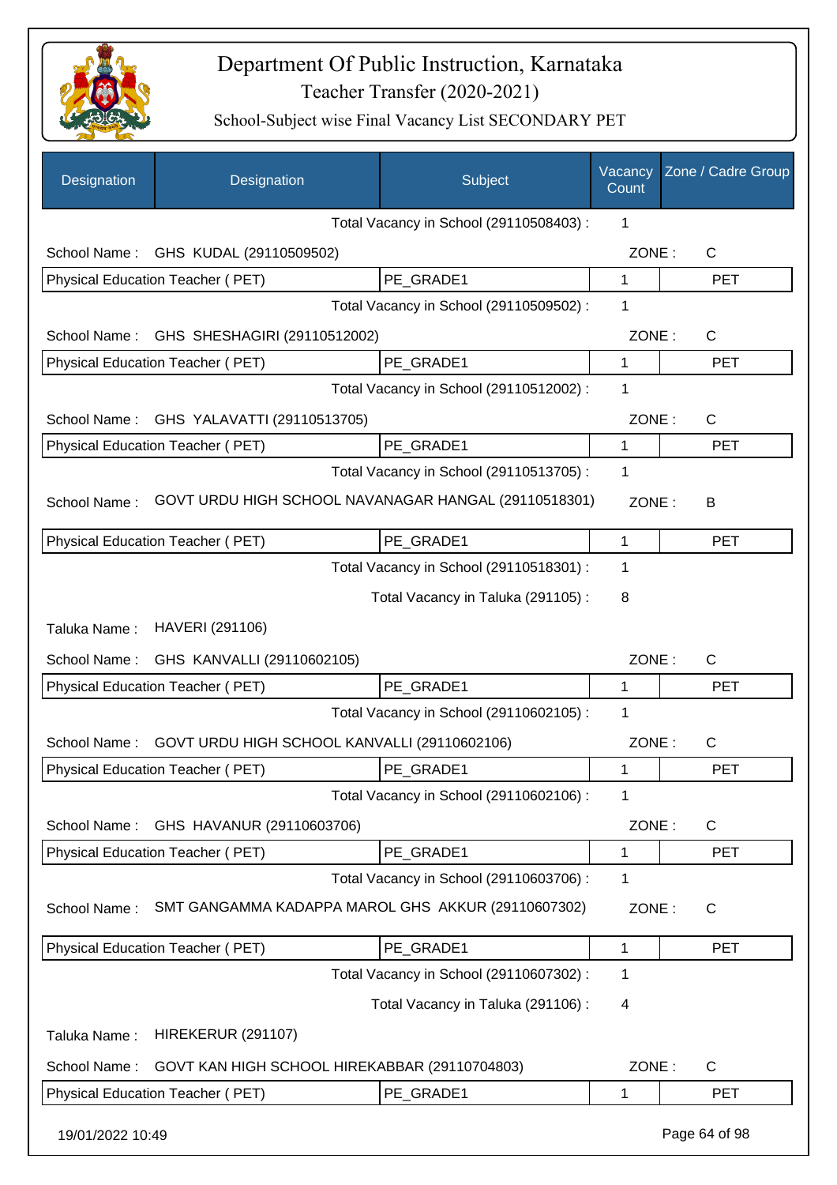# Department Of Public Instruction, Karnataka

Teacher Transfer (2020-2021)

School-Subject wise Final Vacancy List SECONDARY PET

| Designation | Designation | Subject | Vacancy Count | Zone / Cadre Group |
|---|---|---|---|---|
| | | Total Vacancy in School (29110508403) : | 1 | |
| School Name : | GHS KUDAL (29110509502) | | ZONE : | C |
| Physical Education Teacher ( PET) | | PE_GRADE1 | 1 | PET |
| | | Total Vacancy in School (29110509502) : | 1 | |
| School Name : | GHS SHESHAGIRI (29110512002) | | ZONE : | C |
| Physical Education Teacher ( PET) | | PE_GRADE1 | 1 | PET |
| | | Total Vacancy in School (29110512002) : | 1 | |
| School Name : | GHS YALAVATTI (29110513705) | | ZONE : | C |
| Physical Education Teacher ( PET) | | PE_GRADE1 | 1 | PET |
| | | Total Vacancy in School (29110513705) : | 1 | |
| School Name : | GOVT URDU HIGH SCHOOL NAVANAGAR HANGAL (29110518301) | | ZONE : | B |
| Physical Education Teacher ( PET) | | PE_GRADE1 | 1 | PET |
| | | Total Vacancy in School (29110518301) : | 1 | |
| | | Total Vacancy in Taluka (291105) : | 8 | |
| Taluka Name : | HAVERI (291106) | | | |
| School Name : | GHS KANVALLI (29110602105) | | ZONE : | C |
| Physical Education Teacher ( PET) | | PE_GRADE1 | 1 | PET |
| | | Total Vacancy in School (29110602105) : | 1 | |
| School Name : | GOVT URDU HIGH SCHOOL KANVALLI (29110602106) | | ZONE : | C |
| Physical Education Teacher ( PET) | | PE_GRADE1 | 1 | PET |
| | | Total Vacancy in School (29110602106) : | 1 | |
| School Name : | GHS HAVANUR (29110603706) | | ZONE : | C |
| Physical Education Teacher ( PET) | | PE_GRADE1 | 1 | PET |
| | | Total Vacancy in School (29110603706) : | 1 | |
| School Name : | SMT GANGAMMA KADAPPA MAROL GHS AKKUR (29110607302) | | ZONE : | C |
| Physical Education Teacher ( PET) | | PE_GRADE1 | 1 | PET |
| | | Total Vacancy in School (29110607302) : | 1 | |
| | | Total Vacancy in Taluka (291106) : | 4 | |
| Taluka Name : | HIREKERUR (291107) | | | |
| School Name : | GOVT KAN HIGH SCHOOL HIREKABBAR (29110704803) | | ZONE : | C |
| Physical Education Teacher ( PET) | | PE_GRADE1 | 1 | PET |

19/01/2022 10:49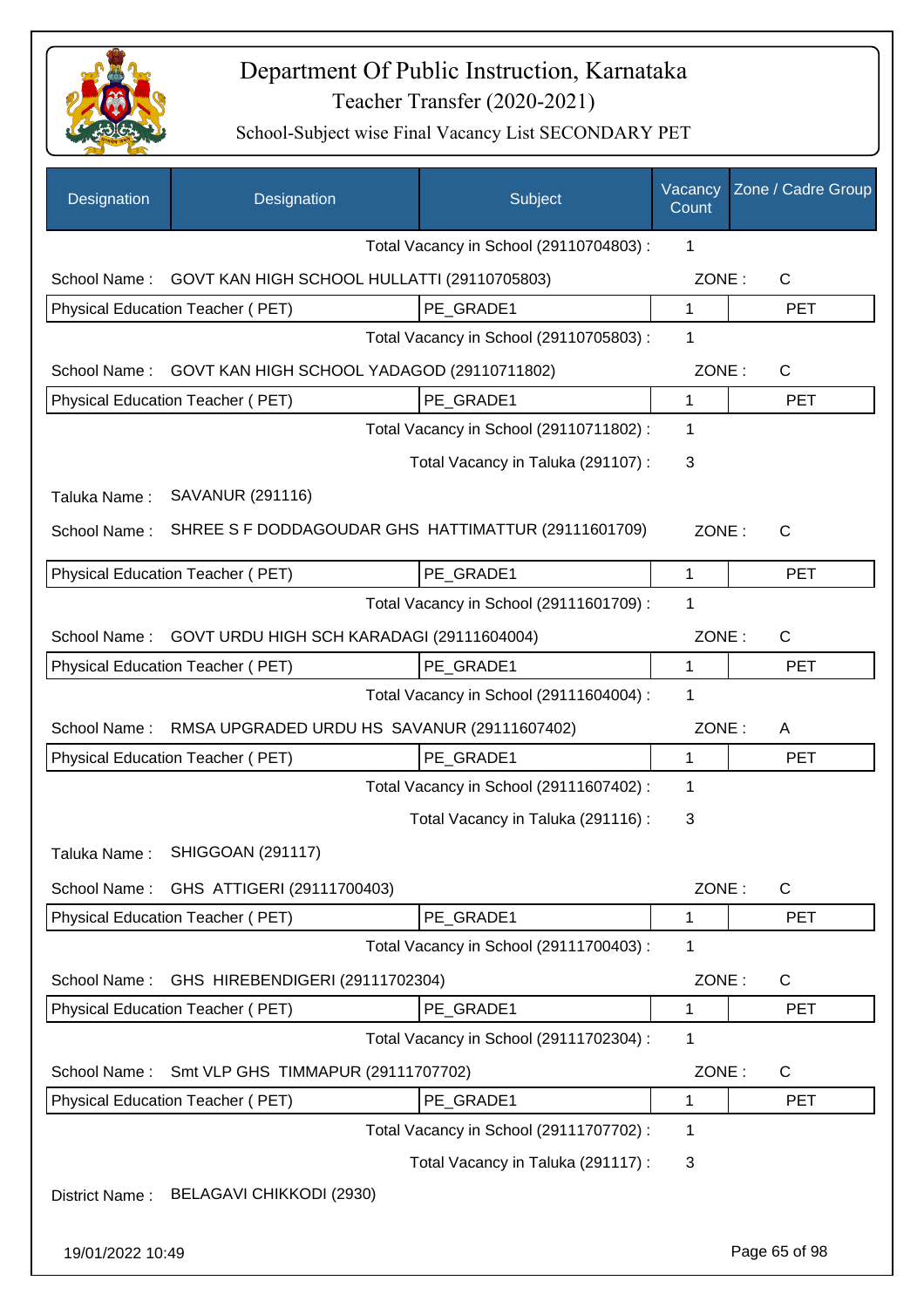# Department Of Public Instruction, Karnataka

Teacher Transfer (2020-2021)

School-Subject wise Final Vacancy List SECONDARY PET

| Designation | Designation | Subject | Vacancy Count | Zone / Cadre Group |
|---|---|---|---|---|
| | | Total Vacancy in School (29110704803) : | 1 | |
| School Name : | GOVT KAN HIGH SCHOOL HULLATTI (29110705803) | | ZONE : | C |
| Physical Education Teacher ( PET) | | PE_GRADE1 | 1 | PET |
| | | Total Vacancy in School (29110705803) : | 1 | |
| School Name : | GOVT KAN HIGH SCHOOL YADAGOD (29110711802) | | ZONE : | C |
| Physical Education Teacher ( PET) | | PE_GRADE1 | 1 | PET |
| | | Total Vacancy in School (29110711802) : | 1 | |
| | | Total Vacancy in Taluka (291107) : | 3 | |
| Taluka Name : | SAVANUR (291116) | | | |
| School Name : | SHREE S F DODDAGOUDAR GHS HATTIMATTUR (29111601709) | | ZONE : | C |
| Physical Education Teacher ( PET) | | PE_GRADE1 | 1 | PET |
| | | Total Vacancy in School (29111601709) : | 1 | |
| School Name : | GOVT URDU HIGH SCH KARADAGI (29111604004) | | ZONE : | C |
| Physical Education Teacher ( PET) | | PE_GRADE1 | 1 | PET |
| | | Total Vacancy in School (29111604004) : | 1 | |
| School Name : | RMSA UPGRADED URDU HS SAVANUR (29111607402) | | ZONE : | A |
| Physical Education Teacher ( PET) | | PE_GRADE1 | 1 | PET |
| | | Total Vacancy in School (29111607402) : | 1 | |
| | | Total Vacancy in Taluka (291116) : | 3 | |
| Taluka Name : | SHIGGOAN (291117) | | | |
| School Name : | GHS ATTIGERI (29111700403) | | ZONE : | C |
| Physical Education Teacher ( PET) | | PE_GRADE1 | 1 | PET |
| | | Total Vacancy in School (29111700403) : | 1 | |
| School Name : | GHS HIREBENDIGERI (29111702304) | | ZONE : | C |
| Physical Education Teacher ( PET) | | PE_GRADE1 | 1 | PET |
| | | Total Vacancy in School (29111702304) : | 1 | |
| School Name : | Smt VLP GHS TIMMAPUR (29111707702) | | ZONE : | C |
| Physical Education Teacher ( PET) | | PE_GRADE1 | 1 | PET |
| | | Total Vacancy in School (29111707702) : | 1 | |
| | | Total Vacancy in Taluka (291117) : | 3 | |
| District Name : | BELAGAVI CHIKKODI (2930) | | | |

19/01/2022 10:49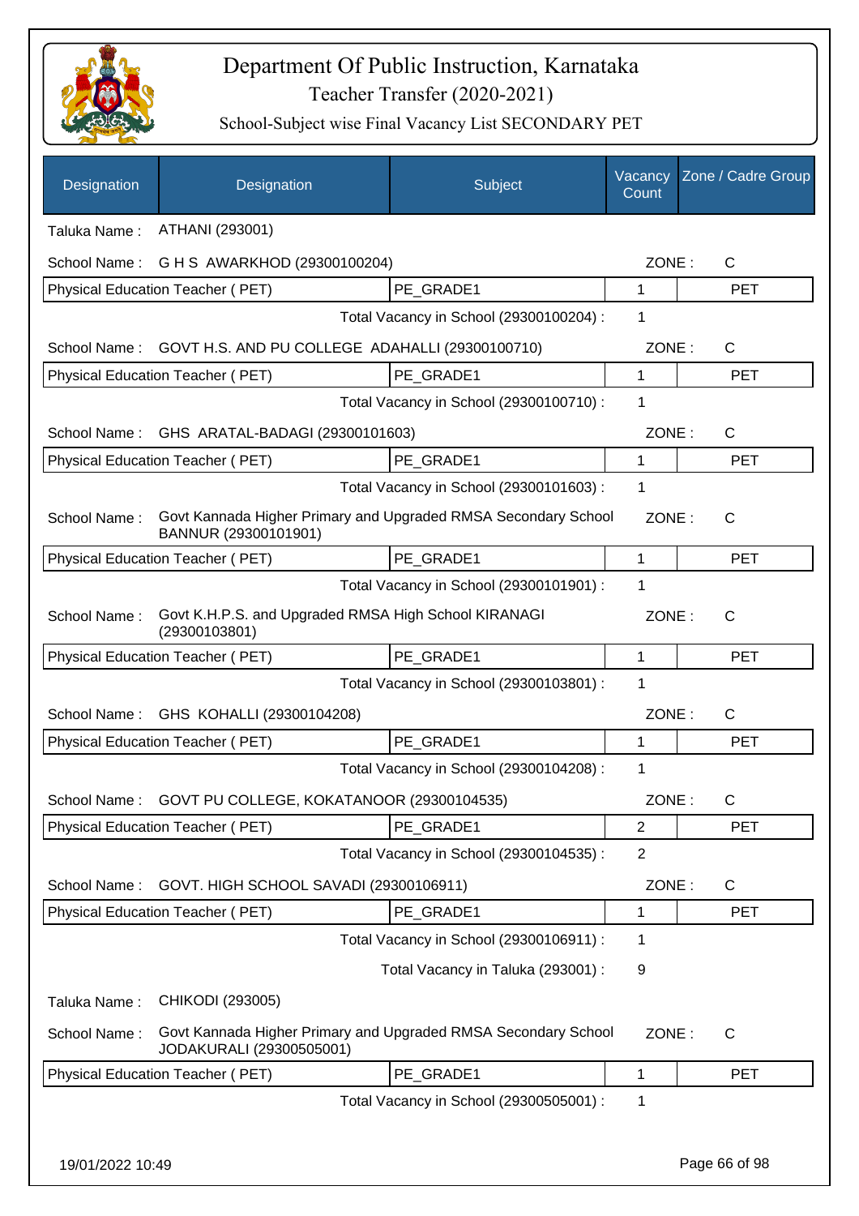# Department Of Public Instruction, Karnataka

Teacher Transfer (2020-2021)

School-Subject wise Final Vacancy List SECONDARY PET

| Designation | Designation | Subject | Vacancy Count | Zone / Cadre Group |
|---|---|---|---|---|
| Taluka Name : | ATHANI (293001) | | | |
| School Name : | G H S AWARKHOD (29300100204) | | ZONE : | C |
| Physical Education Teacher ( PET) | | PE_GRADE1 | 1 | PET |
| | | Total Vacancy in School (29300100204) : | 1 | |
| School Name : | GOVT H.S. AND PU COLLEGE ADAHALLI (29300100710) | | ZONE : | C |
| Physical Education Teacher ( PET) | | PE_GRADE1 | 1 | PET |
| | | Total Vacancy in School (29300100710) : | 1 | |
| School Name : | GHS ARATAL-BADAGI (29300101603) | | ZONE : | C |
| Physical Education Teacher ( PET) | | PE_GRADE1 | 1 | PET |
| | | Total Vacancy in School (29300101603) : | 1 | |
| School Name : | Govt Kannada Higher Primary and Upgraded RMSA Secondary School BANNUR (29300101901) | | ZONE : | C |
| Physical Education Teacher ( PET) | | PE_GRADE1 | 1 | PET |
| | | Total Vacancy in School (29300101901) : | 1 | |
| School Name : | Govt K.H.P.S. and Upgraded RMSA High School KIRANAGI (29300103801) | | ZONE : | C |
| Physical Education Teacher ( PET) | | PE_GRADE1 | 1 | PET |
| | | Total Vacancy in School (29300103801) : | 1 | |
| School Name : | GHS KOHALLI (29300104208) | | ZONE : | C |
| Physical Education Teacher ( PET) | | PE_GRADE1 | 1 | PET |
| | | Total Vacancy in School (29300104208) : | 1 | |
| School Name : | GOVT PU COLLEGE, KOKATANOOR (29300104535) | | ZONE : | C |
| Physical Education Teacher ( PET) | | PE_GRADE1 | 2 | PET |
| | | Total Vacancy in School (29300104535) : | 2 | |
| School Name : | GOVT. HIGH SCHOOL SAVADI (29300106911) | | ZONE : | C |
| Physical Education Teacher ( PET) | | PE_GRADE1 | 1 | PET |
| | | Total Vacancy in School (29300106911) : | 1 | |
| | | Total Vacancy in Taluka (293001) : | 9 | |
| Taluka Name : | CHIKODI (293005) | | | |
| School Name : | Govt Kannada Higher Primary and Upgraded RMSA Secondary School JODAKURALI (29300505001) | | ZONE : | C |
| Physical Education Teacher ( PET) | | PE_GRADE1 | 1 | PET |
| | | Total Vacancy in School (29300505001) : | 1 | |

19/01/2022 10:49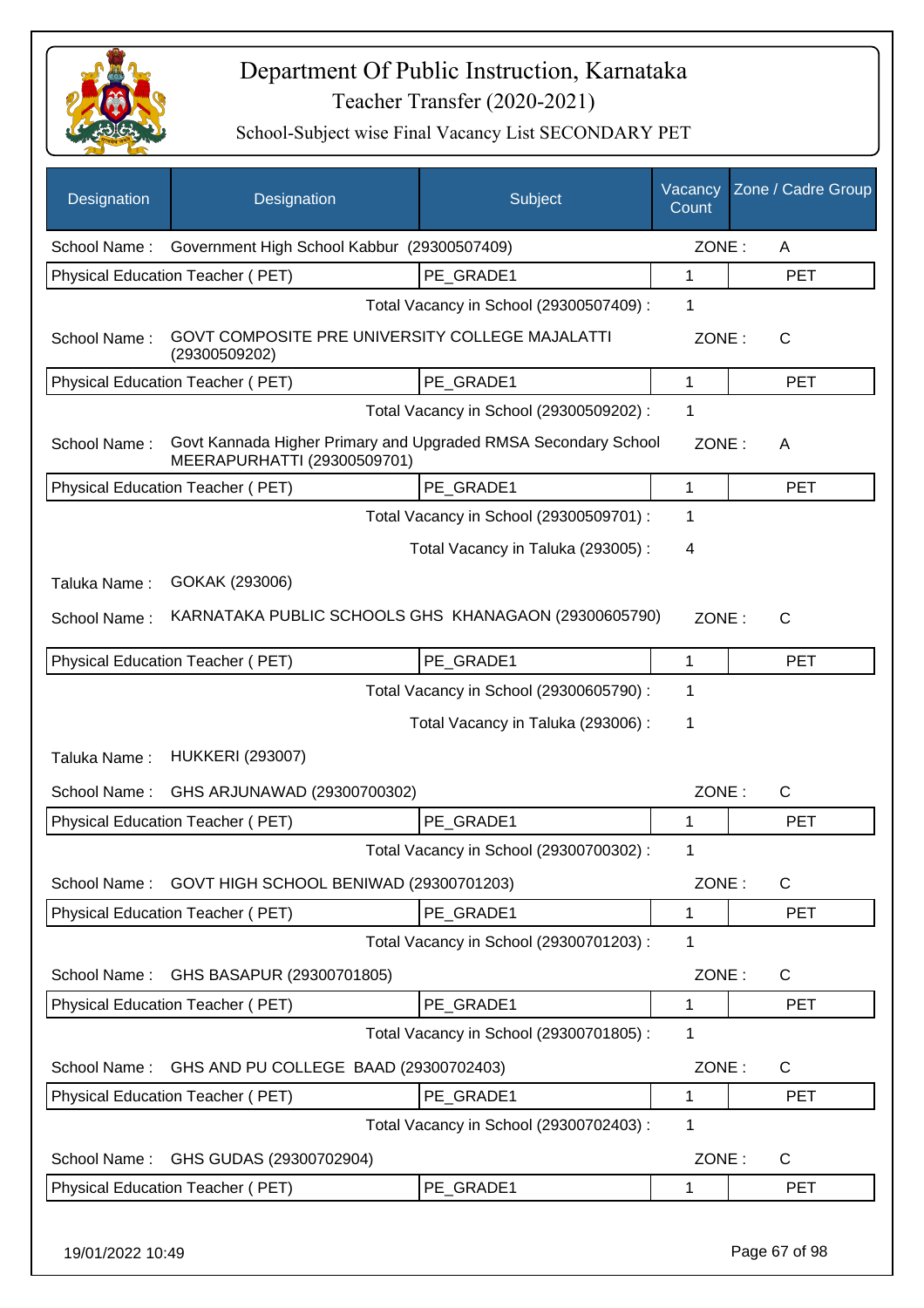# Department Of Public Instruction, Karnataka

Teacher Transfer (2020-2021)

School-Subject wise Final Vacancy List SECONDARY PET

| Designation | Designation | Subject | Vacancy Count | Zone / Cadre Group |
|---|---|---|---|---|
| School Name : | Government High School Kabbur (29300507409) | | ZONE : | A |
| Physical Education Teacher ( PET) | | PE_GRADE1 | 1 | PET |
| | | Total Vacancy in School (29300507409) : | 1 | |
| School Name : | GOVT COMPOSITE PRE UNIVERSITY COLLEGE MAJALATTI (29300509202) | | ZONE : | C |
| Physical Education Teacher ( PET) | | PE_GRADE1 | 1 | PET |
| | | Total Vacancy in School (29300509202) : | 1 | |
| School Name : | Govt Kannada Higher Primary and Upgraded RMSA Secondary School MEERAPURHATTI (29300509701) | | ZONE : | A |
| Physical Education Teacher ( PET) | | PE_GRADE1 | 1 | PET |
| | | Total Vacancy in School (29300509701) : | 1 | |
| | | Total Vacancy in Taluka (293005) : | 4 | |
| Taluka Name : | GOKAK (293006) | | | |
| School Name : | KARNATAKA PUBLIC SCHOOLS GHS KHANAGAON (29300605790) | | ZONE : | C |
| Physical Education Teacher ( PET) | | PE_GRADE1 | 1 | PET |
| | | Total Vacancy in School (29300605790) : | 1 | |
| | | Total Vacancy in Taluka (293006) : | 1 | |
| Taluka Name : | HUKKERI (293007) | | | |
| School Name : | GHS ARJUNAWAD (29300700302) | | ZONE : | C |
| Physical Education Teacher ( PET) | | PE_GRADE1 | 1 | PET |
| | | Total Vacancy in School (29300700302) : | 1 | |
| School Name : | GOVT HIGH SCHOOL BENIWAD (29300701203) | | ZONE : | C |
| Physical Education Teacher ( PET) | | PE_GRADE1 | 1 | PET |
| | | Total Vacancy in School (29300701203) : | 1 | |
| School Name : | GHS BASAPUR (29300701805) | | ZONE : | C |
| Physical Education Teacher ( PET) | | PE_GRADE1 | 1 | PET |
| | | Total Vacancy in School (29300701805) : | 1 | |
| School Name : | GHS AND PU COLLEGE BAAD (29300702403) | | ZONE : | C |
| Physical Education Teacher ( PET) | | PE_GRADE1 | 1 | PET |
| | | Total Vacancy in School (29300702403) : | 1 | |
| School Name : | GHS GUDAS (29300702904) | | ZONE : | C |
| Physical Education Teacher ( PET) | | PE_GRADE1 | 1 | PET |

19/01/2022 10:49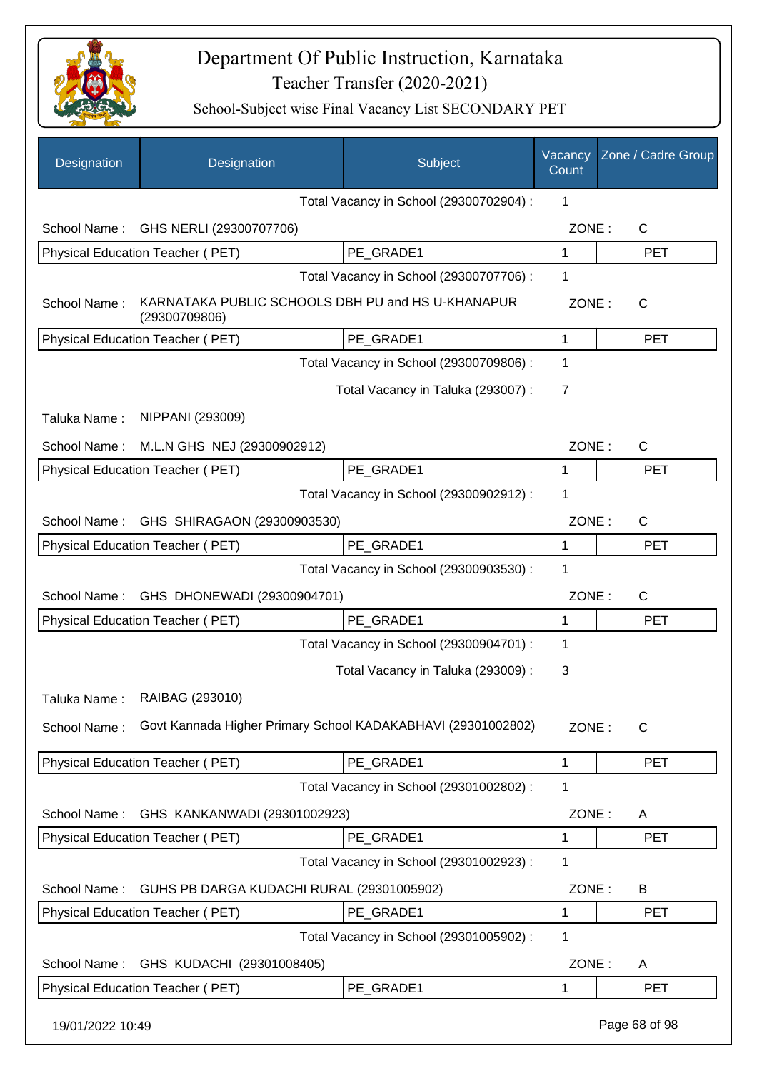# Department Of Public Instruction, Karnataka

Teacher Transfer (2020-2021)

School-Subject wise Final Vacancy List SECONDARY PET

| Designation | Designation | Subject | Vacancy Count | Zone / Cadre Group |
|---|---|---|---|---|
| | | Total Vacancy in School (29300702904) : | 1 | |
| School Name : | GHS NERLI (29300707706) | | ZONE : | C |
| Physical Education Teacher ( PET) | | PE_GRADE1 | 1 | PET |
| | | Total Vacancy in School (29300707706) : | 1 | |
| School Name : | KARNATAKA PUBLIC SCHOOLS DBH PU and HS U-KHANAPUR (29300709806) | | ZONE : | C |
| Physical Education Teacher ( PET) | | PE_GRADE1 | 1 | PET |
| | | Total Vacancy in School (29300709806) : | 1 | |
| | | Total Vacancy in Taluka (293007) : | 7 | |
| Taluka Name : | NIPPANI (293009) | | | |
| School Name : | M.L.N GHS NEJ (29300902912) | | ZONE : | C |
| Physical Education Teacher ( PET) | | PE_GRADE1 | 1 | PET |
| | | Total Vacancy in School (29300902912) : | 1 | |
| School Name : | GHS SHIRAGAON (29300903530) | | ZONE : | C |
| Physical Education Teacher ( PET) | | PE_GRADE1 | 1 | PET |
| | | Total Vacancy in School (29300903530) : | 1 | |
| School Name : | GHS DHONEWADI (29300904701) | | ZONE : | C |
| Physical Education Teacher ( PET) | | PE_GRADE1 | 1 | PET |
| | | Total Vacancy in School (29300904701) : | 1 | |
| | | Total Vacancy in Taluka (293009) : | 3 | |
| Taluka Name : | RAIBAG (293010) | | | |
| School Name : | Govt Kannada Higher Primary School KADAKABHAVI (29301002802) | | ZONE : | C |
| Physical Education Teacher ( PET) | | PE_GRADE1 | 1 | PET |
| | | Total Vacancy in School (29301002802) : | 1 | |
| School Name : | GHS KANKANWADI (29301002923) | | ZONE : | A |
| Physical Education Teacher ( PET) | | PE_GRADE1 | 1 | PET |
| | | Total Vacancy in School (29301002923) : | 1 | |
| School Name : | GUHS PB DARGA KUDACHI RURAL (29301005902) | | ZONE : | B |
| Physical Education Teacher ( PET) | | PE_GRADE1 | 1 | PET |
| | | Total Vacancy in School (29301005902) : | 1 | |
| School Name : | GHS KUDACHI (29301008405) | | ZONE : | A |
| Physical Education Teacher ( PET) | | PE_GRADE1 | 1 | PET |

19/01/2022 10:49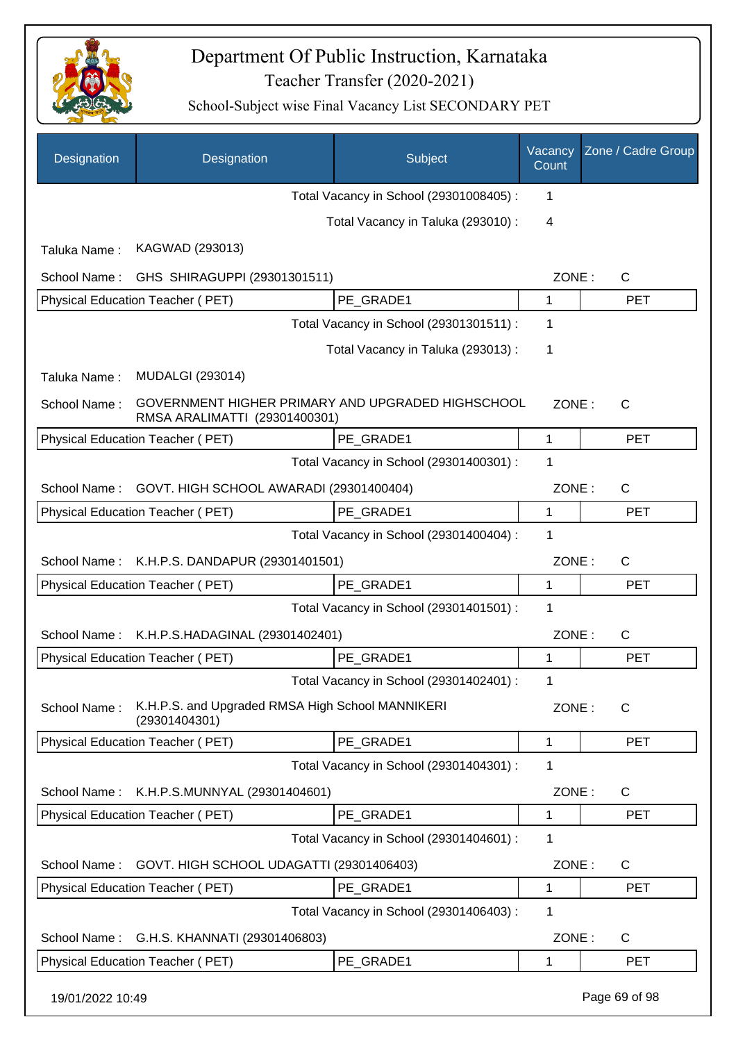# Department Of Public Instruction, Karnataka

## Teacher Transfer (2020-2021)

### School-Subject wise Final Vacancy List SECONDARY PET

| Designation | Designation | Subject | Vacancy Count | Zone / Cadre Group |
|---|---|---|---|---|
| | | Total Vacancy in School (29301008405) : | 1 | |
| | | Total Vacancy in Taluka (293010) : | 4 | |
| Taluka Name : | KAGWAD (293013) | | | |
| School Name : | GHS SHIRAGUPPI (29301301511) | | ZONE : | C |
| Physical Education Teacher ( PET) | | PE_GRADE1 | 1 | PET |
| | | Total Vacancy in School (29301301511) : | 1 | |
| | | Total Vacancy in Taluka (293013) : | 1 | |
| Taluka Name : | MUDALGI (293014) | | | |
| School Name : | GOVERNMENT HIGHER PRIMARY AND UPGRADED HIGHSCHOOL RMSA ARALIMATTI (29301400301) | | ZONE : | C |
| Physical Education Teacher ( PET) | | PE_GRADE1 | 1 | PET |
| | | Total Vacancy in School (29301400301) : | 1 | |
| School Name : | GOVT. HIGH SCHOOL AWARADI (29301400404) | | ZONE : | C |
| Physical Education Teacher ( PET) | | PE_GRADE1 | 1 | PET |
| | | Total Vacancy in School (29301400404) : | 1 | |
| School Name : | K.H.P.S. DANDAPUR (29301401501) | | ZONE : | C |
| Physical Education Teacher ( PET) | | PE_GRADE1 | 1 | PET |
| | | Total Vacancy in School (29301401501) : | 1 | |
| School Name : | K.H.P.S.HADAGINAL (29301402401) | | ZONE : | C |
| Physical Education Teacher ( PET) | | PE_GRADE1 | 1 | PET |
| | | Total Vacancy in School (29301402401) : | 1 | |
| School Name : | K.H.P.S. and Upgraded RMSA High School MANNIKERI (29301404301) | | ZONE : | C |
| Physical Education Teacher ( PET) | | PE_GRADE1 | 1 | PET |
| | | Total Vacancy in School (29301404301) : | 1 | |
| School Name : | K.H.P.S.MUNNYAL (29301404601) | | ZONE : | C |
| Physical Education Teacher ( PET) | | PE_GRADE1 | 1 | PET |
| | | Total Vacancy in School (29301404601) : | 1 | |
| School Name : | GOVT. HIGH SCHOOL UDAGATTI (29301406403) | | ZONE : | C |
| Physical Education Teacher ( PET) | | PE_GRADE1 | 1 | PET |
| | | Total Vacancy in School (29301406403) : | 1 | |
| School Name : | G.H.S. KHANNATI (29301406803) | | ZONE : | C |
| Physical Education Teacher ( PET) | | PE_GRADE1 | 1 | PET |

19/01/2022 10:49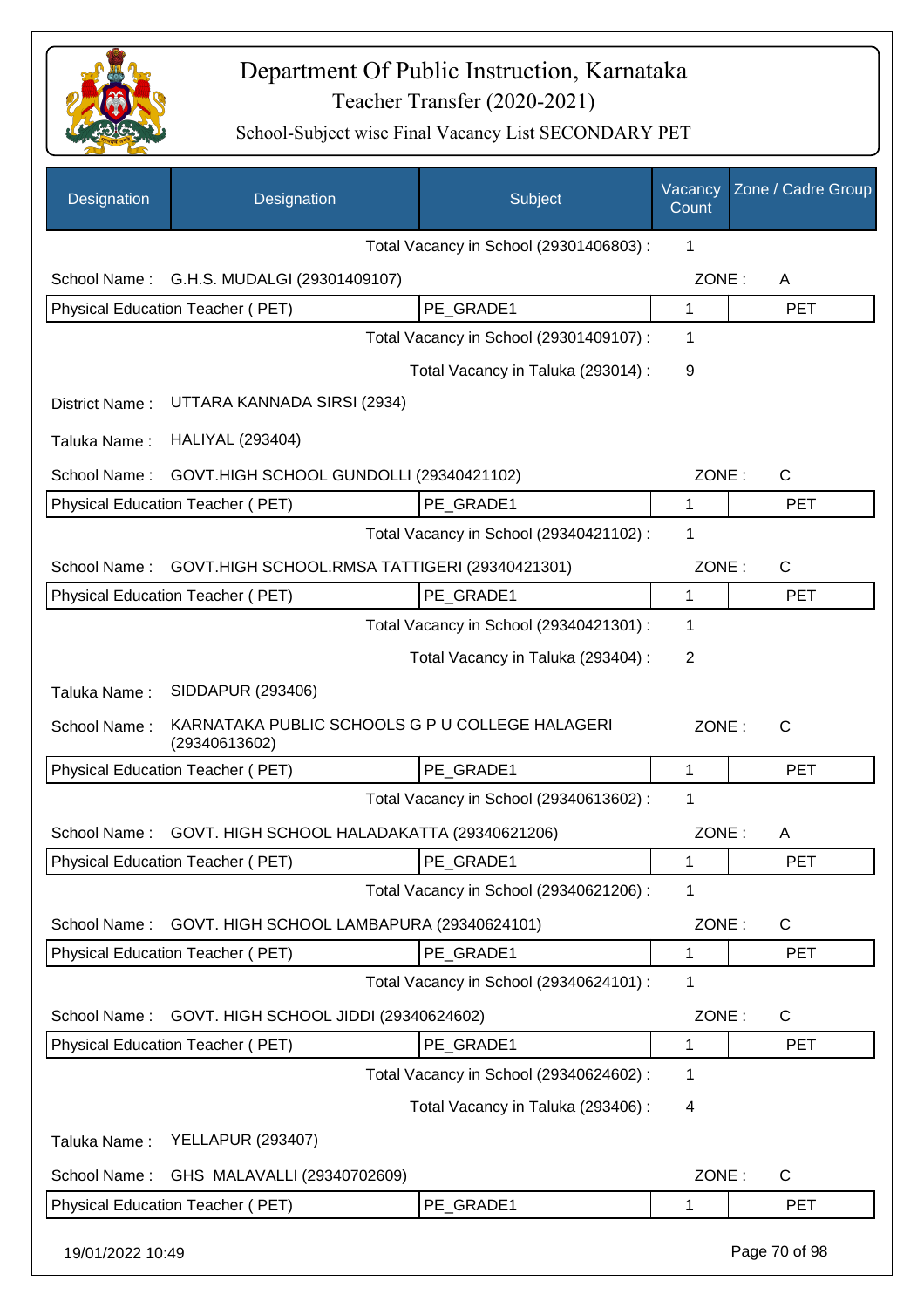# Department Of Public Instruction, Karnataka

## Teacher Transfer (2020-2021)

### School-Subject wise Final Vacancy List SECONDARY PET

| Designation | Designation | Subject | Vacancy Count | Zone / Cadre Group |
|---|---|---|---|---|
| | | Total Vacancy in School (29301406803) : | 1 | |
| School Name : | G.H.S. MUDALGI (29301409107) | | ZONE : | A |
| Physical Education Teacher ( PET) | | PE_GRADE1 | 1 | PET |
| | | Total Vacancy in School (29301409107) : | 1 | |
| | | Total Vacancy in Taluka (293014) : | 9 | |
| District Name : | UTTARA KANNADA SIRSI (2934) | | | |
| Taluka Name : | HALIYAL (293404) | | | |
| School Name : | GOVT.HIGH SCHOOL GUNDOLLI (29340421102) | | ZONE : | C |
| Physical Education Teacher ( PET) | | PE_GRADE1 | 1 | PET |
| | | Total Vacancy in School (29340421102) : | 1 | |
| School Name : | GOVT.HIGH SCHOOL.RMSA TATTIGERI (29340421301) | | ZONE : | C |
| Physical Education Teacher ( PET) | | PE_GRADE1 | 1 | PET |
| | | Total Vacancy in School (29340421301) : | 1 | |
| | | Total Vacancy in Taluka (293404) : | 2 | |
| Taluka Name : | SIDDAPUR (293406) | | | |
| School Name : | KARNATAKA PUBLIC SCHOOLS G P U COLLEGE HALAGERI (29340613602) | | ZONE : | C |
| Physical Education Teacher ( PET) | | PE_GRADE1 | 1 | PET |
| | | Total Vacancy in School (29340613602) : | 1 | |
| School Name : | GOVT. HIGH SCHOOL HALADAKATTA (29340621206) | | ZONE : | A |
| Physical Education Teacher ( PET) | | PE_GRADE1 | 1 | PET |
| | | Total Vacancy in School (29340621206) : | 1 | |
| School Name : | GOVT. HIGH SCHOOL LAMBAPURA (29340624101) | | ZONE : | C |
| Physical Education Teacher ( PET) | | PE_GRADE1 | 1 | PET |
| | | Total Vacancy in School (29340624101) : | 1 | |
| School Name : | GOVT. HIGH SCHOOL JIDDI (29340624602) | | ZONE : | C |
| Physical Education Teacher ( PET) | | PE_GRADE1 | 1 | PET |
| | | Total Vacancy in School (29340624602) : | 1 | |
| | | Total Vacancy in Taluka (293406) : | 4 | |
| Taluka Name : | YELLAPUR (293407) | | | |
| School Name : | GHS MALAVALLI (29340702609) | | ZONE : | C |
| Physical Education Teacher ( PET) | | PE_GRADE1 | 1 | PET |

19/01/2022 10:49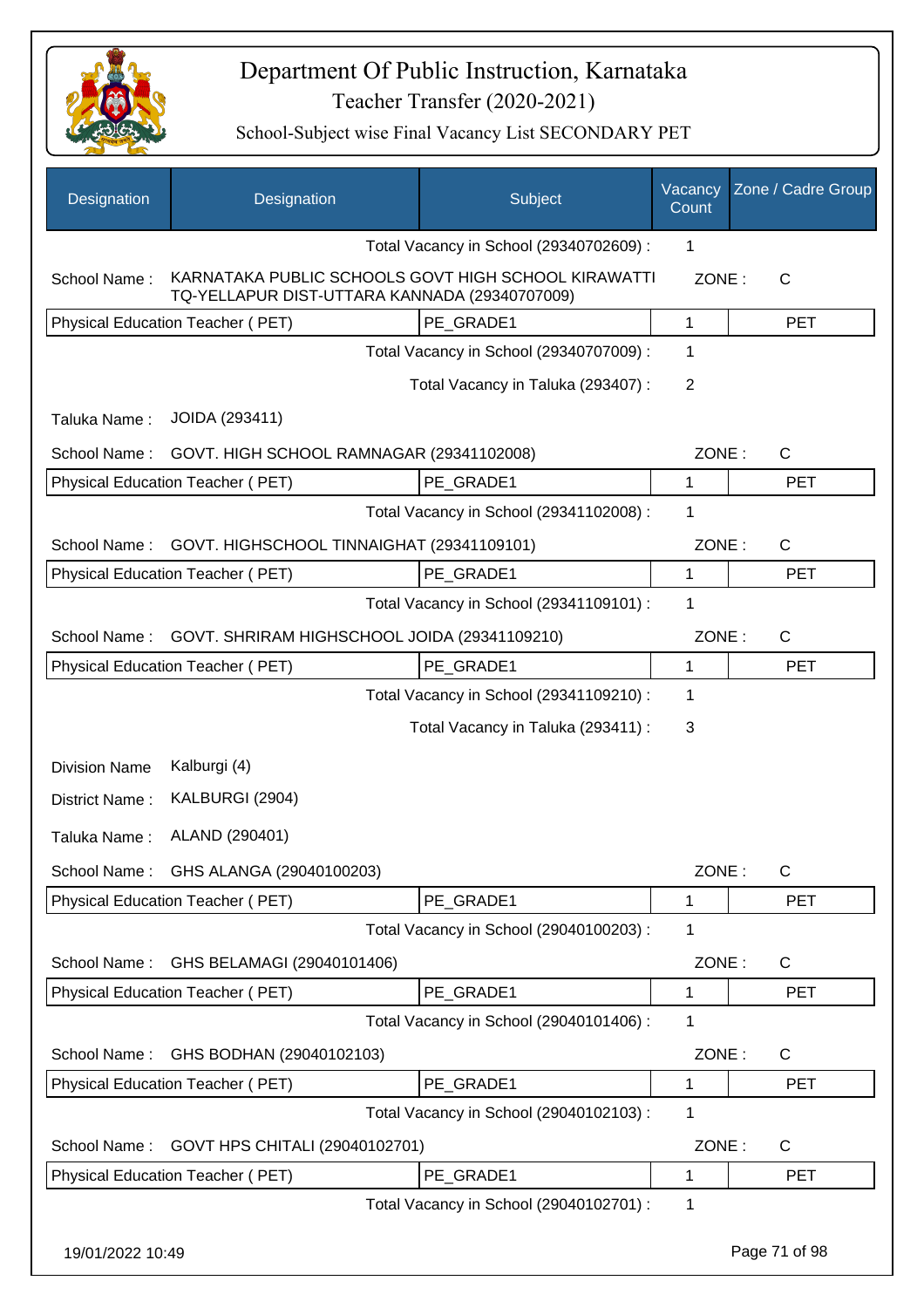# Department Of Public Instruction, Karnataka

## Teacher Transfer (2020-2021)

### School-Subject wise Final Vacancy List SECONDARY PET

| Designation | Designation | Subject | Vacancy Count | Zone / Cadre Group |
|---|---|---|---|---|
| | | Total Vacancy in School (29340702609) : | 1 | |
| School Name : | KARNATAKA PUBLIC SCHOOLS GOVT HIGH SCHOOL KIRAWATTI TQ-YELLAPUR DIST-UTTARA KANNADA (29340707009) | | ZONE : | C |
| Physical Education Teacher ( PET) | | PE_GRADE1 | 1 | PET |
| | | Total Vacancy in School (29340707009) : | 1 | |
| | | Total Vacancy in Taluka (293407) : | 2 | |
| Taluka Name : | JOIDA (293411) | | | |
| School Name : | GOVT. HIGH SCHOOL RAMNAGAR (29341102008) | | ZONE : | C |
| Physical Education Teacher ( PET) | | PE_GRADE1 | 1 | PET |
| | | Total Vacancy in School (29341102008) : | 1 | |
| School Name : | GOVT. HIGHSCHOOL TINNAIGHAT (29341109101) | | ZONE : | C |
| Physical Education Teacher ( PET) | | PE_GRADE1 | 1 | PET |
| | | Total Vacancy in School (29341109101) : | 1 | |
| School Name : | GOVT. SHRIRAM HIGHSCHOOL JOIDA (29341109210) | | ZONE : | C |
| Physical Education Teacher ( PET) | | PE_GRADE1 | 1 | PET |
| | | Total Vacancy in School (29341109210) : | 1 | |
| | | Total Vacancy in Taluka (293411) : | 3 | |
| Division Name | Kalburgi (4) | | | |
| District Name : | KALBURGI (2904) | | | |
| Taluka Name : | ALAND (290401) | | | |
| School Name : | GHS ALANGA (29040100203) | | ZONE : | C |
| Physical Education Teacher ( PET) | | PE_GRADE1 | 1 | PET |
| | | Total Vacancy in School (29040100203) : | 1 | |
| School Name : | GHS BELAMAGI (29040101406) | | ZONE : | C |
| Physical Education Teacher ( PET) | | PE_GRADE1 | 1 | PET |
| | | Total Vacancy in School (29040101406) : | 1 | |
| School Name : | GHS BODHAN (29040102103) | | ZONE : | C |
| Physical Education Teacher ( PET) | | PE_GRADE1 | 1 | PET |
| | | Total Vacancy in School (29040102103) : | 1 | |
| School Name : | GOVT HPS CHITALI (29040102701) | | ZONE : | C |
| Physical Education Teacher ( PET) | | PE_GRADE1 | 1 | PET |
| | | Total Vacancy in School (29040102701) : | 1 | |

19/01/2022 10:49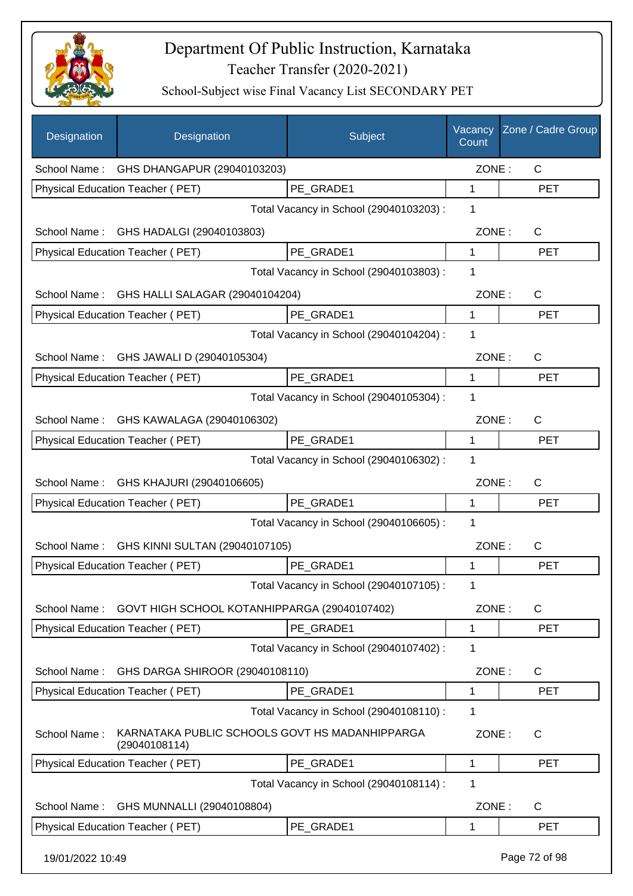# Department Of Public Instruction, Karnataka

Teacher Transfer (2020-2021)

School-Subject wise Final Vacancy List SECONDARY PET

| Designation | Designation | Subject | Vacancy Count | Zone / Cadre Group |
|---|---|---|---|---|
| School Name : | GHS DHANGAPUR (29040103203) | | ZONE : | C |
| Physical Education Teacher ( PET) | | PE_GRADE1 | 1 | PET |
| | | Total Vacancy in School (29040103203) : | 1 | |
| School Name : | GHS HADALGI (29040103803) | | ZONE : | C |
| Physical Education Teacher ( PET) | | PE_GRADE1 | 1 | PET |
| | | Total Vacancy in School (29040103803) : | 1 | |
| School Name : | GHS HALLI SALAGAR (29040104204) | | ZONE : | C |
| Physical Education Teacher ( PET) | | PE_GRADE1 | 1 | PET |
| | | Total Vacancy in School (29040104204) : | 1 | |
| School Name : | GHS JAWALI D (29040105304) | | ZONE : | C |
| Physical Education Teacher ( PET) | | PE_GRADE1 | 1 | PET |
| | | Total Vacancy in School (29040105304) : | 1 | |
| School Name : | GHS KAWALAGA (29040106302) | | ZONE : | C |
| Physical Education Teacher ( PET) | | PE_GRADE1 | 1 | PET |
| | | Total Vacancy in School (29040106302) : | 1 | |
| School Name : | GHS KHAJURI (29040106605) | | ZONE : | C |
| Physical Education Teacher ( PET) | | PE_GRADE1 | 1 | PET |
| | | Total Vacancy in School (29040106605) : | 1 | |
| School Name : | GHS KINNI SULTAN (29040107105) | | ZONE : | C |
| Physical Education Teacher ( PET) | | PE_GRADE1 | 1 | PET |
| | | Total Vacancy in School (29040107105) : | 1 | |
| School Name : | GOVT HIGH SCHOOL KOTANHIPPARGA (29040107402) | | ZONE : | C |
| Physical Education Teacher ( PET) | | PE_GRADE1 | 1 | PET |
| | | Total Vacancy in School (29040107402) : | 1 | |
| School Name : | GHS DARGA SHIROOR (29040108110) | | ZONE : | C |
| Physical Education Teacher ( PET) | | PE_GRADE1 | 1 | PET |
| | | Total Vacancy in School (29040108110) : | 1 | |
| School Name : | KARNATAKA PUBLIC SCHOOLS GOVT HS MADANHIPPARGA (29040108114) | | ZONE : | C |
| Physical Education Teacher ( PET) | | PE_GRADE1 | 1 | PET |
| | | Total Vacancy in School (29040108114) : | 1 | |
| School Name : | GHS MUNNALLI (29040108804) | | ZONE : | C |
| Physical Education Teacher ( PET) | | PE_GRADE1 | 1 | PET |

19/01/2022 10:49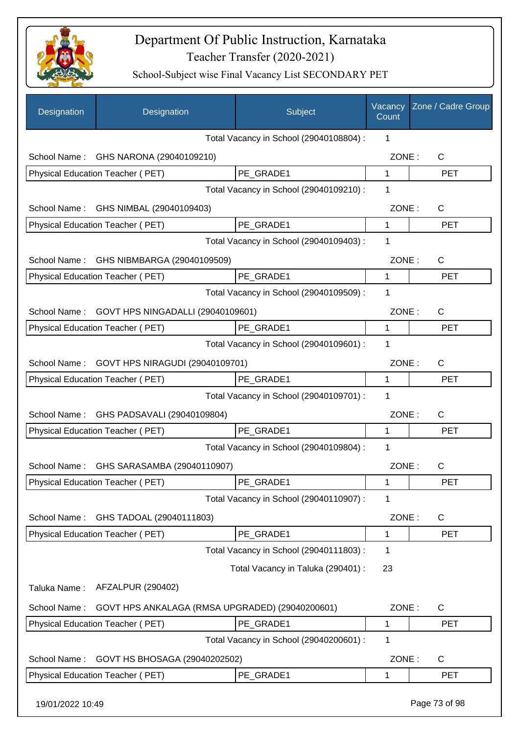# Department Of Public Instruction, Karnataka

## Teacher Transfer (2020-2021)

### School-Subject wise Final Vacancy List SECONDARY PET

| Designation | Designation | Subject | Vacancy Count | Zone / Cadre Group |
|---|---|---|---|---|
| | | Total Vacancy in School (29040108804) : | 1 | |
| School Name : | GHS NARONA (29040109210) | | ZONE : | C |
| Physical Education Teacher ( PET) | | PE_GRADE1 | 1 | PET |
| | | Total Vacancy in School (29040109210) : | 1 | |
| School Name : | GHS NIMBAL (29040109403) | | ZONE : | C |
| Physical Education Teacher ( PET) | | PE_GRADE1 | 1 | PET |
| | | Total Vacancy in School (29040109403) : | 1 | |
| School Name : | GHS NIBMBARGA (29040109509) | | ZONE : | C |
| Physical Education Teacher ( PET) | | PE_GRADE1 | 1 | PET |
| | | Total Vacancy in School (29040109509) : | 1 | |
| School Name : | GOVT HPS NINGADALLI (29040109601) | | ZONE : | C |
| Physical Education Teacher ( PET) | | PE_GRADE1 | 1 | PET |
| | | Total Vacancy in School (29040109601) : | 1 | |
| School Name : | GOVT HPS NIRAGUDI (29040109701) | | ZONE : | C |
| Physical Education Teacher ( PET) | | PE_GRADE1 | 1 | PET |
| | | Total Vacancy in School (29040109701) : | 1 | |
| School Name : | GHS PADSAVALI (29040109804) | | ZONE : | C |
| Physical Education Teacher ( PET) | | PE_GRADE1 | 1 | PET |
| | | Total Vacancy in School (29040109804) : | 1 | |
| School Name : | GHS SARASAMBA (29040110907) | | ZONE : | C |
| Physical Education Teacher ( PET) | | PE_GRADE1 | 1 | PET |
| | | Total Vacancy in School (29040110907) : | 1 | |
| School Name : | GHS TADOAL (29040111803) | | ZONE : | C |
| Physical Education Teacher ( PET) | | PE_GRADE1 | 1 | PET |
| | | Total Vacancy in School (29040111803) : | 1 | |
| | | Total Vacancy in Taluka (290401) : | 23 | |
| Taluka Name : | AFZALPUR (290402) | | | |
| School Name : | GOVT HPS ANKALAGA (RMSA UPGRADED) (29040200601) | | ZONE : | C |
| Physical Education Teacher ( PET) | | PE_GRADE1 | 1 | PET |
| | | Total Vacancy in School (29040200601) : | 1 | |
| School Name : | GOVT HS BHOSAGA (29040202502) | | ZONE : | C |
| Physical Education Teacher ( PET) | | PE_GRADE1 | 1 | PET |

19/01/2022 10:49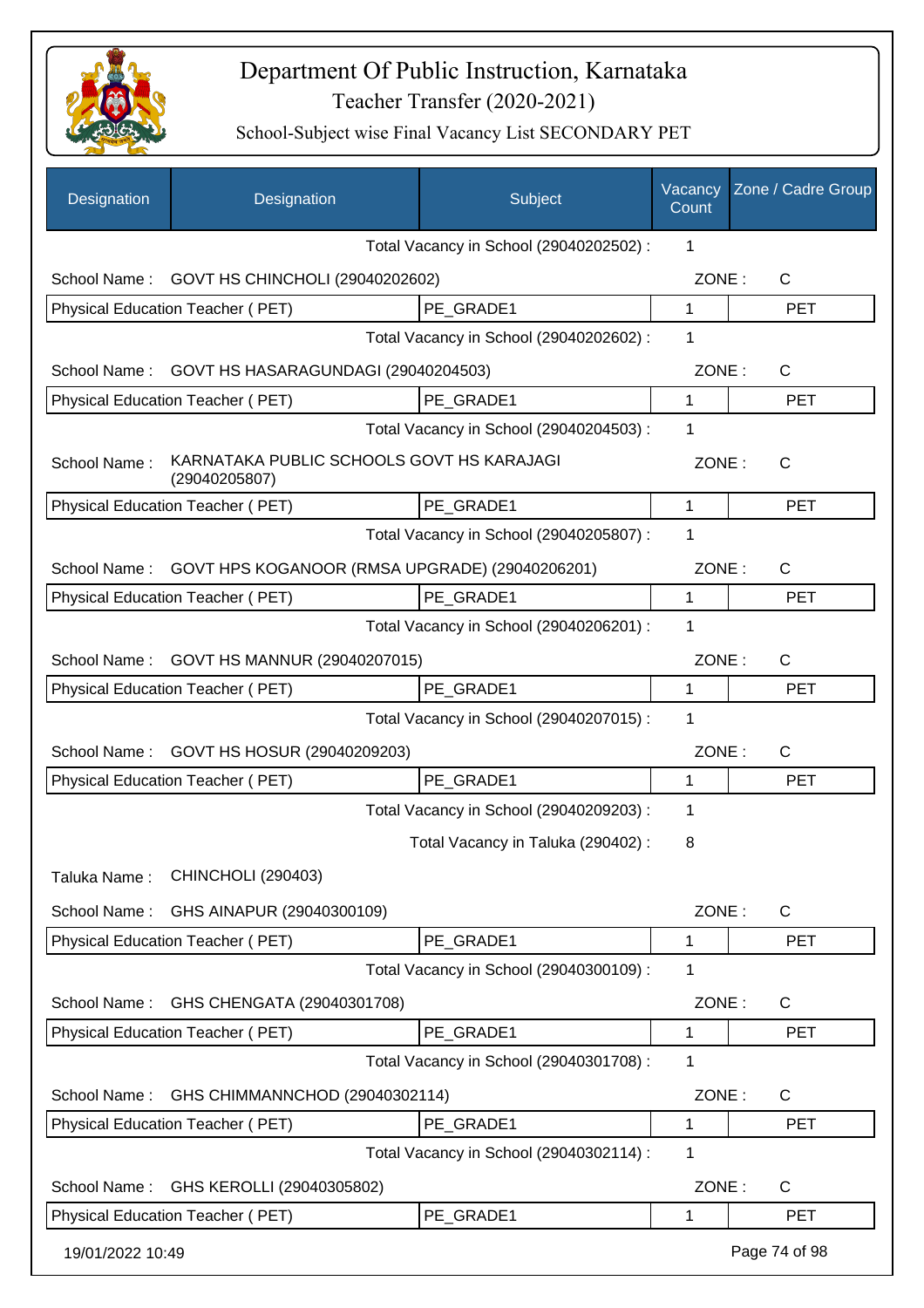# Department Of Public Instruction, Karnataka

Teacher Transfer (2020-2021)

School-Subject wise Final Vacancy List SECONDARY PET

| Designation | Designation | Subject | Vacancy Count | Zone / Cadre Group |
|---|---|---|---|---|
| | | Total Vacancy in School (29040202502) : | 1 | |
| School Name : | GOVT HS CHINCHOLI (29040202602) | | ZONE : | C |
| Physical Education Teacher ( PET) | | PE_GRADE1 | 1 | PET |
| | | Total Vacancy in School (29040202602) : | 1 | |
| School Name : | GOVT HS HASARAGUNDAGI (29040204503) | | ZONE : | C |
| Physical Education Teacher ( PET) | | PE_GRADE1 | 1 | PET |
| | | Total Vacancy in School (29040204503) : | 1 | |
| School Name : | KARNATAKA PUBLIC SCHOOLS GOVT HS KARAJAGI (29040205807) | | ZONE : | C |
| Physical Education Teacher ( PET) | | PE_GRADE1 | 1 | PET |
| | | Total Vacancy in School (29040205807) : | 1 | |
| School Name : | GOVT HPS KOGANOOR (RMSA UPGRADE) (29040206201) | | ZONE : | C |
| Physical Education Teacher ( PET) | | PE_GRADE1 | 1 | PET |
| | | Total Vacancy in School (29040206201) : | 1 | |
| School Name : | GOVT HS MANNUR (29040207015) | | ZONE : | C |
| Physical Education Teacher ( PET) | | PE_GRADE1 | 1 | PET |
| | | Total Vacancy in School (29040207015) : | 1 | |
| School Name : | GOVT HS HOSUR (29040209203) | | ZONE : | C |
| Physical Education Teacher ( PET) | | PE_GRADE1 | 1 | PET |
| | | Total Vacancy in School (29040209203) : | 1 | |
| | | Total Vacancy in Taluka (290402) : | 8 | |
| Taluka Name : | CHINCHOLI (290403) | | | |
| School Name : | GHS AINAPUR (29040300109) | | ZONE : | C |
| Physical Education Teacher ( PET) | | PE_GRADE1 | 1 | PET |
| | | Total Vacancy in School (29040300109) : | 1 | |
| School Name : | GHS CHENGATA (29040301708) | | ZONE : | C |
| Physical Education Teacher ( PET) | | PE_GRADE1 | 1 | PET |
| | | Total Vacancy in School (29040301708) : | 1 | |
| School Name : | GHS CHIMMANNCHOD (29040302114) | | ZONE : | C |
| Physical Education Teacher ( PET) | | PE_GRADE1 | 1 | PET |
| | | Total Vacancy in School (29040302114) : | 1 | |
| School Name : | GHS KEROLLI (29040305802) | | ZONE : | C |
| Physical Education Teacher ( PET) | | PE_GRADE1 | 1 | PET |

19/01/2022 10:49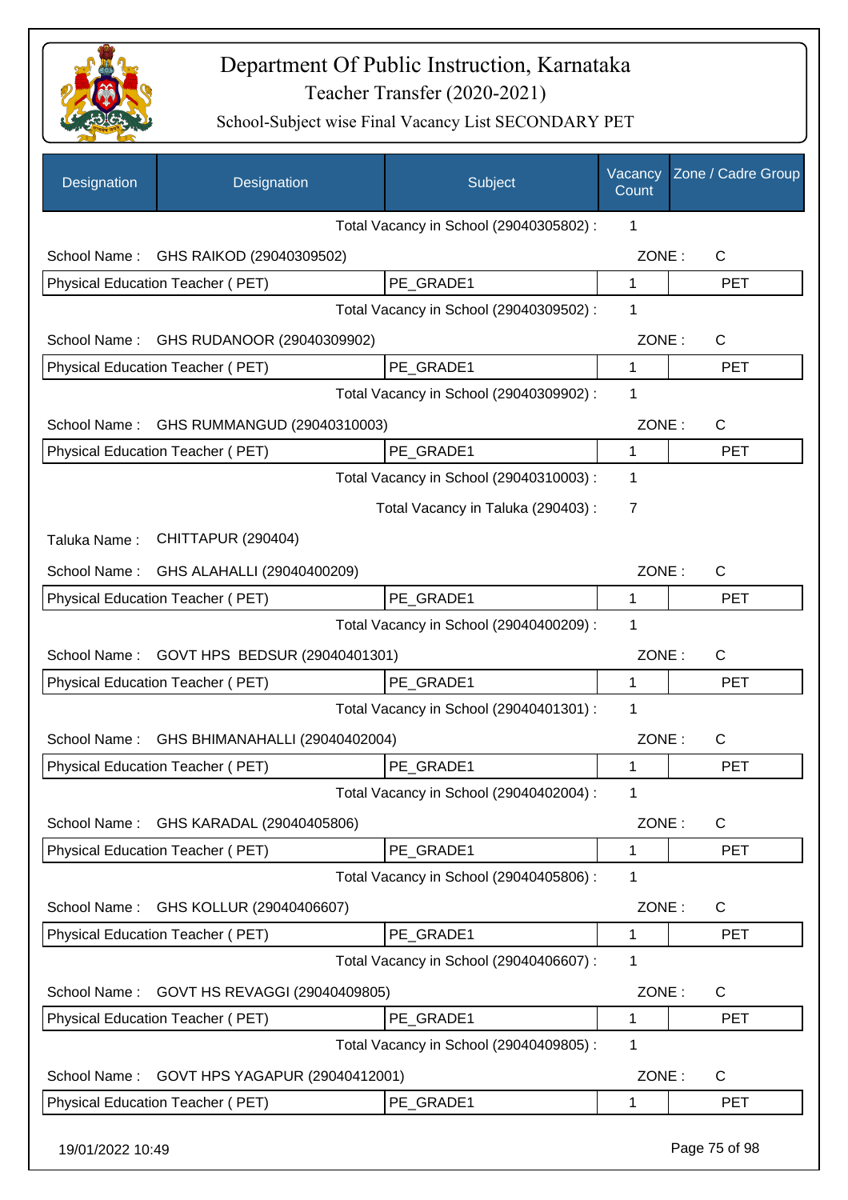# Department Of Public Instruction, Karnataka

## Teacher Transfer (2020-2021)

### School-Subject wise Final Vacancy List SECONDARY PET

| Designation | Designation | Subject | Vacancy Count | Zone / Cadre Group |
|---|---|---|---|---|
| | | Total Vacancy in School (29040305802) : | 1 | |
| School Name : | GHS RAIKOD (29040309502) | | ZONE : | C |
| Physical Education Teacher ( PET) | | PE_GRADE1 | 1 | PET |
| | | Total Vacancy in School (29040309502) : | 1 | |
| School Name : | GHS RUDANOOR (29040309902) | | ZONE : | C |
| Physical Education Teacher ( PET) | | PE_GRADE1 | 1 | PET |
| | | Total Vacancy in School (29040309902) : | 1 | |
| School Name : | GHS RUMMANGUD (29040310003) | | ZONE : | C |
| Physical Education Teacher ( PET) | | PE_GRADE1 | 1 | PET |
| | | Total Vacancy in School (29040310003) : | 1 | |
| | | Total Vacancy in Taluka (290403) : | 7 | |
| Taluka Name : | CHITTAPUR (290404) | | | |
| School Name : | GHS ALAHALLI (29040400209) | | ZONE : | C |
| Physical Education Teacher ( PET) | | PE_GRADE1 | 1 | PET |
| | | Total Vacancy in School (29040400209) : | 1 | |
| School Name : | GOVT HPS BEDSUR (29040401301) | | ZONE : | C |
| Physical Education Teacher ( PET) | | PE_GRADE1 | 1 | PET |
| | | Total Vacancy in School (29040401301) : | 1 | |
| School Name : | GHS BHIMANAHALLI (29040402004) | | ZONE : | C |
| Physical Education Teacher ( PET) | | PE_GRADE1 | 1 | PET |
| | | Total Vacancy in School (29040402004) : | 1 | |
| School Name : | GHS KARADAL (29040405806) | | ZONE : | C |
| Physical Education Teacher ( PET) | | PE_GRADE1 | 1 | PET |
| | | Total Vacancy in School (29040405806) : | 1 | |
| School Name : | GHS KOLLUR (29040406607) | | ZONE : | C |
| Physical Education Teacher ( PET) | | PE_GRADE1 | 1 | PET |
| | | Total Vacancy in School (29040406607) : | 1 | |
| School Name : | GOVT HS REVAGGI (29040409805) | | ZONE : | C |
| Physical Education Teacher ( PET) | | PE_GRADE1 | 1 | PET |
| | | Total Vacancy in School (29040409805) : | 1 | |
| School Name : | GOVT HPS YAGAPUR (29040412001) | | ZONE : | C |
| Physical Education Teacher ( PET) | | PE_GRADE1 | 1 | PET |

19/01/2022 10:49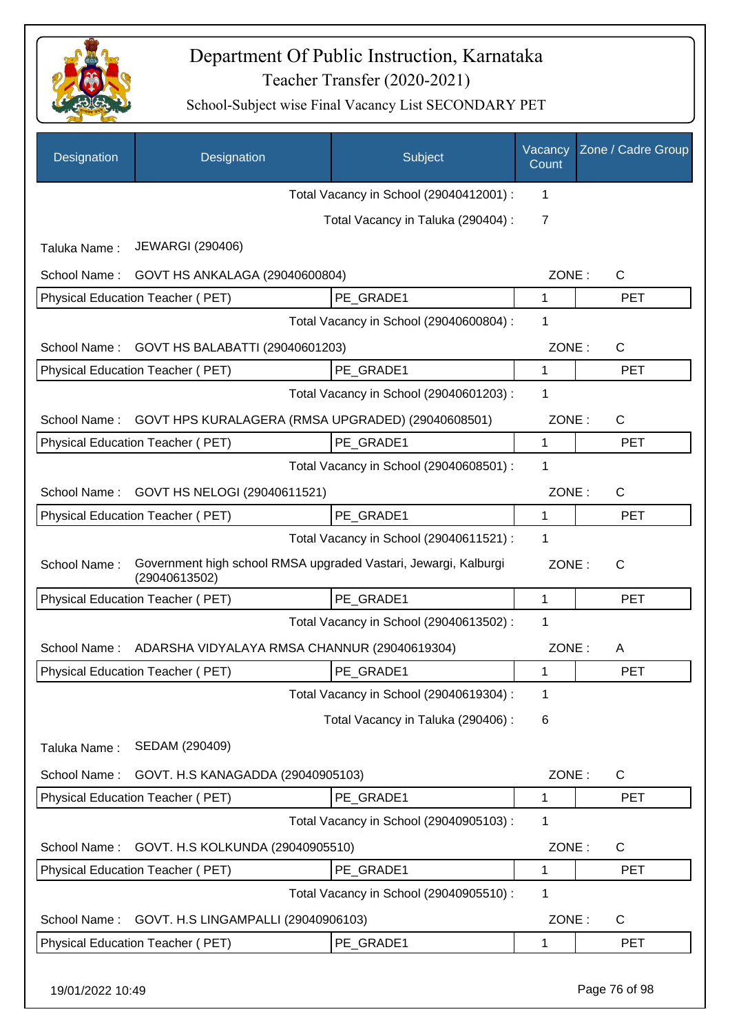# Department Of Public Instruction, Karnataka

Teacher Transfer (2020-2021)

School-Subject wise Final Vacancy List SECONDARY PET

| Designation | Designation | Subject | Vacancy Count | Zone / Cadre Group |
|---|---|---|---|---|
| | | Total Vacancy in School (29040412001) : | 1 | |
| | | Total Vacancy in Taluka (290404) : | 7 | |
| Taluka Name : | JEWARGI (290406) | | | |
| School Name : | GOVT HS ANKALAGA (29040600804) | | ZONE : | C |
| Physical Education Teacher ( PET) | | PE_GRADE1 | 1 | PET |
| | | Total Vacancy in School (29040600804) : | 1 | |
| School Name : | GOVT HS BALABATTI (29040601203) | | ZONE : | C |
| Physical Education Teacher ( PET) | | PE_GRADE1 | 1 | PET |
| | | Total Vacancy in School (29040601203) : | 1 | |
| School Name : | GOVT HPS KURALAGERA (RMSA UPGRADED) (29040608501) | | ZONE : | C |
| Physical Education Teacher ( PET) | | PE_GRADE1 | 1 | PET |
| | | Total Vacancy in School (29040608501) : | 1 | |
| School Name : | GOVT HS NELOGI (29040611521) | | ZONE : | C |
| Physical Education Teacher ( PET) | | PE_GRADE1 | 1 | PET |
| | | Total Vacancy in School (29040611521) : | 1 | |
| School Name : | Government high school RMSA upgraded Vastari, Jewargi, Kalburgi (29040613502) | | ZONE : | C |
| Physical Education Teacher ( PET) | | PE_GRADE1 | 1 | PET |
| | | Total Vacancy in School (29040613502) : | 1 | |
| School Name : | ADARSHA VIDYALAYA RMSA CHANNUR (29040619304) | | ZONE : | A |
| Physical Education Teacher ( PET) | | PE_GRADE1 | 1 | PET |
| | | Total Vacancy in School (29040619304) : | 1 | |
| | | Total Vacancy in Taluka (290406) : | 6 | |
| Taluka Name : | SEDAM (290409) | | | |
| School Name : | GOVT. H.S KANAGADDA (29040905103) | | ZONE : | C |
| Physical Education Teacher ( PET) | | PE_GRADE1 | 1 | PET |
| | | Total Vacancy in School (29040905103) : | 1 | |
| School Name : | GOVT. H.S KOLKUNDA (29040905510) | | ZONE : | C |
| Physical Education Teacher ( PET) | | PE_GRADE1 | 1 | PET |
| | | Total Vacancy in School (29040905510) : | 1 | |
| School Name : | GOVT. H.S LINGAMPALLI (29040906103) | | ZONE : | C |
| Physical Education Teacher ( PET) | | PE_GRADE1 | 1 | PET |

19/01/2022 10:49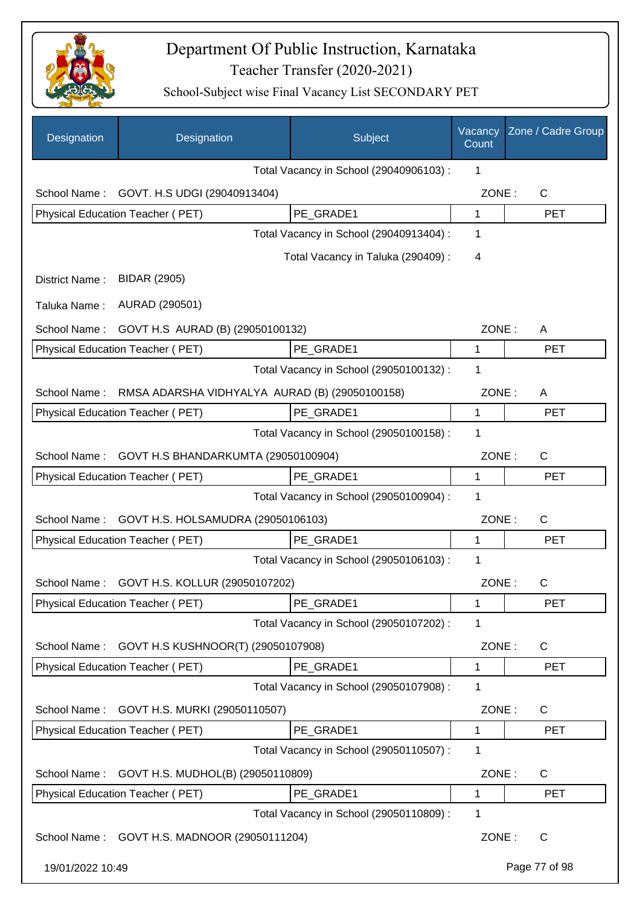# Department Of Public Instruction, Karnataka
## Teacher Transfer (2020-2021)
### School-Subject wise Final Vacancy List SECONDARY PET

| Designation | Designation | Subject | Vacancy Count | Zone / Cadre Group |
|---|---|---|---|---|
| | | Total Vacancy in School (29040906103) : | 1 | |
| School Name : | GOVT. H.S UDGI (29040913404) | | ZONE : | C |
| Physical Education Teacher ( PET) | | PE_GRADE1 | 1 | PET |
| | | Total Vacancy in School (29040913404) : | 1 | |
| | | Total Vacancy in Taluka (290409) : | 4 | |
| District Name : | BIDAR (2905) | | | |
| Taluka Name : | AURAD (290501) | | | |
| School Name : | GOVT H.S AURAD (B) (29050100132) | | ZONE : | A |
| Physical Education Teacher ( PET) | | PE_GRADE1 | 1 | PET |
| | | Total Vacancy in School (29050100132) : | 1 | |
| School Name : | RMSA ADARSHA VIDHYALYA AURAD (B) (29050100158) | | ZONE : | A |
| Physical Education Teacher ( PET) | | PE_GRADE1 | 1 | PET |
| | | Total Vacancy in School (29050100158) : | 1 | |
| School Name : | GOVT H.S BHANDARKUMTA (29050100904) | | ZONE : | C |
| Physical Education Teacher ( PET) | | PE_GRADE1 | 1 | PET |
| | | Total Vacancy in School (29050100904) : | 1 | |
| School Name : | GOVT H.S. HOLSAMUDRA (29050106103) | | ZONE : | C |
| Physical Education Teacher ( PET) | | PE_GRADE1 | 1 | PET |
| | | Total Vacancy in School (29050106103) : | 1 | |
| School Name : | GOVT H.S. KOLLUR (29050107202) | | ZONE : | C |
| Physical Education Teacher ( PET) | | PE_GRADE1 | 1 | PET |
| | | Total Vacancy in School (29050107202) : | 1 | |
| School Name : | GOVT H.S KUSHNOOR(T) (29050107908) | | ZONE : | C |
| Physical Education Teacher ( PET) | | PE_GRADE1 | 1 | PET |
| | | Total Vacancy in School (29050107908) : | 1 | |
| School Name : | GOVT H.S. MURKI (29050110507) | | ZONE : | C |
| Physical Education Teacher ( PET) | | PE_GRADE1 | 1 | PET |
| | | Total Vacancy in School (29050110507) : | 1 | |
| School Name : | GOVT H.S. MUDHOL(B) (29050110809) | | ZONE : | C |
| Physical Education Teacher ( PET) | | PE_GRADE1 | 1 | PET |
| | | Total Vacancy in School (29050110809) : | 1 | |
| School Name : | GOVT H.S. MADNOOR (29050111204) | | ZONE : | C |

19/01/2022 10:49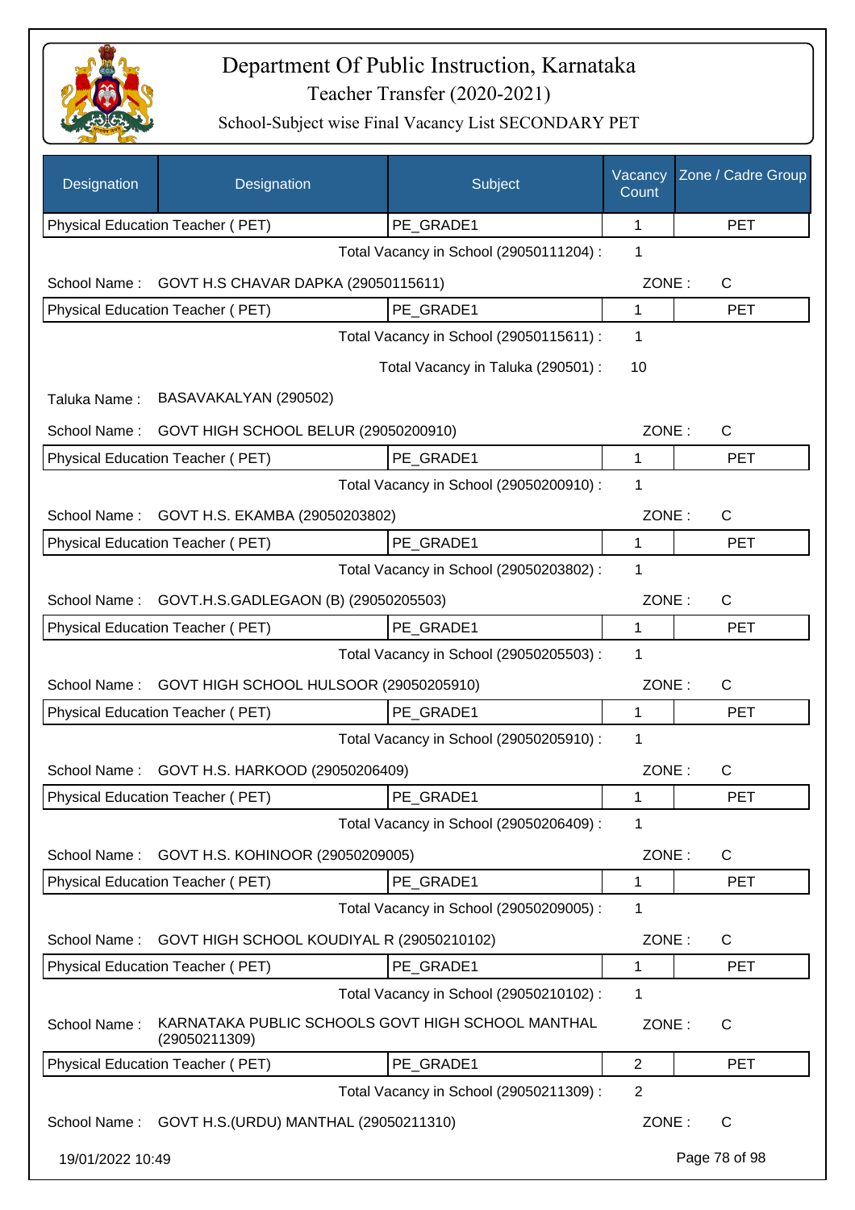# Department Of Public Instruction, Karnataka

## Teacher Transfer (2020-2021)

### School-Subject wise Final Vacancy List SECONDARY PET

| Designation | Designation | Subject | Vacancy Count | Zone / Cadre Group |
|---|---|---|---|---|
| Physical Education Teacher ( PET) | | PE_GRADE1 | 1 | PET |

Total Vacancy in School (29050111204) : 1

School Name : GOVT H.S CHAVAR DAPKA (29050115611) ZONE : C

| Designation | Subject | Vacancy Count | Zone / Cadre Group |
|---|---|---|---|
| Physical Education Teacher ( PET) | PE_GRADE1 | 1 | PET |

Total Vacancy in School (29050115611) : 1

Total Vacancy in Taluka (290501) : 10

Taluka Name : BASAVAKALYAN (290502)

School Name : GOVT HIGH SCHOOL BELUR (29050200910) ZONE : C

| Designation | Subject | Vacancy Count | Zone / Cadre Group |
|---|---|---|---|
| Physical Education Teacher ( PET) | PE_GRADE1 | 1 | PET |

Total Vacancy in School (29050200910) : 1

School Name : GOVT H.S. EKAMBA (29050203802) ZONE : C

| Designation | Subject | Vacancy Count | Zone / Cadre Group |
|---|---|---|---|
| Physical Education Teacher ( PET) | PE_GRADE1 | 1 | PET |

Total Vacancy in School (29050203802) : 1

School Name : GOVT.H.S.GADLEGAON (B) (29050205503) ZONE : C

| Designation | Subject | Vacancy Count | Zone / Cadre Group |
|---|---|---|---|
| Physical Education Teacher ( PET) | PE_GRADE1 | 1 | PET |

Total Vacancy in School (29050205503) : 1

School Name : GOVT HIGH SCHOOL HULSOOR (29050205910) ZONE : C

| Designation | Subject | Vacancy Count | Zone / Cadre Group |
|---|---|---|---|
| Physical Education Teacher ( PET) | PE_GRADE1 | 1 | PET |

Total Vacancy in School (29050205910) : 1

School Name : GOVT H.S. HARKOOD (29050206409) ZONE : C

| Designation | Subject | Vacancy Count | Zone / Cadre Group |
|---|---|---|---|
| Physical Education Teacher ( PET) | PE_GRADE1 | 1 | PET |

Total Vacancy in School (29050206409) : 1

School Name : GOVT H.S. KOHINOOR (29050209005) ZONE : C

| Designation | Subject | Vacancy Count | Zone / Cadre Group |
|---|---|---|---|
| Physical Education Teacher ( PET) | PE_GRADE1 | 1 | PET |

Total Vacancy in School (29050209005) : 1

School Name : GOVT HIGH SCHOOL KOUDIYAL R (29050210102) ZONE : C

| Designation | Subject | Vacancy Count | Zone / Cadre Group |
|---|---|---|---|
| Physical Education Teacher ( PET) | PE_GRADE1 | 1 | PET |

Total Vacancy in School (29050210102) : 1

School Name : KARNATAKA PUBLIC SCHOOLS GOVT HIGH SCHOOL MANTHAL (29050211309) ZONE : C

| Designation | Subject | Vacancy Count | Zone / Cadre Group |
|---|---|---|---|
| Physical Education Teacher ( PET) | PE_GRADE1 | 2 | PET |

Total Vacancy in School (29050211309) : 2

School Name : GOVT H.S.(URDU) MANTHAL (29050211310) ZONE : C

19/01/2022 10:49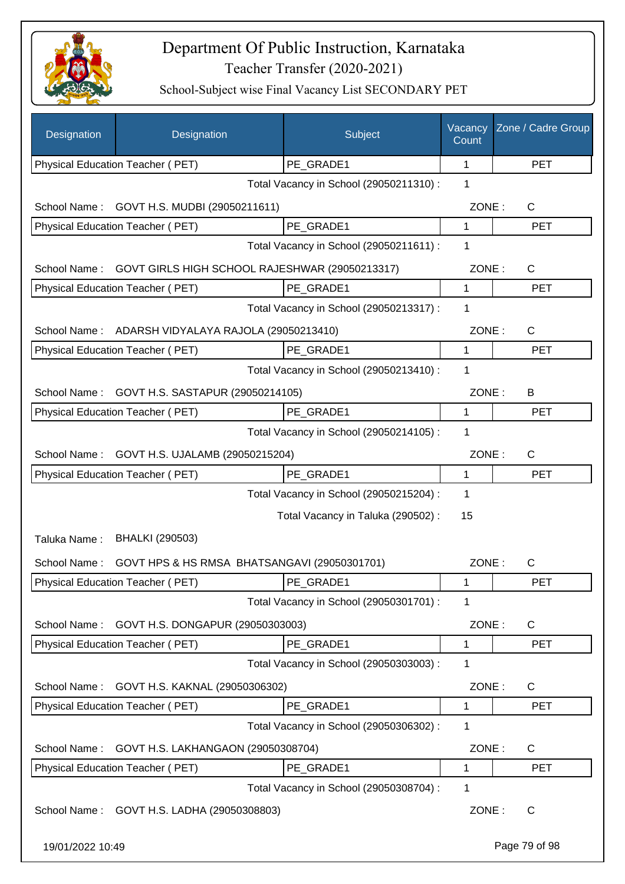# Department Of Public Instruction, Karnataka

## Teacher Transfer (2020-2021)

### School-Subject wise Final Vacancy List SECONDARY PET

| Designation | Designation | Subject | Vacancy Count | Zone / Cadre Group |
|---|---|---|---|---|
| Physical Education Teacher ( PET) | | PE_GRADE1 | 1 | PET |

Total Vacancy in School (29050211310) : 1

School Name : GOVT H.S. MUDBI (29050211611) ZONE : C

| Physical Education Teacher ( PET) | PE_GRADE1 | 1 | PET |
|---|---|---|---|

Total Vacancy in School (29050211611) : 1

School Name : GOVT GIRLS HIGH SCHOOL RAJESHWAR (29050213317) ZONE : C

| Physical Education Teacher ( PET) | PE_GRADE1 | 1 | PET |
|---|---|---|---|

Total Vacancy in School (29050213317) : 1

School Name : ADARSH VIDYALAYA RAJOLA (29050213410) ZONE : C

| Physical Education Teacher ( PET) | PE_GRADE1 | 1 | PET |
|---|---|---|---|

Total Vacancy in School (29050213410) : 1

School Name : GOVT H.S. SASTAPUR (29050214105) ZONE : B

| Physical Education Teacher ( PET) | PE_GRADE1 | 1 | PET |
|---|---|---|---|

Total Vacancy in School (29050214105) : 1

School Name : GOVT H.S. UJALAMB (29050215204) ZONE : C

| Physical Education Teacher ( PET) | PE_GRADE1 | 1 | PET |
|---|---|---|---|

Total Vacancy in School (29050215204) : 1

Total Vacancy in Taluka (290502) : 15

Taluka Name : BHALKI (290503)

School Name : GOVT HPS & HS RMSA BHATSANGAVI (29050301701) ZONE : C

| Physical Education Teacher ( PET) | PE_GRADE1 | 1 | PET |
|---|---|---|---|

Total Vacancy in School (29050301701) : 1

School Name : GOVT H.S. DONGAPUR (29050303003) ZONE : C

| Physical Education Teacher ( PET) | PE_GRADE1 | 1 | PET |
|---|---|---|---|

Total Vacancy in School (29050303003) : 1

School Name : GOVT H.S. KAKNAL (29050306302) ZONE : C

| Physical Education Teacher ( PET) | PE_GRADE1 | 1 | PET |
|---|---|---|---|

Total Vacancy in School (29050306302) : 1

School Name : GOVT H.S. LAKHANGAON (29050308704) ZONE : C

| Physical Education Teacher ( PET) | PE_GRADE1 | 1 | PET |
|---|---|---|---|

Total Vacancy in School (29050308704) : 1

School Name : GOVT H.S. LADHA (29050308803) ZONE : C

19/01/2022 10:49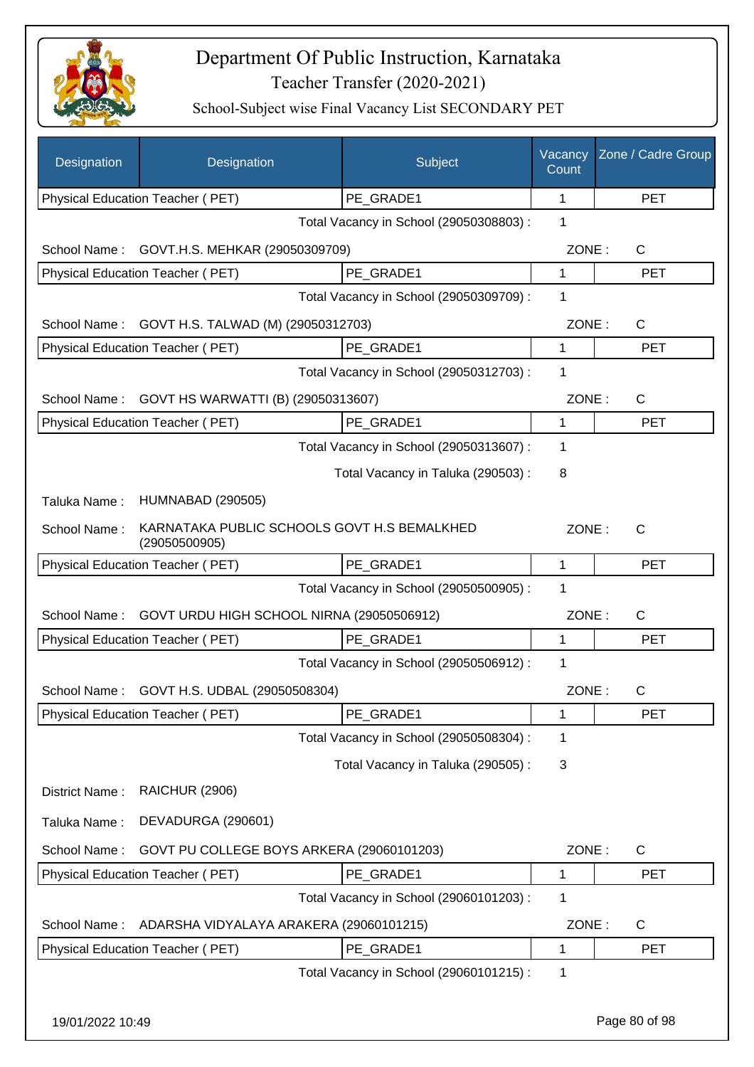# Department Of Public Instruction, Karnataka

## Teacher Transfer (2020-2021)

### School-Subject wise Final Vacancy List SECONDARY PET

| Designation | Designation | Subject | Vacancy Count | Zone / Cadre Group |
|---|---|---|---|---|
| Physical Education Teacher ( PET) | | PE_GRADE1 | 1 | PET |
| | | Total Vacancy in School (29050308803) : | 1 | |
| School Name : | GOVT.H.S. MEHKAR (29050309709) | | ZONE : | C |
| Physical Education Teacher ( PET) | | PE_GRADE1 | 1 | PET |
| | | Total Vacancy in School (29050309709) : | 1 | |
| School Name : | GOVT H.S. TALWAD (M) (29050312703) | | ZONE : | C |
| Physical Education Teacher ( PET) | | PE_GRADE1 | 1 | PET |
| | | Total Vacancy in School (29050312703) : | 1 | |
| School Name : | GOVT HS WARWATTI (B) (29050313607) | | ZONE : | C |
| Physical Education Teacher ( PET) | | PE_GRADE1 | 1 | PET |
| | | Total Vacancy in School (29050313607) : | 1 | |
| | | Total Vacancy in Taluka (290503) : | 8 | |
| Taluka Name : | HUMNABAD (290505) | | | |
| School Name : | KARNATAKA PUBLIC SCHOOLS GOVT H.S BEMALKHED (29050500905) | | ZONE : | C |
| Physical Education Teacher ( PET) | | PE_GRADE1 | 1 | PET |
| | | Total Vacancy in School (29050500905) : | 1 | |
| School Name : | GOVT URDU HIGH SCHOOL NIRNA (29050506912) | | ZONE : | C |
| Physical Education Teacher ( PET) | | PE_GRADE1 | 1 | PET |
| | | Total Vacancy in School (29050506912) : | 1 | |
| School Name : | GOVT H.S. UDBAL (29050508304) | | ZONE : | C |
| Physical Education Teacher ( PET) | | PE_GRADE1 | 1 | PET |
| | | Total Vacancy in School (29050508304) : | 1 | |
| | | Total Vacancy in Taluka (290505) : | 3 | |
| District Name : | RAICHUR (2906) | | | |
| Taluka Name : | DEVADURGA (290601) | | | |
| School Name : | GOVT PU COLLEGE BOYS ARKERA (29060101203) | | ZONE : | C |
| Physical Education Teacher ( PET) | | PE_GRADE1 | 1 | PET |
| | | Total Vacancy in School (29060101203) : | 1 | |
| School Name : | ADARSHA VIDYALAYA ARAKERA (29060101215) | | ZONE : | C |
| Physical Education Teacher ( PET) | | PE_GRADE1 | 1 | PET |
| | | Total Vacancy in School (29060101215) : | 1 | |

19/01/2022 10:49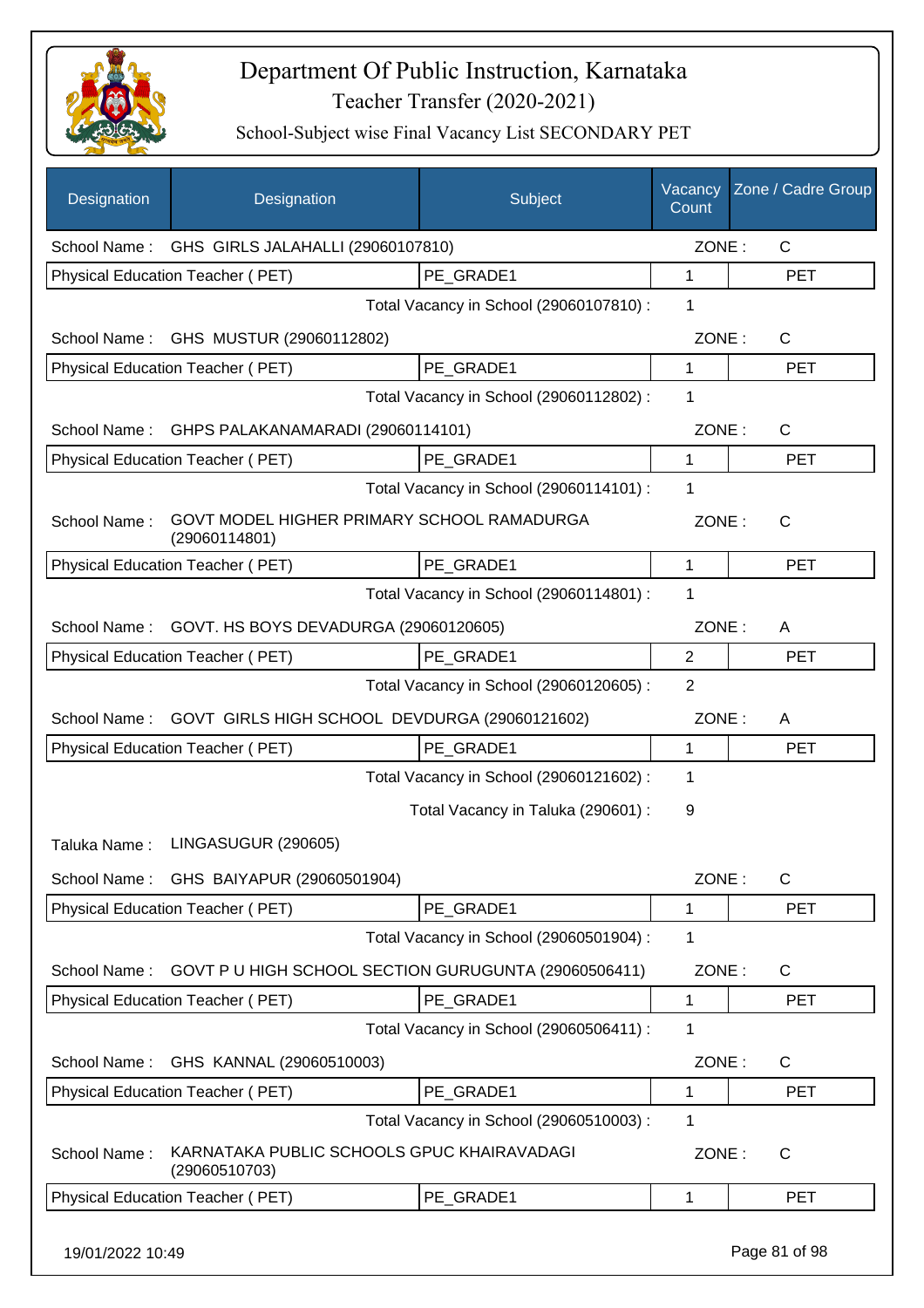# Department Of Public Instruction, Karnataka

Teacher Transfer (2020-2021)

School-Subject wise Final Vacancy List SECONDARY PET

| Designation | Designation | Subject | Vacancy Count | Zone / Cadre Group |
|---|---|---|---|---|
| School Name : | GHS GIRLS JALAHALLI (29060107810) | | ZONE : | C |
| Physical Education Teacher ( PET) | | PE_GRADE1 | 1 | PET |
| | | Total Vacancy in School (29060107810) : | 1 | |
| School Name : | GHS MUSTUR (29060112802) | | ZONE : | C |
| Physical Education Teacher ( PET) | | PE_GRADE1 | 1 | PET |
| | | Total Vacancy in School (29060112802) : | 1 | |
| School Name : | GHPS PALAKANAMARADI (29060114101) | | ZONE : | C |
| Physical Education Teacher ( PET) | | PE_GRADE1 | 1 | PET |
| | | Total Vacancy in School (29060114101) : | 1 | |
| School Name : | GOVT MODEL HIGHER PRIMARY SCHOOL RAMADURGA (29060114801) | | ZONE : | C |
| Physical Education Teacher ( PET) | | PE_GRADE1 | 1 | PET |
| | | Total Vacancy in School (29060114801) : | 1 | |
| School Name : | GOVT. HS BOYS DEVADURGA (29060120605) | | ZONE : | A |
| Physical Education Teacher ( PET) | | PE_GRADE1 | 2 | PET |
| | | Total Vacancy in School (29060120605) : | 2 | |
| School Name : | GOVT GIRLS HIGH SCHOOL DEVDURGA (29060121602) | | ZONE : | A |
| Physical Education Teacher ( PET) | | PE_GRADE1 | 1 | PET |
| | | Total Vacancy in School (29060121602) : | 1 | |
| | | Total Vacancy in Taluka (290601) : | 9 | |
| Taluka Name : | LINGASUGUR (290605) | | | |
| School Name : | GHS BAIYAPUR (29060501904) | | ZONE : | C |
| Physical Education Teacher ( PET) | | PE_GRADE1 | 1 | PET |
| | | Total Vacancy in School (29060501904) : | 1 | |
| School Name : | GOVT P U HIGH SCHOOL SECTION GURUGUNTA (29060506411) | | ZONE : | C |
| Physical Education Teacher ( PET) | | PE_GRADE1 | 1 | PET |
| | | Total Vacancy in School (29060506411) : | 1 | |
| School Name : | GHS KANNAL (29060510003) | | ZONE : | C |
| Physical Education Teacher ( PET) | | PE_GRADE1 | 1 | PET |
| | | Total Vacancy in School (29060510003) : | 1 | |
| School Name : | KARNATAKA PUBLIC SCHOOLS GPUC KHAIRAVADAGI (29060510703) | | ZONE : | C |
| Physical Education Teacher ( PET) | | PE_GRADE1 | 1 | PET |

19/01/2022 10:49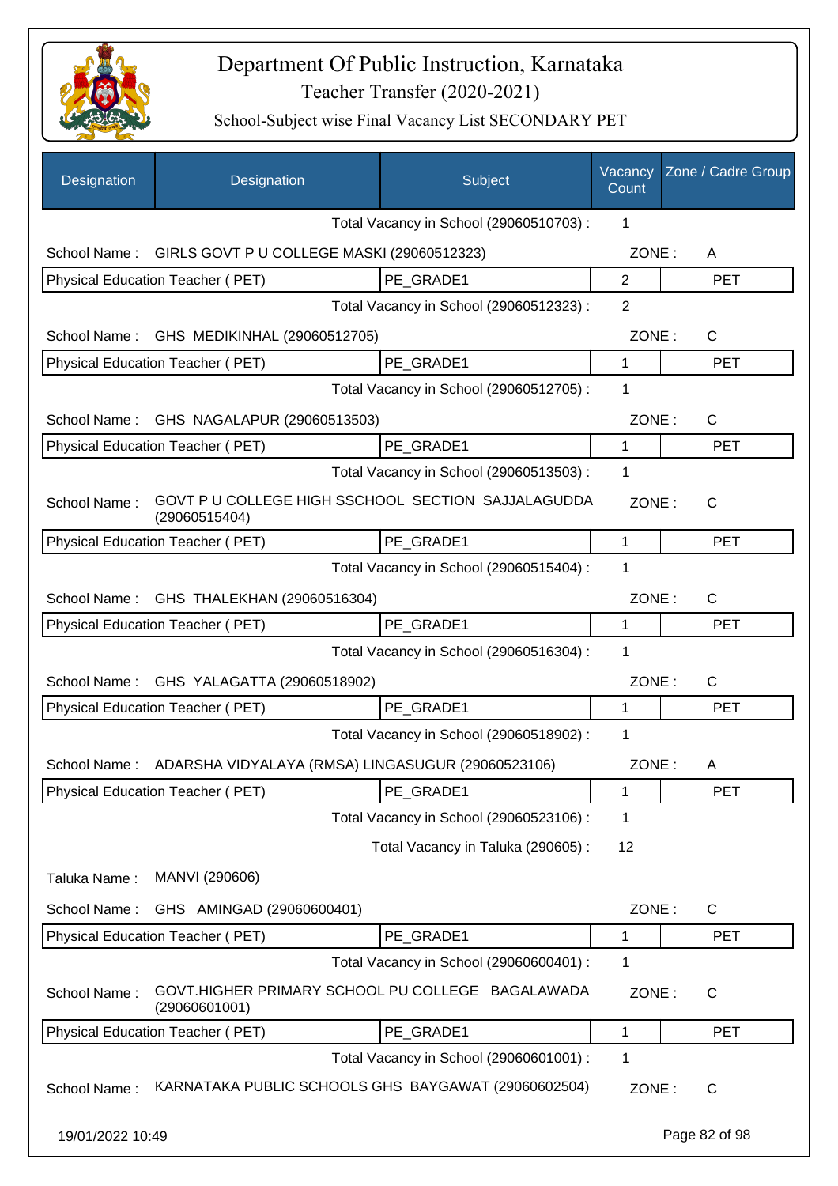# Department Of Public Instruction, Karnataka

Teacher Transfer (2020-2021)

School-Subject wise Final Vacancy List SECONDARY PET

| Designation | Designation | Subject | Vacancy Count | Zone / Cadre Group |
|---|---|---|---|---|
| | | Total Vacancy in School (29060510703) : | 1 | |
| School Name : | GIRLS GOVT P U COLLEGE MASKI (29060512323) | | ZONE : | A |
| Physical Education Teacher ( PET) | | PE_GRADE1 | 2 | PET |
| | | Total Vacancy in School (29060512323) : | 2 | |
| School Name : | GHS MEDIKINHAL (29060512705) | | ZONE : | C |
| Physical Education Teacher ( PET) | | PE_GRADE1 | 1 | PET |
| | | Total Vacancy in School (29060512705) : | 1 | |
| School Name : | GHS NAGALAPUR (29060513503) | | ZONE : | C |
| Physical Education Teacher ( PET) | | PE_GRADE1 | 1 | PET |
| | | Total Vacancy in School (29060513503) : | 1 | |
| School Name : | GOVT P U COLLEGE HIGH SSCHOOL SECTION SAJJALAGUDDA (29060515404) | | ZONE : | C |
| Physical Education Teacher ( PET) | | PE_GRADE1 | 1 | PET |
| | | Total Vacancy in School (29060515404) : | 1 | |
| School Name : | GHS THALEKHAN (29060516304) | | ZONE : | C |
| Physical Education Teacher ( PET) | | PE_GRADE1 | 1 | PET |
| | | Total Vacancy in School (29060516304) : | 1 | |
| School Name : | GHS YALAGATTA (29060518902) | | ZONE : | C |
| Physical Education Teacher ( PET) | | PE_GRADE1 | 1 | PET |
| | | Total Vacancy in School (29060518902) : | 1 | |
| School Name : | ADARSHA VIDYALAYA (RMSA) LINGASUGUR (29060523106) | | ZONE : | A |
| Physical Education Teacher ( PET) | | PE_GRADE1 | 1 | PET |
| | | Total Vacancy in School (29060523106) : | 1 | |
| | | Total Vacancy in Taluka (290605) : | 12 | |
| Taluka Name : | MANVI (290606) | | | |
| School Name : | GHS AMINGAD (29060600401) | | ZONE : | C |
| Physical Education Teacher ( PET) | | PE_GRADE1 | 1 | PET |
| | | Total Vacancy in School (29060600401) : | 1 | |
| School Name : | GOVT.HIGHER PRIMARY SCHOOL PU COLLEGE BAGALAWADA (29060601001) | | ZONE : | C |
| Physical Education Teacher ( PET) | | PE_GRADE1 | 1 | PET |
| | | Total Vacancy in School (29060601001) : | 1 | |
| School Name : | KARNATAKA PUBLIC SCHOOLS GHS BAYGAWAT (29060602504) | | ZONE : | C |

19/01/2022 10:49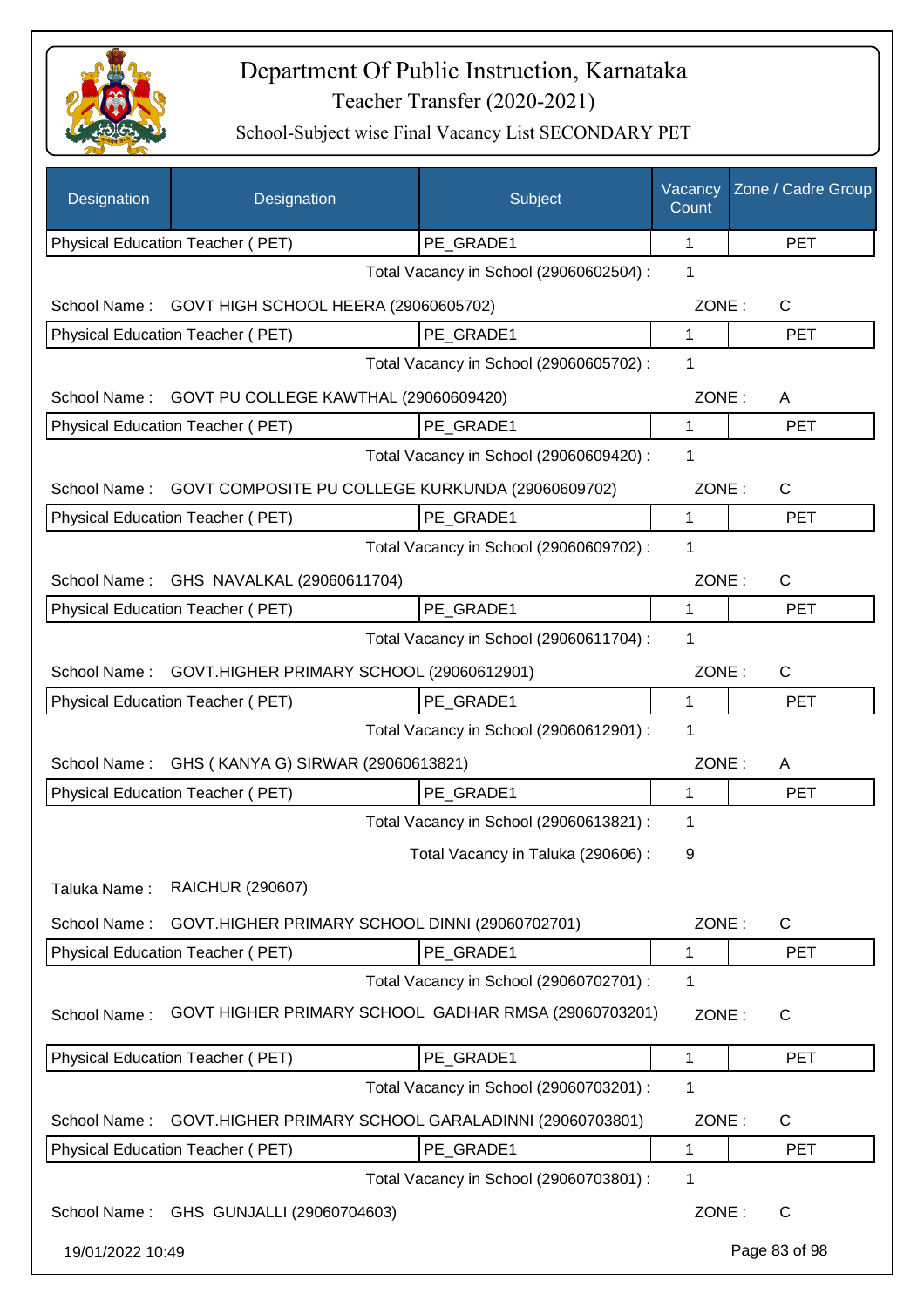# Department Of Public Instruction, Karnataka

Teacher Transfer (2020-2021)

School-Subject wise Final Vacancy List SECONDARY PET

| Designation | Designation | Subject | Vacancy Count | Zone / Cadre Group |
|---|---|---|---|---|
| Physical Education Teacher ( PET) | | PE_GRADE1 | 1 | PET |

Total Vacancy in School (29060602504) : 1

School Name : GOVT HIGH SCHOOL HEERA (29060605702) ZONE : C

| Physical Education Teacher ( PET) | PE_GRADE1 | 1 | PET |
|---|---|---|---|

Total Vacancy in School (29060605702) : 1

School Name : GOVT PU COLLEGE KAWTHAL (29060609420) ZONE : A

| Physical Education Teacher ( PET) | PE_GRADE1 | 1 | PET |
|---|---|---|---|

Total Vacancy in School (29060609420) : 1

School Name : GOVT COMPOSITE PU COLLEGE KURKUNDA (29060609702) ZONE : C

| Physical Education Teacher ( PET) | PE_GRADE1 | 1 | PET |
|---|---|---|---|

Total Vacancy in School (29060609702) : 1

School Name : GHS NAVALKAL (29060611704) ZONE : C

| Physical Education Teacher ( PET) | PE_GRADE1 | 1 | PET |
|---|---|---|---|

Total Vacancy in School (29060611704) : 1

School Name : GOVT.HIGHER PRIMARY SCHOOL (29060612901) ZONE : C

| Physical Education Teacher ( PET) | PE_GRADE1 | 1 | PET |
|---|---|---|---|

Total Vacancy in School (29060612901) : 1

School Name : GHS ( KANYA G) SIRWAR (29060613821) ZONE : A

| Physical Education Teacher ( PET) | PE_GRADE1 | 1 | PET |
|---|---|---|---|

Total Vacancy in School (29060613821) : 1

Total Vacancy in Taluka (290606) : 9

Taluka Name : RAICHUR (290607)

School Name : GOVT.HIGHER PRIMARY SCHOOL DINNI (29060702701) ZONE : C

| Physical Education Teacher ( PET) | PE_GRADE1 | 1 | PET |
|---|---|---|---|

Total Vacancy in School (29060702701) : 1

School Name : GOVT HIGHER PRIMARY SCHOOL GADHAR RMSA (29060703201) ZONE : C

| Physical Education Teacher ( PET) | PE_GRADE1 | 1 | PET |
|---|---|---|---|

Total Vacancy in School (29060703201) : 1

School Name : GOVT.HIGHER PRIMARY SCHOOL GARALADINNI (29060703801) ZONE : C

| Physical Education Teacher ( PET) | PE_GRADE1 | 1 | PET |
|---|---|---|---|

Total Vacancy in School (29060703801) : 1

School Name : GHS GUNJALLI (29060704603) ZONE : C

19/01/2022 10:49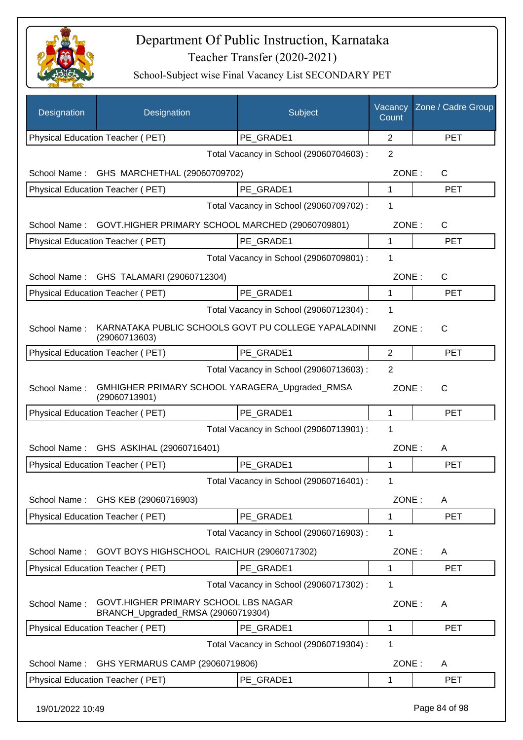# Department Of Public Instruction, Karnataka

Teacher Transfer (2020-2021)

School-Subject wise Final Vacancy List SECONDARY PET

| Designation | Designation | Subject | Vacancy Count | Zone / Cadre Group |
|---|---|---|---|---|
| Physical Education Teacher ( PET) | | PE_GRADE1 | 2 | PET |

Total Vacancy in School (29060704603) : 2

School Name : GHS MARCHETHAL (29060709702) ZONE : C

| Physical Education Teacher ( PET) | PE_GRADE1 | 1 | PET |
|---|---|---|---|

Total Vacancy in School (29060709702) : 1

School Name : GOVT.HIGHER PRIMARY SCHOOL MARCHED (29060709801) ZONE : C

| Physical Education Teacher ( PET) | PE_GRADE1 | 1 | PET |
|---|---|---|---|

Total Vacancy in School (29060709801) : 1

School Name : GHS TALAMARI (29060712304) ZONE : C

| Physical Education Teacher ( PET) | PE_GRADE1 | 1 | PET |
|---|---|---|---|

Total Vacancy in School (29060712304) : 1

School Name : KARNATAKA PUBLIC SCHOOLS GOVT PU COLLEGE YAPALADINNI (29060713603) ZONE : C

| Physical Education Teacher ( PET) | PE_GRADE1 | 2 | PET |
|---|---|---|---|

Total Vacancy in School (29060713603) : 2

School Name : GMHIGHER PRIMARY SCHOOL YARAGERA_Upgraded_RMSA (29060713901) ZONE : C

| Physical Education Teacher ( PET) | PE_GRADE1 | 1 | PET |
|---|---|---|---|

Total Vacancy in School (29060713901) : 1

School Name : GHS ASKIHAL (29060716401) ZONE : A

| Physical Education Teacher ( PET) | PE_GRADE1 | 1 | PET |
|---|---|---|---|

Total Vacancy in School (29060716401) : 1

School Name : GHS KEB (29060716903) ZONE : A

| Physical Education Teacher ( PET) | PE_GRADE1 | 1 | PET |
|---|---|---|---|

Total Vacancy in School (29060716903) : 1

School Name : GOVT BOYS HIGHSCHOOL RAICHUR (29060717302) ZONE : A

| Physical Education Teacher ( PET) | PE_GRADE1 | 1 | PET |
|---|---|---|---|

Total Vacancy in School (29060717302) : 1

School Name : GOVT.HIGHER PRIMARY SCHOOL LBS NAGAR BRANCH_Upgraded_RMSA (29060719304) ZONE : A

| Physical Education Teacher ( PET) | PE_GRADE1 | 1 | PET |
|---|---|---|---|

Total Vacancy in School (29060719304) : 1

School Name : GHS YERMARUS CAMP (29060719806) ZONE : A

| Physical Education Teacher ( PET) | PE_GRADE1 | 1 | PET |
|---|---|---|---|

19/01/2022 10:49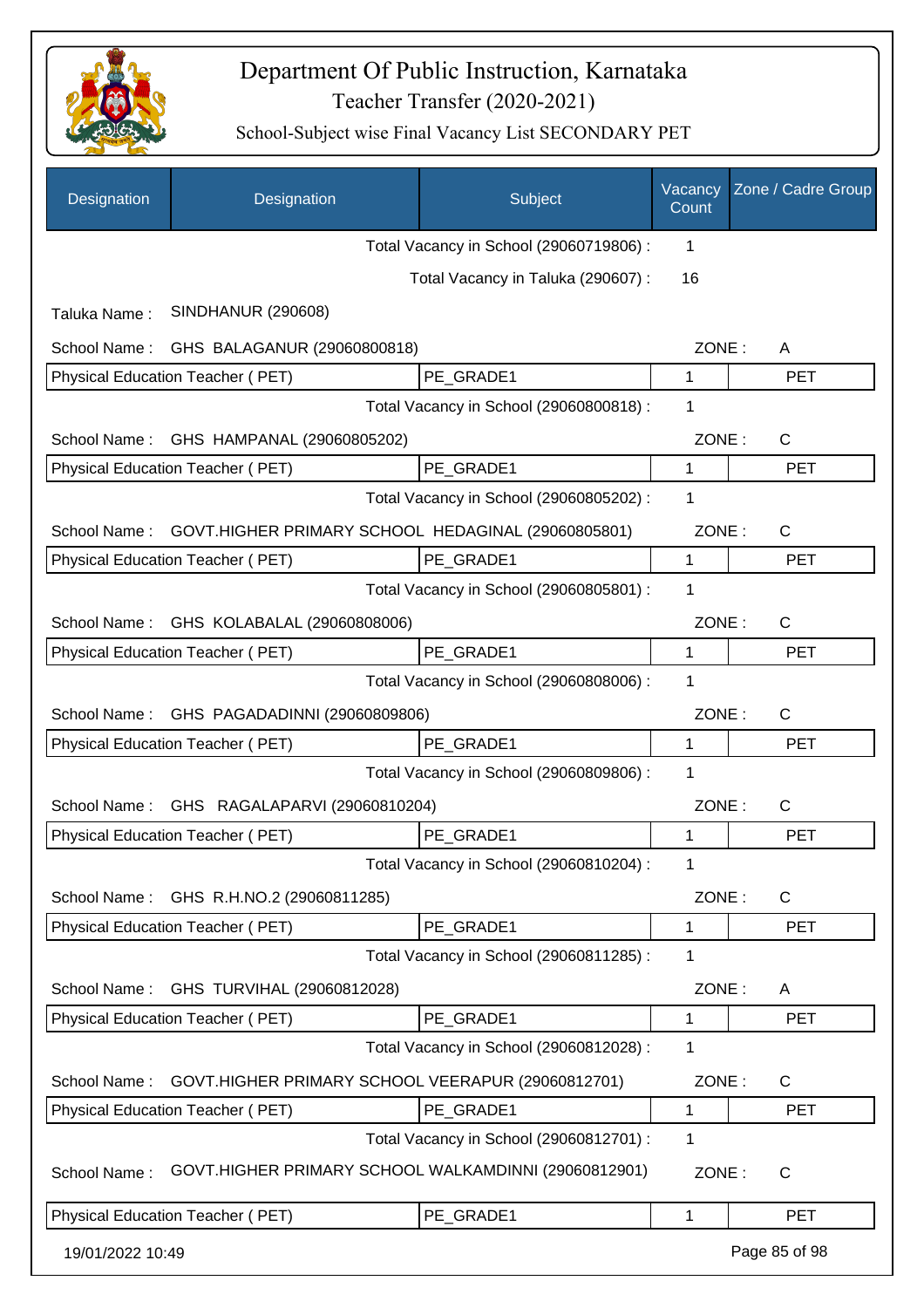# Department Of Public Instruction, Karnataka

Teacher Transfer (2020-2021)

School-Subject wise Final Vacancy List SECONDARY PET

| Designation | Designation | Subject | Vacancy Count | Zone / Cadre Group |
|---|---|---|---|---|
| | | Total Vacancy in School (29060719806) : | 1 | |
| | | Total Vacancy in Taluka (290607) : | 16 | |
| Taluka Name : | SINDHANUR (290608) | | | |
| School Name : | GHS BALAGANUR (29060800818) | | ZONE : | A |
| Physical Education Teacher ( PET) | | PE_GRADE1 | 1 | PET |
| | | Total Vacancy in School (29060800818) : | 1 | |
| School Name : | GHS HAMPANAL (29060805202) | | ZONE : | C |
| Physical Education Teacher ( PET) | | PE_GRADE1 | 1 | PET |
| | | Total Vacancy in School (29060805202) : | 1 | |
| School Name : | GOVT.HIGHER PRIMARY SCHOOL HEDAGINAL (29060805801) | | ZONE : | C |
| Physical Education Teacher ( PET) | | PE_GRADE1 | 1 | PET |
| | | Total Vacancy in School (29060805801) : | 1 | |
| School Name : | GHS KOLABALAL (29060808006) | | ZONE : | C |
| Physical Education Teacher ( PET) | | PE_GRADE1 | 1 | PET |
| | | Total Vacancy in School (29060808006) : | 1 | |
| School Name : | GHS PAGADADINNI (29060809806) | | ZONE : | C |
| Physical Education Teacher ( PET) | | PE_GRADE1 | 1 | PET |
| | | Total Vacancy in School (29060809806) : | 1 | |
| School Name : | GHS RAGALAPARVI (29060810204) | | ZONE : | C |
| Physical Education Teacher ( PET) | | PE_GRADE1 | 1 | PET |
| | | Total Vacancy in School (29060810204) : | 1 | |
| School Name : | GHS R.H.NO.2 (29060811285) | | ZONE : | C |
| Physical Education Teacher ( PET) | | PE_GRADE1 | 1 | PET |
| | | Total Vacancy in School (29060811285) : | 1 | |
| School Name : | GHS TURVIHAL (29060812028) | | ZONE : | A |
| Physical Education Teacher ( PET) | | PE_GRADE1 | 1 | PET |
| | | Total Vacancy in School (29060812028) : | 1 | |
| School Name : | GOVT.HIGHER PRIMARY SCHOOL VEERAPUR (29060812701) | | ZONE : | C |
| Physical Education Teacher ( PET) | | PE_GRADE1 | 1 | PET |
| | | Total Vacancy in School (29060812701) : | 1 | |
| School Name : | GOVT.HIGHER PRIMARY SCHOOL WALKAMDINNI (29060812901) | | ZONE : | C |
| Physical Education Teacher ( PET) | | PE_GRADE1 | 1 | PET |

19/01/2022 10:49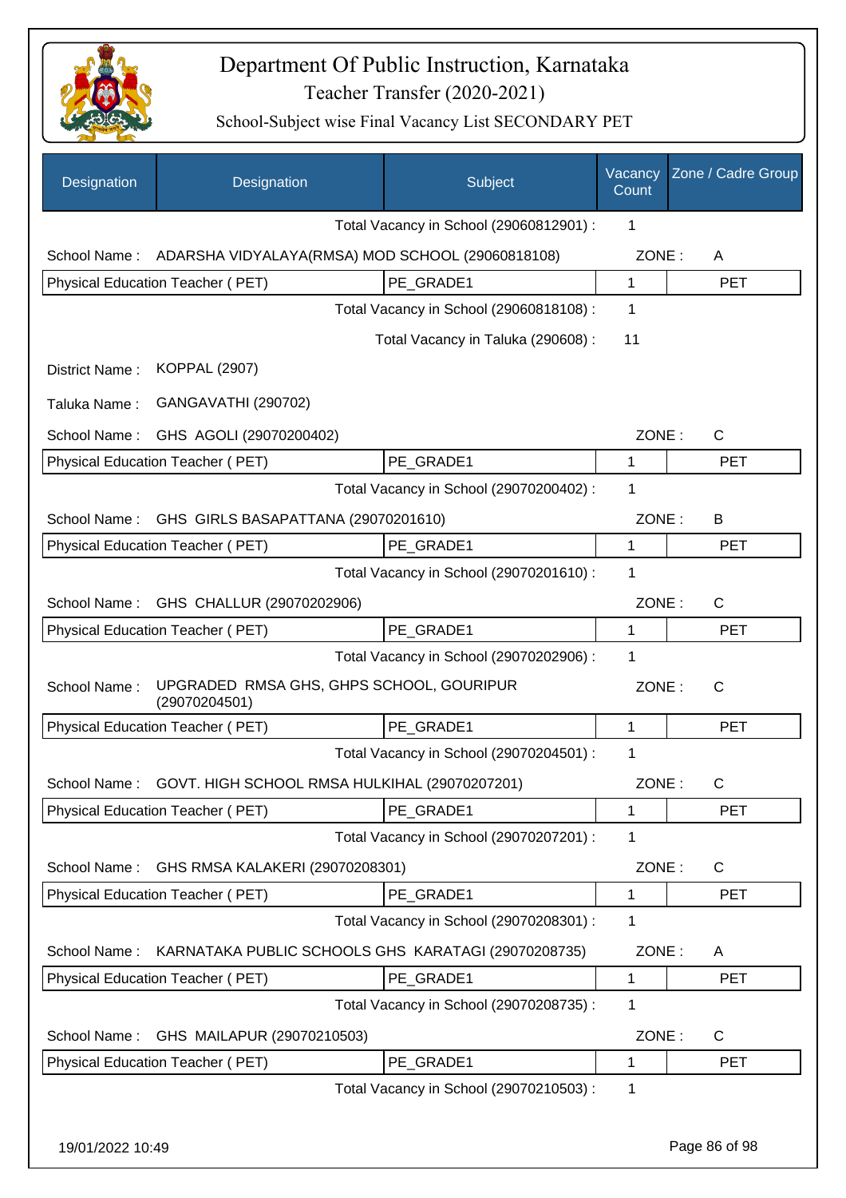# Department Of Public Instruction, Karnataka

Teacher Transfer (2020-2021)

School-Subject wise Final Vacancy List SECONDARY PET

| Designation | Designation | Subject | Vacancy Count | Zone / Cadre Group |
|---|---|---|---|---|
| | | Total Vacancy in School (29060812901) : | 1 | |
| School Name : | ADARSHA VIDYALAYA(RMSA) MOD SCHOOL (29060818108) | | ZONE : | A |
| Physical Education Teacher ( PET) | | PE_GRADE1 | 1 | PET |
| | | Total Vacancy in School (29060818108) : | 1 | |
| | | Total Vacancy in Taluka (290608) : | 11 | |
| District Name : | KOPPAL (2907) | | | |
| Taluka Name : | GANGAVATHI (290702) | | | |
| School Name : | GHS AGOLI (29070200402) | | ZONE : | C |
| Physical Education Teacher ( PET) | | PE_GRADE1 | 1 | PET |
| | | Total Vacancy in School (29070200402) : | 1 | |
| School Name : | GHS GIRLS BASAPATTANA (29070201610) | | ZONE : | B |
| Physical Education Teacher ( PET) | | PE_GRADE1 | 1 | PET |
| | | Total Vacancy in School (29070201610) : | 1 | |
| School Name : | GHS CHALLUR (29070202906) | | ZONE : | C |
| Physical Education Teacher ( PET) | | PE_GRADE1 | 1 | PET |
| | | Total Vacancy in School (29070202906) : | 1 | |
| School Name : | UPGRADED RMSA GHS, GHPS SCHOOL, GOURIPUR (29070204501) | | ZONE : | C |
| Physical Education Teacher ( PET) | | PE_GRADE1 | 1 | PET |
| | | Total Vacancy in School (29070204501) : | 1 | |
| School Name : | GOVT. HIGH SCHOOL RMSA HULKIHAL (29070207201) | | ZONE : | C |
| Physical Education Teacher ( PET) | | PE_GRADE1 | 1 | PET |
| | | Total Vacancy in School (29070207201) : | 1 | |
| School Name : | GHS RMSA KALAKERI (29070208301) | | ZONE : | C |
| Physical Education Teacher ( PET) | | PE_GRADE1 | 1 | PET |
| | | Total Vacancy in School (29070208301) : | 1 | |
| School Name : | KARNATAKA PUBLIC SCHOOLS GHS KARATAGI (29070208735) | | ZONE : | A |
| Physical Education Teacher ( PET) | | PE_GRADE1 | 1 | PET |
| | | Total Vacancy in School (29070208735) : | 1 | |
| School Name : | GHS MAILAPUR (29070210503) | | ZONE : | C |
| Physical Education Teacher ( PET) | | PE_GRADE1 | 1 | PET |
| | | Total Vacancy in School (29070210503) : | 1 | |

19/01/2022 10:49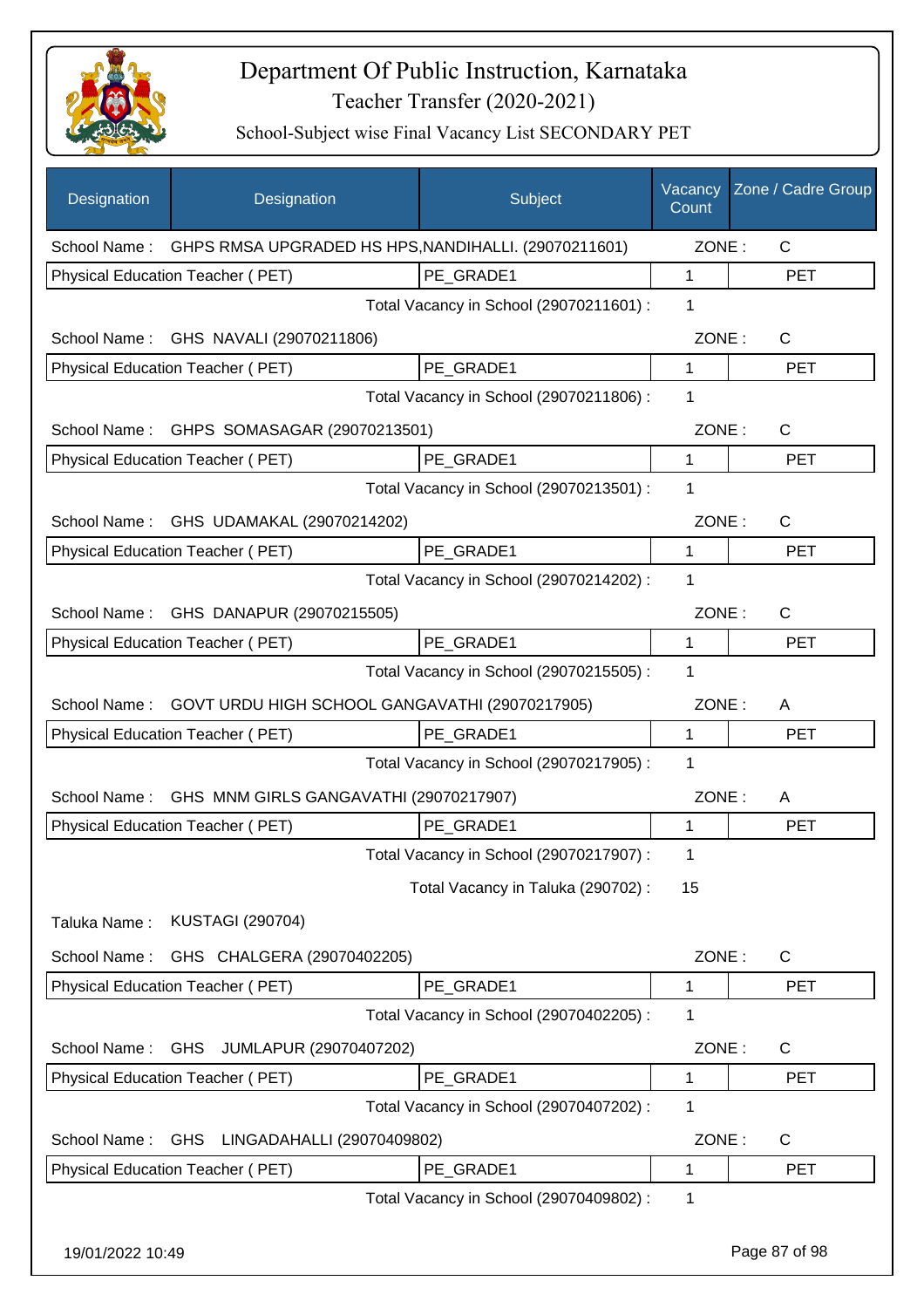# Department Of Public Instruction, Karnataka

Teacher Transfer (2020-2021)

School-Subject wise Final Vacancy List SECONDARY PET

| Designation | Designation | Subject | Vacancy Count | Zone / Cadre Group |
|---|---|---|---|---|
| School Name : | GHPS RMSA UPGRADED HS HPS,NANDIHALLI. (29070211601) | | ZONE : | C |
| Physical Education Teacher ( PET) | | PE_GRADE1 | 1 | PET |
| | | Total Vacancy in School (29070211601) : | 1 | |
| School Name : | GHS NAVALI (29070211806) | | ZONE : | C |
| Physical Education Teacher ( PET) | | PE_GRADE1 | 1 | PET |
| | | Total Vacancy in School (29070211806) : | 1 | |
| School Name : | GHPS SOMASAGAR (29070213501) | | ZONE : | C |
| Physical Education Teacher ( PET) | | PE_GRADE1 | 1 | PET |
| | | Total Vacancy in School (29070213501) : | 1 | |
| School Name : | GHS UDAMAKAL (29070214202) | | ZONE : | C |
| Physical Education Teacher ( PET) | | PE_GRADE1 | 1 | PET |
| | | Total Vacancy in School (29070214202) : | 1 | |
| School Name : | GHS DANAPUR (29070215505) | | ZONE : | C |
| Physical Education Teacher ( PET) | | PE_GRADE1 | 1 | PET |
| | | Total Vacancy in School (29070215505) : | 1 | |
| School Name : | GOVT URDU HIGH SCHOOL GANGAVATHI (29070217905) | | ZONE : | A |
| Physical Education Teacher ( PET) | | PE_GRADE1 | 1 | PET |
| | | Total Vacancy in School (29070217905) : | 1 | |
| School Name : | GHS MNM GIRLS GANGAVATHI (29070217907) | | ZONE : | A |
| Physical Education Teacher ( PET) | | PE_GRADE1 | 1 | PET |
| | | Total Vacancy in School (29070217907) : | 1 | |
| | | Total Vacancy in Taluka (290702) : | 15 | |
| Taluka Name : | KUSTAGI (290704) | | | |
| School Name : | GHS CHALGERA (29070402205) | | ZONE : | C |
| Physical Education Teacher ( PET) | | PE_GRADE1 | 1 | PET |
| | | Total Vacancy in School (29070402205) : | 1 | |
| School Name : | GHS JUMLAPUR (29070407202) | | ZONE : | C |
| Physical Education Teacher ( PET) | | PE_GRADE1 | 1 | PET |
| | | Total Vacancy in School (29070407202) : | 1 | |
| School Name : | GHS LINGADAHALLI (29070409802) | | ZONE : | C |
| Physical Education Teacher ( PET) | | PE_GRADE1 | 1 | PET |
| | | Total Vacancy in School (29070409802) : | 1 | |

19/01/2022 10:49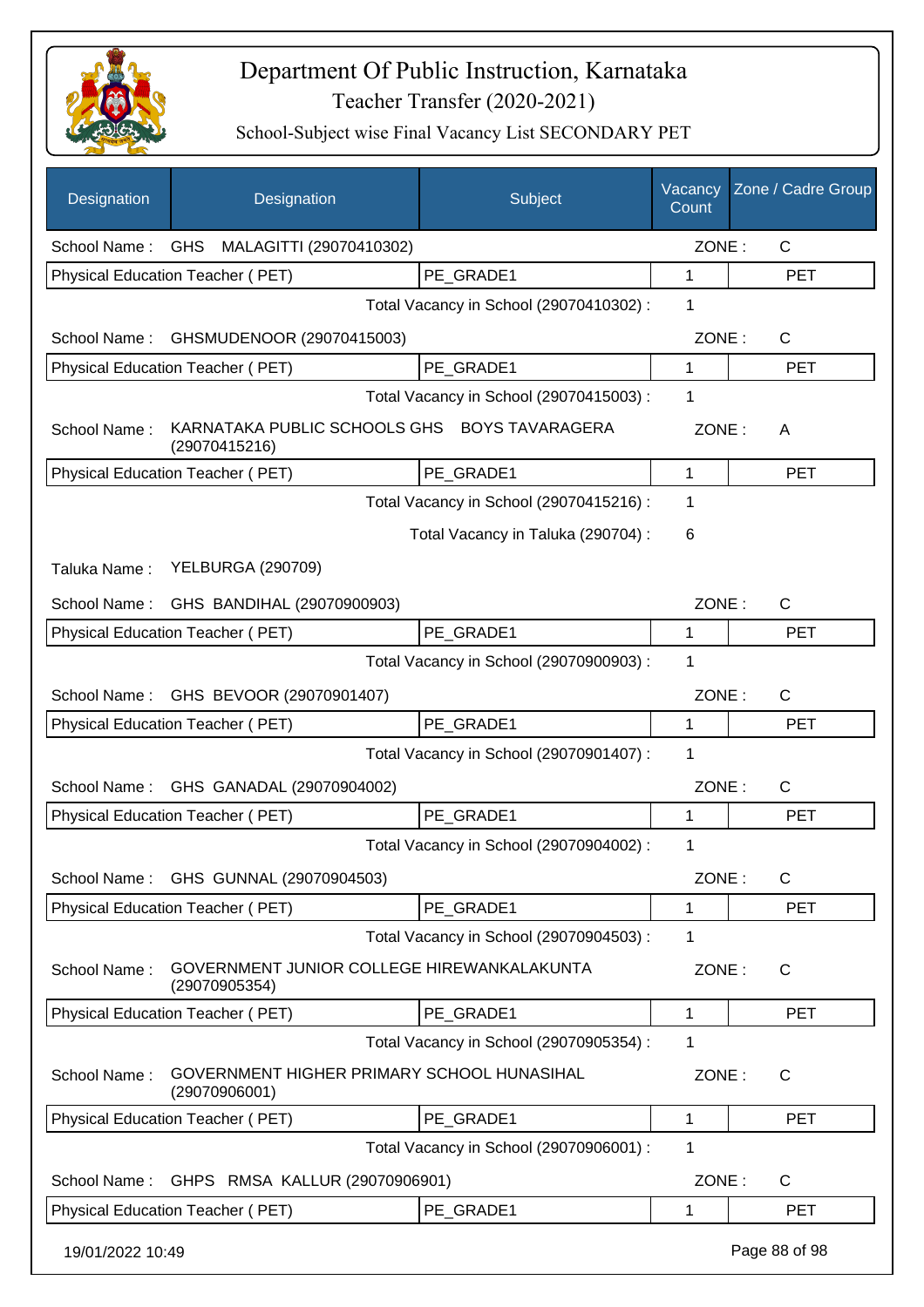# Department Of Public Instruction, Karnataka

Teacher Transfer (2020-2021)

School-Subject wise Final Vacancy List SECONDARY PET

| Designation | Designation | Subject | Vacancy Count | Zone / Cadre Group |
|---|---|---|---|---|
| School Name : | GHS MALAGITTI (29070410302) | | ZONE : | C |
| Physical Education Teacher ( PET) | | PE_GRADE1 | 1 | PET |
| | | Total Vacancy in School (29070410302) : | 1 | |
| School Name : | GHSMUDENOOR (29070415003) | | ZONE : | C |
| Physical Education Teacher ( PET) | | PE_GRADE1 | 1 | PET |
| | | Total Vacancy in School (29070415003) : | 1 | |
| School Name : | KARNATAKA PUBLIC SCHOOLS GHS BOYS TAVARAGERA (29070415216) | | ZONE : | A |
| Physical Education Teacher ( PET) | | PE_GRADE1 | 1 | PET |
| | | Total Vacancy in School (29070415216) : | 1 | |
| | | Total Vacancy in Taluka (290704) : | 6 | |
| Taluka Name : | YELBURGA (290709) | | | |
| School Name : | GHS BANDIHAL (29070900903) | | ZONE : | C |
| Physical Education Teacher ( PET) | | PE_GRADE1 | 1 | PET |
| | | Total Vacancy in School (29070900903) : | 1 | |
| School Name : | GHS BEVOOR (29070901407) | | ZONE : | C |
| Physical Education Teacher ( PET) | | PE_GRADE1 | 1 | PET |
| | | Total Vacancy in School (29070901407) : | 1 | |
| School Name : | GHS GANADAL (29070904002) | | ZONE : | C |
| Physical Education Teacher ( PET) | | PE_GRADE1 | 1 | PET |
| | | Total Vacancy in School (29070904002) : | 1 | |
| School Name : | GHS GUNNAL (29070904503) | | ZONE : | C |
| Physical Education Teacher ( PET) | | PE_GRADE1 | 1 | PET |
| | | Total Vacancy in School (29070904503) : | 1 | |
| School Name : | GOVERNMENT JUNIOR COLLEGE HIREWANKALAKUNTA (29070905354) | | ZONE : | C |
| Physical Education Teacher ( PET) | | PE_GRADE1 | 1 | PET |
| | | Total Vacancy in School (29070905354) : | 1 | |
| School Name : | GOVERNMENT HIGHER PRIMARY SCHOOL HUNASIHAL (29070906001) | | ZONE : | C |
| Physical Education Teacher ( PET) | | PE_GRADE1 | 1 | PET |
| | | Total Vacancy in School (29070906001) : | 1 | |
| School Name : | GHPS RMSA KALLUR (29070906901) | | ZONE : | C |
| Physical Education Teacher ( PET) | | PE_GRADE1 | 1 | PET |

19/01/2022 10:49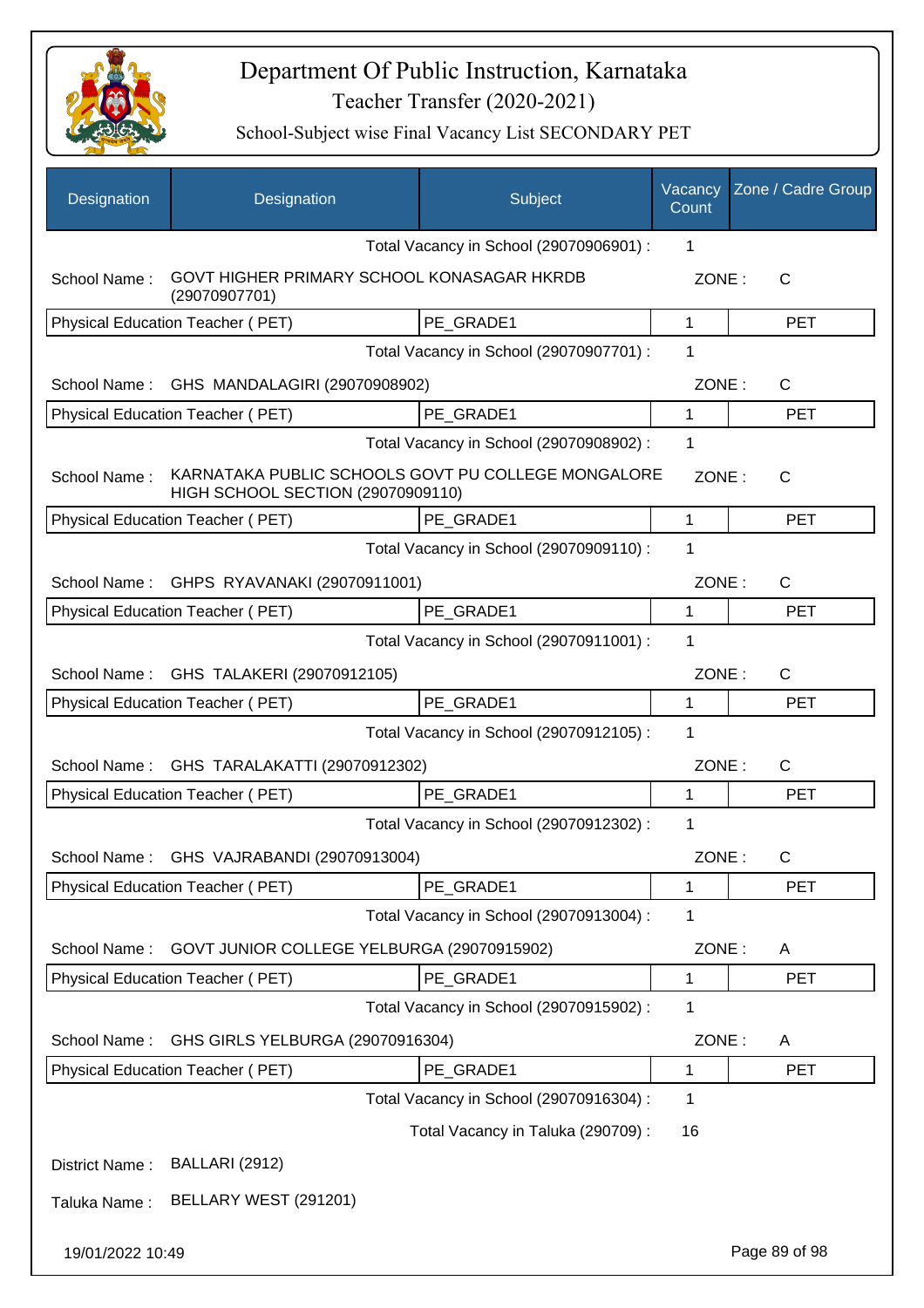# Department Of Public Instruction, Karnataka

## Teacher Transfer (2020-2021)

### School-Subject wise Final Vacancy List SECONDARY PET

| Designation | Designation | Subject | Vacancy Count | Zone / Cadre Group |
|---|---|---|---|---|
| | | Total Vacancy in School (29070906901) : | 1 | |
| School Name : | GOVT HIGHER PRIMARY SCHOOL KONASAGAR HKRDB (29070907701) | | ZONE : | C |
| Physical Education Teacher ( PET) | | PE_GRADE1 | 1 | PET |
| | | Total Vacancy in School (29070907701) : | 1 | |
| School Name : | GHS MANDALAGIRI (29070908902) | | ZONE : | C |
| Physical Education Teacher ( PET) | | PE_GRADE1 | 1 | PET |
| | | Total Vacancy in School (29070908902) : | 1 | |
| School Name : | KARNATAKA PUBLIC SCHOOLS GOVT PU COLLEGE MONGALORE HIGH SCHOOL SECTION (29070909110) | | ZONE : | C |
| Physical Education Teacher ( PET) | | PE_GRADE1 | 1 | PET |
| | | Total Vacancy in School (29070909110) : | 1 | |
| School Name : | GHPS RYAVANAKI (29070911001) | | ZONE : | C |
| Physical Education Teacher ( PET) | | PE_GRADE1 | 1 | PET |
| | | Total Vacancy in School (29070911001) : | 1 | |
| School Name : | GHS TALAKERI (29070912105) | | ZONE : | C |
| Physical Education Teacher ( PET) | | PE_GRADE1 | 1 | PET |
| | | Total Vacancy in School (29070912105) : | 1 | |
| School Name : | GHS TARALAKATTI (29070912302) | | ZONE : | C |
| Physical Education Teacher ( PET) | | PE_GRADE1 | 1 | PET |
| | | Total Vacancy in School (29070912302) : | 1 | |
| School Name : | GHS VAJRABANDI (29070913004) | | ZONE : | C |
| Physical Education Teacher ( PET) | | PE_GRADE1 | 1 | PET |
| | | Total Vacancy in School (29070913004) : | 1 | |
| School Name : | GOVT JUNIOR COLLEGE YELBURGA (29070915902) | | ZONE : | A |
| Physical Education Teacher ( PET) | | PE_GRADE1 | 1 | PET |
| | | Total Vacancy in School (29070915902) : | 1 | |
| School Name : | GHS GIRLS YELBURGA (29070916304) | | ZONE : | A |
| Physical Education Teacher ( PET) | | PE_GRADE1 | 1 | PET |
| | | Total Vacancy in School (29070916304) : | 1 | |
| | | Total Vacancy in Taluka (290709) : | 16 | |

District Name : BALLARI (2912)

Taluka Name : BELLARY WEST (291201)

19/01/2022 10:49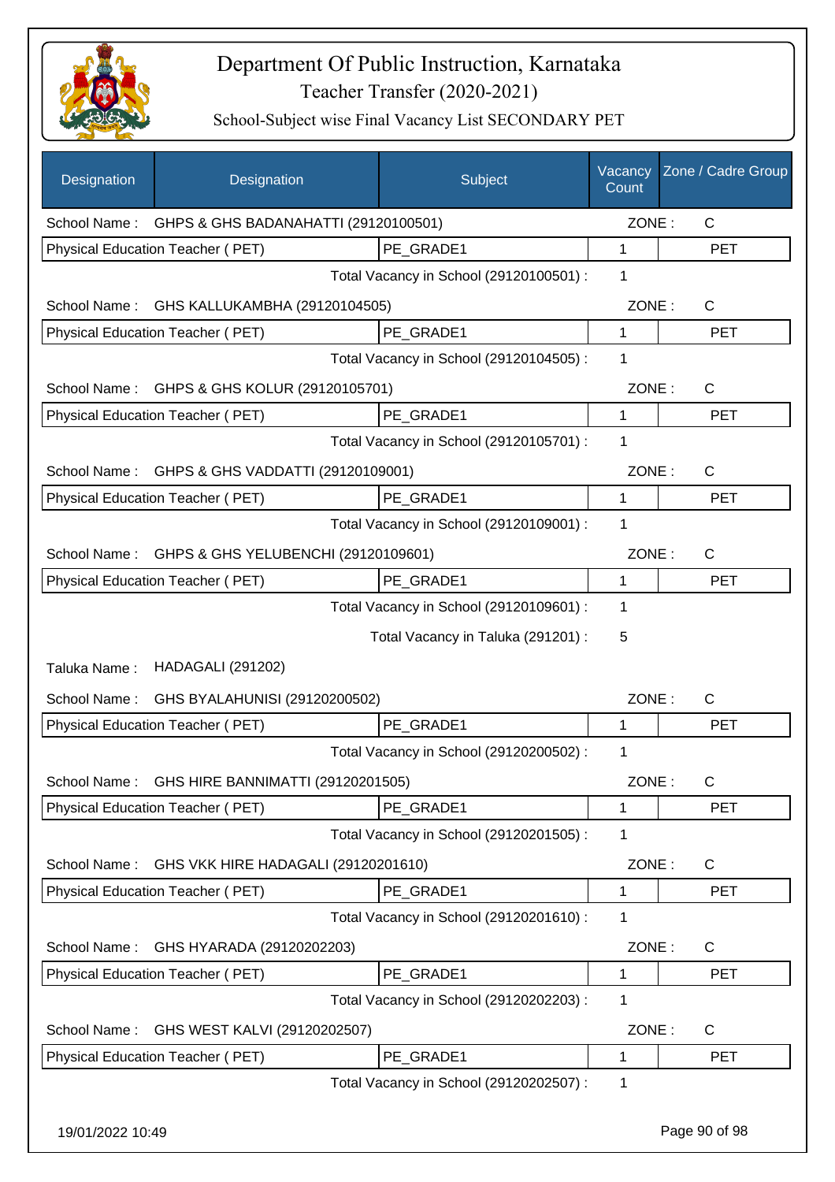# Department Of Public Instruction, Karnataka

## Teacher Transfer (2020-2021)

### School-Subject wise Final Vacancy List SECONDARY PET

| Designation | Designation | Subject | Vacancy Count | Zone / Cadre Group |
|---|---|---|---|---|
| School Name : | GHPS & GHS BADANAHATTI (29120100501) | | ZONE : | C |
| Physical Education Teacher ( PET) | | PE_GRADE1 | 1 | PET |
| | | Total Vacancy in School (29120100501) : | 1 | |
| School Name : | GHS KALLUKAMBHA (29120104505) | | ZONE : | C |
| Physical Education Teacher ( PET) | | PE_GRADE1 | 1 | PET |
| | | Total Vacancy in School (29120104505) : | 1 | |
| School Name : | GHPS & GHS KOLUR (29120105701) | | ZONE : | C |
| Physical Education Teacher ( PET) | | PE_GRADE1 | 1 | PET |
| | | Total Vacancy in School (29120105701) : | 1 | |
| School Name : | GHPS & GHS VADDATTI (29120109001) | | ZONE : | C |
| Physical Education Teacher ( PET) | | PE_GRADE1 | 1 | PET |
| | | Total Vacancy in School (29120109001) : | 1 | |
| School Name : | GHPS & GHS YELUBENCHI (29120109601) | | ZONE : | C |
| Physical Education Teacher ( PET) | | PE_GRADE1 | 1 | PET |
| | | Total Vacancy in School (29120109601) : | 1 | |
| | | Total Vacancy in Taluka (291201) : | 5 | |
| Taluka Name : | HADAGALI (291202) | | | |
| School Name : | GHS BYALAHUNISI (29120200502) | | ZONE : | C |
| Physical Education Teacher ( PET) | | PE_GRADE1 | 1 | PET |
| | | Total Vacancy in School (29120200502) : | 1 | |
| School Name : | GHS HIRE BANNIMATTI (29120201505) | | ZONE : | C |
| Physical Education Teacher ( PET) | | PE_GRADE1 | 1 | PET |
| | | Total Vacancy in School (29120201505) : | 1 | |
| School Name : | GHS VKK HIRE HADAGALI (29120201610) | | ZONE : | C |
| Physical Education Teacher ( PET) | | PE_GRADE1 | 1 | PET |
| | | Total Vacancy in School (29120201610) : | 1 | |
| School Name : | GHS HYARADA (29120202203) | | ZONE : | C |
| Physical Education Teacher ( PET) | | PE_GRADE1 | 1 | PET |
| | | Total Vacancy in School (29120202203) : | 1 | |
| School Name : | GHS WEST KALVI (29120202507) | | ZONE : | C |
| Physical Education Teacher ( PET) | | PE_GRADE1 | 1 | PET |
| | | Total Vacancy in School (29120202507) : | 1 | |

19/01/2022 10:49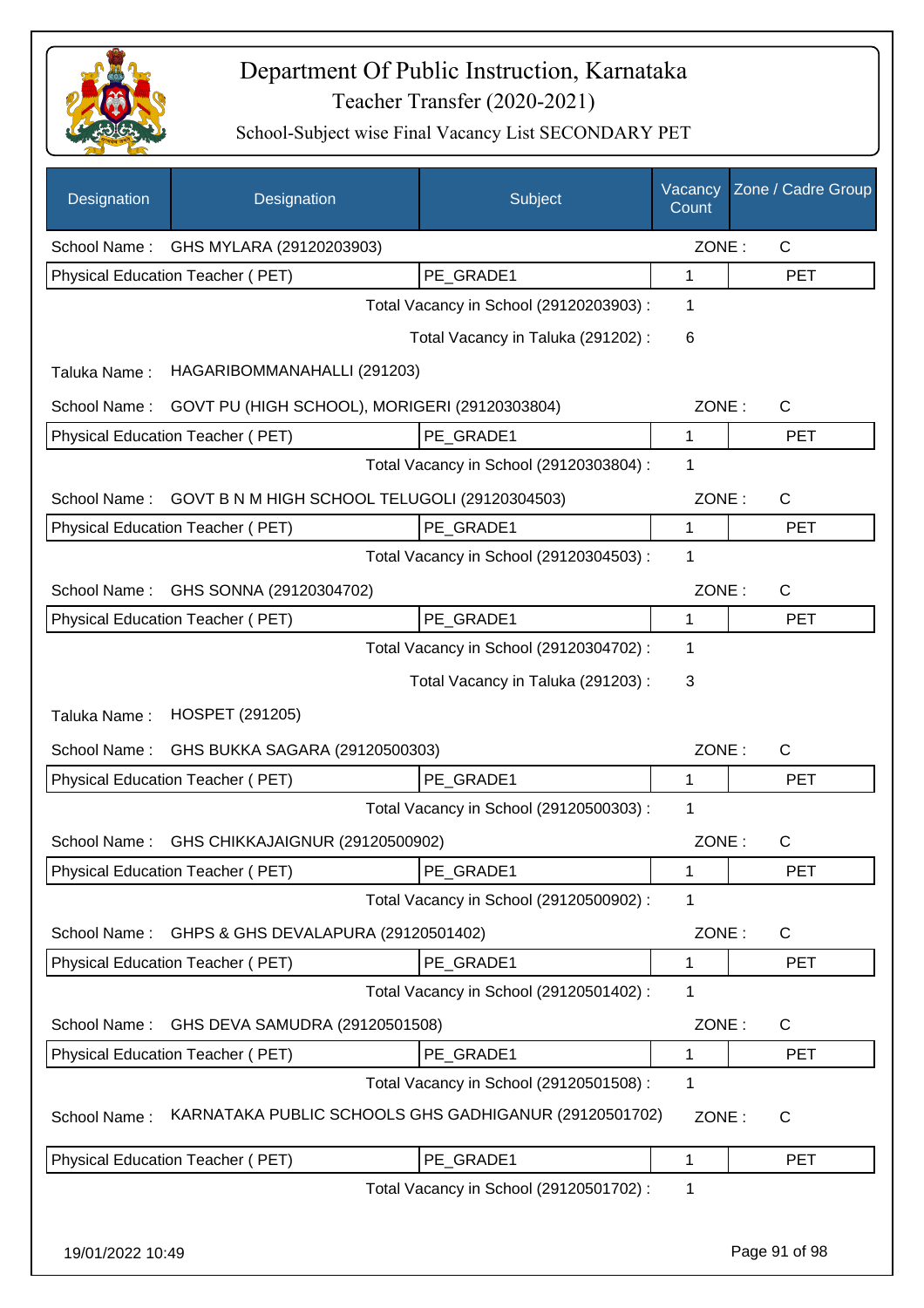# Department Of Public Instruction, Karnataka

## Teacher Transfer (2020-2021)

### School-Subject wise Final Vacancy List SECONDARY PET

| Designation | Designation | Subject | Vacancy Count | Zone / Cadre Group |
|---|---|---|---|---|
| School Name : | GHS MYLARA (29120203903) | | ZONE : | C |
| Physical Education Teacher ( PET) | | PE_GRADE1 | 1 | PET |
| | | Total Vacancy in School (29120203903) : | 1 | |
| | | Total Vacancy in Taluka (291202) : | 6 | |
| Taluka Name : | HAGARIBOMMANAHALLI (291203) | | | |
| School Name : | GOVT PU (HIGH SCHOOL), MORIGERI (29120303804) | | ZONE : | C |
| Physical Education Teacher ( PET) | | PE_GRADE1 | 1 | PET |
| | | Total Vacancy in School (29120303804) : | 1 | |
| School Name : | GOVT B N M HIGH SCHOOL TELUGOLI (29120304503) | | ZONE : | C |
| Physical Education Teacher ( PET) | | PE_GRADE1 | 1 | PET |
| | | Total Vacancy in School (29120304503) : | 1 | |
| School Name : | GHS SONNA (29120304702) | | ZONE : | C |
| Physical Education Teacher ( PET) | | PE_GRADE1 | 1 | PET |
| | | Total Vacancy in School (29120304702) : | 1 | |
| | | Total Vacancy in Taluka (291203) : | 3 | |
| Taluka Name : | HOSPET (291205) | | | |
| School Name : | GHS BUKKA SAGARA (29120500303) | | ZONE : | C |
| Physical Education Teacher ( PET) | | PE_GRADE1 | 1 | PET |
| | | Total Vacancy in School (29120500303) : | 1 | |
| School Name : | GHS CHIKKAJAIGNUR (29120500902) | | ZONE : | C |
| Physical Education Teacher ( PET) | | PE_GRADE1 | 1 | PET |
| | | Total Vacancy in School (29120500902) : | 1 | |
| School Name : | GHPS & GHS DEVALAPURA (29120501402) | | ZONE : | C |
| Physical Education Teacher ( PET) | | PE_GRADE1 | 1 | PET |
| | | Total Vacancy in School (29120501402) : | 1 | |
| School Name : | GHS DEVA SAMUDRA (29120501508) | | ZONE : | C |
| Physical Education Teacher ( PET) | | PE_GRADE1 | 1 | PET |
| | | Total Vacancy in School (29120501508) : | 1 | |
| School Name : | KARNATAKA PUBLIC SCHOOLS GHS GADHIGANUR (29120501702) | | ZONE : | C |
| Physical Education Teacher ( PET) | | PE_GRADE1 | 1 | PET |
| | | Total Vacancy in School (29120501702) : | 1 | |

19/01/2022 10:49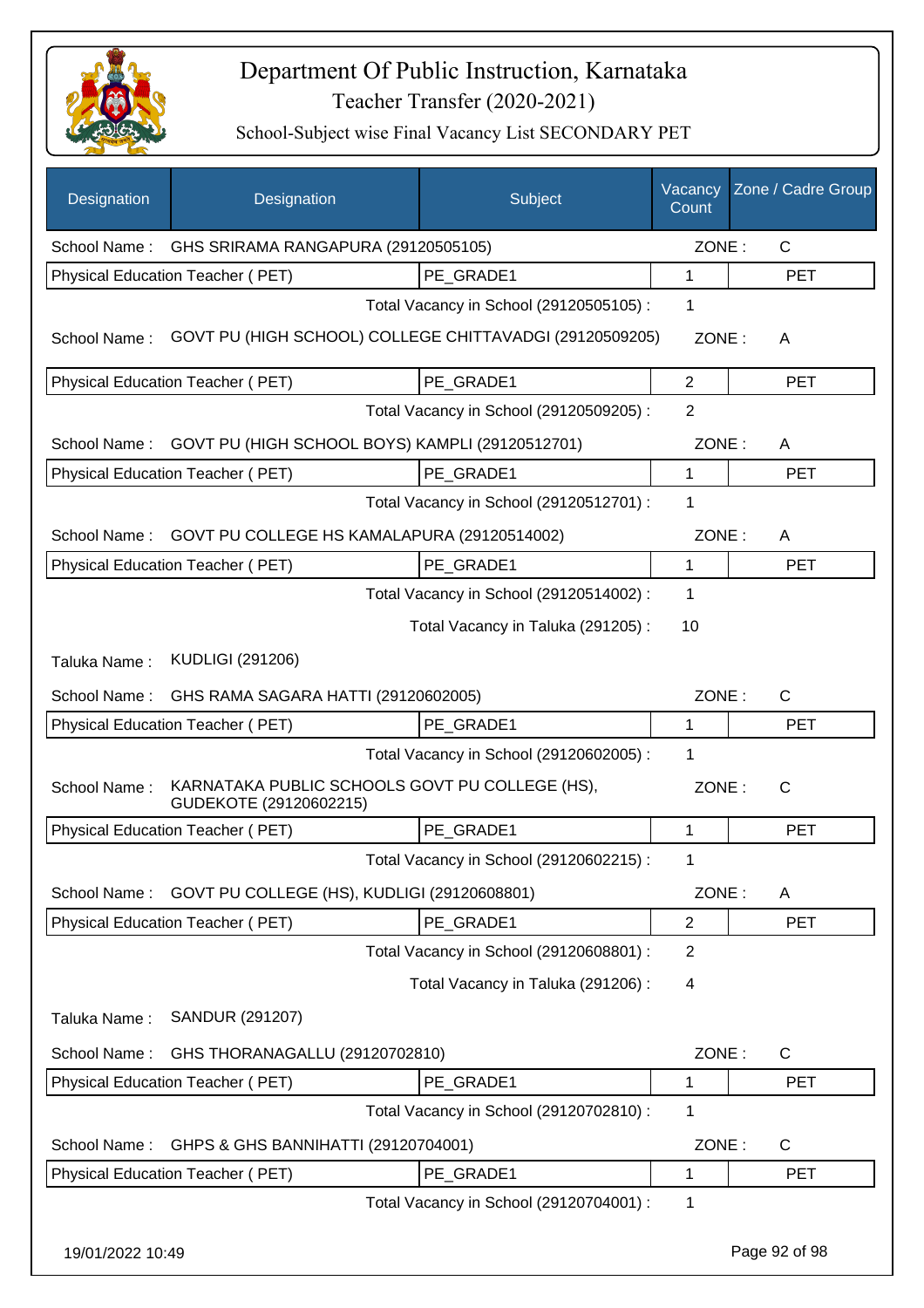# Department Of Public Instruction, Karnataka

## Teacher Transfer (2020-2021)

### School-Subject wise Final Vacancy List SECONDARY PET

| Designation | Designation | Subject | Vacancy Count | Zone / Cadre Group |
|---|---|---|---|---|
| School Name : | GHS SRIRAMA RANGAPURA (29120505105) | | ZONE : | C |
| Physical Education Teacher ( PET) | | PE_GRADE1 | 1 | PET |
| | | Total Vacancy in School (29120505105) : | 1 | |
| School Name : | GOVT PU (HIGH SCHOOL) COLLEGE CHITTAVADGI (29120509205) | | ZONE : | A |
| Physical Education Teacher ( PET) | | PE_GRADE1 | 2 | PET |
| | | Total Vacancy in School (29120509205) : | 2 | |
| School Name : | GOVT PU (HIGH SCHOOL BOYS) KAMPLI (29120512701) | | ZONE : | A |
| Physical Education Teacher ( PET) | | PE_GRADE1 | 1 | PET |
| | | Total Vacancy in School (29120512701) : | 1 | |
| School Name : | GOVT PU COLLEGE HS KAMALAPURA (29120514002) | | ZONE : | A |
| Physical Education Teacher ( PET) | | PE_GRADE1 | 1 | PET |
| | | Total Vacancy in School (29120514002) : | 1 | |
| | | Total Vacancy in Taluka (291205) : | 10 | |
| Taluka Name : | KUDLIGI (291206) | | | |
| School Name : | GHS RAMA SAGARA HATTI (29120602005) | | ZONE : | C |
| Physical Education Teacher ( PET) | | PE_GRADE1 | 1 | PET |
| | | Total Vacancy in School (29120602005) : | 1 | |
| School Name : | KARNATAKA PUBLIC SCHOOLS GOVT PU COLLEGE (HS), GUDEKOTE (29120602215) | | ZONE : | C |
| Physical Education Teacher ( PET) | | PE_GRADE1 | 1 | PET |
| | | Total Vacancy in School (29120602215) : | 1 | |
| School Name : | GOVT PU COLLEGE (HS), KUDLIGI (29120608801) | | ZONE : | A |
| Physical Education Teacher ( PET) | | PE_GRADE1 | 2 | PET |
| | | Total Vacancy in School (29120608801) : | 2 | |
| | | Total Vacancy in Taluka (291206) : | 4 | |
| Taluka Name : | SANDUR (291207) | | | |
| School Name : | GHS THORANAGALLU (29120702810) | | ZONE : | C |
| Physical Education Teacher ( PET) | | PE_GRADE1 | 1 | PET |
| | | Total Vacancy in School (29120702810) : | 1 | |
| School Name : | GHPS & GHS BANNIHATTI (29120704001) | | ZONE : | C |
| Physical Education Teacher ( PET) | | PE_GRADE1 | 1 | PET |
| | | Total Vacancy in School (29120704001) : | 1 | |

19/01/2022 10:49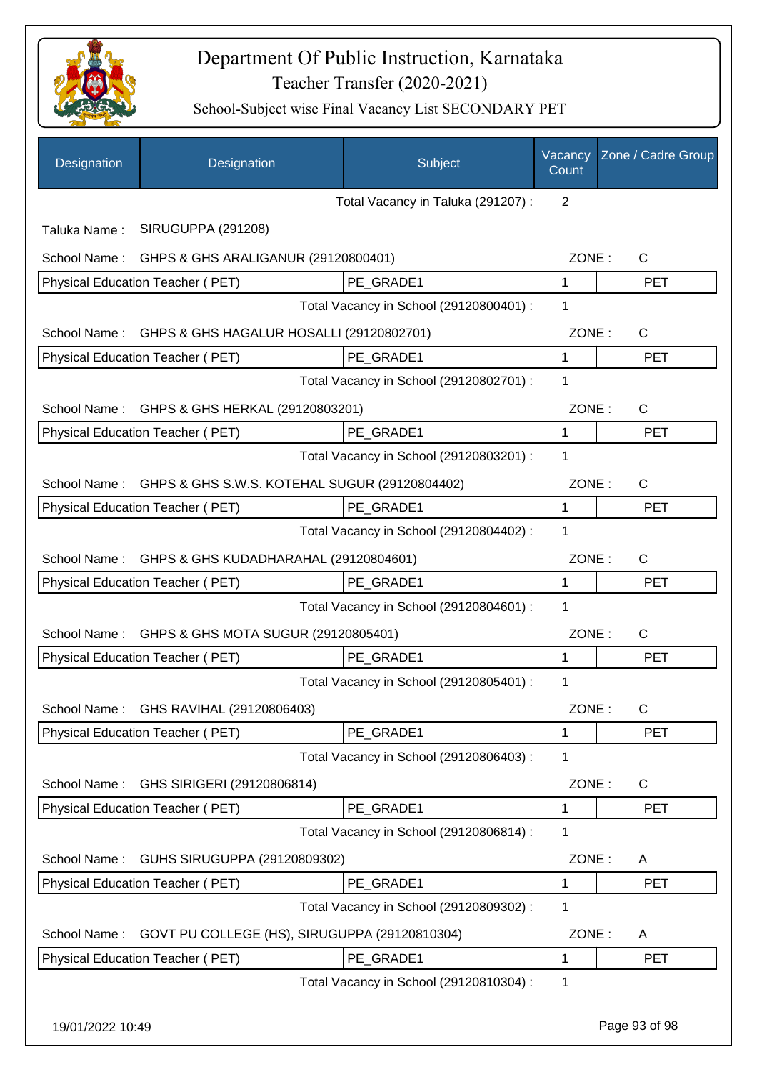# Department Of Public Instruction, Karnataka

Teacher Transfer (2020-2021)

School-Subject wise Final Vacancy List SECONDARY PET

| Designation | Designation | Subject | Vacancy Count | Zone / Cadre Group |
|---|---|---|---|---|
| | | Total Vacancy in Taluka (291207) : | 2 | |
| Taluka Name : | SIRUGUPPA (291208) | | | |
| School Name : | GHPS & GHS ARALIGANUR (29120800401) | | ZONE : | C |
| Physical Education Teacher ( PET) | | PE_GRADE1 | 1 | PET |
| | | Total Vacancy in School (29120800401) : | 1 | |
| School Name : | GHPS & GHS HAGALUR HOSALLI (29120802701) | | ZONE : | C |
| Physical Education Teacher ( PET) | | PE_GRADE1 | 1 | PET |
| | | Total Vacancy in School (29120802701) : | 1 | |
| School Name : | GHPS & GHS HERKAL (29120803201) | | ZONE : | C |
| Physical Education Teacher ( PET) | | PE_GRADE1 | 1 | PET |
| | | Total Vacancy in School (29120803201) : | 1 | |
| School Name : | GHPS & GHS S.W.S. KOTEHAL SUGUR (29120804402) | | ZONE : | C |
| Physical Education Teacher ( PET) | | PE_GRADE1 | 1 | PET |
| | | Total Vacancy in School (29120804402) : | 1 | |
| School Name : | GHPS & GHS KUDADHARAHAL (29120804601) | | ZONE : | C |
| Physical Education Teacher ( PET) | | PE_GRADE1 | 1 | PET |
| | | Total Vacancy in School (29120804601) : | 1 | |
| School Name : | GHPS & GHS MOTA SUGUR (29120805401) | | ZONE : | C |
| Physical Education Teacher ( PET) | | PE_GRADE1 | 1 | PET |
| | | Total Vacancy in School (29120805401) : | 1 | |
| School Name : | GHS RAVIHAL (29120806403) | | ZONE : | C |
| Physical Education Teacher ( PET) | | PE_GRADE1 | 1 | PET |
| | | Total Vacancy in School (29120806403) : | 1 | |
| School Name : | GHS SIRIGERI (29120806814) | | ZONE : | C |
| Physical Education Teacher ( PET) | | PE_GRADE1 | 1 | PET |
| | | Total Vacancy in School (29120806814) : | 1 | |
| School Name : | GUHS SIRUGUPPA (29120809302) | | ZONE : | A |
| Physical Education Teacher ( PET) | | PE_GRADE1 | 1 | PET |
| | | Total Vacancy in School (29120809302) : | 1 | |
| School Name : | GOVT PU COLLEGE (HS), SIRUGUPPA (29120810304) | | ZONE : | A |
| Physical Education Teacher ( PET) | | PE_GRADE1 | 1 | PET |
| | | Total Vacancy in School (29120810304) : | 1 | |

19/01/2022 10:49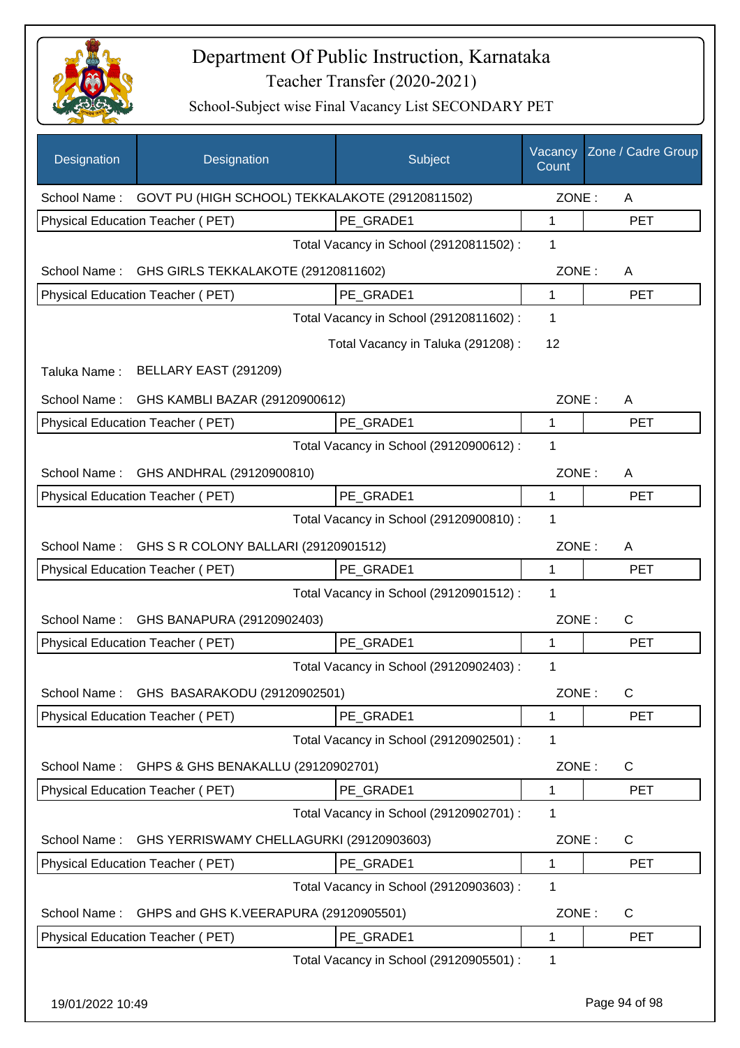# Department Of Public Instruction, Karnataka

## Teacher Transfer (2020-2021)

### School-Subject wise Final Vacancy List SECONDARY PET

| Designation | Designation | Subject | Vacancy Count | Zone / Cadre Group |
|---|---|---|---|---|
| School Name : | GOVT PU (HIGH SCHOOL) TEKKALAKOTE (29120811502) | | ZONE : | A |
| Physical Education Teacher ( PET) | | PE_GRADE1 | 1 | PET |
| | | Total Vacancy in School (29120811502) : | 1 | |
| School Name : | GHS GIRLS TEKKALAKOTE (29120811602) | | ZONE : | A |
| Physical Education Teacher ( PET) | | PE_GRADE1 | 1 | PET |
| | | Total Vacancy in School (29120811602) : | 1 | |
| | | Total Vacancy in Taluka (291208) : | 12 | |
| Taluka Name : | BELLARY EAST (291209) | | | |
| School Name : | GHS KAMBLI BAZAR (29120900612) | | ZONE : | A |
| Physical Education Teacher ( PET) | | PE_GRADE1 | 1 | PET |
| | | Total Vacancy in School (29120900612) : | 1 | |
| School Name : | GHS ANDHRAL (29120900810) | | ZONE : | A |
| Physical Education Teacher ( PET) | | PE_GRADE1 | 1 | PET |
| | | Total Vacancy in School (29120900810) : | 1 | |
| School Name : | GHS S R COLONY BALLARI (29120901512) | | ZONE : | A |
| Physical Education Teacher ( PET) | | PE_GRADE1 | 1 | PET |
| | | Total Vacancy in School (29120901512) : | 1 | |
| School Name : | GHS BANAPURA (29120902403) | | ZONE : | C |
| Physical Education Teacher ( PET) | | PE_GRADE1 | 1 | PET |
| | | Total Vacancy in School (29120902403) : | 1 | |
| School Name : | GHS BASARAKODU (29120902501) | | ZONE : | C |
| Physical Education Teacher ( PET) | | PE_GRADE1 | 1 | PET |
| | | Total Vacancy in School (29120902501) : | 1 | |
| School Name : | GHPS & GHS BENAKALLU (29120902701) | | ZONE : | C |
| Physical Education Teacher ( PET) | | PE_GRADE1 | 1 | PET |
| | | Total Vacancy in School (29120902701) : | 1 | |
| School Name : | GHS YERRISWAMY CHELLAGURKI (29120903603) | | ZONE : | C |
| Physical Education Teacher ( PET) | | PE_GRADE1 | 1 | PET |
| | | Total Vacancy in School (29120903603) : | 1 | |
| School Name : | GHPS and GHS K.VEERAPURA (29120905501) | | ZONE : | C |
| Physical Education Teacher ( PET) | | PE_GRADE1 | 1 | PET |
| | | Total Vacancy in School (29120905501) : | 1 | |

19/01/2022 10:49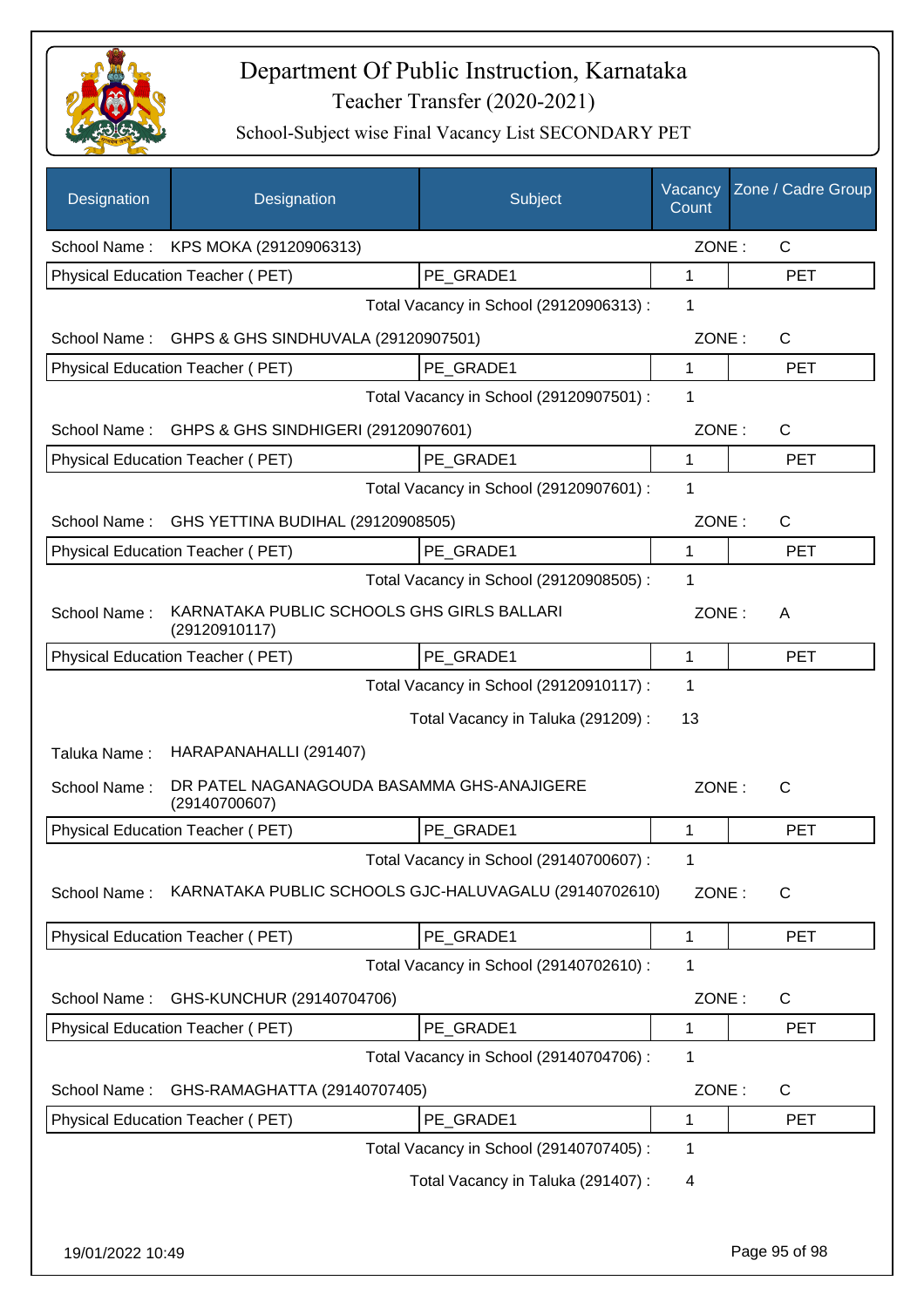# Department Of Public Instruction, Karnataka

## Teacher Transfer (2020-2021)

### School-Subject wise Final Vacancy List SECONDARY PET

| Designation | Designation | Subject | Vacancy Count | Zone / Cadre Group |
|---|---|---|---|---|
| School Name : | KPS MOKA (29120906313) | | ZONE : | C |
| Physical Education Teacher ( PET) | | PE_GRADE1 | 1 | PET |
| | | Total Vacancy in School (29120906313) : | 1 | |
| School Name : | GHPS & GHS SINDHUVALA (29120907501) | | ZONE : | C |
| Physical Education Teacher ( PET) | | PE_GRADE1 | 1 | PET |
| | | Total Vacancy in School (29120907501) : | 1 | |
| School Name : | GHPS & GHS SINDHIGERI (29120907601) | | ZONE : | C |
| Physical Education Teacher ( PET) | | PE_GRADE1 | 1 | PET |
| | | Total Vacancy in School (29120907601) : | 1 | |
| School Name : | GHS YETTINA BUDIHAL (29120908505) | | ZONE : | C |
| Physical Education Teacher ( PET) | | PE_GRADE1 | 1 | PET |
| | | Total Vacancy in School (29120908505) : | 1 | |
| School Name : | KARNATAKA PUBLIC SCHOOLS GHS GIRLS BALLARI (29120910117) | | ZONE : | A |
| Physical Education Teacher ( PET) | | PE_GRADE1 | 1 | PET |
| | | Total Vacancy in School (29120910117) : | 1 | |
| | | Total Vacancy in Taluka (291209) : | 13 | |
| Taluka Name : | HARAPANAHALLI (291407) | | | |
| School Name : | DR PATEL NAGANAGOUDA BASAMMA GHS-ANAJIGERE (29140700607) | | ZONE : | C |
| Physical Education Teacher ( PET) | | PE_GRADE1 | 1 | PET |
| | | Total Vacancy in School (29140700607) : | 1 | |
| School Name : | KARNATAKA PUBLIC SCHOOLS GJC-HALUVAGALU (29140702610) | | ZONE : | C |
| Physical Education Teacher ( PET) | | PE_GRADE1 | 1 | PET |
| | | Total Vacancy in School (29140702610) : | 1 | |
| School Name : | GHS-KUNCHUR (29140704706) | | ZONE : | C |
| Physical Education Teacher ( PET) | | PE_GRADE1 | 1 | PET |
| | | Total Vacancy in School (29140704706) : | 1 | |
| School Name : | GHS-RAMAGHATTA (29140707405) | | ZONE : | C |
| Physical Education Teacher ( PET) | | PE_GRADE1 | 1 | PET |
| | | Total Vacancy in School (29140707405) : | 1 | |
| | | Total Vacancy in Taluka (291407) : | 4 | |

19/01/2022 10:49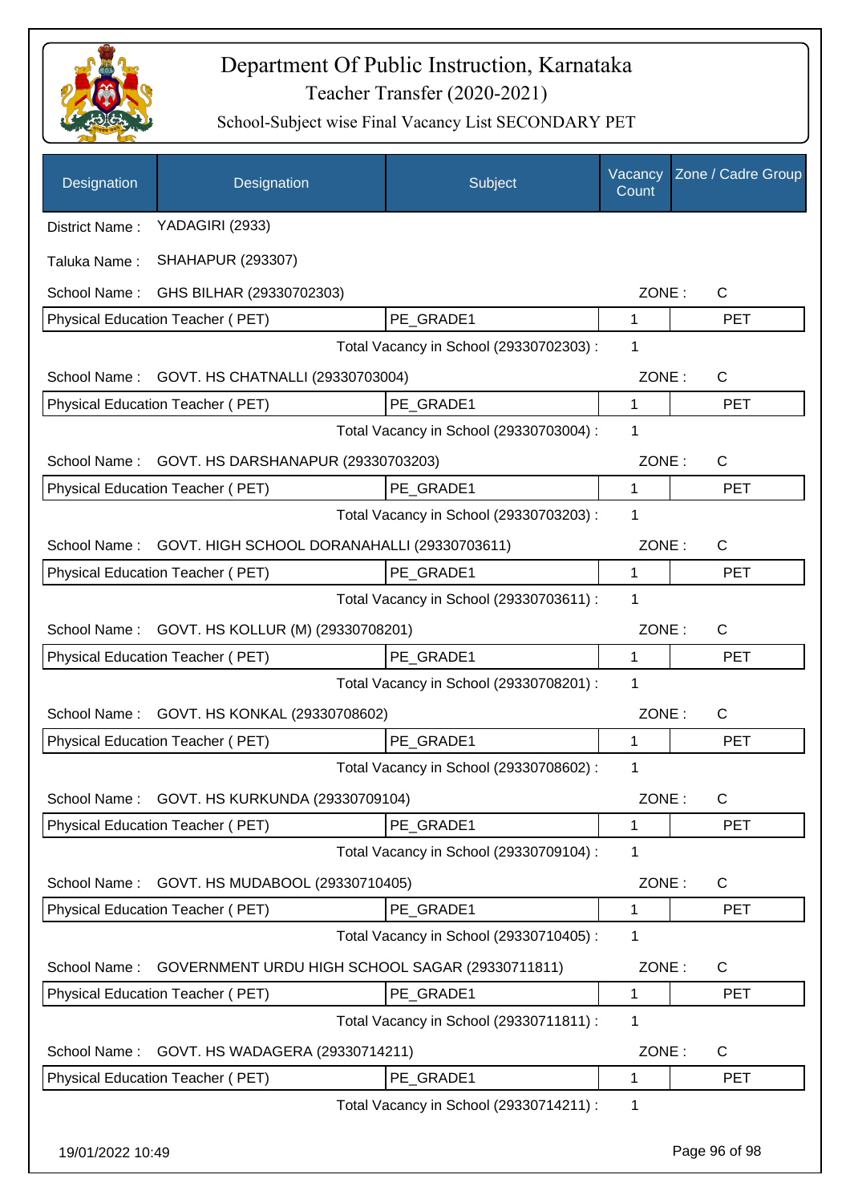# Department Of Public Instruction, Karnataka
## Teacher Transfer (2020-2021)
### School-Subject wise Final Vacancy List SECONDARY PET

| Designation | Designation | Subject | Vacancy Count | Zone / Cadre Group |
|---|---|---|---|---|
| District Name : | YADAGIRI (2933) | | | |
| Taluka Name : | SHAHAPUR (293307) | | | |
| School Name : | GHS BILHAR (29330702303) | | ZONE : | C |
| Physical Education Teacher ( PET) | | PE_GRADE1 | 1 | PET |
| | | Total Vacancy in School (29330702303) : | 1 | |
| School Name : | GOVT. HS CHATNALLI (29330703004) | | ZONE : | C |
| Physical Education Teacher ( PET) | | PE_GRADE1 | 1 | PET |
| | | Total Vacancy in School (29330703004) : | 1 | |
| School Name : | GOVT. HS DARSHANAPUR (29330703203) | | ZONE : | C |
| Physical Education Teacher ( PET) | | PE_GRADE1 | 1 | PET |
| | | Total Vacancy in School (29330703203) : | 1 | |
| School Name : | GOVT. HIGH SCHOOL DORANAHALLI (29330703611) | | ZONE : | C |
| Physical Education Teacher ( PET) | | PE_GRADE1 | 1 | PET |
| | | Total Vacancy in School (29330703611) : | 1 | |
| School Name : | GOVT. HS KOLLUR (M) (29330708201) | | ZONE : | C |
| Physical Education Teacher ( PET) | | PE_GRADE1 | 1 | PET |
| | | Total Vacancy in School (29330708201) : | 1 | |
| School Name : | GOVT. HS KONKAL (29330708602) | | ZONE : | C |
| Physical Education Teacher ( PET) | | PE_GRADE1 | 1 | PET |
| | | Total Vacancy in School (29330708602) : | 1 | |
| School Name : | GOVT. HS KURKUNDA (29330709104) | | ZONE : | C |
| Physical Education Teacher ( PET) | | PE_GRADE1 | 1 | PET |
| | | Total Vacancy in School (29330709104) : | 1 | |
| School Name : | GOVT. HS MUDABOOL (29330710405) | | ZONE : | C |
| Physical Education Teacher ( PET) | | PE_GRADE1 | 1 | PET |
| | | Total Vacancy in School (29330710405) : | 1 | |
| School Name : | GOVERNMENT URDU HIGH SCHOOL SAGAR (29330711811) | | ZONE : | C |
| Physical Education Teacher ( PET) | | PE_GRADE1 | 1 | PET |
| | | Total Vacancy in School (29330711811) : | 1 | |
| School Name : | GOVT. HS WADAGERA (29330714211) | | ZONE : | C |
| Physical Education Teacher ( PET) | | PE_GRADE1 | 1 | PET |
| | | Total Vacancy in School (29330714211) : | 1 | |

19/01/2022 10:49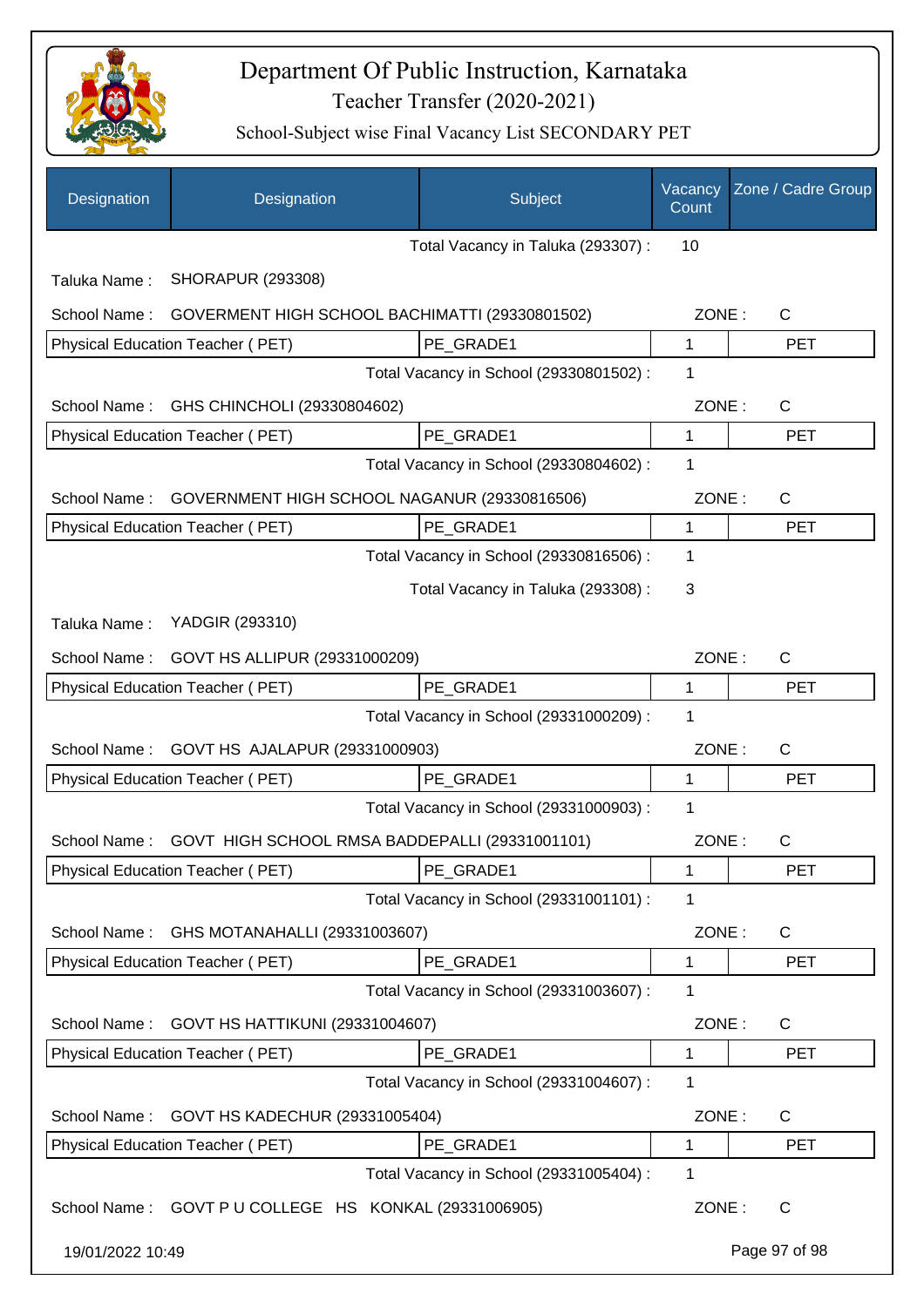# Department Of Public Instruction, Karnataka

Teacher Transfer (2020-2021)

School-Subject wise Final Vacancy List SECONDARY PET

| Designation | Designation | Subject | Vacancy Count | Zone / Cadre Group |
|---|---|---|---|---|
| | | Total Vacancy in Taluka (293307) : | 10 | |
| Taluka Name : | SHORAPUR (293308) | | | |
| School Name : | GOVERMENT HIGH SCHOOL BACHIMATTI (29330801502) | | ZONE : | C |
| Physical Education Teacher ( PET) | | PE_GRADE1 | 1 | PET |
| | | Total Vacancy in School (29330801502) : | 1 | |
| School Name : | GHS CHINCHOLI (29330804602) | | ZONE : | C |
| Physical Education Teacher ( PET) | | PE_GRADE1 | 1 | PET |
| | | Total Vacancy in School (29330804602) : | 1 | |
| School Name : | GOVERNMENT HIGH SCHOOL NAGANUR (29330816506) | | ZONE : | C |
| Physical Education Teacher ( PET) | | PE_GRADE1 | 1 | PET |
| | | Total Vacancy in School (29330816506) : | 1 | |
| | | Total Vacancy in Taluka (293308) : | 3 | |
| Taluka Name : | YADGIR (293310) | | | |
| School Name : | GOVT HS ALLIPUR (29331000209) | | ZONE : | C |
| Physical Education Teacher ( PET) | | PE_GRADE1 | 1 | PET |
| | | Total Vacancy in School (29331000209) : | 1 | |
| School Name : | GOVT HS AJALAPUR (29331000903) | | ZONE : | C |
| Physical Education Teacher ( PET) | | PE_GRADE1 | 1 | PET |
| | | Total Vacancy in School (29331000903) : | 1 | |
| School Name : | GOVT HIGH SCHOOL RMSA BADDEPALLI (29331001101) | | ZONE : | C |
| Physical Education Teacher ( PET) | | PE_GRADE1 | 1 | PET |
| | | Total Vacancy in School (29331001101) : | 1 | |
| School Name : | GHS MOTANAHALLI (29331003607) | | ZONE : | C |
| Physical Education Teacher ( PET) | | PE_GRADE1 | 1 | PET |
| | | Total Vacancy in School (29331003607) : | 1 | |
| School Name : | GOVT HS HATTIKUNI (29331004607) | | ZONE : | C |
| Physical Education Teacher ( PET) | | PE_GRADE1 | 1 | PET |
| | | Total Vacancy in School (29331004607) : | 1 | |
| School Name : | GOVT HS KADECHUR (29331005404) | | ZONE : | C |
| Physical Education Teacher ( PET) | | PE_GRADE1 | 1 | PET |
| | | Total Vacancy in School (29331005404) : | 1 | |
| School Name : | GOVT P U COLLEGE HS KONKAL (29331006905) | | ZONE : | C |

19/01/2022 10:49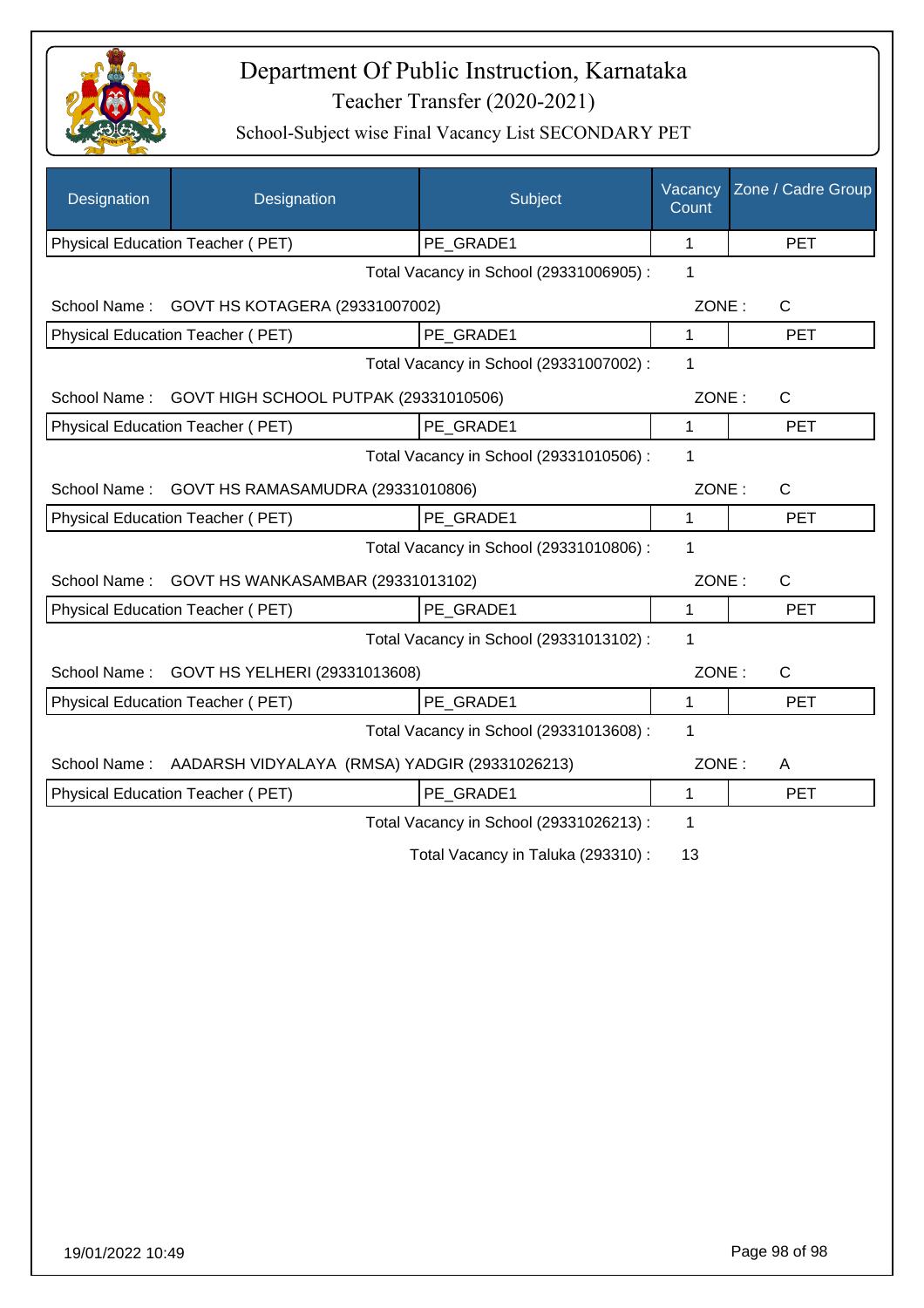# Department Of Public Instruction, Karnataka

## Teacher Transfer (2020-2021)

### School-Subject wise Final Vacancy List SECONDARY PET

| Designation | Designation | Subject | Vacancy Count | Zone / Cadre Group |
|---|---|---|---|---|
| Physical Education Teacher ( PET) | | PE_GRADE1 | 1 | PET |
| | | Total Vacancy in School (29331006905) : | 1 | |
| School Name : | GOVT HS KOTAGERA (29331007002) | | ZONE : | C |
| Physical Education Teacher ( PET) | | PE_GRADE1 | 1 | PET |
| | | Total Vacancy in School (29331007002) : | 1 | |
| School Name : | GOVT HIGH SCHOOL PUTPAK (29331010506) | | ZONE : | C |
| Physical Education Teacher ( PET) | | PE_GRADE1 | 1 | PET |
| | | Total Vacancy in School (29331010506) : | 1 | |
| School Name : | GOVT HS RAMASAMUDRA (29331010806) | | ZONE : | C |
| Physical Education Teacher ( PET) | | PE_GRADE1 | 1 | PET |
| | | Total Vacancy in School (29331010806) : | 1 | |
| School Name : | GOVT HS WANKASAMBAR (29331013102) | | ZONE : | C |
| Physical Education Teacher ( PET) | | PE_GRADE1 | 1 | PET |
| | | Total Vacancy in School (29331013102) : | 1 | |
| School Name : | GOVT HS YELHERI (29331013608) | | ZONE : | C |
| Physical Education Teacher ( PET) | | PE_GRADE1 | 1 | PET |
| | | Total Vacancy in School (29331013608) : | 1 | |
| School Name : | AADARSH VIDYALAYA (RMSA) YADGIR (29331026213) | | ZONE : | A |
| Physical Education Teacher ( PET) | | PE_GRADE1 | 1 | PET |
| | | Total Vacancy in School (29331026213) : | 1 | |
| | | Total Vacancy in Taluka (293310) : | 13 | |

19/01/2022 10:49